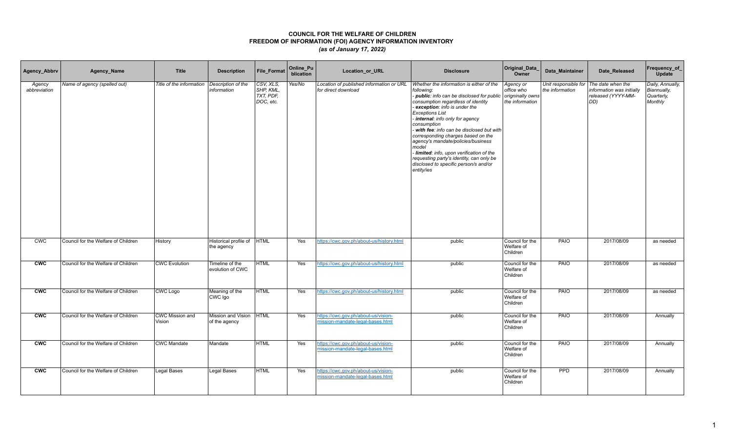# COUNCIL FOR THE WELFARE OF CHILDREN
## FREEDOM OF INFORMATION (FOI) AGENCY INFORMATION INVENTORY
### *(as of January 17, 2022)*

| Agency_Abbrv | Agency_Name | Title | Description | File_Format | Online_Publication | Location_or_URL | Disclosure | Original_Data_Owner | Data_Maintainer | Date_Released | Frequency_of_Update |
|---|---|---|---|---|---|---|---|---|---|---|---|
| *Agency abbreviation* | *Name of agency (spelled out)* | *Title of the information* | *Description of the information* | *CSV, XLS, SHP, KML, TXT, PDF, DOC, etc.* | *Yes/No* | *Location of published information or URL for direct download* | *Whether the information is either of the following:*<br>*- **public**: info can be disclosed for public consumption regardless of identity*<br>*- **exception**: info is under the Exceptions List*<br>*- **internal**: info only for agency consumption*<br>*- **with fee**: info can be disclosed but with corresponding charges based on the agency's mandate/policies/business model*<br>*- **limited**: info, upon verification of the requesting party's identity, can only be disclosed to specific person/s and/or entity/ies* | *Agency or office who origininally owns the information* | *Unit responsible for the information* | *The date when the information was initially released (YYYY-MM-DD)* | *Daily, Annually, Biannually, Quarterly, Monthly* |
| CWC | Council for the Welfare of Children | History | Historical profile of the agency | HTML | Yes | https://cwc.gov.ph/about-us/history.html | public | Council for the Welfare of Children | PAIO | 2017/08/09 | as needed |
| **CWC** | Council for the Welfare of Children | CWC Evolution | Timeline of the evolution of CWC | HTML | Yes | https://cwc.gov.ph/about-us/history.html | public | Council for the Welfare of Children | PAIO | 2017/08/09 | as needed |
| **CWC** | Council for the Welfare of Children | CWC Logo | Meaning of the CWC lgo | HTML | Yes | https://cwc.gov.ph/about-us/history.html | public | Council for the Welfare of Children | PAIO | 2017/08/09 | as needed |
| **CWC** | Council for the Welfare of Children | CWC Mission and Vision | Mission and Vision of the agency | HTML | Yes | https://cwc.gov.ph/about-us/vision-mission-mandate-legal-bases.html | public | Council for the Welfare of Children | PAIO | 2017/08/09 | Annually |
| **CWC** | Council for the Welfare of Children | CWC Mandate | Mandate | HTML | Yes | https://cwc.gov.ph/about-us/vision-mission-mandate-legal-bases.html | public | Council for the Welfare of Children | PAIO | 2017/08/09 | Annually |
| **CWC** | Council for the Welfare of Children | Legal Bases | Legal Bases | HTML | Yes | https://cwc.gov.ph/about-us/vision-mission-mandate-legal-bases.html | public | Council for the Welfare of Children | PPD | 2017/08/09 | Annually |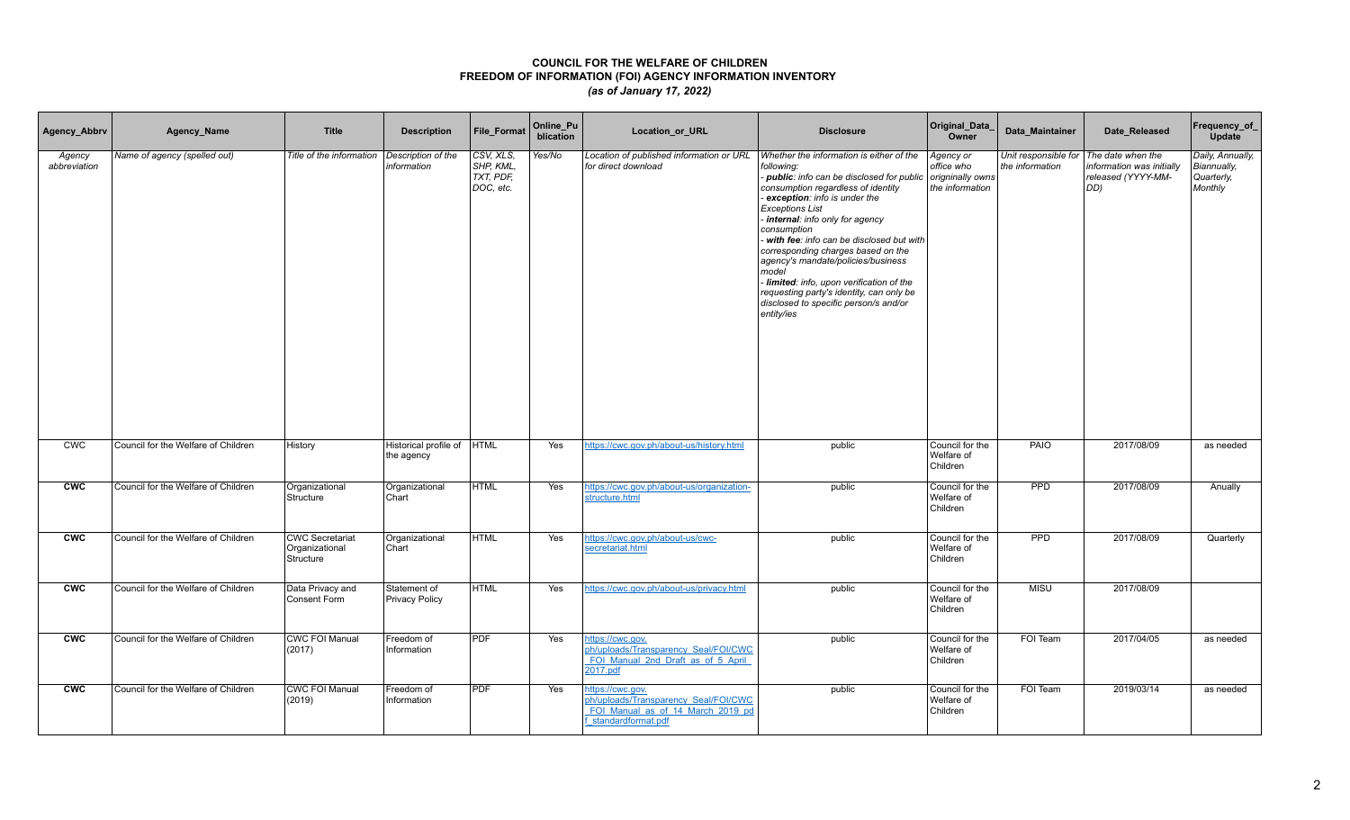# COUNCIL FOR THE WELFARE OF CHILDREN
## FREEDOM OF INFORMATION (FOI) AGENCY INFORMATION INVENTORY
### *(as of January 17, 2022)*

| Agency_Abbrv | Agency_Name | Title | Description | File_Format | Online_Publication | Location_or_URL | Disclosure | Original_Data_Owner | Data_Maintainer | Date_Released | Frequency_of_Update |
|---|---|---|---|---|---|---|---|---|---|---|---|
| *Agency abbreviation* | *Name of agency (spelled out)* | *Title of the information* | *Description of the information* | *CSV, XLS, SHP, KML, TXT, PDF, DOC, etc.* | *Yes/No* | *Location of published information or URL for direct download* | *Whether the information is either of the following: - **public**: info can be disclosed for public consumption regardless of identity - **exception**: info is under the Exceptions List - **internal**: info only for agency consumption - **with fee**: info can be disclosed but with corresponding charges based on the agency's mandate/policies/business model - **limited**: info, upon verification of the requesting party's identity, can only be disclosed to specific person/s and/or entity/ies* | *Agency or office who originnally owns the information* | *Unit responsible for the information* | *The date when the information was initially released (YYYY-MM-DD)* | *Daily, Annually, Biannually, Quarterly, Monthly* |
| CWC | Council for the Welfare of Children | History | Historical profile of the agency | HTML | Yes | https://cwc.gov.ph/about-us/history.html | public | Council for the Welfare of Children | PAIO | 2017/08/09 | as needed |
| **CWC** | Council for the Welfare of Children | Organizational Structure | Organizational Chart | HTML | Yes | https://cwc.gov.ph/about-us/organization-structure.html | public | Council for the Welfare of Children | PPD | 2017/08/09 | Anually |
| **CWC** | Council for the Welfare of Children | CWC Secretariat Organizational Structure | Organizational Chart | HTML | Yes | https://cwc.gov.ph/about-us/cwc-secretariat.html | public | Council for the Welfare of Children | PPD | 2017/08/09 | Quarterly |
| **CWC** | Council for the Welfare of Children | Data Privacy and Consent Form | Statement of Privacy Policy | HTML | Yes | https://cwc.gov.ph/about-us/privacy.html | public | Council for the Welfare of Children | MISU | 2017/08/09 | |
| **CWC** | Council for the Welfare of Children | CWC FOI Manual (2017) | Freedom of Information | PDF | Yes | https://cwc.gov.ph/uploads/Transparency_Seal/FOI/CWC_FOI_Manual_2nd_Draft_as_of_5_April_2017.pdf | public | Council for the Welfare of Children | FOI Team | 2017/04/05 | as needed |
| **CWC** | Council for the Welfare of Children | CWC FOI Manual (2019) | Freedom of Information | PDF | Yes | https://cwc.gov.ph/uploads/Transparency_Seal/FOI/CWC_FOI_Manual_as_of_14_March_2019_pdf_standardformat.pdf | public | Council for the Welfare of Children | FOI Team | 2019/03/14 | as needed |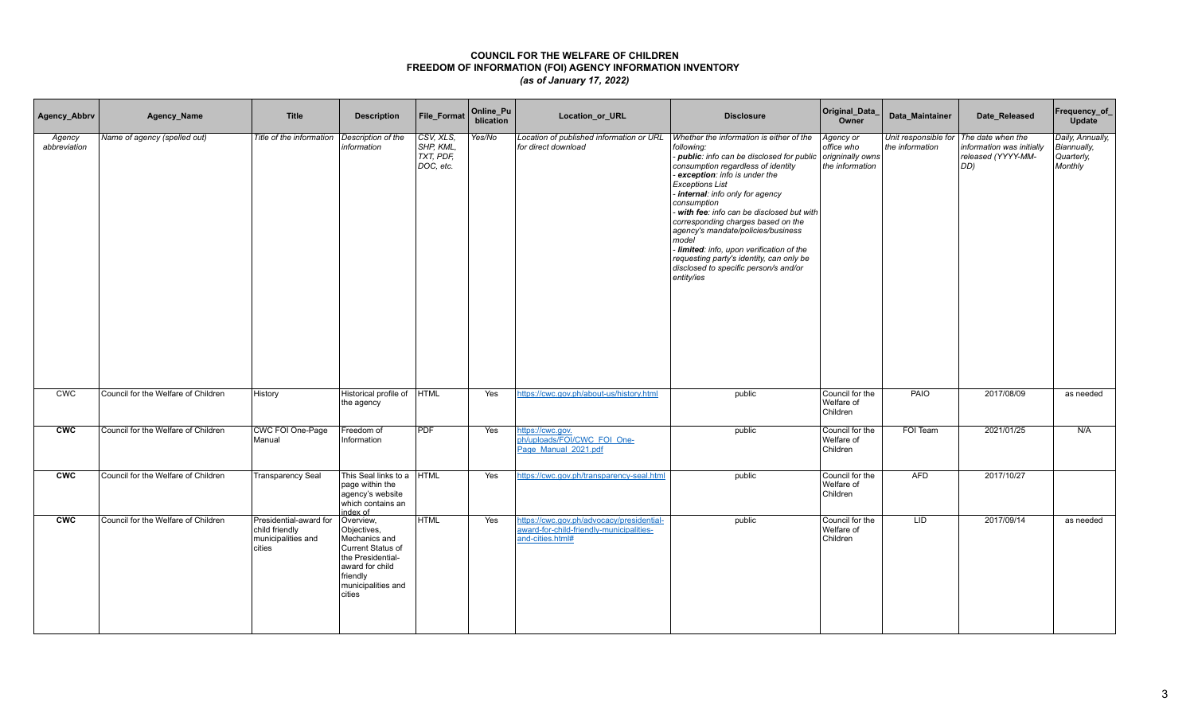**COUNCIL FOR THE WELFARE OF CHILDREN**
**FREEDOM OF INFORMATION (FOI) AGENCY INFORMATION INVENTORY**
***(as of January 17, 2022)***

| Agency_Abbrv | Agency_Name | Title | Description | File_Format | Online_Publication | Location_or_URL | Disclosure | Original_Data_Owner | Data_Maintainer | Date_Released | Frequency_of_Update |
|---|---|---|---|---|---|---|---|---|---|---|---|
| *Agency abbreviation* | *Name of agency (spelled out)* | *Title of the information* | *Description of the information* | *CSV, XLS, SHP, KML, TXT, PDF, DOC, etc.* | *Yes/No* | *Location of published information or URL for direct download* | *Whether the information is either of the following:*<br>*- **public**: info can be disclosed for public consumption regardless of identity*<br>*- **exception**: info is under the Exceptions List*<br>*- **internal**: info only for agency consumption*<br>*- **with fee**: info can be disclosed but with corresponding charges based on the agency's mandate/policies/business model*<br>*- **limited**: info, upon verification of the requesting party's identity, can only be disclosed to specific person/s and/or entity/ies* | *Agency or office who origninally owns the information* | *Unit responsible for the information* | *The date when the information was initially released (YYYY-MM-DD)* | *Daily, Annually, Biannually, Quarterly, Monthly* |
| CWC | Council for the Welfare of Children | History | Historical profile of the agency | HTML | Yes | https://cwc.gov.ph/about-us/history.html | public | Council for the Welfare of Children | PAIO | 2017/08/09 | as needed |
| **CWC** | Council for the Welfare of Children | CWC FOI One-Page Manual | Freedom of Information | PDF | Yes | https://cwc.gov.ph/uploads/FOI/CWC_FOI_One-Page_Manual_2021.pdf | public | Council for the Welfare of Children | FOI Team | 2021/01/25 | N/A |
| **CWC** | Council for the Welfare of Children | Transparency Seal | This Seal links to a page within the agency's website which contains an index of | HTML | Yes | https://cwc.gov.ph/transparency-seal.html | public | Council for the Welfare of Children | AFD | 2017/10/27 | |
| **CWC** | Council for the Welfare of Children | Presidential-award for child friendly municipalities and cities | Overview, Objectives, Mechanics and Current Status of the Presidential-award for child friendly municipalities and cities | HTML | Yes | https://cwc.gov.ph/advocacy/presidential-award-for-child-friendly-municipalities-and-cities.html# | public | Council for the Welfare of Children | LID | 2017/09/14 | as needed |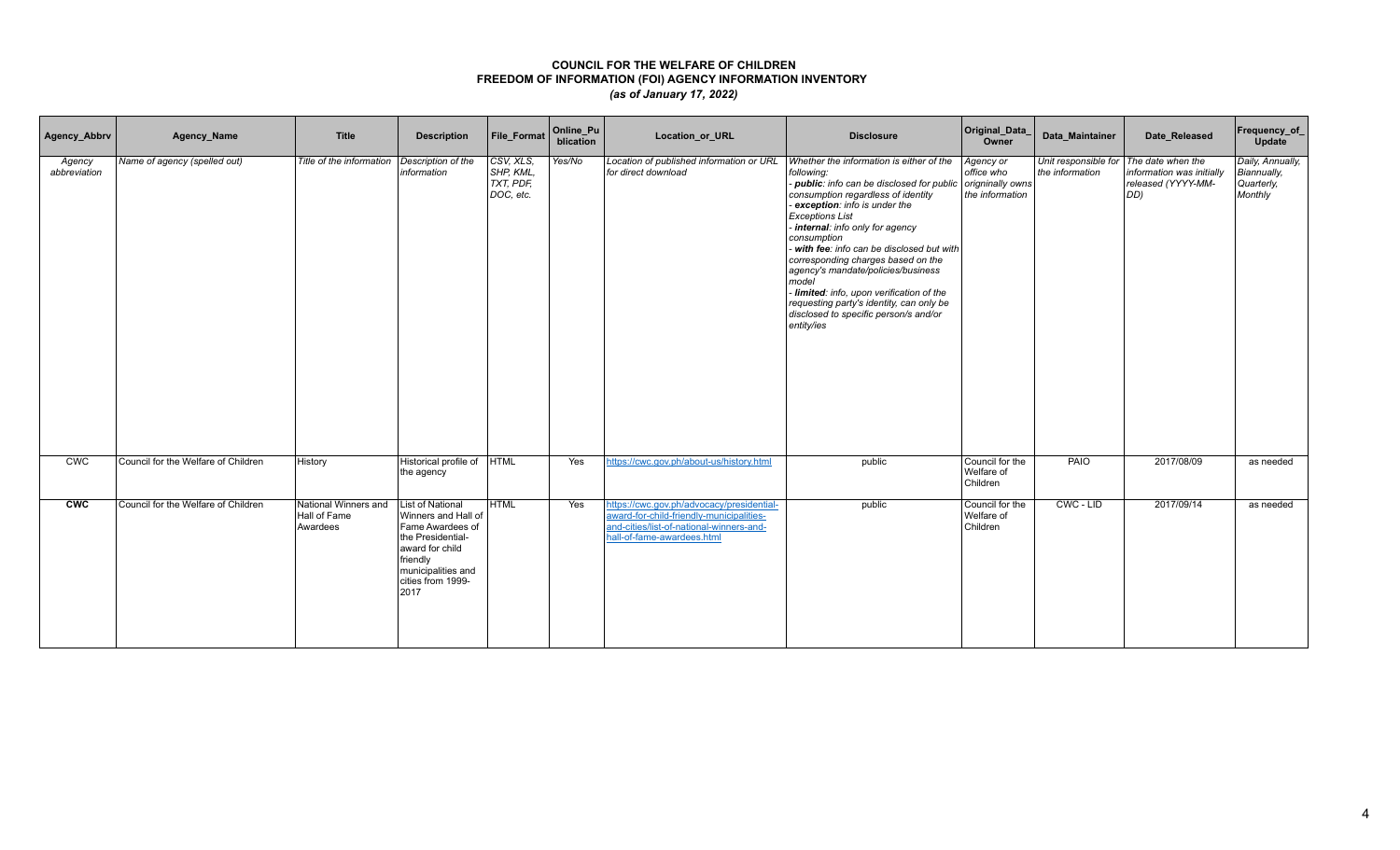# COUNCIL FOR THE WELFARE OF CHILDREN
## FREEDOM OF INFORMATION (FOI) AGENCY INFORMATION INVENTORY
### *(as of January 17, 2022)*

| Agency_Abbrv | Agency_Name | Title | Description | File_Format | Online_Publication | Location_or_URL | Disclosure | Original_Data_Owner | Data_Maintainer | Date_Released | Frequency_of_Update |
|---|---|---|---|---|---|---|---|---|---|---|---|
| *Agency abbreviation* | *Name of agency (spelled out)* | *Title of the information* | *Description of the information* | *CSV, XLS, SHP, KML, TXT, PDF, DOC, etc.* | *Yes/No* | *Location of published information or URL for direct download* | *Whether the information is either of the following:*<br>*- **public**: info can be disclosed for public consumption regardless of identity*<br>*- **exception**: info is under the Exceptions List*<br>*- **internal**: info only for agency consumption*<br>*- **with fee**: info can be disclosed but with corresponding charges based on the agency's mandate/policies/business model*<br>*- **limited**: info, upon verification of the requesting party's identity, can only be disclosed to specific person/s and/or entity/ies* | *Agency or office who originally owns the information* | *Unit responsible for the information* | *The date when the information was initially released (YYYY-MM-DD)* | *Daily, Annually, Biannually, Quarterly, Monthly* |
| CWC | Council for the Welfare of Children | History | Historical profile of the agency | HTML | Yes | https://cwc.gov.ph/about-us/history.html | public | Council for the Welfare of Children | PAIO | 2017/08/09 | as needed |
| **CWC** | Council for the Welfare of Children | National Winners and Hall of Fame Awardees | List of National Winners and Hall of Fame Awardees of the Presidential-award for child friendly municipalities and cities from 1999-2017 | HTML | Yes | https://cwc.gov.ph/advocacy/presidential-award-for-child-friendly-municipalities-and-cities/list-of-national-winners-and-hall-of-fame-awardees.html | public | Council for the Welfare of Children | CWC - LID | 2017/09/14 | as needed |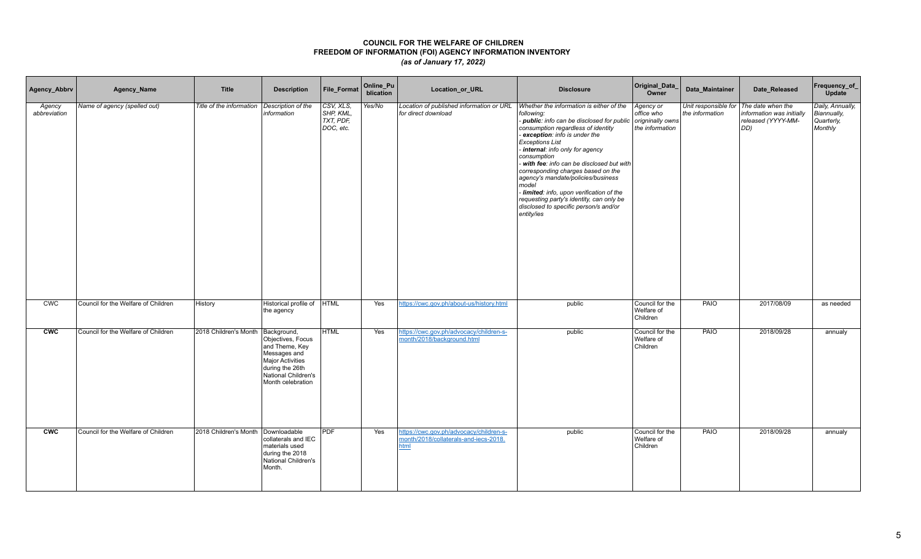# COUNCIL FOR THE WELFARE OF CHILDREN
# FREEDOM OF INFORMATION (FOI) AGENCY INFORMATION INVENTORY
## *(as of January 17, 2022)*

| Agency_Abbrv | Agency_Name | Title | Description | File_Format | Online_Publication | Location_or_URL | Disclosure | Original_Data_Owner | Data_Maintainer | Date_Released | Frequency_of_Update |
|---|---|---|---|---|---|---|---|---|---|---|---|
| *Agency abbreviation* | *Name of agency (spelled out)* | *Title of the information* | *Description of the information* | *CSV, XLS, SHP, KML, TXT, PDF, DOC, etc.* | *Yes/No* | *Location of published information or URL for direct download* | *Whether the information is either of the following:* <br> *- **public**: info can be disclosed for public consumption regardless of identity* <br> *- **exception**: info is under the Exceptions List* <br> *- **internal**: info only for agency consumption* <br> *- **with fee**: info can be disclosed but with corresponding charges based on the agency's mandate/policies/business model* <br> *- **limited**: info, upon verification of the requesting party's identity, can only be disclosed to specific person/s and/or entity/ies* | *Agency or office who origninally owns the information* | *Unit responsible for the information* | *The date when the information was initially released (YYYY-MM-DD)* | *Daily, Annually, Biannually, Quarterly, Monthly* |
| CWC | Council for the Welfare of Children | History | Historical profile of the agency | HTML | Yes | https://cwc.gov.ph/about-us/history.html | public | Council for the Welfare of Children | PAIO | 2017/08/09 | as needed |
| **CWC** | Council for the Welfare of Children | 2018 Children's Month | Background, Objectives, Focus and Theme, Key Messages and Major Activities during the 26th National Children's Month celebration | HTML | Yes | https://cwc.gov.ph/advocacy/children-s-month/2018/background.html | public | Council for the Welfare of Children | PAIO | 2018/09/28 | annualy |
| **CWC** | Council for the Welfare of Children | 2018 Children's Month | Downloadable collaterals and IEC materials used during the 2018 National Children's Month. | PDF | Yes | https://cwc.gov.ph/advocacy/children-s-month/2018/collaterals-and-iecs-2018.html | public | Council for the Welfare of Children | PAIO | 2018/09/28 | annualy |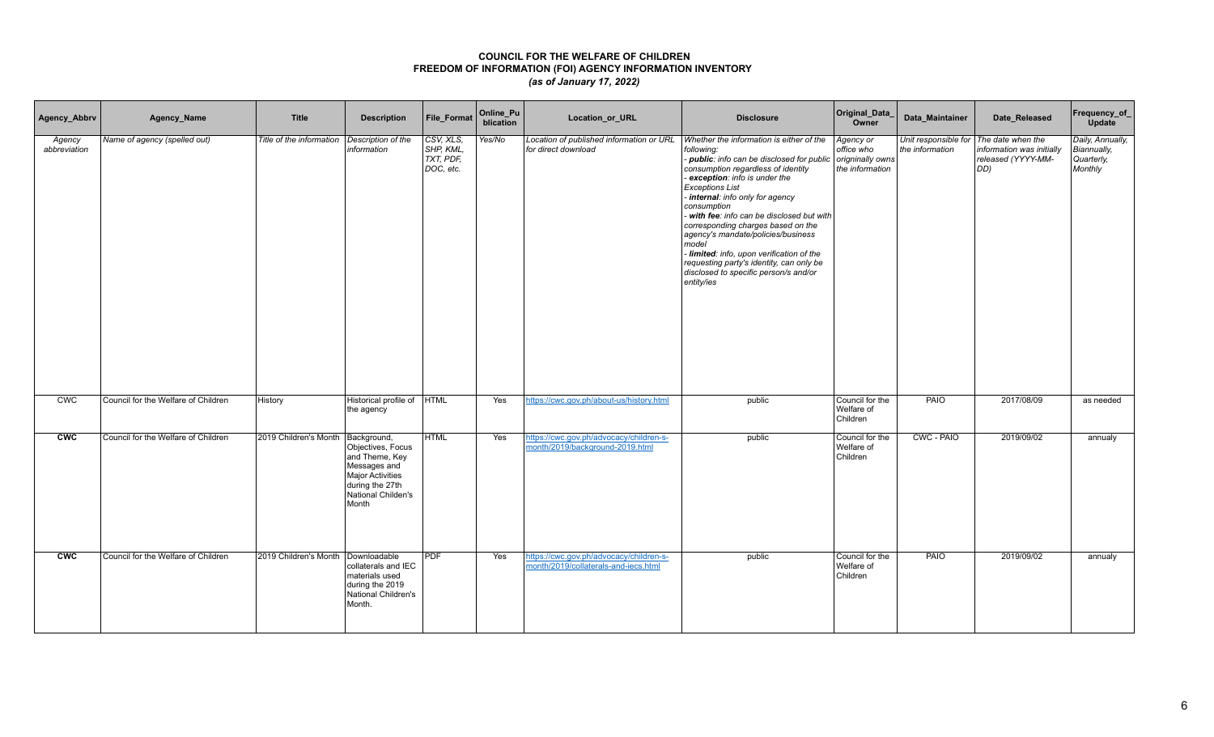# COUNCIL FOR THE WELFARE OF CHILDREN
## FREEDOM OF INFORMATION (FOI) AGENCY INFORMATION INVENTORY
### *(as of January 17, 2022)*

| Agency_Abbrv | Agency_Name | Title | Description | File_Format | Online_Publication | Location_or_URL | Disclosure | Original_Data_Owner | Data_Maintainer | Date_Released | Frequency_of_Update |
|---|---|---|---|---|---|---|---|---|---|---|---|
| *Agency abbreviation* | *Name of agency (spelled out)* | *Title of the information* | *Description of the information* | *CSV, XLS, SHP, KML, TXT, PDF, DOC, etc.* | *Yes/No* | *Location of published information or URL for direct download* | *Whether the information is either of the following: - **public**: info can be disclosed for public consumption regardless of identity - **exception**: info is under the Exceptions List - **internal**: info only for agency consumption - **with fee**: info can be disclosed but with corresponding charges based on the agency's mandate/policies/business model - **limited**: info, upon verification of the requesting party's identity, can only be disclosed to specific person/s and/or entity/ies* | *Agency or office who originnally owns the information* | *Unit responsible for the information* | *The date when the information was initially released (YYYY-MM-DD)* | *Daily, Annually, Biannually, Quarterly, Monthly* |
| CWC | Council for the Welfare of Children | History | Historical profile of the agency | HTML | Yes | https://cwc.gov.ph/about-us/history.html | public | Council for the Welfare of Children | PAIO | 2017/08/09 | as needed |
| **CWC** | Council for the Welfare of Children | 2019 Children's Month | Background, Objectives, Focus and Theme, Key Messages and Major Activities during the 27th National Childen's Month | HTML | Yes | https://cwc.gov.ph/advocacy/children-s-month/2019/background-2019.html | public | Council for the Welfare of Children | CWC - PAIO | 2019/09/02 | annualy |
| **CWC** | Council for the Welfare of Children | 2019 Children's Month | Downloadable collaterals and IEC materials used during the 2019 National Children's Month. | PDF | Yes | https://cwc.gov.ph/advocacy/children-s-month/2019/collaterals-and-iecs.html | public | Council for the Welfare of Children | PAIO | 2019/09/02 | annualy |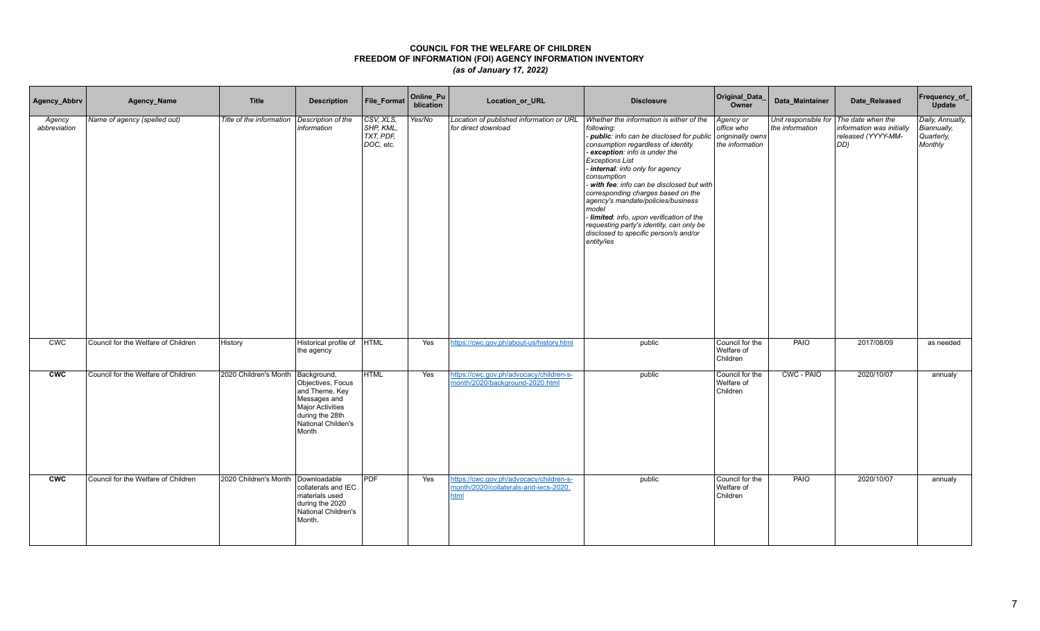# COUNCIL FOR THE WELFARE OF CHILDREN
## FREEDOM OF INFORMATION (FOI) AGENCY INFORMATION INVENTORY
### *(as of January 17, 2022)*

| Agency_Abbrv | Agency_Name | Title | Description | File_Format | Online_Publication | Location_or_URL | Disclosure | Original_Data_Owner | Data_Maintainer | Date_Released | Frequency_of_Update |
|---|---|---|---|---|---|---|---|---|---|---|---|
| *Agency abbreviation* | *Name of agency (spelled out)* | *Title of the information* | *Description of the information* | *CSV, XLS, SHP, KML, TXT, PDF, DOC, etc.* | *Yes/No* | *Location of published information or URL for direct download* | *Whether the information is either of the following:*<br>*- **public**: info can be disclosed for public consumption regardless of identity*<br>*- **exception**: info is under the Exceptions List*<br>*- **internal**: info only for agency consumption*<br>*- **with fee**: info can be disclosed but with corresponding charges based on the agency's mandate/policies/business model*<br>*- **limited**: info, upon verification of the requesting party's identity, can only be disclosed to specific person/s and/or entity/ies* | *Agency or office who originally owns the information* | *Unit responsible for the information* | *The date when the information was initially released (YYYY-MM-DD)* | *Daily, Annually, Biannually, Quarterly, Monthly* |
| CWC | Council for the Welfare of Children | History | Historical profile of the agency | HTML | Yes | https://cwc.gov.ph/about-us/history.html | public | Council for the Welfare of Children | PAIO | 2017/08/09 | as needed |
| **CWC** | Council for the Welfare of Children | 2020 Children's Month | Background, Objectives, Focus and Theme, Key Messages and Major Activities during the 28th National Childen's Month | HTML | Yes | https://cwc.gov.ph/advocacy/children-s-month/2020/background-2020.html | public | Council for the Welfare of Children | CWC - PAIO | 2020/10/07 | annualy |
| **CWC** | Council for the Welfare of Children | 2020 Children's Month | Downloadable collaterals and IEC materials used during the 2020 National Children's Month. | PDF | Yes | https://cwc.gov.ph/advocacy/children-s-month/2020/collaterals-and-iecs-2020.html | public | Council for the Welfare of Children | PAIO | 2020/10/07 | annualy |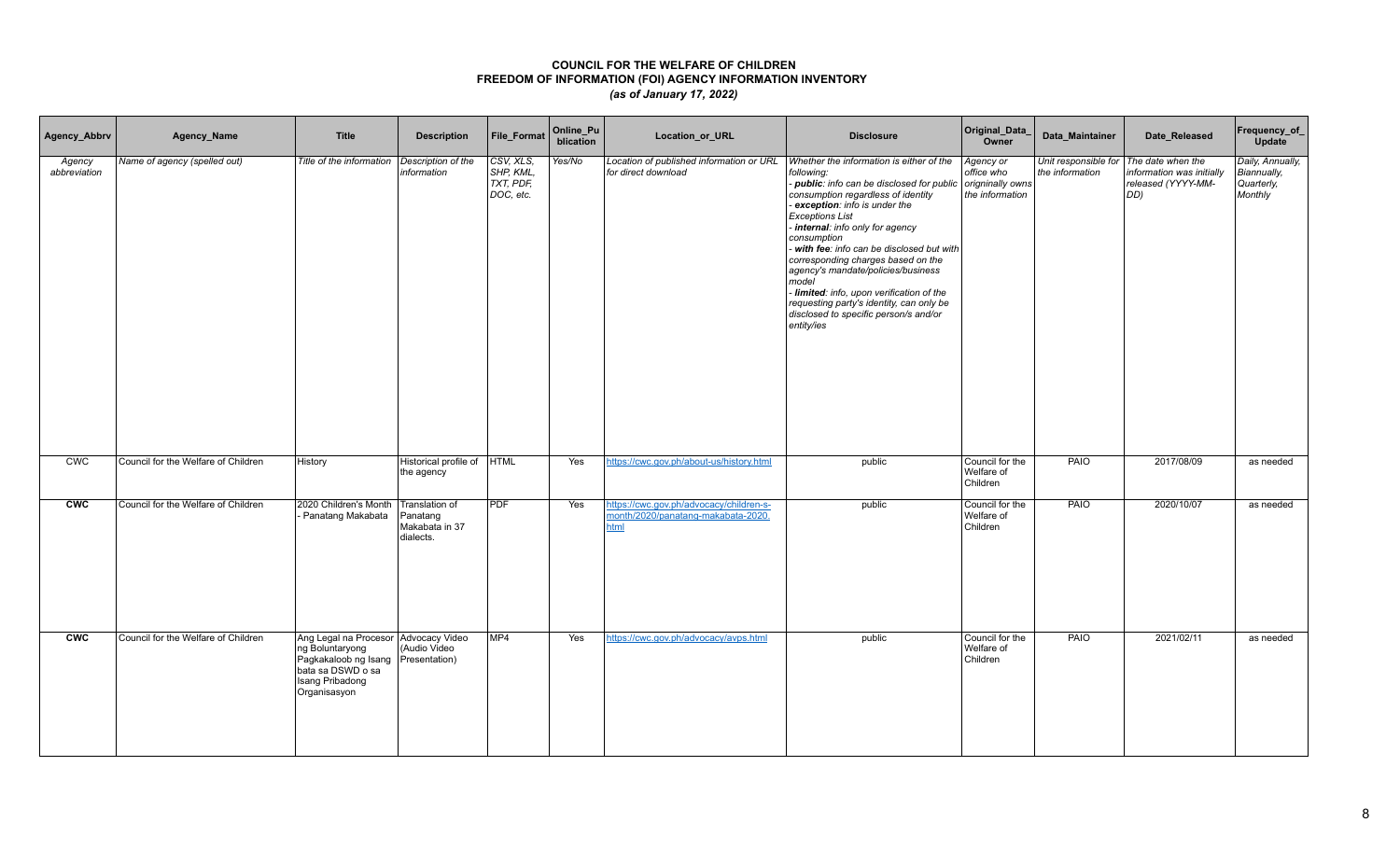# COUNCIL FOR THE WELFARE OF CHILDREN
## FREEDOM OF INFORMATION (FOI) AGENCY INFORMATION INVENTORY
### *(as of January 17, 2022)*

| Agency_Abbrv | Agency_Name | Title | Description | File_Format | Online_Publication | Location_or_URL | Disclosure | Original_Data_Owner | Data_Maintainer | Date_Released | Frequency_of_Update |
|---|---|---|---|---|---|---|---|---|---|---|---|
| *Agency abbreviation* | *Name of agency (spelled out)* | *Title of the information* | *Description of the information* | *CSV, XLS, SHP, KML, TXT, PDF, DOC, etc.* | *Yes/No* | *Location of published information or URL for direct download* | *Whether the information is either of the following:* *- **public**: info can be disclosed for public consumption regardless of identity* *- **exception**: info is under the Exceptions List* *- **internal**: info only for agency consumption* *- **with fee**: info can be disclosed but with corresponding charges based on the agency's mandate/policies/business model* *- **limited**: info, upon verification of the requesting party's identity, can only be disclosed to specific person/s and/or entity/ies* | *Agency or office who origninally owns the information* | *Unit responsible for the information* | *The date when the information was initially released (YYYY-MM-DD)* | *Daily, Annually, Biannually, Quarterly, Monthly* |
| CWC | Council for the Welfare of Children | History | Historical profile of the agency | HTML | Yes | https://cwc.gov.ph/about-us/history.html | public | Council for the Welfare of Children | PAIO | 2017/08/09 | as needed |
| **CWC** | Council for the Welfare of Children | 2020 Children's Month - Panatang Makabata | Translation of Panatang Makabata in 37 dialects. | PDF | Yes | https://cwc.gov.ph/advocacy/children-s-month/2020/panatang-makabata-2020.html | public | Council for the Welfare of Children | PAIO | 2020/10/07 | as needed |
| **CWC** | Council for the Welfare of Children | Ang Legal na Procesor ng Boluntaryong Pagkakaloob ng Isang bata sa DSWD o sa Isang Pribadong Organisasyon | Advocacy Video (Audio Video Presentation) | MP4 | Yes | https://cwc.gov.ph/advocacy/avps.html | public | Council for the Welfare of Children | PAIO | 2021/02/11 | as needed |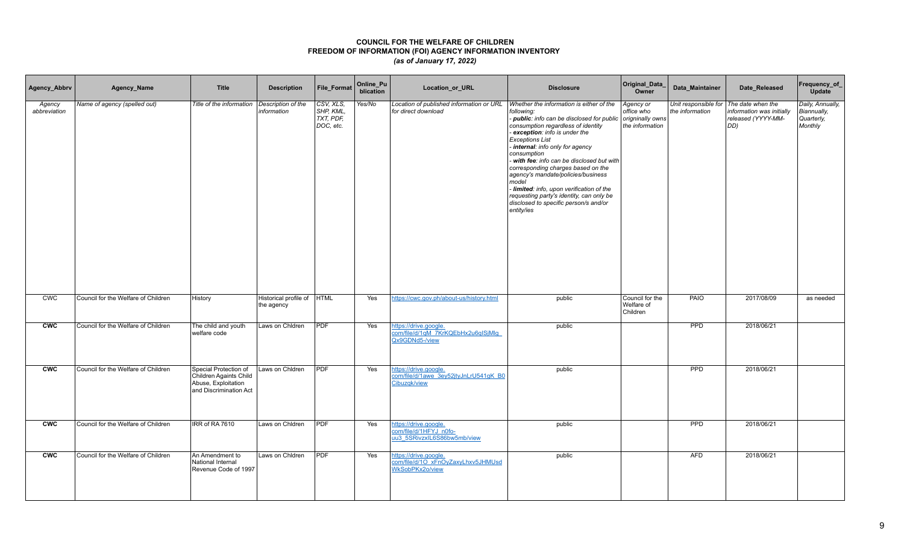# COUNCIL FOR THE WELFARE OF CHILDREN
## FREEDOM OF INFORMATION (FOI) AGENCY INFORMATION INVENTORY
### *(as of January 17, 2022)*

| Agency_Abbrv | Agency_Name | Title | Description | File_Format | Online_Publication | Location_or_URL | Disclosure | Original_Data_Owner | Data_Maintainer | Date_Released | Frequency_of_Update |
|---|---|---|---|---|---|---|---|---|---|---|---|
| *Agency abbreviation* | *Name of agency (spelled out)* | *Title of the information* | *Description of the information* | *CSV, XLS, SHP, KML, TXT, PDF, DOC, etc.* | *Yes/No* | *Location of published information or URL for direct download* | *Whether the information is either of the following:*<br>*- **public**: info can be disclosed for public consumption regardless of identity*<br>*- **exception**: info is under the Exceptions List*<br>*- **internal**: info only for agency consumption*<br>*- **with fee**: info can be disclosed but with corresponding charges based on the agency's mandate/policies/business model*<br>*- **limited**: info, upon verification of the requesting party's identity, can only be disclosed to specific person/s and/or entity/ies* | *Agency or office who originnally owns the information* | *Unit responsible for the information* | *The date when the information was initially released (YYYY-MM-DD)* | *Daily, Annually, Biannually, Quarterly, Monthly* |
| CWC | Council for the Welfare of Children | History | Historical profile of the agency | HTML | Yes | https://cwc.gov.ph/about-us/history.html | public | Council for the Welfare of Children | PAIO | 2017/08/09 | as needed |
| **CWC** | Council for the Welfare of Children | The child and youth welfare code | Laws on Chldren | PDF | Yes | https://drive.google.com/file/d/1qM_7KrKQEbHx2u6qISjMlg_Qx9GDNd5-/view | public | | PPD | 2018/06/21 | |
| **CWC** | Council for the Welfare of Children | Special Protection of Children Againts Child Abuse, Exploitation and Discrimination Act | Laws on Chldren | PDF | Yes | https://drive.google.com/file/d/1awe_3ey52jtyJnLrU541gK_B0Cibuzqk/view | public | | PPD | 2018/06/21 | |
| **CWC** | Council for the Welfare of Children | IRR of RA 7610 | Laws on Chldren | PDF | Yes | https://drive.google.com/file/d/1HFYJ_n0fo-uu3_5SRivzxIL6S86bw5mb/view | public | | PPD | 2018/06/21 | |
| **CWC** | Council for the Welfare of Children | An Amendment to National Internal Revenue Code of 1997 | Laws on Chldren | PDF | Yes | https://drive.google.com/file/d/1O_xFnOyZaxyLhxv5JHMUsdWkSobPKx2o/view | public | | AFD | 2018/06/21 | |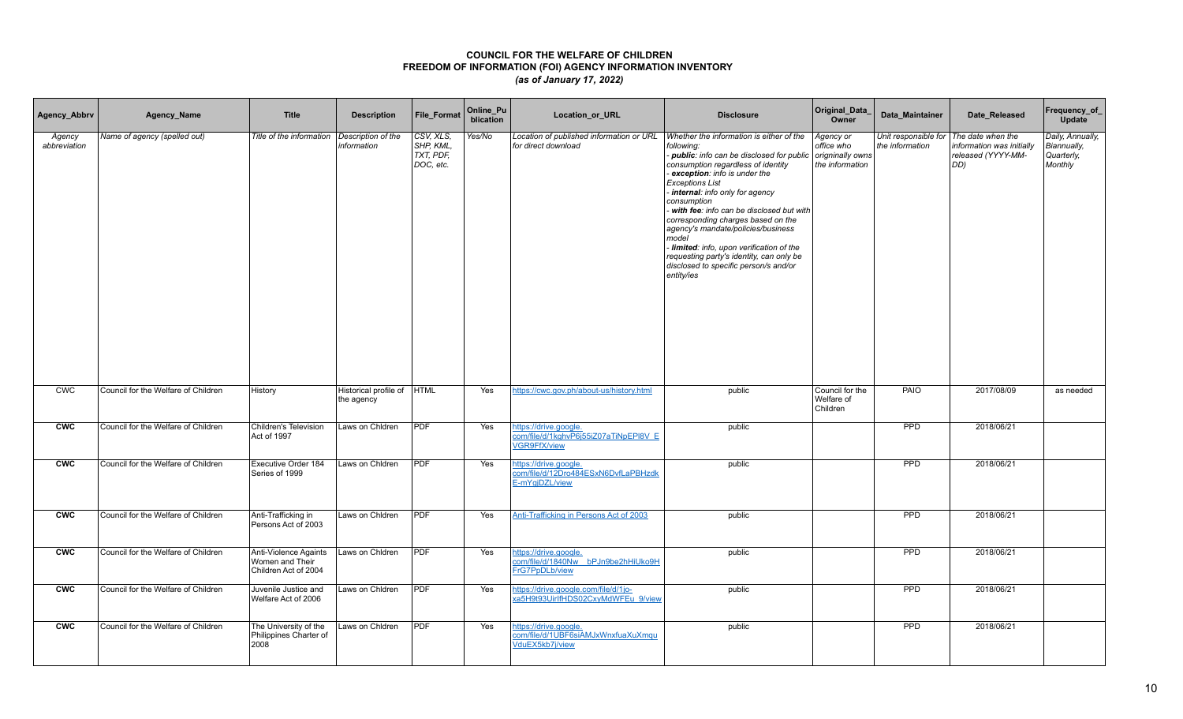# COUNCIL FOR THE WELFARE OF CHILDREN
## FREEDOM OF INFORMATION (FOI) AGENCY INFORMATION INVENTORY
*(as of January 17, 2022)*

| Agency_Abbrv | Agency_Name | Title | Description | File_Format | Online_Publication | Location_or_URL | Disclosure | Original_Data_Owner | Data_Maintainer | Date_Released | Frequency_of_Update |
|---|---|---|---|---|---|---|---|---|---|---|---|
| *Agency abbreviation* | *Name of agency (spelled out)* | *Title of the information* | *Description of the information* | *CSV, XLS, SHP, KML, TXT, PDF, DOC, etc.* | *Yes/No* | *Location of published information or URL for direct download* | *Whether the information is either of the following:<br>- **public**: info can be disclosed for public consumption regardless of identity<br>- **exception**: info is under the Exceptions List<br>- **internal**: info only for agency consumption<br>- **with fee**: info can be disclosed but with corresponding charges based on the agency's mandate/policies/business model<br>- **limited**: info, upon verification of the requesting party's identity, can only be disclosed to specific person/s and/or entity/ies* | *Agency or office who origininally owns the information* | *Unit responsible for the information* | *The date when the information was initially released (YYYY-MM-DD)* | *Daily, Annually, Biannually, Quarterly, Monthly* |
| CWC | Council for the Welfare of Children | History | Historical profile of the agency | HTML | Yes | https://cwc.gov.ph/about-us/history.html | public | Council for the Welfare of Children | PAIO | 2017/08/09 | as needed |
| **CWC** | Council for the Welfare of Children | Children's Television Act of 1997 | Laws on Chldren | PDF | Yes | https://drive.google.com/file/d/1kghvP6j55iZ07aTiNpEPl8V_EVGR9FfX/view | public | | PPD | 2018/06/21 | |
| **CWC** | Council for the Welfare of Children | Executive Order 184 Series of 1999 | Laws on Chldren | PDF | Yes | https://drive.google.com/file/d/12Dro484ESxN6DvfLaPBHzdkE-mYqjDZL/view | public | | PPD | 2018/06/21 | |
| **CWC** | Council for the Welfare of Children | Anti-Trafficking in Persons Act of 2003 | Laws on Chldren | PDF | Yes | Anti-Trafficking in Persons Act of 2003 | public | | PPD | 2018/06/21 | |
| **CWC** | Council for the Welfare of Children | Anti-Violence Againts Women and Their Children Act of 2004 | Laws on Chldren | PDF | Yes | https://drive.google.com/file/d/1840Nw__bPJn9be2hHiUko9HFrG7PpDLb/view | public | | PPD | 2018/06/21 | |
| **CWC** | Council for the Welfare of Children | Juvenile Justice and Welfare Act of 2006 | Laws on Chldren | PDF | Yes | https://drive.google.com/file/d/1jo-xa5H9t93UirlfHDS02CxyMdWFEu_9/view | public | | PPD | 2018/06/21 | |
| **CWC** | Council for the Welfare of Children | The University of the Philippines Charter of 2008 | Laws on Chldren | PDF | Yes | https://drive.google.com/file/d/1UBF6siAMJxWnxfuaXuXmquVduEX5kb7j/view | public | | PPD | 2018/06/21 | |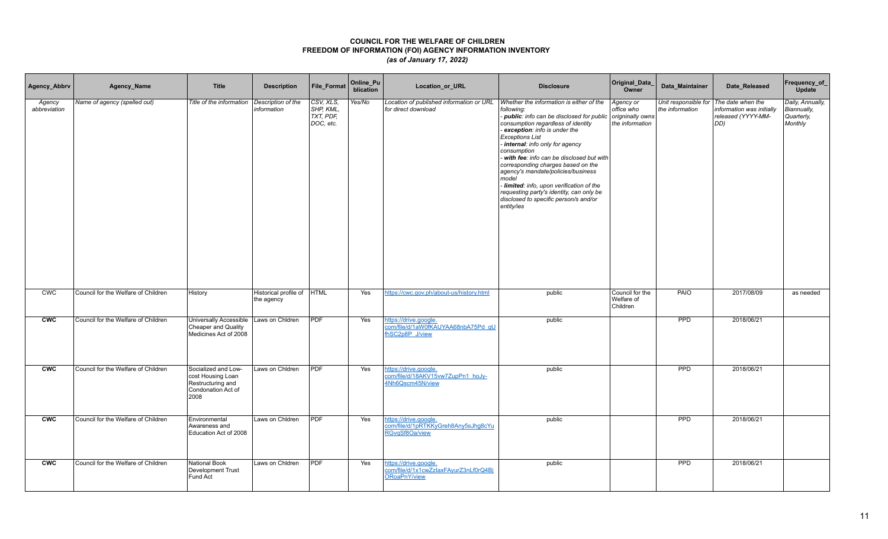# COUNCIL FOR THE WELFARE OF CHILDREN
## FREEDOM OF INFORMATION (FOI) AGENCY INFORMATION INVENTORY
### *(as of January 17, 2022)*

| Agency_Abbrv | Agency_Name | Title | Description | File_Format | Online_Publication | Location_or_URL | Disclosure | Original_Data_Owner | Data_Maintainer | Date_Released | Frequency_of_Update |
|---|---|---|---|---|---|---|---|---|---|---|---|
| *Agency abbreviation* | *Name of agency (spelled out)* | *Title of the information* | *Description of the information* | *CSV, XLS, SHP, KML, TXT, PDF, DOC, etc.* | *Yes/No* | *Location of published information or URL for direct download* | *Whether the information is either of the following:*<br>*- **public**: info can be disclosed for public consumption regardless of identity*<br>*- **exception**: info is under the Exceptions List*<br>*- **internal**: info only for agency consumption*<br>*- **with fee**: info can be disclosed but with corresponding charges based on the agency's mandate/policies/business model*<br>*- **limited**: info, upon verification of the requesting party's identity, can only be disclosed to specific person/s and/or entity/ies* | *Agency or office who origninally owns the information* | *Unit responsible for the information* | *The date when the information was initially released (YYYY-MM-DD)* | *Daily, Annually, Biannually, Quarterly, Monthly* |
| CWC | Council for the Welfare of Children | History | Historical profile of the agency | HTML | Yes | https://cwc.gov.ph/about-us/history.html | public | Council for the Welfare of Children | PAIO | 2017/08/09 | as needed |
| **CWC** | Council for the Welfare of Children | Universally Accessible Cheaper and Quality Medicines Act of 2008 | Laws on Chldren | PDF | Yes | https://drive.google.com/file/d/1aW0fKAUYAA68nbA75Pd_gUfhSC2p8P_J/view | public | | PPD | 2018/06/21 | |
| **CWC** | Council for the Welfare of Children | Socialized and Low-cost Housing Loan Restructuring and Condonation Act of 2008 | Laws on Chldren | PDF | Yes | https://drive.google.com/file/d/18AKV15vw7ZupPn1_hoJy-4Nh6Qscm45N/view | public | | PPD | 2018/06/21 | |
| **CWC** | Council for the Welfare of Children | Environmental Awareness and Education Act of 2008 | Laws on Chldren | PDF | Yes | https://drive.google.com/file/d/1pRTKKyGreh8Any5sJhg8cYuRGvqSf8Oa/view | public | | PPD | 2018/06/21 | |
| **CWC** | Council for the Welfare of Children | National Book Development Trust Fund Act | Laws on Chldren | PDF | Yes | https://drive.google.com/file/d/1x1cwZzIaxFAyurZ3nLf0rQ4BjORoaPnY/view | public | | PPD | 2018/06/21 | |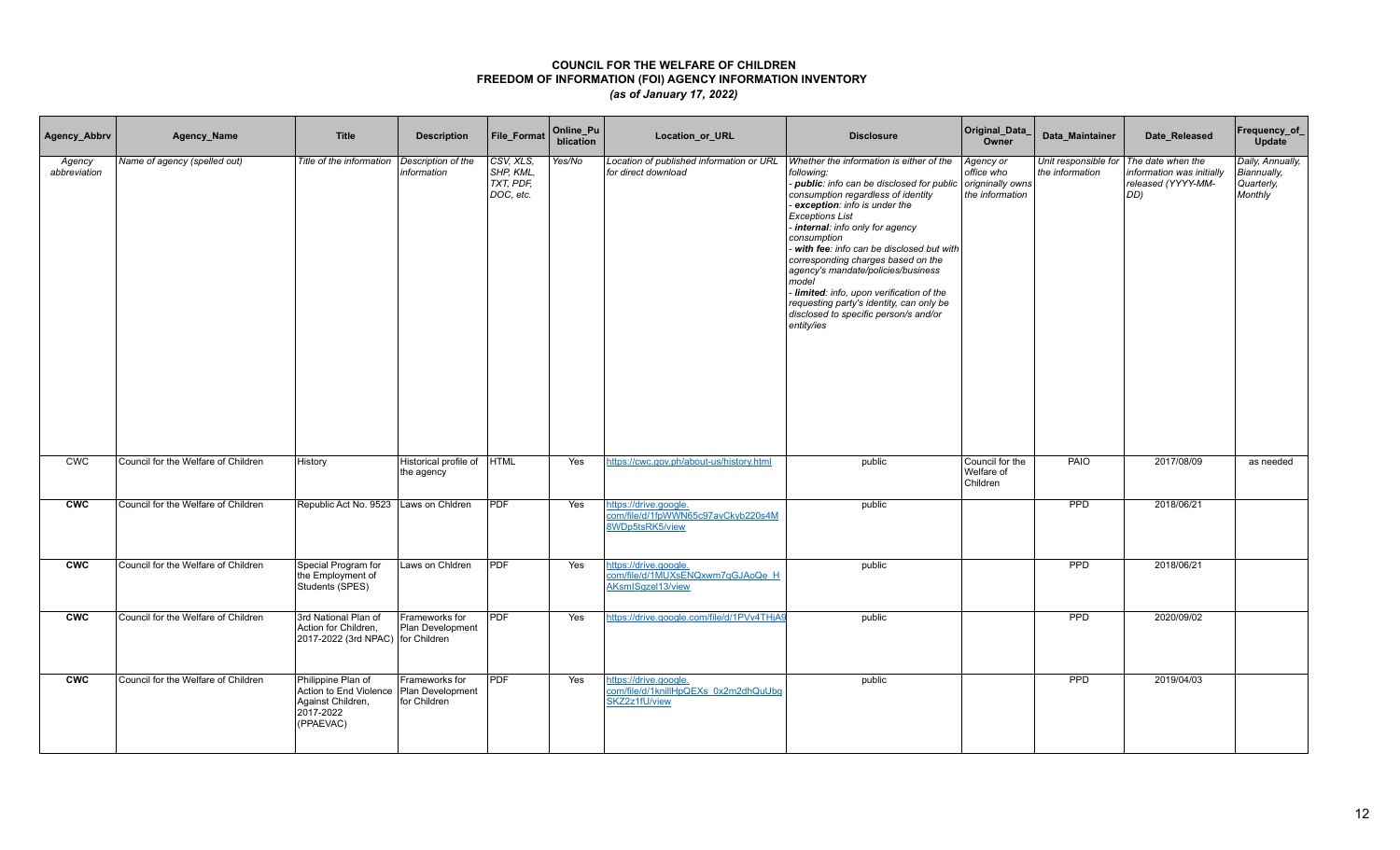# COUNCIL FOR THE WELFARE OF CHILDREN
## FREEDOM OF INFORMATION (FOI) AGENCY INFORMATION INVENTORY
### *(as of January 17, 2022)*

| Agency_Abbrv | Agency_Name | Title | Description | File_Format | Online_Publication | Location_or_URL | Disclosure | Original_Data_Owner | Data_Maintainer | Date_Released | Frequency_of_Update |
|---|---|---|---|---|---|---|---|---|---|---|---|
| *Agency abbreviation* | *Name of agency (spelled out)* | *Title of the information* | *Description of the information* | *CSV, XLS, SHP, KML, TXT, PDF, DOC, etc.* | *Yes/No* | *Location of published information or URL for direct download* | *Whether the information is either of the following:*<br>- ***public**: info can be disclosed for public consumption regardless of identity*<br>- ***exception**: info is under the Exceptions List*<br>- ***internal**: info only for agency consumption*<br>- ***with fee**: info can be disclosed but with corresponding charges based on the agency's mandate/policies/business model*<br>- ***limited**: info, upon verification of the requesting party's identity, can only be disclosed to specific person/s and/or entity/ies* | *Agency or office who originnally owns the information* | *Unit responsible for the information* | *The date when the information was initially released (YYYY-MM-DD)* | *Daily, Annually, Biannually, Quarterly, Monthly* |
| CWC | Council for the Welfare of Children | History | Historical profile of the agency | HTML | Yes | https://cwc.gov.ph/about-us/history.html | public | Council for the Welfare of Children | PAIO | 2017/08/09 | as needed |
| **CWC** | Council for the Welfare of Children | Republic Act No. 9523 | Laws on Chldren | PDF | Yes | https://drive.google.com/file/d/1fpWWN65c97avCkyb220s4M8WDp5tsRK5/view | public | | PPD | 2018/06/21 | |
| **CWC** | Council for the Welfare of Children | Special Program for the Employment of Students (SPES) | Laws on Chldren | PDF | Yes | https://drive.google.com/file/d/1MUXsENQxwm7qGJAoQe_HAKsmISgzel13/view | public | | PPD | 2018/06/21 | |
| **CWC** | Council for the Welfare of Children | 3rd National Plan of Action for Children, 2017-2022 (3rd NPAC) | Frameworks for Plan Development for Children | PDF | Yes | https://drive.google.com/file/d/1PVv4THjA9 | public | | PPD | 2020/09/02 | |
| **CWC** | Council for the Welfare of Children | Philippine Plan of Action to End Violence Against Children, 2017-2022 (PPAEVAC) | Frameworks for Plan Development for Children | PDF | Yes | https://drive.google.com/file/d/1knillHpQEXs_0x2m2dhQuUbgSKZ2z1fU/view | public | | PPD | 2019/04/03 | |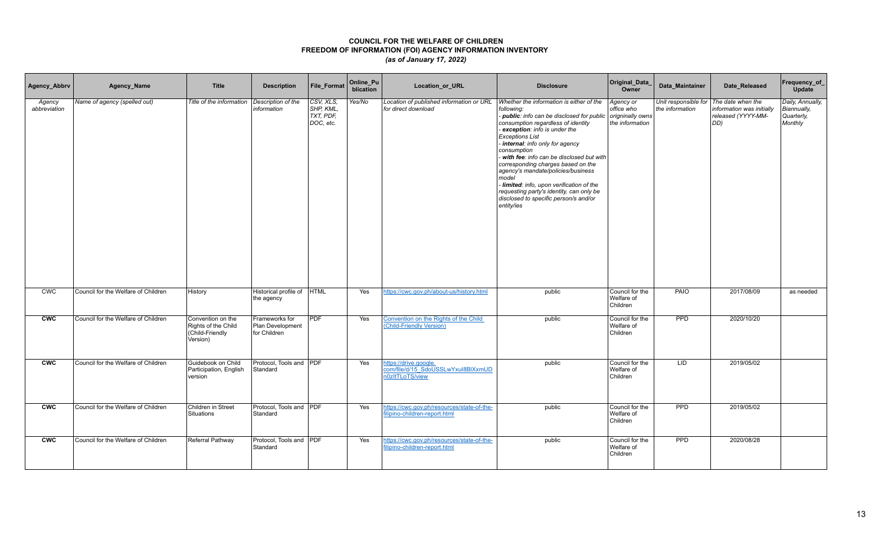# COUNCIL FOR THE WELFARE OF CHILDREN
## FREEDOM OF INFORMATION (FOI) AGENCY INFORMATION INVENTORY
### *(as of January 17, 2022)*

| Agency_Abbrv | Agency_Name | Title | Description | File_Format | Online_Publication | Location_or_URL | Disclosure | Original_Data_Owner | Data_Maintainer | Date_Released | Frequency_of_Update |
|---|---|---|---|---|---|---|---|---|---|---|---|
| *Agency abbreviation* | *Name of agency (spelled out)* | *Title of the information* | *Description of the information* | *CSV, XLS, SHP, KML, TXT, PDF, DOC, etc.* | *Yes/No* | *Location of published information or URL for direct download* | *Whether the information is either of the following: - **public**: info can be disclosed for public consumption regardless of identity - **exception**: info is under the Exceptions List - **internal**: info only for agency consumption - **with fee**: info can be disclosed but with corresponding charges based on the agency's mandate/policies/business model - **limited**: info, upon verification of the requesting party's identity, can only be disclosed to specific person/s and/or entity/ies* | *Agency or office who originnally owns the information* | *Unit responsible for the information* | *The date when the information was initially released (YYYY-MM-DD)* | *Daily, Annually, Biannually, Quarterly, Monthly* |
| CWC | Council for the Welfare of Children | History | Historical profile of the agency | HTML | Yes | https://cwc.gov.ph/about-us/history.html | public | Council for the Welfare of Children | PAIO | 2017/08/09 | as needed |
| **CWC** | Council for the Welfare of Children | Convention on the Rights of the Child (Child-Friendly Version) | Frameworks for Plan Development for Children | PDF | Yes | Convention on the Rights of the Child (Child-Friendly Version) | public | Council for the Welfare of Children | PPD | 2020/10/20 | |
| **CWC** | Council for the Welfare of Children | Guidebook on Child Participation, English version | Protocol, Tools and Standard | PDF | Yes | https://drive.google.com/file/d/15_SdoUSSLwYxuI8BlXxmUDn0zItTLoTS/view | public | Council for the Welfare of Children | LID | 2019/05/02 | |
| **CWC** | Council for the Welfare of Children | Children in Street Situations | Protocol, Tools and Standard | PDF | Yes | https://cwc.gov.ph/resources/state-of-the-filipino-children-report.html | public | Council for the Welfare of Children | PPD | 2019/05/02 | |
| **CWC** | Council for the Welfare of Children | Referral Pathway | Protocol, Tools and Standard | PDF | Yes | https://cwc.gov.ph/resources/state-of-the-filipino-children-report.html | public | Council for the Welfare of Children | PPD | 2020/08/28 | |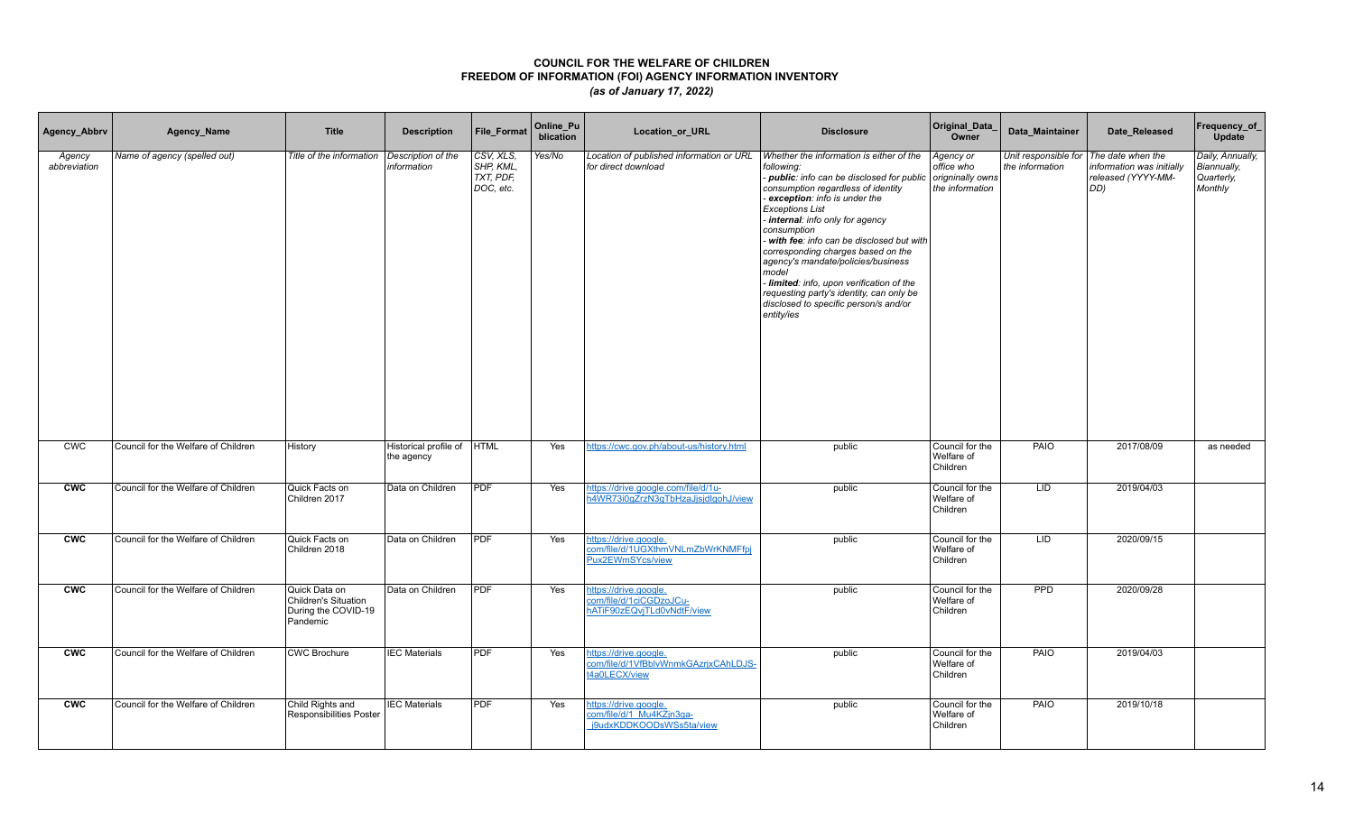# COUNCIL FOR THE WELFARE OF CHILDREN
## FREEDOM OF INFORMATION (FOI) AGENCY INFORMATION INVENTORY
### *(as of January 17, 2022)*

| Agency_Abbrv | Agency_Name | Title | Description | File_Format | Online_Publication | Location_or_URL | Disclosure | Original_Data_Owner | Data_Maintainer | Date_Released | Frequency_of_Update |
|---|---|---|---|---|---|---|---|---|---|---|---|
| *Agency abbreviation* | *Name of agency (spelled out)* | *Title of the information* | *Description of the information* | *CSV, XLS, SHP, KML, TXT, PDF, DOC, etc.* | *Yes/No* | *Location of published information or URL for direct download* | *Whether the information is either of the following:*<br>*- **public**: info can be disclosed for public consumption regardless of identity*<br>*- **exception**: info is under the Exceptions List*<br>*- **internal**: info only for agency consumption*<br>*- **with fee**: info can be disclosed but with corresponding charges based on the agency's mandate/policies/business model*<br>*- **limited**: info, upon verification of the requesting party's identity, can only be disclosed to specific person/s and/or entity/ies* | *Agency or office who originally owns the information* | *Unit responsible for the information* | *The date when the information was initially released (YYYY-MM-DD)* | *Daily, Annually, Biannually, Quarterly, Monthly* |
| CWC | Council for the Welfare of Children | History | Historical profile of the agency | HTML | Yes | https://cwc.gov.ph/about-us/history.html | public | Council for the Welfare of Children | PAIO | 2017/08/09 | as needed |
| **CWC** | Council for the Welfare of Children | Quick Facts on Children 2017 | Data on Children | PDF | Yes | https://drive.google.com/file/d/1u-h4WR73i0gZrzN3gTbHzaJjsjdlgohJ/view | public | Council for the Welfare of Children | LID | 2019/04/03 | |
| **CWC** | Council for the Welfare of Children | Quick Facts on Children 2018 | Data on Children | PDF | Yes | https://drive.google.com/file/d/1UGXthmVNLmZbWrKNMFfpjPux2EWmSYcs/view | public | Council for the Welfare of Children | LID | 2020/09/15 | |
| **CWC** | Council for the Welfare of Children | Quick Data on Children's Situation During the COVID-19 Pandemic | Data on Children | PDF | Yes | https://drive.google.com/file/d/1ciCGDzoJCu-hATiF90zEQvjTLd0vNdtF/view | public | Council for the Welfare of Children | PPD | 2020/09/28 | |
| **CWC** | Council for the Welfare of Children | CWC Brochure | IEC Materials | PDF | Yes | https://drive.google.com/file/d/1VfBblvWnmkGAzrjxCAhLDJS-t4a0LECX/view | public | Council for the Welfare of Children | PAIO | 2019/04/03 | |
| **CWC** | Council for the Welfare of Children | Child Rights and Responsibilities Poster | IEC Materials | PDF | Yes | https://drive.google.com/file/d/1_Mu4KZjn3qa-_j9udxKDDKOODsWSs5ta/view | public | Council for the Welfare of Children | PAIO | 2019/10/18 | |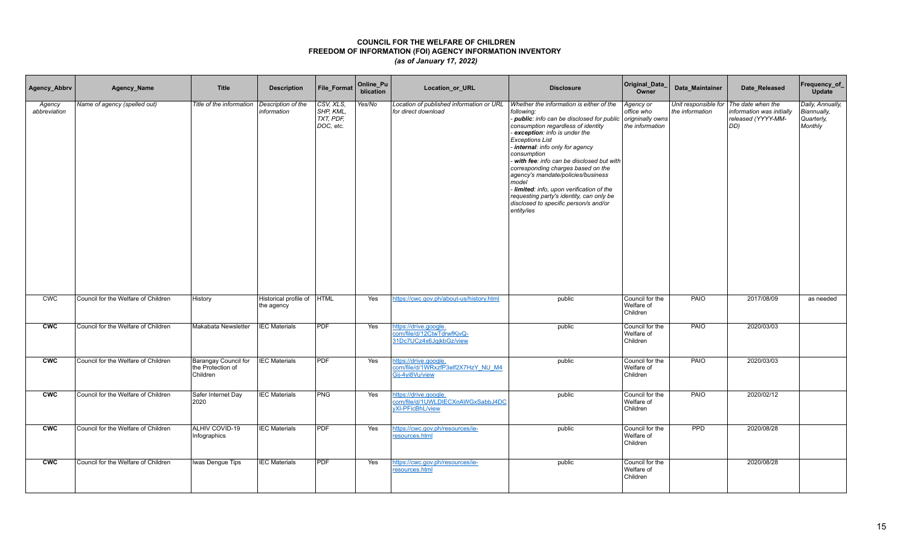# COUNCIL FOR THE WELFARE OF CHILDREN
## FREEDOM OF INFORMATION (FOI) AGENCY INFORMATION INVENTORY
### *(as of January 17, 2022)*

| Agency_Abbrv | Agency_Name | Title | Description | File_Format | Online_Publication | Location_or_URL | Disclosure | Original_Data_Owner | Data_Maintainer | Date_Released | Frequency_of_Update |
|---|---|---|---|---|---|---|---|---|---|---|---|
| *Agency abbreviation* | *Name of agency (spelled out)* | *Title of the information* | *Description of the information* | *CSV, XLS, SHP, KML, TXT, PDF, DOC, etc.* | *Yes/No* | *Location of published information or URL for direct download* | *Whether the information is either of the following: - **public**: info can be disclosed for public consumption regardless of identity - **exception**: info is under the Exceptions List - **internal**: info only for agency consumption - **with fee**: info can be disclosed but with corresponding charges based on the agency's mandate/policies/business model - **limited**: info, upon verification of the requesting party's identity, can only be disclosed to specific person/s and/or entity/ies* | *Agency or office who originally owns the information* | *Unit responsible for the information* | *The date when the information was initially released (YYYY-MM-DD)* | *Daily, Annually, Biannually, Quarterly, Monthly* |
| CWC | Council for the Welfare of Children | History | Historical profile of the agency | HTML | Yes | https://cwc.gov.ph/about-us/history.html | public | Council for the Welfare of Children | PAIO | 2017/08/09 | as needed |
| **CWC** | Council for the Welfare of Children | Makabata Newsletter | IEC Materials | PDF | Yes | https://drive.google.com/file/d/12CtwTdrwfKjvQ-31Dc7UCz4x6JgjkbGz/view | public | Council for the Welfare of Children | PAIO | 2020/03/03 | |
| **CWC** | Council for the Welfare of Children | Barangay Council for the Protection of Children | IEC Materials | PDF | Yes | https://drive.google.com/file/d/1WRxzfP3elf2X7HzY_NU_M4Gij-4yi8Vu/view | public | Council for the Welfare of Children | PAIO | 2020/03/03 | |
| **CWC** | Council for the Welfare of Children | Safer Internet Day 2020 | IEC Materials | PNG | Yes | https://drive.google.com/file/d/1UWLDIECXnAWGxSabbJ4DCyXl-PFicBhL/view | public | Council for the Welfare of Children | PAIO | 2020/02/12 | |
| **CWC** | Council for the Welfare of Children | ALHIV COVID-19 Infographics | IEC Materials | PDF | Yes | https://cwc.gov.ph/resources/ie-resources.html | public | Council for the Welfare of Children | PPD | 2020/08/28 | |
| **CWC** | Council for the Welfare of Children | Iwas Dengue Tips | IEC Materials | PDF | Yes | https://cwc.gov.ph/resources/ie-resources.html | public | Council for the Welfare of Children | | 2020/08/28 | |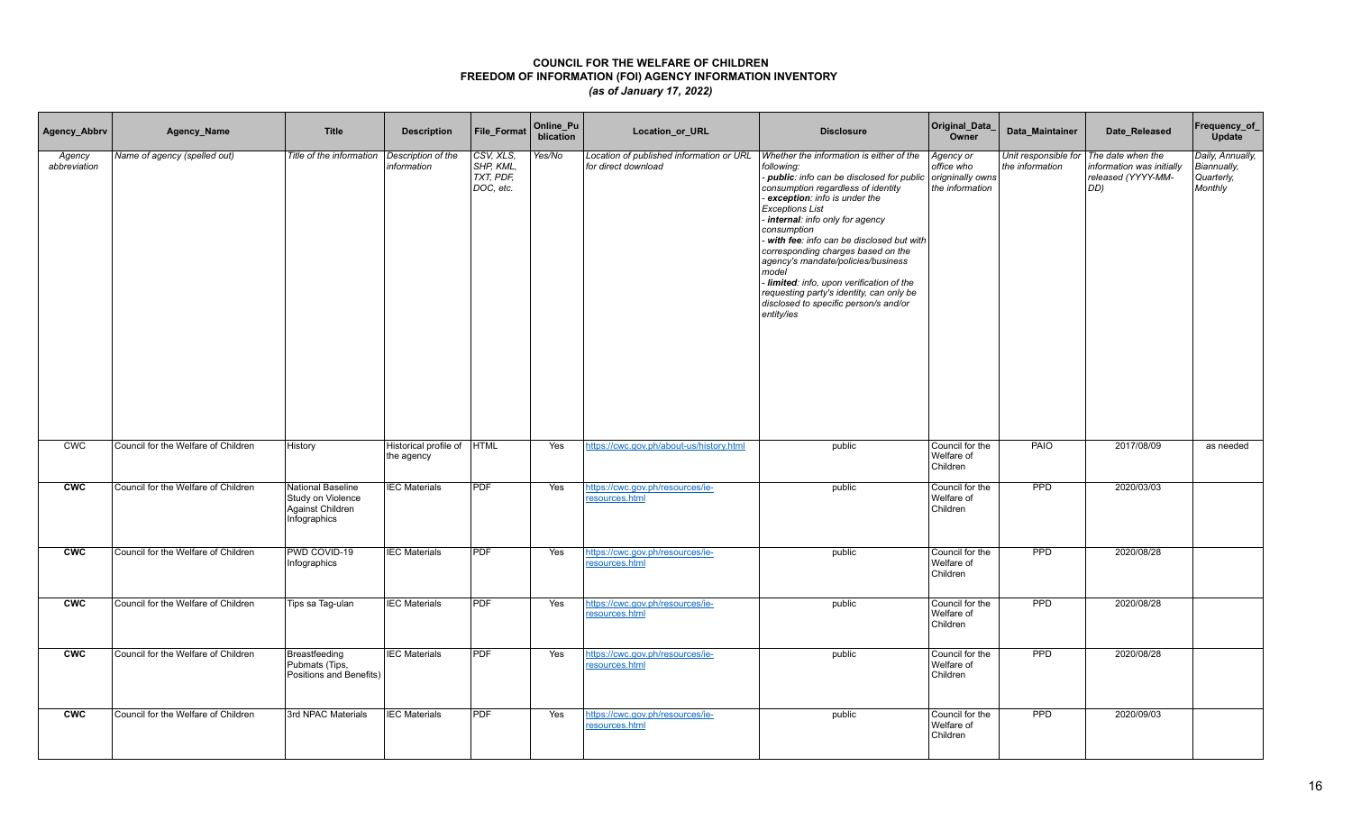# COUNCIL FOR THE WELFARE OF CHILDREN
## FREEDOM OF INFORMATION (FOI) AGENCY INFORMATION INVENTORY
### *(as of January 17, 2022)*

| Agency_Abbrv | Agency_Name | Title | Description | File_Format | Online_Publication | Location_or_URL | Disclosure | Original_Data_Owner | Data_Maintainer | Date_Released | Frequency_of_Update |
|---|---|---|---|---|---|---|---|---|---|---|---|
| *Agency abbreviation* | *Name of agency (spelled out)* | *Title of the information* | *Description of the information* | *CSV, XLS, SHP, KML, TXT, PDF, DOC, etc.* | *Yes/No* | *Location of published information or URL for direct download* | *Whether the information is either of the following:<br>- **public**: info can be disclosed for public consumption regardless of identity<br>- **exception**: info is under the Exceptions List<br>- **internal**: info only for agency consumption<br>- **with fee**: info can be disclosed but with corresponding charges based on the agency's mandate/policies/business model<br>- **limited**: info, upon verification of the requesting party's identity, can only be disclosed to specific person/s and/or entity/ies* | *Agency or office who originnally owns the information* | *Unit responsible for the information* | *The date when the information was initially released (YYYY-MM-DD)* | *Daily, Annually, Biannually, Quarterly, Monthly* |
| CWC | Council for the Welfare of Children | History | Historical profile of the agency | HTML | Yes | https://cwc.gov.ph/about-us/history.html | public | Council for the Welfare of Children | PAIO | 2017/08/09 | as needed |
| **CWC** | Council for the Welfare of Children | National Baseline Study on Violence Against Children Infographics | IEC Materials | PDF | Yes | https://cwc.gov.ph/resources/ie-resources.html | public | Council for the Welfare of Children | PPD | 2020/03/03 | |
| **CWC** | Council for the Welfare of Children | PWD COVID-19 Infographics | IEC Materials | PDF | Yes | https://cwc.gov.ph/resources/ie-resources.html | public | Council for the Welfare of Children | PPD | 2020/08/28 | |
| **CWC** | Council for the Welfare of Children | Tips sa Tag-ulan | IEC Materials | PDF | Yes | https://cwc.gov.ph/resources/ie-resources.html | public | Council for the Welfare of Children | PPD | 2020/08/28 | |
| **CWC** | Council for the Welfare of Children | Breastfeeding Pubmats (Tips, Positions and Benefits) | IEC Materials | PDF | Yes | https://cwc.gov.ph/resources/ie-resources.html | public | Council for the Welfare of Children | PPD | 2020/08/28 | |
| **CWC** | Council for the Welfare of Children | 3rd NPAC Materials | IEC Materials | PDF | Yes | https://cwc.gov.ph/resources/ie-resources.html | public | Council for the Welfare of Children | PPD | 2020/09/03 | |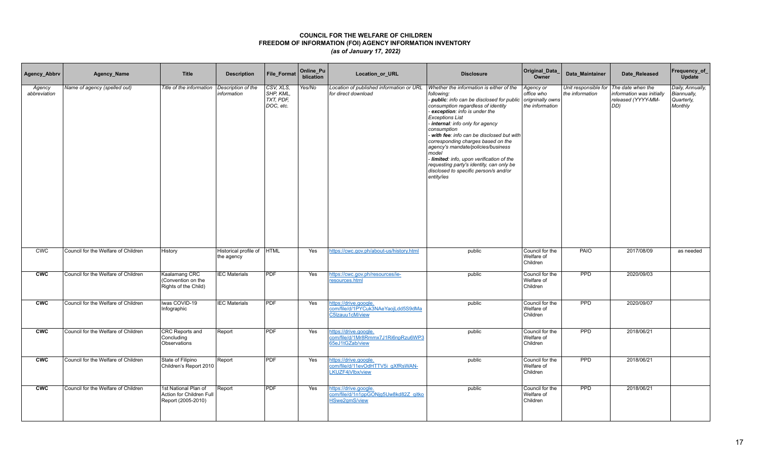# COUNCIL FOR THE WELFARE OF CHILDREN
## FREEDOM OF INFORMATION (FOI) AGENCY INFORMATION INVENTORY
### *(as of January 17, 2022)*

| Agency_Abbrv | Agency_Name | Title | Description | File_Format | Online_Publication | Location_or_URL | Disclosure | Original_Data_Owner | Data_Maintainer | Date_Released | Frequency_of_Update |
|---|---|---|---|---|---|---|---|---|---|---|---|
| *Agency abbreviation* | *Name of agency (spelled out)* | *Title of the information* | *Description of the information* | *CSV, XLS, SHP, KML, TXT, PDF, DOC, etc.* | *Yes/No* | *Location of published information or URL for direct download* | *Whether the information is either of the following:<br>- **public**: info can be disclosed for public consumption regardless of identity<br>- **exception**: info is under the Exceptions List<br>- **internal**: info only for agency consumption<br>- **with fee**: info can be disclosed but with corresponding charges based on the agency's mandate/policies/business model<br>- **limited**: info, upon verification of the requesting party's identity, can only be disclosed to specific person/s and/or entity/ies* | *Agency or office who originnally owns the information* | *Unit responsible for the information* | *The date when the information was initially released (YYYY-MM-DD)* | *Daily, Annually, Biannually, Quarterly, Monthly* |
| CWC | Council for the Welfare of Children | History | Historical profile of the agency | HTML | Yes | https://cwc.gov.ph/about-us/history.html | public | Council for the Welfare of Children | PAIO | 2017/08/09 | as needed |
| **CWC** | Council for the Welfare of Children | Kaalamang CRC (Convention on the Rights of the Child) | IEC Materials | PDF | Yes | https://cwc.gov.ph/resources/ie-resources.html | public | Council for the Welfare of Children | PPD | 2020/09/03 | |
| **CWC** | Council for the Welfare of Children | Iwas COVID-19 Infographic | IEC Materials | PDF | Yes | https://drive.google.com/file/d/1PYCuk3NAeYaojLdd5S9dMaC5lzauu1cM/view | public | Council for the Welfare of Children | PPD | 2020/09/07 | |
| **CWC** | Council for the Welfare of Children | CRC Reports and Concluding Observations | Report | PDF | Yes | https://drive.google.com/file/d/1Mr8Rmmx7J1Ri6npRzu6WP365eJ1tGZab/view | public | Council for the Welfare of Children | PPD | 2018/06/21 | |
| **CWC** | Council for the Welfare of Children | State of Filipino Children's Report 2010 | Report | PDF | Yes | https://drive.google.com/file/d/11evOdHTTV5i_qXfRsWAN-LKUZF4jVlbx/view | public | Council for the Welfare of Children | PPD | 2018/06/21 | |
| **CWC** | Council for the Welfare of Children | 1st National Plan of Action for Children Full Report (2005-2010) | Report | PDF | Yes | https://drive.google.com/file/d/1n1ppGONjg5Uw8kd82Z_qitkoHSwe2qmS/view | public | Council for the Welfare of Children | PPD | 2018/06/21 | |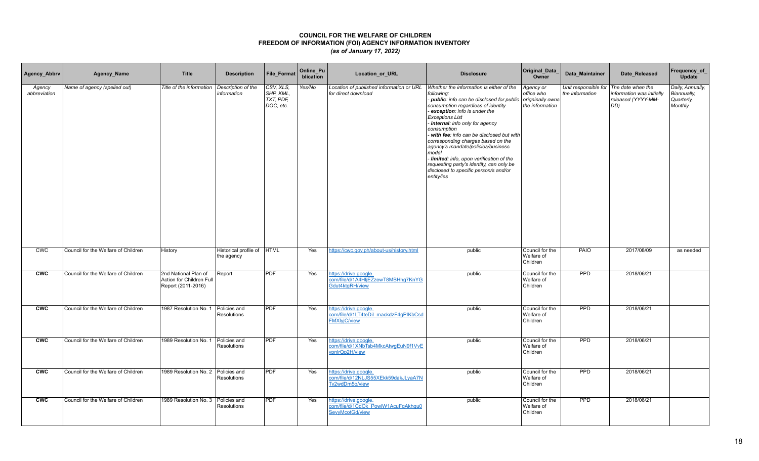# COUNCIL FOR THE WELFARE OF CHILDREN
## FREEDOM OF INFORMATION (FOI) AGENCY INFORMATION INVENTORY
### *(as of January 17, 2022)*

| Agency_Abbrv | Agency_Name | Title | Description | File_Format | Online_Publication | Location_or_URL | Disclosure | Original_Data_Owner | Data_Maintainer | Date_Released | Frequency_of_Update |
|---|---|---|---|---|---|---|---|---|---|---|---|
| *Agency abbreviation* | *Name of agency (spelled out)* | *Title of the information* | *Description of the information* | *CSV, XLS, SHP, KML, TXT, PDF, DOC, etc.* | *Yes/No* | *Location of published information or URL for direct download* | *Whether the information is either of the following:<br>- **public**: info can be disclosed for public consumption regardless of identity<br>- **exception**: info is under the Exceptions List<br>- **internal**: info only for agency consumption<br>- **with fee**: info can be disclosed but with corresponding charges based on the agency's mandate/policies/business model<br>- **limited**: info, upon verification of the requesting party's identity, can only be disclosed to specific person/s and/or entity/ies* | *Agency or office who originally owns the information* | *Unit responsible for the information* | *The date when the information was initially released (YYYY-MM-DD)* | *Daily, Annually, Biannually, Quarterly, Monthly* |
| CWC | Council for the Welfare of Children | History | Historical profile of the agency | HTML | Yes | https://cwc.gov.ph/about-us/history.html | public | Council for the Welfare of Children | PAIO | 2017/08/09 | as needed |
| **CWC** | Council for the Welfare of Children | 2nd National Plan of Action for Children Full Report (2011-2016) | Report | PDF | Yes | https://drive.google.com/file/d/1A4HljEZzewT8MBHhg7KnYGGdut4ktqRH/view | public | Council for the Welfare of Children | PPD | 2018/06/21 | |
| **CWC** | Council for the Welfare of Children | 1987 Resolution No. 1 | Policies and Resolutions | PDF | Yes | https://drive.google.com/file/d/1LT4teDil_mackdzF4gPIKbCsdFMXlyjC/view | public | Council for the Welfare of Children | PPD | 2018/06/21 | |
| **CWC** | Council for the Welfare of Children | 1989 Resolution No. 1 | Policies and Resolutions | PDF | Yes | https://drive.google.com/file/d/1XNbTsb4MkcAtwgEuN9f1VvEvpnlrQp2H/view | public | Council for the Welfare of Children | PPD | 2018/06/21 | |
| **CWC** | Council for the Welfare of Children | 1989 Resolution No. 2 | Policies and Resolutions | PDF | Yes | https://drive.google.com/file/d/12NLJS55XEkk59dakJLyaA7NTy2wdDm5o/view | public | Council for the Welfare of Children | PPD | 2018/06/21 | |
| **CWC** | Council for the Welfare of Children | 1989 Resolution No. 3 | Policies and Resolutions | PDF | Yes | https://drive.google.com/file/d/1CdOk_PowlW1AcuFqAkhqu0SevyMcotGd/view | public | Council for the Welfare of Children | PPD | 2018/06/21 | |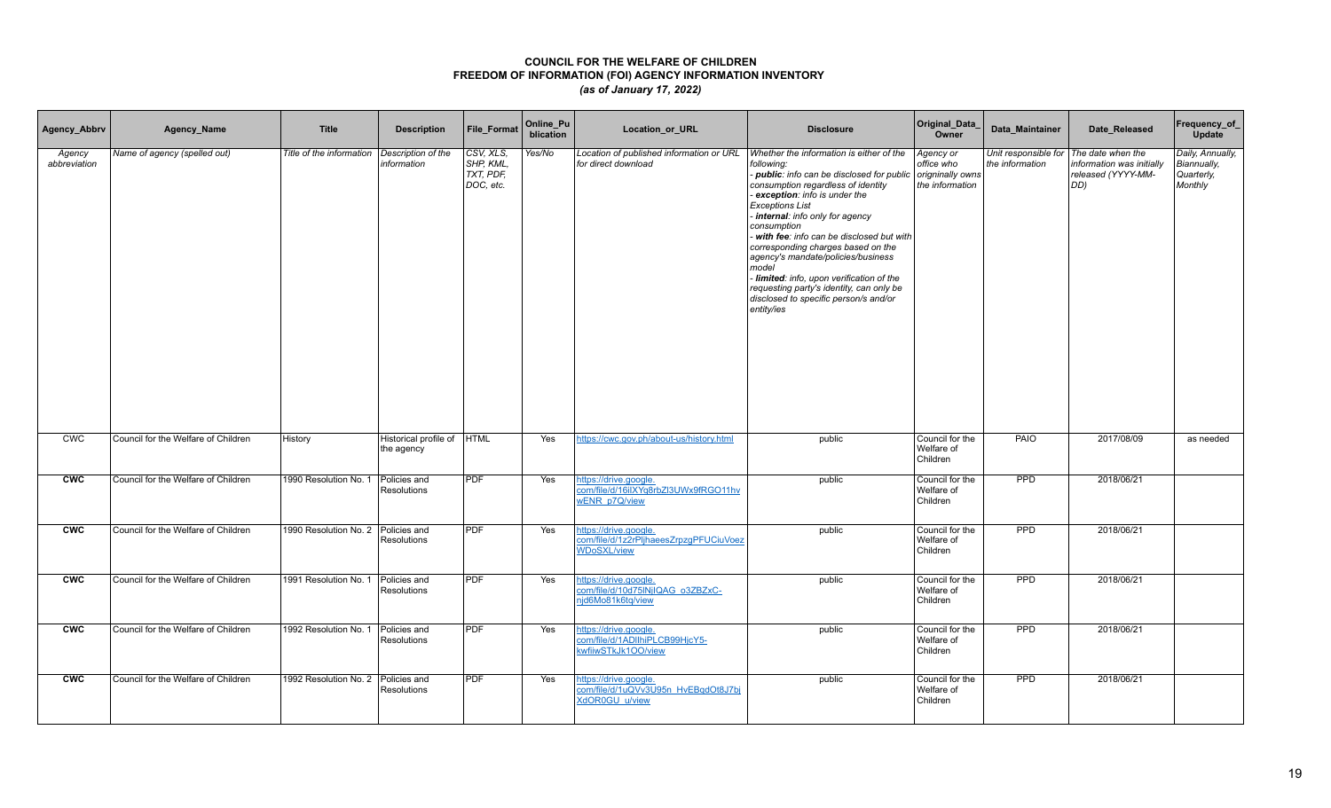# COUNCIL FOR THE WELFARE OF CHILDREN
## FREEDOM OF INFORMATION (FOI) AGENCY INFORMATION INVENTORY
### *(as of January 17, 2022)*

| Agency_Abbrv | Agency_Name | Title | Description | File_Format | Online_Publication | Location_or_URL | Disclosure | Original_Data_Owner | Data_Maintainer | Date_Released | Frequency_of_Update |
|---|---|---|---|---|---|---|---|---|---|---|---|
| *Agency abbreviation* | *Name of agency (spelled out)* | *Title of the information* | *Description of the information* | *CSV, XLS, SHP, KML, TXT, PDF, DOC, etc.* | *Yes/No* | *Location of published information or URL for direct download* | *Whether the information is either of the following:* *- **public**: info can be disclosed for public consumption regardless of identity* *- **exception**: info is under the Exceptions List* *- **internal**: info only for agency consumption* *- **with fee**: info can be disclosed but with corresponding charges based on the agency's mandate/policies/business model* *- **limited**: info, upon verification of the requesting party's identity, can only be disclosed to specific person/s and/or entity/ies* | *Agency or office who originnally owns the information* | *Unit responsible for the information* | *The date when the information was initially released (YYYY-MM-DD)* | *Daily, Annually, Biannually, Quarterly, Monthly* |
| CWC | Council for the Welfare of Children | History | Historical profile of the agency | HTML | Yes | https://cwc.gov.ph/about-us/history.html | public | Council for the Welfare of Children | PAIO | 2017/08/09 | as needed |
| **CWC** | Council for the Welfare of Children | 1990 Resolution No. 1 | Policies and Resolutions | PDF | Yes | https://drive.google.com/file/d/16iIXYq8rbZI3UWx9fRGO11hvwENR_p7Q/view | public | Council for the Welfare of Children | PPD | 2018/06/21 | |
| **CWC** | Council for the Welfare of Children | 1990 Resolution No. 2 | Policies and Resolutions | PDF | Yes | https://drive.google.com/file/d/1z2rPljhaeesZrpzgPFUCiuVoezWDoSXL/view | public | Council for the Welfare of Children | PPD | 2018/06/21 | |
| **CWC** | Council for the Welfare of Children | 1991 Resolution No. 1 | Policies and Resolutions | PDF | Yes | https://drive.google.com/file/d/10d75lNjIQAG_o3ZBZxC-njd6Mo81k6tq/view | public | Council for the Welfare of Children | PPD | 2018/06/21 | |
| **CWC** | Council for the Welfare of Children | 1992 Resolution No. 1 | Policies and Resolutions | PDF | Yes | https://drive.google.com/file/d/1ADlIhiPLCB99HjcY5-kwfiiwSTkJk1OO/view | public | Council for the Welfare of Children | PPD | 2018/06/21 | |
| **CWC** | Council for the Welfare of Children | 1992 Resolution No. 2 | Policies and Resolutions | PDF | Yes | https://drive.google.com/file/d/1uQVv3U95n_HvEBqdOt8J7bjXdOR0GU_u/view | public | Council for the Welfare of Children | PPD | 2018/06/21 | |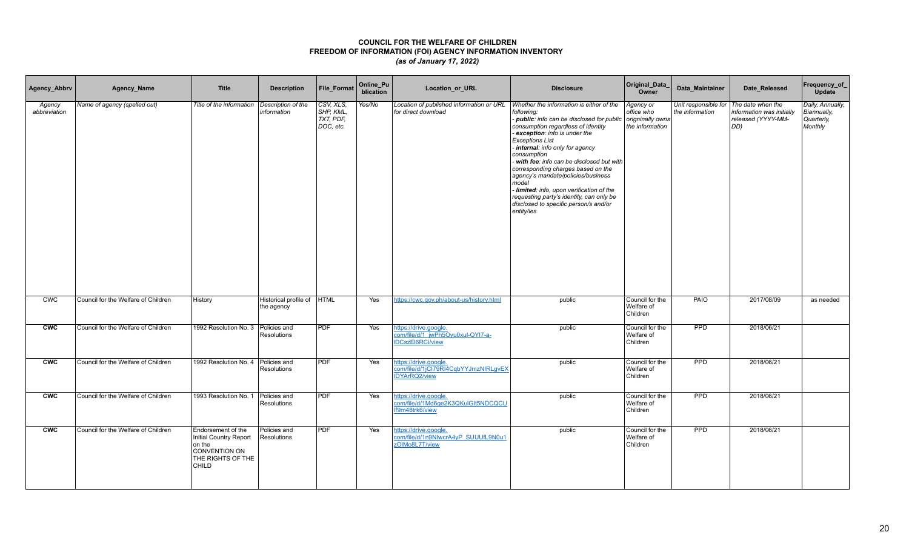# COUNCIL FOR THE WELFARE OF CHILDREN
## FREEDOM OF INFORMATION (FOI) AGENCY INFORMATION INVENTORY
### *(as of January 17, 2022)*

| Agency_Abbrv | Agency_Name | Title | Description | File_Format | Online_Publication | Location_or_URL | Disclosure | Original_Data_Owner | Data_Maintainer | Date_Released | Frequency_of_Update |
|---|---|---|---|---|---|---|---|---|---|---|---|
| *Agency abbreviation* | *Name of agency (spelled out)* | *Title of the information* | *Description of the information* | *CSV, XLS, SHP, KML, TXT, PDF, DOC, etc.* | *Yes/No* | *Location of published information or URL for direct download* | *Whether the information is either of the following: - **public**: info can be disclosed for public consumption regardless of identity - **exception**: info is under the Exceptions List - **internal**: info only for agency consumption - **with fee**: info can be disclosed but with corresponding charges based on the agency's mandate/policies/business model - **limited**: info, upon verification of the requesting party's identity, can only be disclosed to specific person/s and/or entity/ies* | *Agency or office who origninally owns the information* | *Unit responsible for the information* | *The date when the information was initially released (YYYY-MM-DD)* | *Daily, Annually, Biannually, Quarterly, Monthly* |
| CWC | Council for the Welfare of Children | History | Historical profile of the agency | HTML | Yes | https://cwc.gov.ph/about-us/history.html | public | Council for the Welfare of Children | PAIO | 2017/08/09 | as needed |
| **CWC** | Council for the Welfare of Children | 1992 Resolution No. 3 | Policies and Resolutions | PDF | Yes | https://drive.google.com/file/d/1_jwPh5Oyu0xul-OYl7-a-lDCszEl6RCi/view | public | Council for the Welfare of Children | PPD | 2018/06/21 | |
| **CWC** | Council for the Welfare of Children | 1992 Resolution No. 4 | Policies and Resolutions | PDF | Yes | https://drive.google.com/file/d/1jCI79RI4CqbYYJmzNIRLgvEXlDYArRQ2/view | public | Council for the Welfare of Children | PPD | 2018/06/21 | |
| **CWC** | Council for the Welfare of Children | 1993 Resolution No. 1 | Policies and Resolutions | PDF | Yes | https://drive.google.com/file/d/1Md6ge2K3QKulGIt5NDCQCUlf9m48trk6/view | public | Council for the Welfare of Children | PPD | 2018/06/21 | |
| **CWC** | Council for the Welfare of Children | Endorsement of the Initial Country Report on the CONVENTION ON THE RIGHTS OF THE CHILD | Policies and Resolutions | PDF | Yes | https://drive.google.com/file/d/1n9NlwcrA4yP_SUUUfL9N0u1zOlMo8L7T/view | public | Council for the Welfare of Children | PPD | 2018/06/21 | |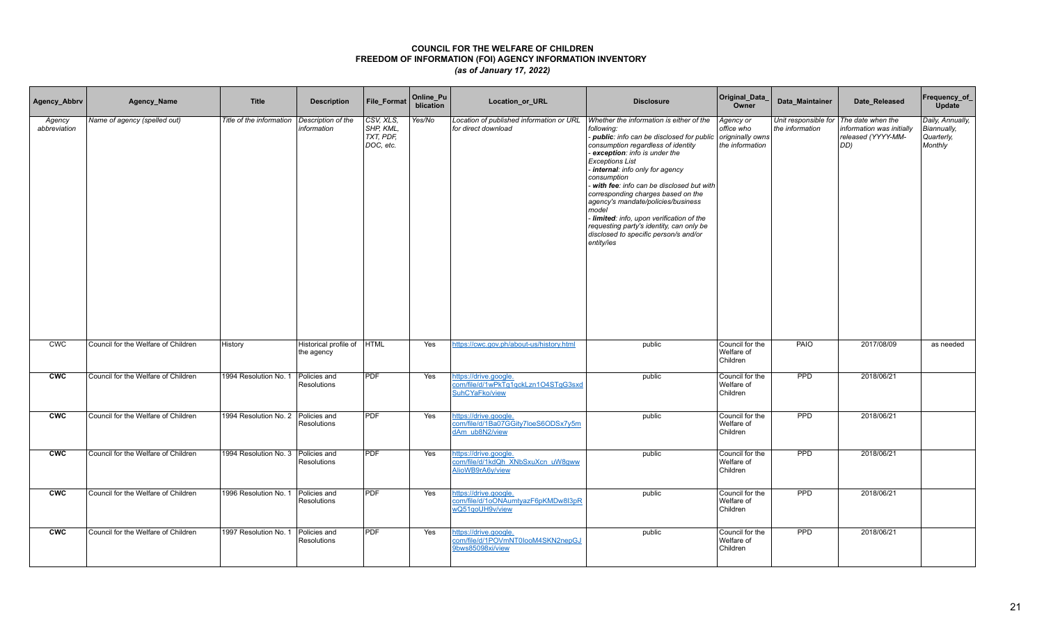# COUNCIL FOR THE WELFARE OF CHILDREN
## FREEDOM OF INFORMATION (FOI) AGENCY INFORMATION INVENTORY
*(as of January 17, 2022)*

| Agency_Abbrv | Agency_Name | Title | Description | File_Format | Online_Publication | Location_or_URL | Disclosure | Original_Data_Owner | Data_Maintainer | Date_Released | Frequency_of_Update |
|---|---|---|---|---|---|---|---|---|---|---|---|
| *Agency abbreviation* | *Name of agency (spelled out)* | *Title of the information* | *Description of the information* | *CSV, XLS, SHP, KML, TXT, PDF, DOC, etc.* | *Yes/No* | *Location of published information or URL for direct download* | *Whether the information is either of the following: - **public**: info can be disclosed for public consumption regardless of identity - **exception**: info is under the Exceptions List - **internal**: info only for agency consumption - **with fee**: info can be disclosed but with corresponding charges based on the agency's mandate/policies/business model - **limited**: info, upon verification of the requesting party's identity, can only be disclosed to specific person/s and/or entity/ies* | *Agency or office who origninally owns the information* | *Unit responsible for the information* | *The date when the information was initially released (YYYY-MM-DD)* | *Daily, Annually, Biannually, Quarterly, Monthly* |
| CWC | Council for the Welfare of Children | History | Historical profile of the agency | HTML | Yes | https://cwc.gov.ph/about-us/history.html | public | Council for the Welfare of Children | PAIO | 2017/08/09 | as needed |
| **CWC** | Council for the Welfare of Children | 1994 Resolution No. 1 | Policies and Resolutions | PDF | Yes | https://drive.google.com/file/d/1wPkTq1qckLzn1O4STqG3sxdSuhCYaFko/view | public | Council for the Welfare of Children | PPD | 2018/06/21 | |
| **CWC** | Council for the Welfare of Children | 1994 Resolution No. 2 | Policies and Resolutions | PDF | Yes | https://drive.google.com/file/d/1Ba07GGity7loeS6ODSx7y5mdAm_ub8N2/view | public | Council for the Welfare of Children | PPD | 2018/06/21 | |
| **CWC** | Council for the Welfare of Children | 1994 Resolution No. 3 | Policies and Resolutions | PDF | Yes | https://drive.google.com/file/d/1kdQh_XNbSxuXcn_uW8gwwAlioWB9rA6y/view | public | Council for the Welfare of Children | PPD | 2018/06/21 | |
| **CWC** | Council for the Welfare of Children | 1996 Resolution No. 1 | Policies and Resolutions | PDF | Yes | https://drive.google.com/file/d/1oONAumtyazF6pKMDw8I3pRwQ51qoUH9v/view | public | Council for the Welfare of Children | PPD | 2018/06/21 | |
| **CWC** | Council for the Welfare of Children | 1997 Resolution No. 1 | Policies and Resolutions | PDF | Yes | https://drive.google.com/file/d/1POVmNT0IooM4SKN2nepGJ9bws85098xi/view | public | Council for the Welfare of Children | PPD | 2018/06/21 | |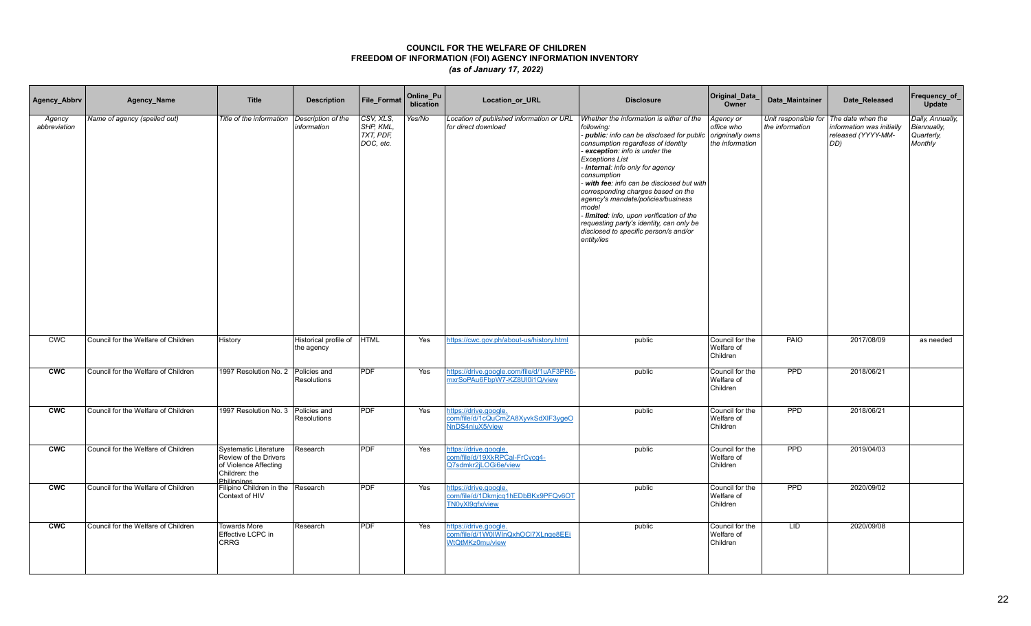# COUNCIL FOR THE WELFARE OF CHILDREN
## FREEDOM OF INFORMATION (FOI) AGENCY INFORMATION INVENTORY
### *(as of January 17, 2022)*

| Agency_Abbrv | Agency_Name | Title | Description | File_Format | Online_Publication | Location_or_URL | Disclosure | Original_Data_Owner | Data_Maintainer | Date_Released | Frequency_of_Update |
|---|---|---|---|---|---|---|---|---|---|---|---|
| *Agency abbreviation* | *Name of agency (spelled out)* | *Title of the information* | *Description of the information* | *CSV, XLS, SHP, KML, TXT, PDF, DOC, etc.* | *Yes/No* | *Location of published information or URL for direct download* | *Whether the information is either of the following:* <br> - ***public****: info can be disclosed for public consumption regardless of identity* <br> - ***exception****: info is under the Exceptions List* <br> - ***internal****: info only for agency consumption* <br> - ***with fee****: info can be disclosed but with corresponding charges based on the agency's mandate/policies/business model* <br> - ***limited****: info, upon verification of the requesting party's identity, can only be disclosed to specific person/s and/or entity/ies* | *Agency or office who origninally owns the information* | *Unit responsible for the information* | *The date when the information was initially released (YYYY-MM-DD)* | *Daily, Annually, Biannually, Quarterly, Monthly* |
| CWC | Council for the Welfare of Children | History | Historical profile of the agency | HTML | Yes | https://cwc.gov.ph/about-us/history.html | public | Council for the Welfare of Children | PAIO | 2017/08/09 | as needed |
| **CWC** | Council for the Welfare of Children | 1997 Resolution No. 2 | Policies and Resolutions | PDF | Yes | https://drive.google.com/file/d/1uAF3PR6-mxrSoPAu6FbpW7-KZ8Ul0i1Q/view | public | Council for the Welfare of Children | PPD | 2018/06/21 | |
| **CWC** | Council for the Welfare of Children | 1997 Resolution No. 3 | Policies and Resolutions | PDF | Yes | https://drive.google.com/file/d/1cQuCmZA8XyvkSdXIF3ygeONnDS4niuX5/view | public | Council for the Welfare of Children | PPD | 2018/06/21 | |
| **CWC** | Council for the Welfare of Children | Systematic Literature Review of the Drivers of Violence Affecting Children: the Philippines | Research | PDF | Yes | https://drive.google.com/file/d/19XkRPCal-FrCycg4-Q7sdmkr2jLOGi6e/view | public | Council for the Welfare of Children | PPD | 2019/04/03 | |
| **CWC** | Council for the Welfare of Children | Filipino Children in the Context of HIV | Research | PDF | Yes | https://drive.google.com/file/d/1Dkmjcq1hEDbBKx9PFQv6OTTN0yXl9qfx/view | public | Council for the Welfare of Children | PPD | 2020/09/02 | |
| **CWC** | Council for the Welfare of Children | Towards More Effective LCPC in CRRG | Research | PDF | Yes | https://drive.google.com/file/d/1W0IWlnQxhOCl7XLnge8EEiWtQtMKz0mu/view | public | Council for the Welfare of Children | LID | 2020/09/08 | |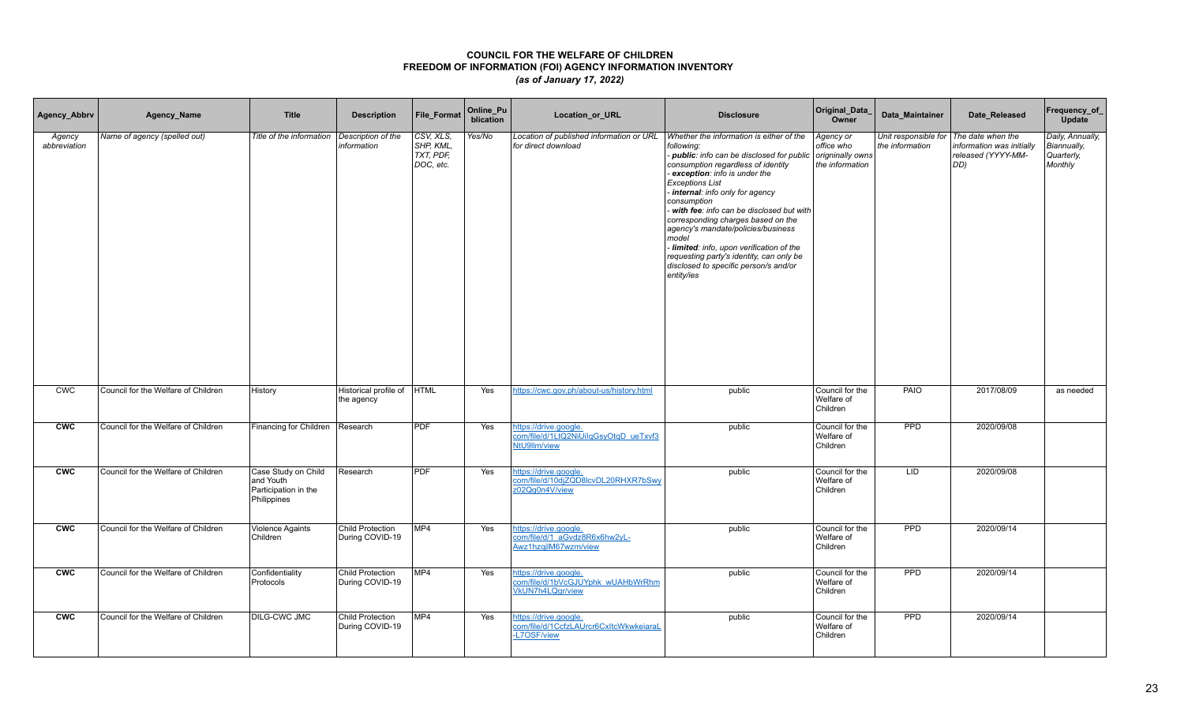# COUNCIL FOR THE WELFARE OF CHILDREN
## FREEDOM OF INFORMATION (FOI) AGENCY INFORMATION INVENTORY
*(as of January 17, 2022)*

| Agency_Abbrv | Agency_Name | Title | Description | File_Format | Online_Publication | Location_or_URL | Disclosure | Original_Data_Owner | Data_Maintainer | Date_Released | Frequency_of_Update |
|---|---|---|---|---|---|---|---|---|---|---|---|
| *Agency abbreviation* | *Name of agency (spelled out)* | *Title of the information* | *Description of the information* | *CSV, XLS, SHP, KML, TXT, PDF, DOC, etc.* | *Yes/No* | *Location of published information or URL for direct download* | *Whether the information is either of the following:*<br>*- **public**: info can be disclosed for public consumption regardless of identity*<br>*- **exception**: info is under the Exceptions List*<br>*- **internal**: info only for agency consumption*<br>*- **with fee**: info can be disclosed but with corresponding charges based on the agency's mandate/policies/business model*<br>*- **limited**: info, upon verification of the requesting party's identity, can only be disclosed to specific person/s and/or entity/ies* | *Agency or office who origninally owns the information* | *Unit responsible for the information* | *The date when the information was initially released (YYYY-MM-DD)* | *Daily, Annually, Biannually, Quarterly, Monthly* |
| CWC | Council for the Welfare of Children | History | Historical profile of the agency | HTML | Yes | https://cwc.gov.ph/about-us/history.html | public | Council for the Welfare of Children | PAIO | 2017/08/09 | as needed |
| **CWC** | Council for the Welfare of Children | Financing for Children | Research | PDF | Yes | https://drive.google.com/file/d/1LtQ2NiUiIqGsyOtqD_ueTxvf3NtU9llm/view | public | Council for the Welfare of Children | PPD | 2020/09/08 | |
| **CWC** | Council for the Welfare of Children | Case Study on Child and Youth Participation in the Philippines | Research | PDF | Yes | https://drive.google.com/file/d/10djZQD8lcvDL20RHXR7bSwyz02Qg0n4V/view | public | Council for the Welfare of Children | LID | 2020/09/08 | |
| **CWC** | Council for the Welfare of Children | Violence Againts Children | Child Protection During COVID-19 | MP4 | Yes | https://drive.google.com/file/d/1_aGvdz8R6x6hw2yL-Awz1hzqjlM67wzm/view | public | Council for the Welfare of Children | PPD | 2020/09/14 | |
| **CWC** | Council for the Welfare of Children | Confidentiality Protocols | Child Protection During COVID-19 | MP4 | Yes | https://drive.google.com/file/d/1bVcGJUYphk_wUAHbWrRhmVkUN7h4LQgr/view | public | Council for the Welfare of Children | PPD | 2020/09/14 | |
| **CWC** | Council for the Welfare of Children | DILG-CWC JMC | Child Protection During COVID-19 | MP4 | Yes | https://drive.google.com/file/d/1CcfzLAUrcr6CxltcWkwkeiaraL-L7OSF/view | public | Council for the Welfare of Children | PPD | 2020/09/14 | |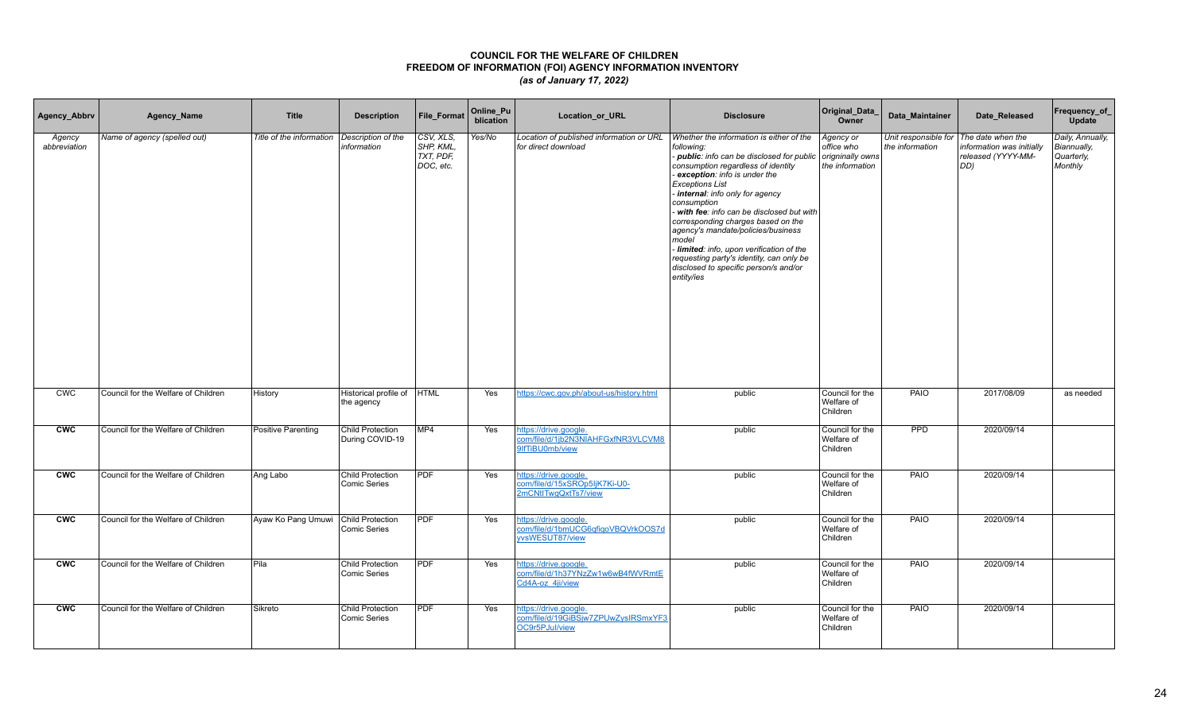# COUNCIL FOR THE WELFARE OF CHILDREN
## FREEDOM OF INFORMATION (FOI) AGENCY INFORMATION INVENTORY
### *(as of January 17, 2022)*

| Agency_Abbrv | Agency_Name | Title | Description | File_Format | Online_Publication | Location_or_URL | Disclosure | Original_Data_Owner | Data_Maintainer | Date_Released | Frequency_of_Update |
|---|---|---|---|---|---|---|---|---|---|---|---|
| *Agency abbreviation* | *Name of agency (spelled out)* | *Title of the information* | *Description of the information* | *CSV, XLS, SHP, KML, TXT, PDF, DOC, etc.* | *Yes/No* | *Location of published information or URL for direct download* | *Whether the information is either of the following:* <br> *- **public**: info can be disclosed for public consumption regardless of identity* <br> *- **exception**: info is under the Exceptions List* <br> *- **internal**: info only for agency consumption* <br> *- **with fee**: info can be disclosed but with corresponding charges based on the agency's mandate/policies/business model* <br> *- **limited**: info, upon verification of the requesting party's identity, can only be disclosed to specific person/s and/or entity/ies* | *Agency or office who origninally owns the information* | *Unit responsible for the information* | *The date when the information was initially released (YYYY-MM-DD)* | *Daily, Annually, Biannually, Quarterly, Monthly* |
| CWC | Council for the Welfare of Children | History | Historical profile of the agency | HTML | Yes | https://cwc.gov.ph/about-us/history.html | public | Council for the Welfare of Children | PAIO | 2017/08/09 | as needed |
| **CWC** | Council for the Welfare of Children | Positive Parenting | Child Protection During COVID-19 | MP4 | Yes | https://drive.google.com/file/d/1jb2N3NlAHFGxfNR3VLCVM89lfTiBU0mb/view | public | Council for the Welfare of Children | PPD | 2020/09/14 | |
| **CWC** | Council for the Welfare of Children | Ang Labo | Child Protection Comic Series | PDF | Yes | https://drive.google.com/file/d/15xSROp5ljK7Ki-U0-2mCNtlTwgQxtTs7/view | public | Council for the Welfare of Children | PAIO | 2020/09/14 | |
| **CWC** | Council for the Welfare of Children | Ayaw Ko Pang Umuwi | Child Protection Comic Series | PDF | Yes | https://drive.google.com/file/d/1bmUCG6gfiqoVBQVrkOOS7dyvsWESUT87/view | public | Council for the Welfare of Children | PAIO | 2020/09/14 | |
| **CWC** | Council for the Welfare of Children | Pila | Child Protection Comic Series | PDF | Yes | https://drive.google.com/file/d/1h37YNzZw1w6wB4fWVRmtECd4A-oz_4ji/view | public | Council for the Welfare of Children | PAIO | 2020/09/14 | |
| **CWC** | Council for the Welfare of Children | Sikreto | Child Protection Comic Series | PDF | Yes | https://drive.google.com/file/d/19GiBSjw7ZPUwZysIRSmxYF3OC9r5PJul/view | public | Council for the Welfare of Children | PAIO | 2020/09/14 | |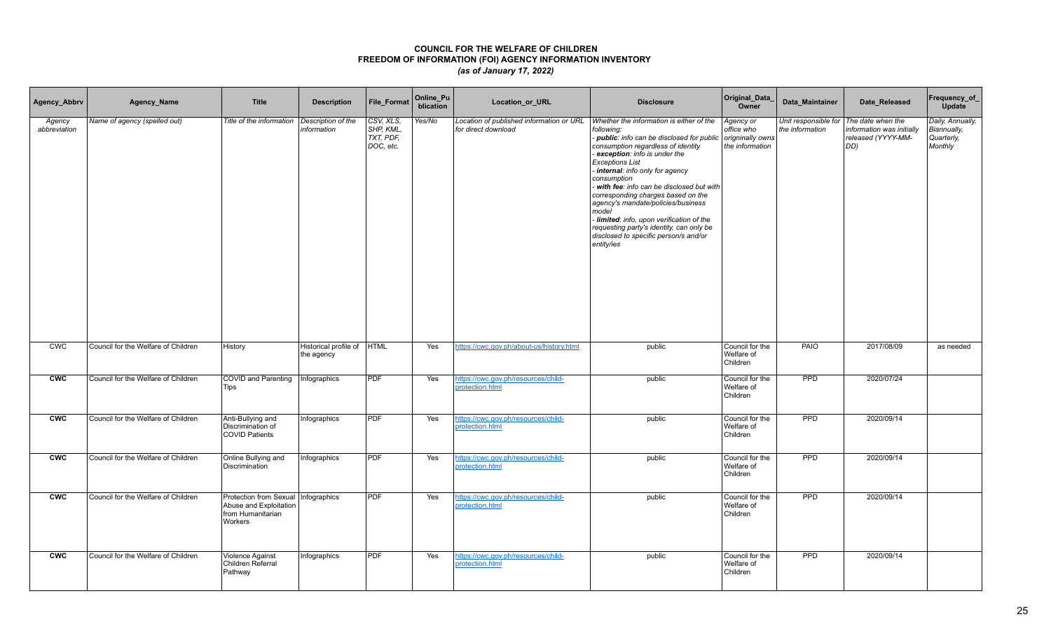# COUNCIL FOR THE WELFARE OF CHILDREN
## FREEDOM OF INFORMATION (FOI) AGENCY INFORMATION INVENTORY
### *(as of January 17, 2022)*

| Agency_Abbrv | Agency_Name | Title | Description | File_Format | Online_Publication | Location_or_URL | Disclosure | Original_Data_Owner | Data_Maintainer | Date_Released | Frequency_of_Update |
|---|---|---|---|---|---|---|---|---|---|---|---|
| *Agency abbreviation* | *Name of agency (spelled out)* | *Title of the information* | *Description of the information* | *CSV, XLS, SHP, KML, TXT, PDF, DOC, etc.* | *Yes/No* | *Location of published information or URL for direct download* | *Whether the information is either of the following:<br>- **public**: info can be disclosed for public consumption regardless of identity<br>- **exception**: info is under the Exceptions List<br>- **internal**: info only for agency consumption<br>- **with fee**: info can be disclosed but with corresponding charges based on the agency's mandate/policies/business model<br>- **limited**: info, upon verification of the requesting party's identity, can only be disclosed to specific person/s and/or entity/ies* | *Agency or office who origninally owns the information* | *Unit responsible for the information* | *The date when the information was initially released (YYYY-MM-DD)* | *Daily, Annually, Biannually, Quarterly, Monthly* |
| CWC | Council for the Welfare of Children | History | Historical profile of the agency | HTML | Yes | https://cwc.gov.ph/about-us/history.html | public | Council for the Welfare of Children | PAIO | 2017/08/09 | as needed |
| **CWC** | Council for the Welfare of Children | COVID and Parenting Tips | Infographics | PDF | Yes | https://cwc.gov.ph/resources/child-protection.html | public | Council for the Welfare of Children | PPD | 2020/07/24 | |
| **CWC** | Council for the Welfare of Children | Anti-Bullying and Discrimination of COVID Patients | Infographics | PDF | Yes | https://cwc.gov.ph/resources/child-protection.html | public | Council for the Welfare of Children | PPD | 2020/09/14 | |
| **CWC** | Council for the Welfare of Children | Online Bullying and Discrimination | Infographics | PDF | Yes | https://cwc.gov.ph/resources/child-protection.html | public | Council for the Welfare of Children | PPD | 2020/09/14 | |
| **CWC** | Council for the Welfare of Children | Protection from Sexual Abuse and Exploitation from Humanitarian Workers | Infographics | PDF | Yes | https://cwc.gov.ph/resources/child-protection.html | public | Council for the Welfare of Children | PPD | 2020/09/14 | |
| **CWC** | Council for the Welfare of Children | Violence Against Children Referral Pathway | Infographics | PDF | Yes | https://cwc.gov.ph/resources/child-protection.html | public | Council for the Welfare of Children | PPD | 2020/09/14 | |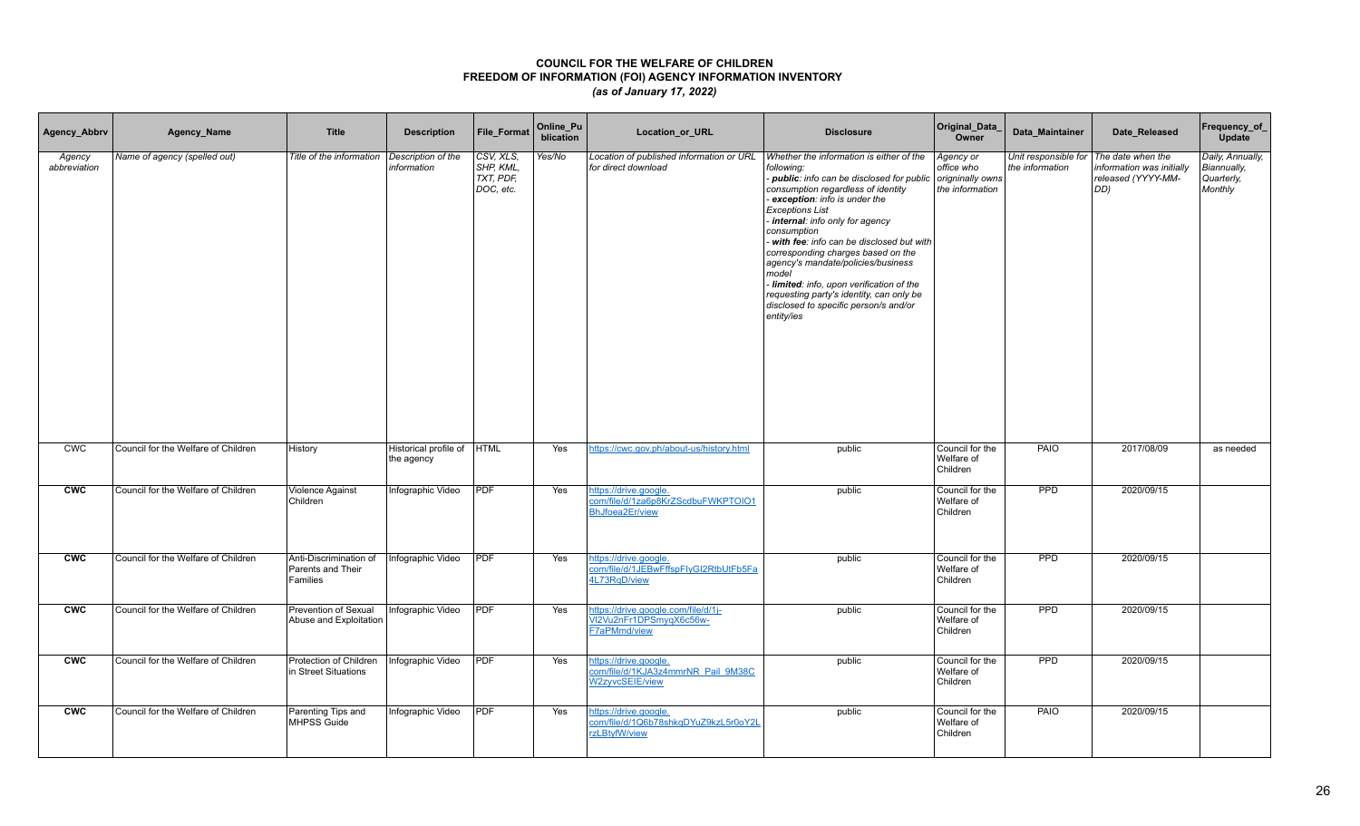# COUNCIL FOR THE WELFARE OF CHILDREN
## FREEDOM OF INFORMATION (FOI) AGENCY INFORMATION INVENTORY
### *(as of January 17, 2022)*

| Agency_Abbrv | Agency_Name | Title | Description | File_Format | Online_Publication | Location_or_URL | Disclosure | Original_Data_Owner | Data_Maintainer | Date_Released | Frequency_of_Update |
|---|---|---|---|---|---|---|---|---|---|---|---|
| *Agency abbreviation* | *Name of agency (spelled out)* | *Title of the information* | *Description of the information* | *CSV, XLS, SHP, KML, TXT, PDF, DOC, etc.* | *Yes/No* | *Location of published information or URL for direct download* | *Whether the information is either of the following:<br>- **public**: info can be disclosed for public consumption regardless of identity<br>- **exception**: info is under the Exceptions List<br>- **internal**: info only for agency consumption<br>- **with fee**: info can be disclosed but with corresponding charges based on the agency's mandate/policies/business model<br>- **limited**: info, upon verification of the requesting party's identity, can only be disclosed to specific person/s and/or entity/ies* | *Agency or office who origninally owns the information* | *Unit responsible for the information* | *The date when the information was initially released (YYYY-MM-DD)* | *Daily, Annually, Biannually, Quarterly, Monthly* |
| CWC | Council for the Welfare of Children | History | Historical profile of the agency | HTML | Yes | https://cwc.gov.ph/about-us/history.html | public | Council for the Welfare of Children | PAIO | 2017/08/09 | as needed |
| **CWC** | Council for the Welfare of Children | Violence Against Children | Infographic Video | PDF | Yes | https://drive.google.com/file/d/1za6p8KrZScdbuFWKPTOIO1BhJfoea2Er/view | public | Council for the Welfare of Children | PPD | 2020/09/15 | |
| **CWC** | Council for the Welfare of Children | Anti-Discrimination of Parents and Their Families | Infographic Video | PDF | Yes | https://drive.google.com/file/d/1JEBwFffspFIyGI2RtbUtFb5Fa4L73RqD/view | public | Council for the Welfare of Children | PPD | 2020/09/15 | |
| **CWC** | Council for the Welfare of Children | Prevention of Sexual Abuse and Exploitation | Infographic Video | PDF | Yes | https://drive.google.com/file/d/1j-Vl2Vu2nFr1DPSmyqX6c56w-F7aPMmd/view | public | Council for the Welfare of Children | PPD | 2020/09/15 | |
| **CWC** | Council for the Welfare of Children | Protection of Children in Street Situations | Infographic Video | PDF | Yes | https://drive.google.com/file/d/1KJA3z4mmrNR_Pail_9M38CW2zyvcSEIE/view | public | Council for the Welfare of Children | PPD | 2020/09/15 | |
| **CWC** | Council for the Welfare of Children | Parenting Tips and MHPSS Guide | Infographic Video | PDF | Yes | https://drive.google.com/file/d/1Q6b78shkqDYuZ9kzL5r0oY2LrzLBtyfW/view | public | Council for the Welfare of Children | PAIO | 2020/09/15 | |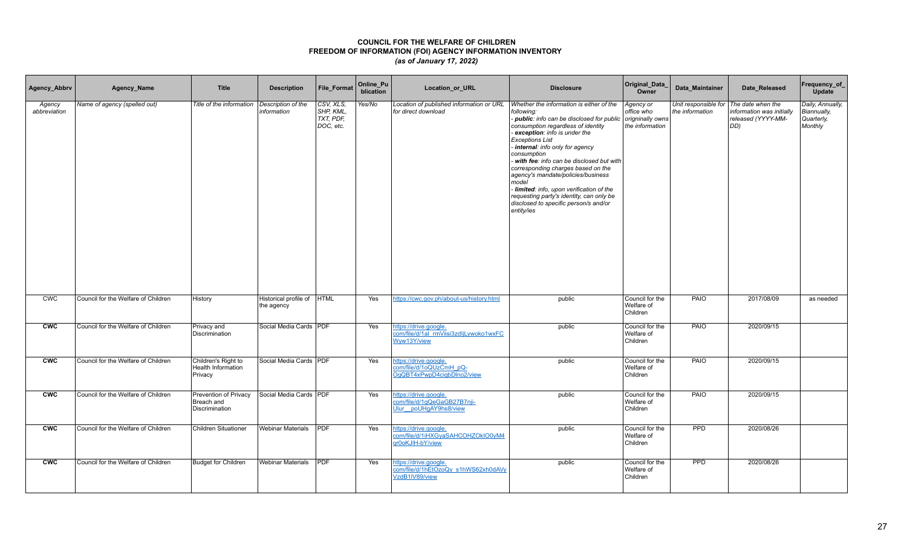# COUNCIL FOR THE WELFARE OF CHILDREN
## FREEDOM OF INFORMATION (FOI) AGENCY INFORMATION INVENTORY
### *(as of January 17, 2022)*

| Agency_Abbrv | Agency_Name | Title | Description | File_Format | Online_Publication | Location_or_URL | Disclosure | Original_Data_Owner | Data_Maintainer | Date_Released | Frequency_of_Update |
|---|---|---|---|---|---|---|---|---|---|---|---|
| *Agency abbreviation* | *Name of agency (spelled out)* | *Title of the information* | *Description of the information* | *CSV, XLS, SHP, KML, TXT, PDF, DOC, etc.* | *Yes/No* | *Location of published information or URL for direct download* | *Whether the information is either of the following: - **public**: info can be disclosed for public consumption regardless of identity - **exception**: info is under the Exceptions List - **internal**: info only for agency consumption - **with fee**: info can be disclosed but with corresponding charges based on the agency's mandate/policies/business model - **limited**: info, upon verification of the requesting party's identity, can only be disclosed to specific person/s and/or entity/ies* | *Agency or office who originally owns the information* | *Unit responsible for the information* | *The date when the information was initially released (YYYY-MM-DD)* | *Daily, Annually, Biannually, Quarterly, Monthly* |
| CWC | Council for the Welfare of Children | History | Historical profile of the agency | HTML | Yes | https://cwc.gov.ph/about-us/history.html | public | Council for the Welfare of Children | PAIO | 2017/08/09 | as needed |
| **CWC** | Council for the Welfare of Children | Privacy and Discrimination | Social Media Cards | PDF | Yes | https://drive.google.com/file/d/1al_rmViisi3zdIjLywoko1wxFCWyw13Y/view | public | Council for the Welfare of Children | PAIO | 2020/09/15 | |
| **CWC** | Council for the Welfare of Children | Children's Right to Health Information Privacy | Social Media Cards | PDF | Yes | https://drive.google.com/file/d/1oQUzCmH_pQ-OgQBT4xPwpD4cigbDlno2/view | public | Council for the Welfare of Children | PAIO | 2020/09/15 | |
| **CWC** | Council for the Welfare of Children | Prevention of Privacy Breach and Discrimination | Social Media Cards | PDF | Yes | https://drive.google.com/file/d/1gQeGaGB27B7nji-Ulur__poUHgAY9hs8/view | public | Council for the Welfare of Children | PAIO | 2020/09/15 | |
| **CWC** | Council for the Welfare of Children | Children Situationer | Webinar Materials | PDF | Yes | https://drive.google.com/file/d/1iHXGyaSAHCOHZOkIO0yM4gr0oKJlH-bY/view | public | Council for the Welfare of Children | PPD | 2020/08/26 | |
| **CWC** | Council for the Welfare of Children | Budget for Children | Webinar Materials | PDF | Yes | https://drive.google.com/file/d/1hEtOzoQy_s1hWS62xh0dAVyVzdB1lV89/view | public | Council for the Welfare of Children | PPD | 2020/08/26 | |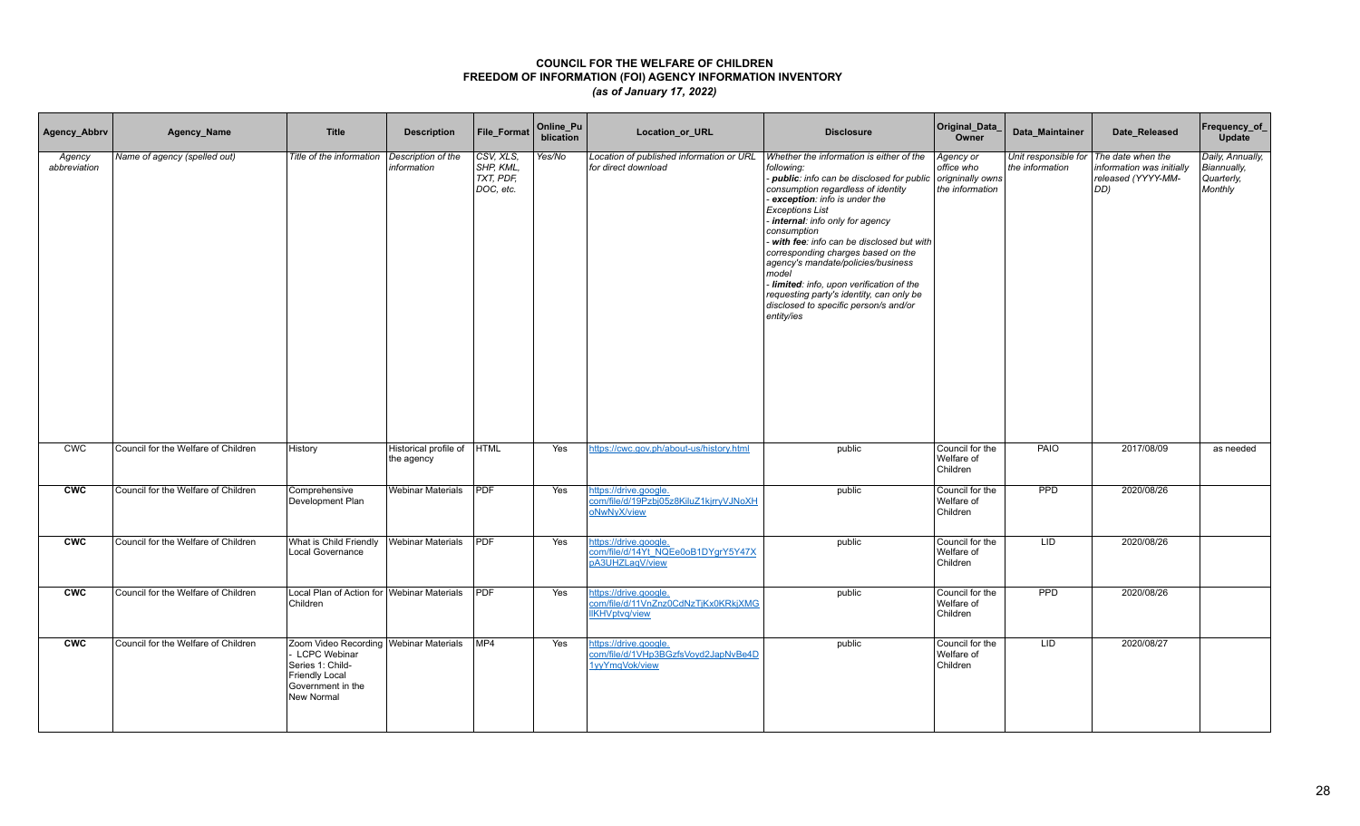# COUNCIL FOR THE WELFARE OF CHILDREN
## FREEDOM OF INFORMATION (FOI) AGENCY INFORMATION INVENTORY
### *(as of January 17, 2022)*

| Agency_Abbrv | Agency_Name | Title | Description | File_Format | Online_Publication | Location_or_URL | Disclosure | Original_Data_Owner | Data_Maintainer | Date_Released | Frequency_of_Update |
|---|---|---|---|---|---|---|---|---|---|---|---|
| *Agency abbreviation* | *Name of agency (spelled out)* | *Title of the information* | *Description of the information* | *CSV, XLS, SHP, KML, TXT, PDF, DOC, etc.* | *Yes/No* | *Location of published information or URL for direct download* | *Whether the information is either of the following: - **public**: info can be disclosed for public consumption regardless of identity - **exception**: info is under the Exceptions List - **internal**: info only for agency consumption - **with fee**: info can be disclosed but with corresponding charges based on the agency's mandate/policies/business model - **limited**: info, upon verification of the requesting party's identity, can only be disclosed to specific person/s and/or entity/ies* | *Agency or office who originally owns the information* | *Unit responsible for the information* | *The date when the information was initially released (YYYY-MM-DD)* | *Daily, Annually, Biannually, Quarterly, Monthly* |
| CWC | Council for the Welfare of Children | History | Historical profile of the agency | HTML | Yes | https://cwc.gov.ph/about-us/history.html | public | Council for the Welfare of Children | PAIO | 2017/08/09 | as needed |
| **CWC** | Council for the Welfare of Children | Comprehensive Development Plan | Webinar Materials | PDF | Yes | https://drive.google.com/file/d/19Pzbj05z8KiluZ1kjrryVJNoXHoNwNyX/view | public | Council for the Welfare of Children | PPD | 2020/08/26 | |
| **CWC** | Council for the Welfare of Children | What is Child Friendly Local Governance | Webinar Materials | PDF | Yes | https://drive.google.com/file/d/14Yt_NQEe0oB1DYgrY5Y47XpA3UHZLaqV/view | public | Council for the Welfare of Children | LID | 2020/08/26 | |
| **CWC** | Council for the Welfare of Children | Local Plan of Action for Children | Webinar Materials | PDF | Yes | https://drive.google.com/file/d/11VnZnz0CdNzTjKx0KRkjXMGllKHVptvq/view | public | Council for the Welfare of Children | PPD | 2020/08/26 | |
| **CWC** | Council for the Welfare of Children | Zoom Video Recording - LCPC Webinar Series 1: Child-Friendly Local Government in the New Normal | Webinar Materials | MP4 | Yes | https://drive.google.com/file/d/1VHp3BGzfsVoyd2JapNvBe4D1yvYmqVok/view | public | Council for the Welfare of Children | LID | 2020/08/27 | |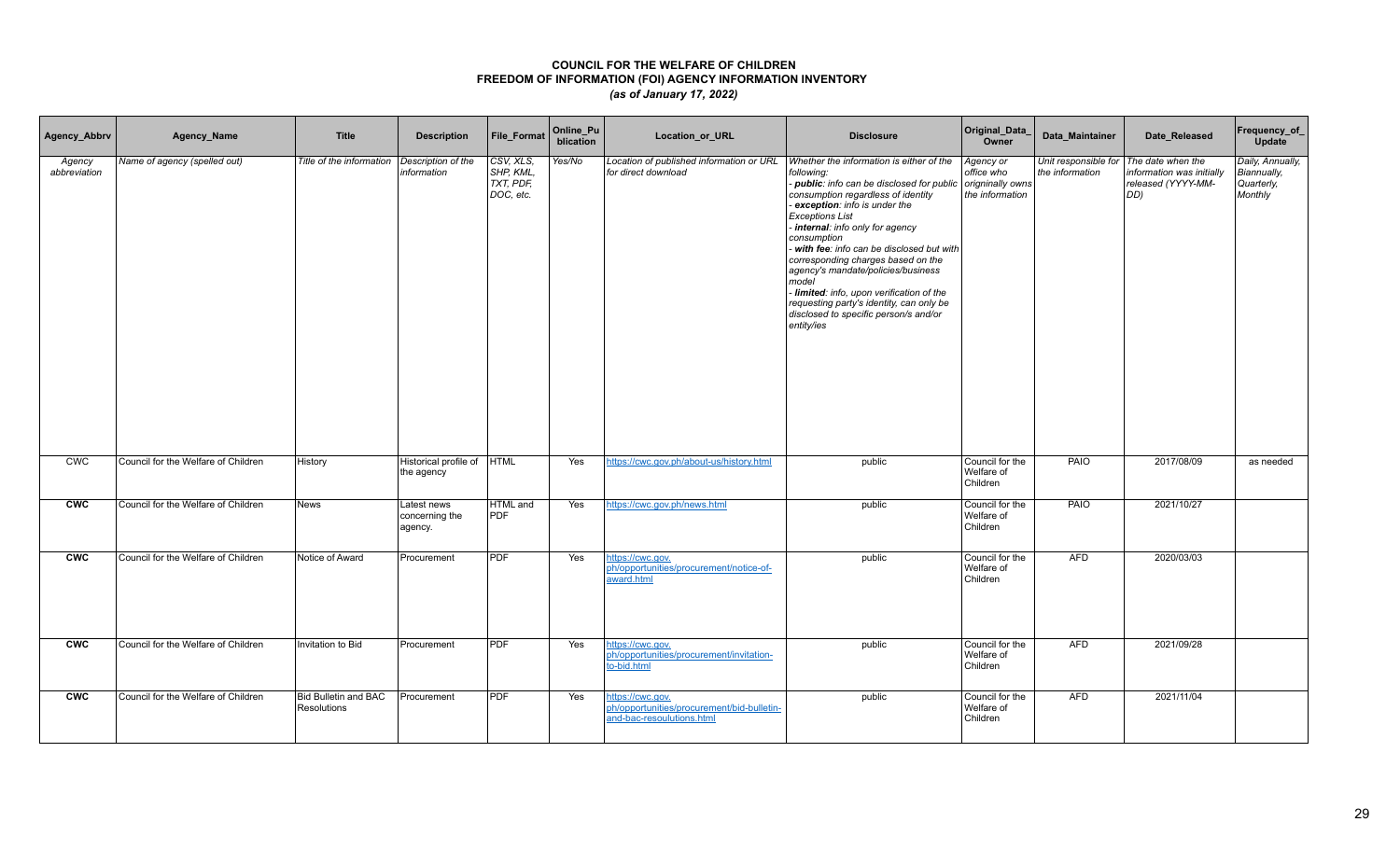# COUNCIL FOR THE WELFARE OF CHILDREN
## FREEDOM OF INFORMATION (FOI) AGENCY INFORMATION INVENTORY
### *(as of January 17, 2022)*

| Agency_Abbrv | Agency_Name | Title | Description | File_Format | Online_Publication | Location_or_URL | Disclosure | Original_Data_Owner | Data_Maintainer | Date_Released | Frequency_of_Update |
|---|---|---|---|---|---|---|---|---|---|---|---|
| *Agency abbreviation* | *Name of agency (spelled out)* | *Title of the information* | *Description of the information* | *CSV, XLS, SHP, KML, TXT, PDF, DOC, etc.* | *Yes/No* | *Location of published information or URL for direct download* | *Whether the information is either of the following:* <br> *- **public**: info can be disclosed for public consumption regardless of identity* <br> *- **exception**: info is under the Exceptions List* <br> *- **internal**: info only for agency consumption* <br> *- **with fee**: info can be disclosed but with corresponding charges based on the agency's mandate/policies/business model* <br> *- **limited**: info, upon verification of the requesting party's identity, can only be disclosed to specific person/s and/or entity/ies* | *Agency or office who origninally owns the information* | *Unit responsible for the information* | *The date when the information was initially released (YYYY-MM-DD)* | *Daily, Annually, Biannually, Quarterly, Monthly* |
| CWC | Council for the Welfare of Children | History | Historical profile of the agency | HTML | Yes | https://cwc.gov.ph/about-us/history.html | public | Council for the Welfare of Children | PAIO | 2017/08/09 | as needed |
| **CWC** | Council for the Welfare of Children | News | Latest news concerning the agency. | HTML and PDF | Yes | https://cwc.gov.ph/news.html | public | Council for the Welfare of Children | PAIO | 2021/10/27 | |
| **CWC** | Council for the Welfare of Children | Notice of Award | Procurement | PDF | Yes | https://cwc.gov.ph/opportunities/procurement/notice-of-award.html | public | Council for the Welfare of Children | AFD | 2020/03/03 | |
| **CWC** | Council for the Welfare of Children | Invitation to Bid | Procurement | PDF | Yes | https://cwc.gov.ph/opportunities/procurement/invitation-to-bid.html | public | Council for the Welfare of Children | AFD | 2021/09/28 | |
| **CWC** | Council for the Welfare of Children | Bid Bulletin and BAC Resolutions | Procurement | PDF | Yes | https://cwc.gov.ph/opportunities/procurement/bid-bulletin-and-bac-resoulutions.html | public | Council for the Welfare of Children | AFD | 2021/11/04 | |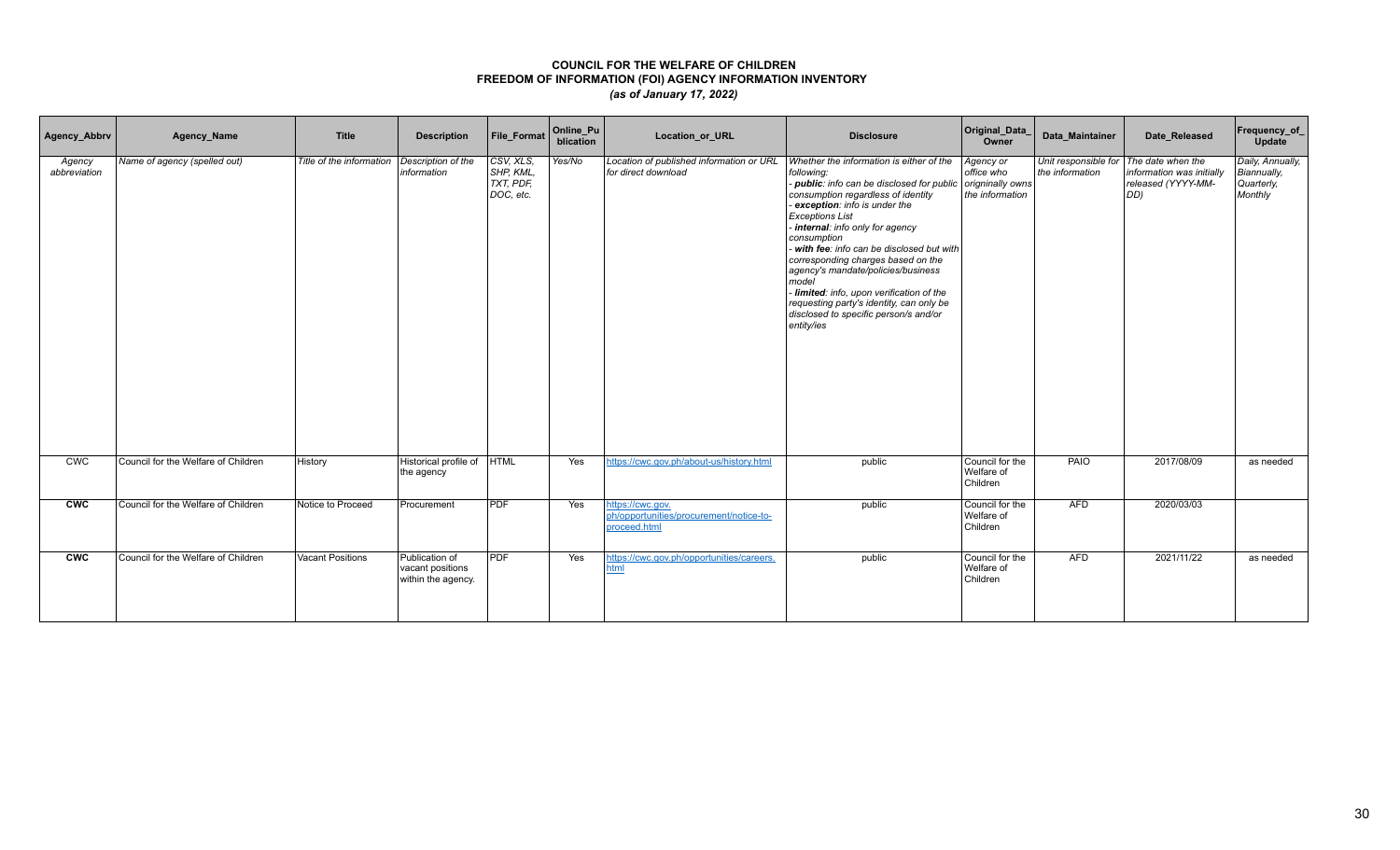**COUNCIL FOR THE WELFARE OF CHILDREN**
**FREEDOM OF INFORMATION (FOI) AGENCY INFORMATION INVENTORY**
***(as of January 17, 2022)***

| Agency_Abbrv | Agency_Name | Title | Description | File_Format | Online_Publication | Location_or_URL | Disclosure | Original_Data_Owner | Data_Maintainer | Date_Released | Frequency_of_Update |
|---|---|---|---|---|---|---|---|---|---|---|---|
| *Agency abbreviation* | *Name of agency (spelled out)* | *Title of the information* | *Description of the information* | *CSV, XLS, SHP, KML, TXT, PDF, DOC, etc.* | *Yes/No* | *Location of published information or URL for direct download* | *Whether the information is either of the following:*<br>*- **public**: info can be disclosed for public consumption regardless of identity*<br>*- **exception**: info is under the Exceptions List*<br>*- **internal**: info only for agency consumption*<br>*- **with fee**: info can be disclosed but with corresponding charges based on the agency's mandate/policies/business model*<br>*- **limited**: info, upon verification of the requesting party's identity, can only be disclosed to specific person/s and/or entity/ies* | *Agency or office who origninally owns the information* | *Unit responsible for the information* | *The date when the information was initially released (YYYY-MM-DD)* | *Daily, Annually, Biannually, Quarterly, Monthly* |
| CWC | Council for the Welfare of Children | History | Historical profile of the agency | HTML | Yes | https://cwc.gov.ph/about-us/history.html | public | Council for the Welfare of Children | PAIO | 2017/08/09 | as needed |
| **CWC** | Council for the Welfare of Children | Notice to Proceed | Procurement | PDF | Yes | https://cwc.gov.ph/opportunities/procurement/notice-to-proceed.html | public | Council for the Welfare of Children | AFD | 2020/03/03 | |
| **CWC** | Council for the Welfare of Children | Vacant Positions | Publication of vacant positions within the agency. | PDF | Yes | https://cwc.gov.ph/opportunities/careers.html | public | Council for the Welfare of Children | AFD | 2021/11/22 | as needed |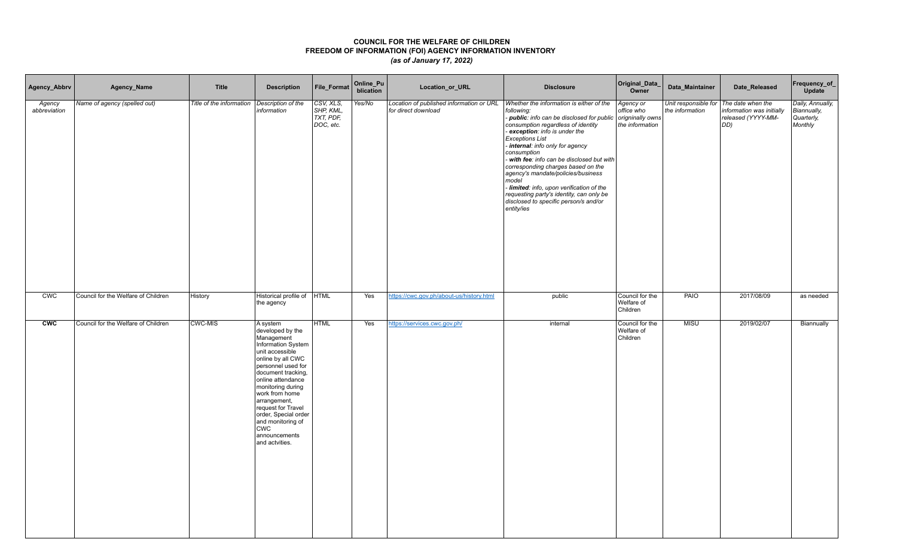**COUNCIL FOR THE WELFARE OF CHILDREN**
**FREEDOM OF INFORMATION (FOI) AGENCY INFORMATION INVENTORY**
***(as of January 17, 2022)***

| Agency_Abbrv | Agency_Name | Title | Description | File_Format | Online_Publication | Location_or_URL | Disclosure | Original_Data_Owner | Data_Maintainer | Date_Released | Frequency_of_Update |
|---|---|---|---|---|---|---|---|---|---|---|---|
| *Agency abbreviation* | *Name of agency (spelled out)* | *Title of the information* | *Description of the information* | *CSV, XLS, SHP, KML, TXT, PDF, DOC, etc.* | *Yes/No* | *Location of published information or URL for direct download* | *Whether the information is either of the following:<br>- **public**: info can be disclosed for public consumption regardless of identity<br>- **exception**: info is under the Exceptions List<br>- **internal**: info only for agency consumption<br>- **with fee**: info can be disclosed but with corresponding charges based on the agency's mandate/policies/business model<br>- **limited**: info, upon verification of the requesting party's identity, can only be disclosed to specific person/s and/or entity/ies* | *Agency or office who originally owns the information* | *Unit responsible for the information* | *The date when the information was initially released (YYYY-MM-DD)* | *Daily, Annually, Biannually, Quarterly, Monthly* |
| CWC | Council for the Welfare of Children | History | Historical profile of the agency | HTML | Yes | https://cwc.gov.ph/about-us/history.html | public | Council for the Welfare of Children | PAIO | 2017/08/09 | as needed |
| **CWC** | Council for the Welfare of Children | CWC-MIS | A system developed by the Management Information System unit accessible online by all CWC personnel used for document tracking, online attendance monitoring during work from home arrangement, request for Travel order, Special order and monitoring of CWC announcements and actvities. | HTML | Yes | https://services.cwc.gov.ph/ | internal | Council for the Welfare of Children | MISU | 2019/02/07 | Biannually |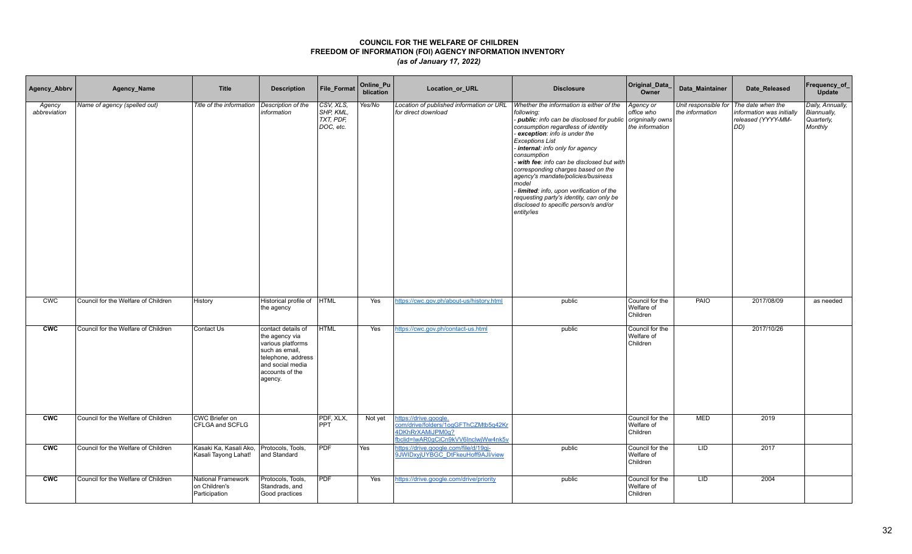# COUNCIL FOR THE WELFARE OF CHILDREN
## FREEDOM OF INFORMATION (FOI) AGENCY INFORMATION INVENTORY
### *(as of January 17, 2022)*

| Agency_Abbrv | Agency_Name | Title | Description | File_Format | Online_Publication | Location_or_URL | Disclosure | Original_Data_Owner | Data_Maintainer | Date_Released | Frequency_of_Update |
|---|---|---|---|---|---|---|---|---|---|---|---|
| *Agency abbreviation* | *Name of agency (spelled out)* | *Title of the information* | *Description of the information* | *CSV, XLS, SHP, KML, TXT, PDF, DOC, etc.* | *Yes/No* | *Location of published information or URL for direct download* | *Whether the information is either of the following: - **public**: info can be disclosed for public consumption regardless of identity - **exception**: info is under the Exceptions List - **internal**: info only for agency consumption - **with fee**: info can be disclosed but with corresponding charges based on the agency's mandate/policies/business model - **limited**: info, upon verification of the requesting party's identity, can only be disclosed to specific person/s and/or entity/ies* | *Agency or office who originally owns the information* | *Unit responsible for the information* | *The date when the information was initially released (YYYY-MM-DD)* | *Daily, Annually, Biannually, Quarterly, Monthly* |
| CWC | Council for the Welfare of Children | History | Historical profile of the agency | HTML | Yes | https://cwc.gov.ph/about-us/history.html | public | Council for the Welfare of Children | PAIO | 2017/08/09 | as needed |
| **CWC** | Council for the Welfare of Children | Contact Us | contact details of the agency via various platforms such as email, telephone, address and social media accounts of the agency. | HTML | Yes | https://cwc.gov.ph/contact-us.html | public | Council for the Welfare of Children | | 2017/10/26 | |
| **CWC** | Council for the Welfare of Children | CWC Briefer on CFLGA and SCFLG | | PDF, XLX, PPT | Not yet | https://drive.google.com/drive/folders/1ogGFThCZMtb5q42Kr4DKhRrXAMiJPM0q?fbclid=IwAR0gCiCn9kVV6InclwjWw4nk5v | | Council for the Welfare of Children | MED | 2019 | |
| **CWC** | Council for the Welfare of Children | Kasaki Ka, Kasali Ako, Kasali Tayong Lahat! | Protocols, Tools, and Standard | PDF | Yes | https://drive.google.com/file/d/19gj-9JWIDxyjUYBGC_DtFkeuHoff9AJI/view | public | Council for the Welfare of Children | LID | 2017 | |
| **CWC** | Council for the Welfare of Children | National Framework on Children's Participation | Protocols, Tools, Standrads, and Good practices | PDF | Yes | https://drive.google.com/drive/priority | public | Council for the Welfare of Children | LID | 2004 | |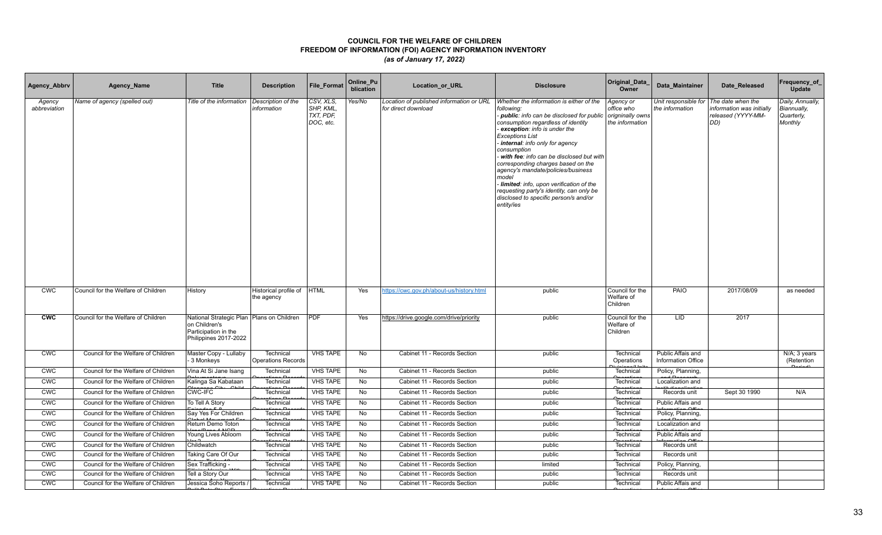# COUNCIL FOR THE WELFARE OF CHILDREN
## FREEDOM OF INFORMATION (FOI) AGENCY INFORMATION INVENTORY
*(as of January 17, 2022)*

| Agency_Abbrv | Agency_Name | Title | Description | File_Format | Online_Publication | Location_or_URL | Disclosure | Original_Data_Owner | Data_Maintainer | Date_Released | Frequency_of_Update |
|---|---|---|---|---|---|---|---|---|---|---|---|
| *Agency abbreviation* | *Name of agency (spelled out)* | *Title of the information* | *Description of the information* | *CSV, XLS, SHP, KML, TXT, PDF, DOC, etc.* | *Yes/No* | *Location of published information or URL for direct download* | *Whether the information is either of the following:*<br>- ***public***: *info can be disclosed for public consumption regardless of identity*<br>- ***exception***: *info is under the Exceptions List*<br>- ***internal***: *info only for agency consumption*<br>- ***with fee***: *info can be disclosed but with corresponding charges based on the agency's mandate/policies/business model*<br>- ***limited***: *info, upon verification of the requesting party's identity, can only be disclosed to specific person/s and/or entity/ies* | *Agency or office who originnally owns the information* | *Unit responsible for the information* | *The date when the information was initially released (YYYY-MM-DD)* | *Daily, Annually, Biannually, Quarterly, Monthly* |
| CWC | Council for the Welfare of Children | History | Historical profile of the agency | HTML | Yes | https://cwc.gov.ph/about-us/history.html | public | Council for the Welfare of Children | PAIO | 2017/08/09 | as needed |
| **CWC** | Council for the Welfare of Children | National Strategic Plan on Children's Participation in the Philippines 2017-2022 | Plans on Children | PDF | Yes | https://drive.google.com/drive/priority | public | Council for the Welfare of Children | LID | 2017 | |
| CWC | Council for the Welfare of Children | Master Copy - Lullaby - 3 Monkeys | Technical Operations Records | VHS TAPE | No | Cabinet 11 - Records Section | public | Technical Operations | Public Affais and Information Office | | N/A; 3 years (Retention |
| CWC | Council for the Welfare of Children | Vina At Si Jane Isang | Technical | VHS TAPE | No | Cabinet 11 - Records Section | public | Technical | Policy, Planning, | | |
| CWC | Council for the Welfare of Children | Kalinga Sa Kabataan | Technical | VHS TAPE | No | Cabinet 11 - Records Section | public | Technical | Localization and | | |
| CWC | Council for the Welfare of Children | CWC-IFC | Technical | VHS TAPE | No | Cabinet 11 - Records Section | public | Technical | Records unit | Sept 30 1990 | N/A |
| CWC | Council for the Welfare of Children | To Tell A Story | Technical | VHS TAPE | No | Cabinet 11 - Records Section | public | Technical | Public Affais and | | |
| CWC | Council for the Welfare of Children | Say Yes For Children | Technical | VHS TAPE | No | Cabinet 11 - Records Section | public | Technical | Policy, Planning, | | |
| CWC | Council for the Welfare of Children | Return Demo Toton | Technical | VHS TAPE | No | Cabinet 11 - Records Section | public | Technical | Localization and | | |
| CWC | Council for the Welfare of Children | Young Lives Abloom | Technical | VHS TAPE | No | Cabinet 11 - Records Section | public | Technical | Public Affais and | | |
| CWC | Council for the Welfare of Children | Childwatch | Technical | VHS TAPE | No | Cabinet 11 - Records Section | public | Technical | Records unit | | |
| CWC | Council for the Welfare of Children | Taking Care Of Our | Technical | VHS TAPE | No | Cabinet 11 - Records Section | public | Technical | Records unit | | |
| CWC | Council for the Welfare of Children | Sex Trafficking - | Technical | VHS TAPE | No | Cabinet 11 - Records Section | limited | Technical | Policy, Planning, | | |
| CWC | Council for the Welfare of Children | Tell a Story Our | Technical | VHS TAPE | No | Cabinet 11 - Records Section | public | Technical | Records unit | | |
| CWC | Council for the Welfare of Children | Jessica Soho Reports / | Technical | VHS TAPE | No | Cabinet 11 - Records Section | public | Technical | Public Affais and | | |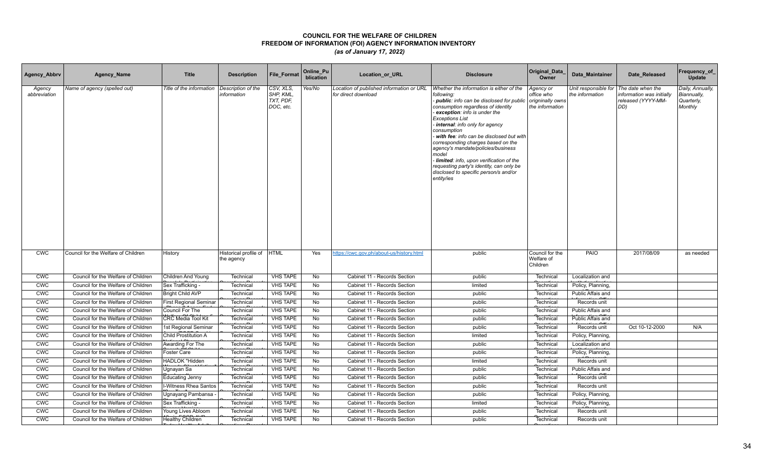# COUNCIL FOR THE WELFARE OF CHILDREN
## FREEDOM OF INFORMATION (FOI) AGENCY INFORMATION INVENTORY
### *(as of January 17, 2022)*

| Agency_Abbrv | Agency_Name | Title | Description | File_Format | Online_Publication | Location_or_URL | Disclosure | Original_Data_Owner | Data_Maintainer | Date_Released | Frequency_of_Update |
|---|---|---|---|---|---|---|---|---|---|---|---|
| *Agency abbreviation* | *Name of agency (spelled out)* | *Title of the information* | *Description of the information* | *CSV, XLS, SHP, KML, TXT, PDF, DOC, etc.* | *Yes/No* | *Location of published information or URL for direct download* | *Whether the information is either of the following:<br>- **public**: info can be disclosed for public consumption regardless of identity<br>- **exception**: info is under the Exceptions List<br>- **internal**: info only for agency consumption<br>- **with fee**: info can be disclosed but with corresponding charges based on the agency's mandate/policies/business model<br>- **limited**: info, upon verification of the requesting party's identity, can only be disclosed to specific person/s and/or entity/ies* | *Agency or office who originally owns the information* | *Unit responsible for the information* | *The date when the information was initially released (YYYY-MM-DD)* | *Daily, Annually, Biannually, Quarterly, Monthly* |
| CWC | Council for the Welfare of Children | History | Historical profile of the agency | HTML | Yes | https://cwc.gov.ph/about-us/history.html | public | Council for the Welfare of Children | PAIO | 2017/08/09 | as needed |
| CWC | Council for the Welfare of Children | Children And Young | Technical | VHS TAPE | No | Cabinet 11 - Records Section | public | Technical | Localization and | | |
| CWC | Council for the Welfare of Children | Sex Trafficking - | Technical | VHS TAPE | No | Cabinet 11 - Records Section | limited | Technical | Policy, Planning, | | |
| CWC | Council for the Welfare of Children | Bright Child AVP | Technical | VHS TAPE | No | Cabinet 11 - Records Section | public | Technical | Public Affais and | | |
| CWC | Council for the Welfare of Children | First Regional Seminar | Technical | VHS TAPE | No | Cabinet 11 - Records Section | public | Technical | Records unit | | |
| CWC | Council for the Welfare of Children | Council For The | Technical | VHS TAPE | No | Cabinet 11 - Records Section | public | Technical | Public Affais and | | |
| CWC | Council for the Welfare of Children | CRC Media Tool Kit | Technical | VHS TAPE | No | Cabinet 11 - Records Section | public | Technical | Public Affais and | | |
| CWC | Council for the Welfare of Children | 1st Regional Seminar | Technical | VHS TAPE | No | Cabinet 11 - Records Section | public | Technical | Records unit | Oct 10-12-2000 | N/A |
| CWC | Council for the Welfare of Children | Child Prostitution A | Technical | VHS TAPE | No | Cabinet 11 - Records Section | limited | Technical | Policy, Planning, | | |
| CWC | Council for the Welfare of Children | Awarding For The | Technical | VHS TAPE | No | Cabinet 11 - Records Section | public | Technical | Localization and | | |
| CWC | Council for the Welfare of Children | Foster Care | Technical | VHS TAPE | No | Cabinet 11 - Records Section | public | Technical | Policy, Planning, | | |
| CWC | Council for the Welfare of Children | HADLOK "Hidden | Technical | VHS TAPE | No | Cabinet 11 - Records Section | limited | Technical | Records unit | | |
| CWC | Council for the Welfare of Children | Ugnayan Sa | Technical | VHS TAPE | No | Cabinet 11 - Records Section | public | Technical | Public Affais and | | |
| CWC | Council for the Welfare of Children | Educating Jenny | Technical | VHS TAPE | No | Cabinet 11 - Records Section | public | Technical | Records unit | | |
| CWC | Council for the Welfare of Children | I-Witness Rhea Santos | Technical | VHS TAPE | No | Cabinet 11 - Records Section | public | Technical | Records unit | | |
| CWC | Council for the Welfare of Children | Ugnayang Pambansa - | Technical | VHS TAPE | No | Cabinet 11 - Records Section | public | Technical | Policy, Planning, | | |
| CWC | Council for the Welfare of Children | Sex Trafficking - | Technical | VHS TAPE | No | Cabinet 11 - Records Section | limited | Technical | Policy, Planning, | | |
| CWC | Council for the Welfare of Children | Young Lives Abloom | Technical | VHS TAPE | No | Cabinet 11 - Records Section | public | Technical | Records unit | | |
| CWC | Council for the Welfare of Children | Healthy Children | Technical | VHS TAPE | No | Cabinet 11 - Records Section | public | Technical | Records unit | | |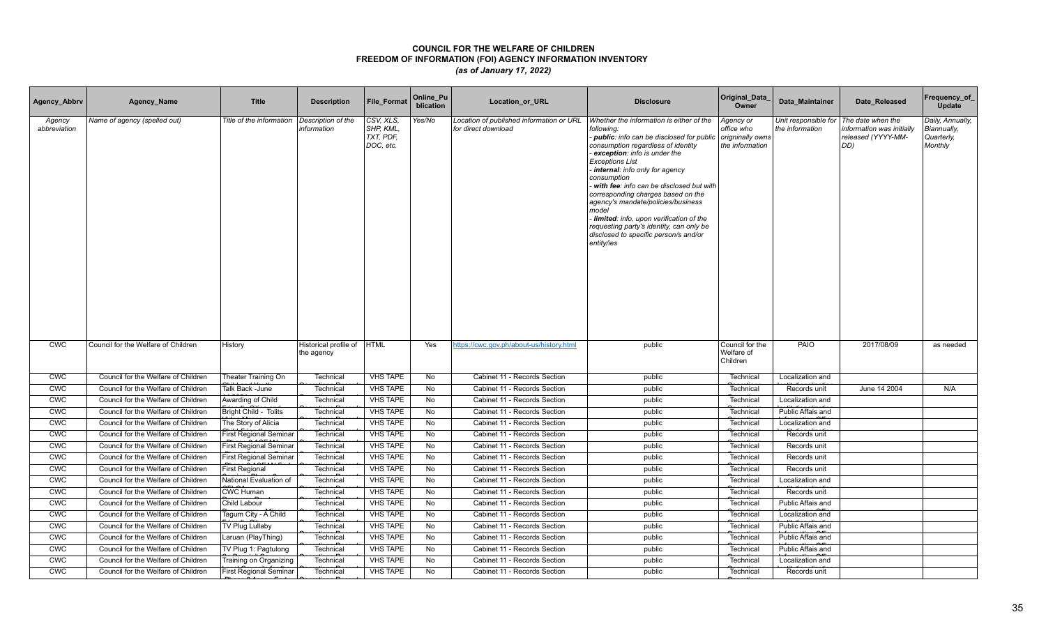# COUNCIL FOR THE WELFARE OF CHILDREN
## FREEDOM OF INFORMATION (FOI) AGENCY INFORMATION INVENTORY
*(as of January 17, 2022)*

| Agency_Abbrv | Agency_Name | Title | Description | File_Format | Online_Publication | Location_or_URL | Disclosure | Original_Data_Owner | Data_Maintainer | Date_Released | Frequency_of_Update |
|---|---|---|---|---|---|---|---|---|---|---|---|
| *Agency abbreviation* | *Name of agency (spelled out)* | *Title of the information* | *Description of the information* | *CSV, XLS, SHP, KML, TXT, PDF, DOC, etc.* | *Yes/No* | *Location of published information or URL for direct download* | *Whether the information is either of the following:<br>- **public**: info can be disclosed for public consumption regardless of identity<br>- **exception**: info is under the Exceptions List<br>- **internal**: info only for agency consumption<br>- **with fee**: info can be disclosed but with corresponding charges based on the agency's mandate/policies/business model<br>- **limited**: info, upon verification of the requesting party's identity, can only be disclosed to specific person/s and/or entity/ies* | *Agency or office who origninally owns the information* | *Unit responsible for the information* | *The date when the information was initially released (YYYY-MM-DD)* | *Daily, Annually, Biannually, Quarterly, Monthly* |
| CWC | Council for the Welfare of Children | History | Historical profile of the agency | HTML | Yes | https://cwc.gov.ph/about-us/history.html | public | Council for the Welfare of Children | PAIO | 2017/08/09 | as needed |
| CWC | Council for the Welfare of Children | Theater Training On | Technical | VHS TAPE | No | Cabinet 11 - Records Section | public | Technical | Localization and | | |
| CWC | Council for the Welfare of Children | Talk Back -June | Technical | VHS TAPE | No | Cabinet 11 - Records Section | public | Technical | Records unit | June 14 2004 | N/A |
| CWC | Council for the Welfare of Children | Awarding of Child | Technical | VHS TAPE | No | Cabinet 11 - Records Section | public | Technical | Localization and | | |
| CWC | Council for the Welfare of Children | Bright Child - Tolits | Technical | VHS TAPE | No | Cabinet 11 - Records Section | public | Technical | Public Affais and | | |
| CWC | Council for the Welfare of Children | The Story of Alicia | Technical | VHS TAPE | No | Cabinet 11 - Records Section | public | Technical | Localization and | | |
| CWC | Council for the Welfare of Children | First Regional Seminar | Technical | VHS TAPE | No | Cabinet 11 - Records Section | public | Technical | Records unit | | |
| CWC | Council for the Welfare of Children | First Regional Seminar | Technical | VHS TAPE | No | Cabinet 11 - Records Section | public | Technical | Records unit | | |
| CWC | Council for the Welfare of Children | First Regional Seminar | Technical | VHS TAPE | No | Cabinet 11 - Records Section | public | Technical | Records unit | | |
| CWC | Council for the Welfare of Children | First Regional | Technical | VHS TAPE | No | Cabinet 11 - Records Section | public | Technical | Records unit | | |
| CWC | Council for the Welfare of Children | National Evaluation of | Technical | VHS TAPE | No | Cabinet 11 - Records Section | public | Technical | Localization and | | |
| CWC | Council for the Welfare of Children | CWC Human | Technical | VHS TAPE | No | Cabinet 11 - Records Section | public | Technical | Records unit | | |
| CWC | Council for the Welfare of Children | Child Labour | Technical | VHS TAPE | No | Cabinet 11 - Records Section | public | Technical | Public Affais and | | |
| CWC | Council for the Welfare of Children | Tagum City - A Child | Technical | VHS TAPE | No | Cabinet 11 - Records Section | public | Technical | Localization and | | |
| CWC | Council for the Welfare of Children | TV Plug Lullaby | Technical | VHS TAPE | No | Cabinet 11 - Records Section | public | Technical | Public Affais and | | |
| CWC | Council for the Welfare of Children | Laruan (PlayThing) | Technical | VHS TAPE | No | Cabinet 11 - Records Section | public | Technical | Public Affais and | | |
| CWC | Council for the Welfare of Children | TV Plug 1: Pagtulong | Technical | VHS TAPE | No | Cabinet 11 - Records Section | public | Technical | Public Affais and | | |
| CWC | Council for the Welfare of Children | Training on Organizing | Technical | VHS TAPE | No | Cabinet 11 - Records Section | public | Technical | Localization and | | |
| CWC | Council for the Welfare of Children | First Regional Seminar | Technical | VHS TAPE | No | Cabinet 11 - Records Section | public | Technical | Records unit | | |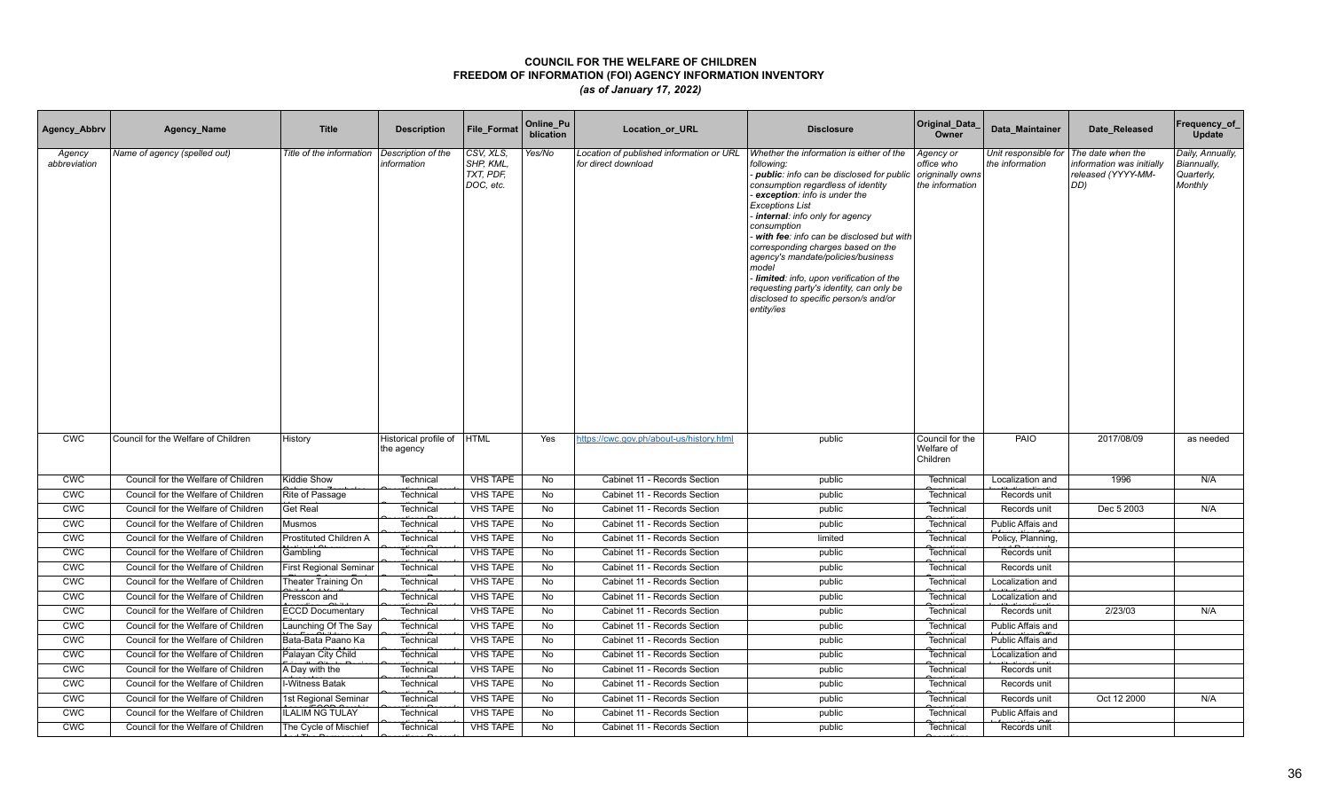# COUNCIL FOR THE WELFARE OF CHILDREN
## FREEDOM OF INFORMATION (FOI) AGENCY INFORMATION INVENTORY
*(as of January 17, 2022)*

| Agency_Abbrv | Agency_Name | Title | Description | File_Format | Online_Publication | Location_or_URL | Disclosure | Original_Data_Owner | Data_Maintainer | Date_Released | Frequency_of_Update |
|---|---|---|---|---|---|---|---|---|---|---|---|
| *Agency abbreviation* | *Name of agency (spelled out)* | *Title of the information* | *Description of the information* | *CSV, XLS, SHP, KML, TXT, PDF, DOC, etc.* | *Yes/No* | *Location of published information or URL for direct download* | *Whether the information is either of the following: - **public**: info can be disclosed for public consumption regardless of identity - **exception**: info is under the Exceptions List - **internal**: info only for agency consumption - **with fee**: info can be disclosed but with corresponding charges based on the agency's mandate/policies/business model - **limited**: info, upon verification of the requesting party's identity, can only be disclosed to specific person/s and/or entity/ies* | *Agency or office who origninally owns the information* | *Unit responsible for the information* | *The date when the information was initially released (YYYY-MM-DD)* | *Daily, Annually, Biannually, Quarterly, Monthly* |
| CWC | Council for the Welfare of Children | History | Historical profile of the agency | HTML | Yes | https://cwc.gov.ph/about-us/history.html | public | Council for the Welfare of Children | PAIO | 2017/08/09 | as needed |
| CWC | Council for the Welfare of Children | Kiddie Show | Technical | VHS TAPE | No | Cabinet 11 - Records Section | public | Technical | Localization and | 1996 | N/A |
| CWC | Council for the Welfare of Children | Rite of Passage | Technical | VHS TAPE | No | Cabinet 11 - Records Section | public | Technical | Records unit | | |
| CWC | Council for the Welfare of Children | Get Real | Technical | VHS TAPE | No | Cabinet 11 - Records Section | public | Technical | Records unit | Dec 5 2003 | N/A |
| CWC | Council for the Welfare of Children | Musmos | Technical | VHS TAPE | No | Cabinet 11 - Records Section | public | Technical | Public Affais and | | |
| CWC | Council for the Welfare of Children | Prostituted Children A | Technical | VHS TAPE | No | Cabinet 11 - Records Section | limited | Technical | Policy, Planning, | | |
| CWC | Council for the Welfare of Children | Gambling | Technical | VHS TAPE | No | Cabinet 11 - Records Section | public | Technical | Records unit | | |
| CWC | Council for the Welfare of Children | First Regional Seminar | Technical | VHS TAPE | No | Cabinet 11 - Records Section | public | Technical | Records unit | | |
| CWC | Council for the Welfare of Children | Theater Training On | Technical | VHS TAPE | No | Cabinet 11 - Records Section | public | Technical | Localization and | | |
| CWC | Council for the Welfare of Children | Presscon and | Technical | VHS TAPE | No | Cabinet 11 - Records Section | public | Technical | Localization and | | |
| CWC | Council for the Welfare of Children | ECCD Documentary | Technical | VHS TAPE | No | Cabinet 11 - Records Section | public | Technical | Records unit | 2/23/03 | N/A |
| CWC | Council for the Welfare of Children | Launching Of The Say | Technical | VHS TAPE | No | Cabinet 11 - Records Section | public | Technical | Public Affais and | | |
| CWC | Council for the Welfare of Children | Bata-Bata Paano Ka | Technical | VHS TAPE | No | Cabinet 11 - Records Section | public | Technical | Public Affais and | | |
| CWC | Council for the Welfare of Children | Palayan City Child | Technical | VHS TAPE | No | Cabinet 11 - Records Section | public | Technical | Localization and | | |
| CWC | Council for the Welfare of Children | A Day with the | Technical | VHS TAPE | No | Cabinet 11 - Records Section | public | Technical | Records unit | | |
| CWC | Council for the Welfare of Children | I-Witness Batak | Technical | VHS TAPE | No | Cabinet 11 - Records Section | public | Technical | Records unit | | |
| CWC | Council for the Welfare of Children | 1st Regional Seminar | Technical | VHS TAPE | No | Cabinet 11 - Records Section | public | Technical | Records unit | Oct 12 2000 | N/A |
| CWC | Council for the Welfare of Children | ILALIM NG TULAY | Technical | VHS TAPE | No | Cabinet 11 - Records Section | public | Technical | Public Affais and | | |
| CWC | Council for the Welfare of Children | The Cycle of Mischief | Technical | VHS TAPE | No | Cabinet 11 - Records Section | public | Technical | Records unit | | |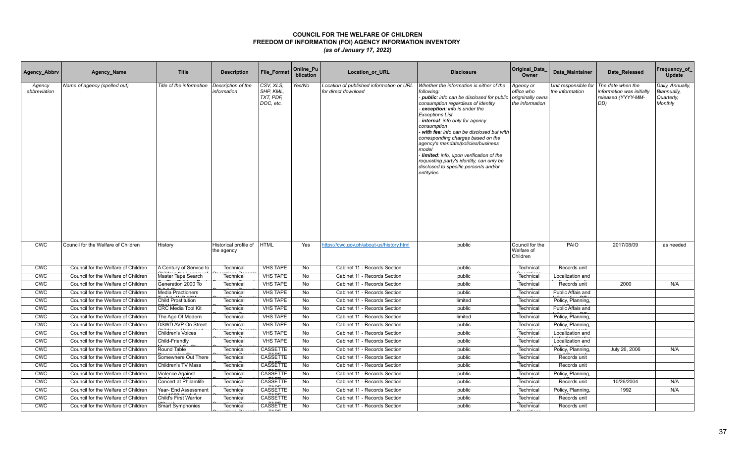# COUNCIL FOR THE WELFARE OF CHILDREN
## FREEDOM OF INFORMATION (FOI) AGENCY INFORMATION INVENTORY
### *(as of January 17, 2022)*

| Agency_Abbrv | Agency_Name | Title | Description | File_Format | Online_Publication | Location_or_URL | Disclosure | Original_Data_Owner | Data_Maintainer | Date_Released | Frequency_of_Update |
|---|---|---|---|---|---|---|---|---|---|---|---|
| *Agency abbreviation* | *Name of agency (spelled out)* | *Title of the information* | *Description of the information* | *CSV, XLS, SHP, KML, TXT, PDF, DOC, etc.* | *Yes/No* | *Location of published information or URL for direct download* | *Whether the information is either of the following: - **public**: info can be disclosed for public consumption regardless of identity - **exception**: info is under the Exceptions List - **internal**: info only for agency consumption - **with fee**: info can be disclosed but with corresponding charges based on the agency's mandate/policies/business model - **limited**: info, upon verification of the requesting party's identity, can only be disclosed to specific person/s and/or entity/ies* | *Agency or office who origninally owns the information* | *Unit responsible for the information* | *The date when the information was initially released (YYYY-MM-DD)* | *Daily, Annually, Biannually, Quarterly, Monthly* |
| CWC | Council for the Welfare of Children | History | Historical profile of the agency | HTML | Yes | https://cwc.gov.ph/about-us/history.html | public | Council for the Welfare of Children | PAIO | 2017/08/09 | as needed |
| CWC | Council for the Welfare of Children | A Century of Service to | Technical | VHS TAPE | No | Cabinet 11 - Records Section | public | Technical | Records unit | | |
| CWC | Council for the Welfare of Children | Master Tape Search | Technical | VHS TAPE | No | Cabinet 11 - Records Section | public | Technical | Localization and | | |
| CWC | Council for the Welfare of Children | Generation 2000 To | Technical | VHS TAPE | No | Cabinet 11 - Records Section | public | Technical | Records unit | 2000 | N/A |
| CWC | Council for the Welfare of Children | Media Practioners | Technical | VHS TAPE | No | Cabinet 11 - Records Section | public | Technical | Public Affais and | | |
| CWC | Council for the Welfare of Children | Child Prostitution | Technical | VHS TAPE | No | Cabinet 11 - Records Section | limited | Technical | Policy, Planning, | | |
| CWC | Council for the Welfare of Children | CRC Media Tool Kit | Technical | VHS TAPE | No | Cabinet 11 - Records Section | public | Technical | Public Affais and | | |
| CWC | Council for the Welfare of Children | The Age Of Modern | Technical | VHS TAPE | No | Cabinet 11 - Records Section | limited | Technical | Policy, Planning, | | |
| CWC | Council for the Welfare of Children | DSWD AVP On Street | Technical | VHS TAPE | No | Cabinet 11 - Records Section | public | Technical | Policy, Planning, | | |
| CWC | Council for the Welfare of Children | Children's Voices | Technical | VHS TAPE | No | Cabinet 11 - Records Section | public | Technical | Localization and | | |
| CWC | Council for the Welfare of Children | Child-Friendly | Technical | VHS TAPE | No | Cabinet 11 - Records Section | public | Technical | Localization and | | |
| CWC | Council for the Welfare of Children | Round Table | Technical | CASSETTE | No | Cabinet 11 - Records Section | public | Technical | Policy, Planning, | July 26, 2006 | N/A |
| CWC | Council for the Welfare of Children | Somewhere Out There | Technical | CASSETTE | No | Cabinet 11 - Records Section | public | Technical | Records unit | | |
| CWC | Council for the Welfare of Children | Children's TV Mass | Technical | CASSETTE | No | Cabinet 11 - Records Section | public | Technical | Records unit | | |
| CWC | Council for the Welfare of Children | Violence Against | Technical | CASSETTE | No | Cabinet 11 - Records Section | public | Technical | Policy, Planning, | | |
| CWC | Council for the Welfare of Children | Concert at Philamlife | Technical | CASSETTE | No | Cabinet 11 - Records Section | public | Technical | Records unit | 10/26/2004 | N/A |
| CWC | Council for the Welfare of Children | Year- End Assessment | Technical | CASSETTE | No | Cabinet 11 - Records Section | public | Technical | Policy, Planning, | 1992 | N/A |
| CWC | Council for the Welfare of Children | Child's First Warrior | Technical | CASSETTE | No | Cabinet 11 - Records Section | public | Technical | Records unit | | |
| CWC | Council for the Welfare of Children | Smart Symphonies | Technical | CASSETTE | No | Cabinet 11 - Records Section | public | Technical | Records unit | | |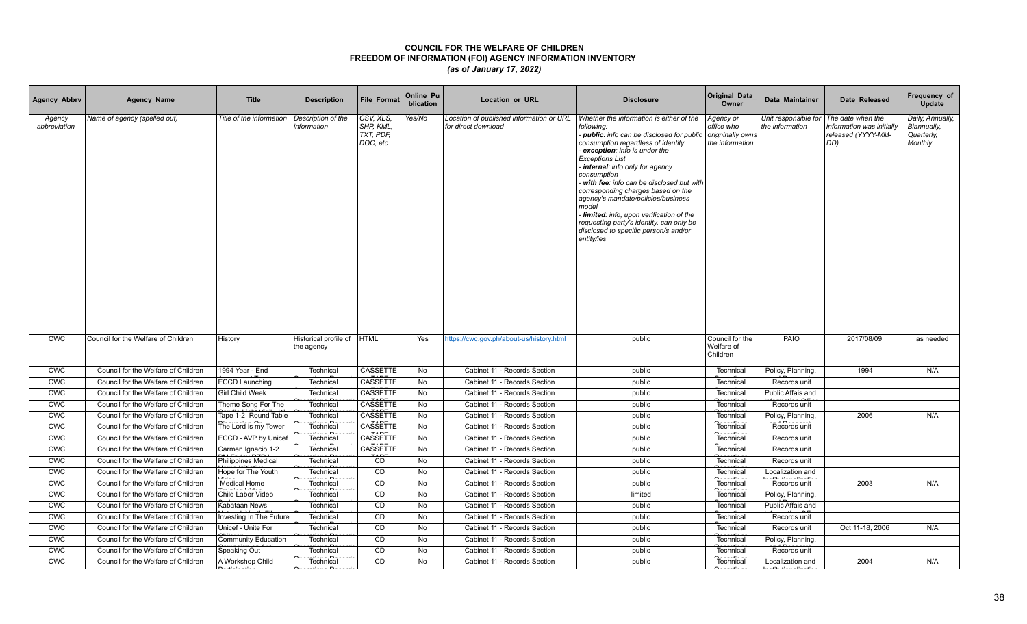# COUNCIL FOR THE WELFARE OF CHILDREN
## FREEDOM OF INFORMATION (FOI) AGENCY INFORMATION INVENTORY
### *(as of January 17, 2022)*

| Agency_Abbrv | Agency_Name | Title | Description | File_Format | Online_Publication | Location_or_URL | Disclosure | Original_Data_Owner | Data_Maintainer | Date_Released | Frequency_of_Update |
|---|---|---|---|---|---|---|---|---|---|---|---|
| *Agency abbreviation* | *Name of agency (spelled out)* | *Title of the information* | *Description of the information* | *CSV, XLS, SHP, KML, TXT, PDF, DOC, etc.* | *Yes/No* | *Location of published information or URL for direct download* | *Whether the information is either of the following: - **public**: info can be disclosed for public consumption regardless of identity - **exception**: info is under the Exceptions List - **internal**: info only for agency consumption - **with fee**: info can be disclosed but with corresponding charges based on the agency's mandate/policies/business model - **limited**: info, upon verification of the requesting party's identity, can only be disclosed to specific person/s and/or entity/ies* | *Agency or office who originally owns the information* | *Unit responsible for the information* | *The date when the information was initially released (YYYY-MM-DD)* | *Daily, Annually, Biannually, Quarterly, Monthly* |
| CWC | Council for the Welfare of Children | History | Historical profile of the agency | HTML | Yes | https://cwc.gov.ph/about-us/history.html | public | Council for the Welfare of Children | PAIO | 2017/08/09 | as needed |
| CWC | Council for the Welfare of Children | 1994 Year - End | Technical | CASSETTE | No | Cabinet 11 - Records Section | public | Technical | Policy, Planning, | 1994 | N/A |
| CWC | Council for the Welfare of Children | ECCD Launching | Technical | CASSETTE | No | Cabinet 11 - Records Section | public | Technical | Records unit | | |
| CWC | Council for the Welfare of Children | Girl Child Week | Technical | CASSETTE | No | Cabinet 11 - Records Section | public | Technical | Public Affais and | | |
| CWC | Council for the Welfare of Children | Theme Song For The | Technical | CASSETTE | No | Cabinet 11 - Records Section | public | Technical | Records unit | | |
| CWC | Council for the Welfare of Children | Tape 1-2 Round Table | Technical | CASSETTE | No | Cabinet 11 - Records Section | public | Technical | Policy, Planning, | 2006 | N/A |
| CWC | Council for the Welfare of Children | The Lord is my Tower | Technical | CASSETTE | No | Cabinet 11 - Records Section | public | Technical | Records unit | | |
| CWC | Council for the Welfare of Children | ECCD - AVP by Unicef | Technical | CASSETTE | No | Cabinet 11 - Records Section | public | Technical | Records unit | | |
| CWC | Council for the Welfare of Children | Carmen Ignacio 1-2 | Technical | CASSETTE | No | Cabinet 11 - Records Section | public | Technical | Records unit | | |
| CWC | Council for the Welfare of Children | Philippines Medical | Technical | CD | No | Cabinet 11 - Records Section | public | Technical | Records unit | | |
| CWC | Council for the Welfare of Children | Hope for The Youth | Technical | CD | No | Cabinet 11 - Records Section | public | Technical | Localization and | | |
| CWC | Council for the Welfare of Children | Medical Home | Technical | CD | No | Cabinet 11 - Records Section | public | Technical | Records unit | 2003 | N/A |
| CWC | Council for the Welfare of Children | Child Labor Video | Technical | CD | No | Cabinet 11 - Records Section | limited | Technical | Policy, Planning, | | |
| CWC | Council for the Welfare of Children | Kabataan News | Technical | CD | No | Cabinet 11 - Records Section | public | Technical | Public Affais and | | |
| CWC | Council for the Welfare of Children | Investing In The Future | Technical | CD | No | Cabinet 11 - Records Section | public | Technical | Records unit | | |
| CWC | Council for the Welfare of Children | Unicef - Unite For | Technical | CD | No | Cabinet 11 - Records Section | public | Technical | Records unit | Oct 11-18, 2006 | N/A |
| CWC | Council for the Welfare of Children | Community Education | Technical | CD | No | Cabinet 11 - Records Section | public | Technical | Policy, Planning, | | |
| CWC | Council for the Welfare of Children | Speaking Out | Technical | CD | No | Cabinet 11 - Records Section | public | Technical | Records unit | | |
| CWC | Council for the Welfare of Children | A Workshop Child | Technical | CD | No | Cabinet 11 - Records Section | public | Technical | Localization and | 2004 | N/A |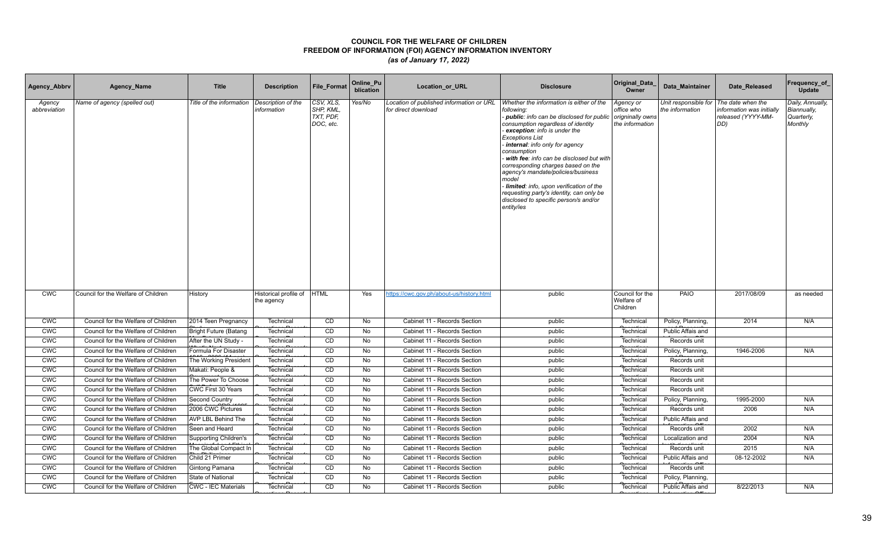# COUNCIL FOR THE WELFARE OF CHILDREN
## FREEDOM OF INFORMATION (FOI) AGENCY INFORMATION INVENTORY
*(as of January 17, 2022)*

| Agency_Abbrv | Agency_Name | Title | Description | File_Format | Online_Publication | Location_or_URL | Disclosure | Original_Data_Owner | Data_Maintainer | Date_Released | Frequency_of_Update |
|---|---|---|---|---|---|---|---|---|---|---|---|
| *Agency abbreviation* | *Name of agency (spelled out)* | *Title of the information* | *Description of the information* | *CSV, XLS, SHP, KML, TXT, PDF, DOC, etc.* | *Yes/No* | *Location of published information or URL for direct download* | *Whether the information is either of the following:<br>- **public**: info can be disclosed for public consumption regardless of identity<br>- **exception**: info is under the Exceptions List<br>- **internal**: info only for agency consumption<br>- **with fee**: info can be disclosed but with corresponding charges based on the agency's mandate/policies/business model<br>- **limited**: info, upon verification of the requesting party's identity, can only be disclosed to specific person/s and/or entity/ies* | *Agency or office who origninally owns the information* | *Unit responsible for the information* | *The date when the information was initially released (YYYY-MM-DD)* | *Daily, Annually, Biannually, Quarterly, Monthly* |
| CWC | Council for the Welfare of Children | History | Historical profile of the agency | HTML | Yes | https://cwc.gov.ph/about-us/history.html | public | Council for the Welfare of Children | PAIO | 2017/08/09 | as needed |
| CWC | Council for the Welfare of Children | 2014 Teen Pregnancy | Technical | CD | No | Cabinet 11 - Records Section | public | Technical | Policy, Planning, | 2014 | N/A |
| CWC | Council for the Welfare of Children | Bright Future (Batang | Technical | CD | No | Cabinet 11 - Records Section | public | Technical | Public Affais and | | |
| CWC | Council for the Welfare of Children | After the UN Study - | Technical | CD | No | Cabinet 11 - Records Section | public | Technical | Records unit | | |
| CWC | Council for the Welfare of Children | Formula For Disaster | Technical | CD | No | Cabinet 11 - Records Section | public | Technical | Policy, Planning, | 1946-2006 | N/A |
| CWC | Council for the Welfare of Children | The Working President | Technical | CD | No | Cabinet 11 - Records Section | public | Technical | Records unit | | |
| CWC | Council for the Welfare of Children | Makati: People & | Technical | CD | No | Cabinet 11 - Records Section | public | Technical | Records unit | | |
| CWC | Council for the Welfare of Children | The Power To Choose | Technical | CD | No | Cabinet 11 - Records Section | public | Technical | Records unit | | |
| CWC | Council for the Welfare of Children | CWC First 30 Years | Technical | CD | No | Cabinet 11 - Records Section | public | Technical | Records unit | | |
| CWC | Council for the Welfare of Children | Second Country | Technical | CD | No | Cabinet 11 - Records Section | public | Technical | Policy, Planning, | 1995-2000 | N/A |
| CWC | Council for the Welfare of Children | 2006 CWC Pictures | Technical | CD | No | Cabinet 11 - Records Section | public | Technical | Records unit | 2006 | N/A |
| CWC | Council for the Welfare of Children | AVP LBL Behind The | Technical | CD | No | Cabinet 11 - Records Section | public | Technical | Public Affais and | | |
| CWC | Council for the Welfare of Children | Seen and Heard | Technical | CD | No | Cabinet 11 - Records Section | public | Technical | Records unit | 2002 | N/A |
| CWC | Council for the Welfare of Children | Supporting Children's | Technical | CD | No | Cabinet 11 - Records Section | public | Technical | Localization and | 2004 | N/A |
| CWC | Council for the Welfare of Children | The Global Compact In | Technical | CD | No | Cabinet 11 - Records Section | public | Technical | Records unit | 2015 | N/A |
| CWC | Council for the Welfare of Children | Child 21 Primer | Technical | CD | No | Cabinet 11 - Records Section | public | Technical | Public Affais and | 08-12-2002 | N/A |
| CWC | Council for the Welfare of Children | Gintong Pamana | Technical | CD | No | Cabinet 11 - Records Section | public | Technical | Records unit | | |
| CWC | Council for the Welfare of Children | State of National | Technical | CD | No | Cabinet 11 - Records Section | public | Technical | Policy, Planning, | | |
| CWC | Council for the Welfare of Children | CWC - IEC Materials | Technical | CD | No | Cabinet 11 - Records Section | public | Technical | Public Affais and | 8/22/2013 | N/A |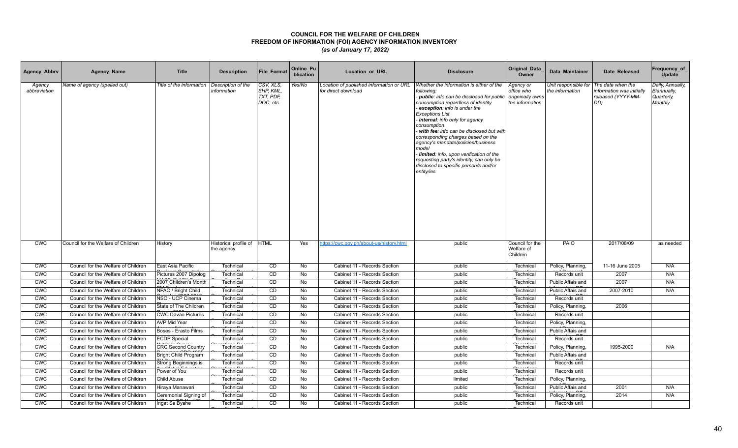# COUNCIL FOR THE WELFARE OF CHILDREN
## FREEDOM OF INFORMATION (FOI) AGENCY INFORMATION INVENTORY
### *(as of January 17, 2022)*

| Agency_Abbrv | Agency_Name | Title | Description | File_Format | Online_Publication | Location_or_URL | Disclosure | Original_Data_Owner | Data_Maintainer | Date_Released | Frequency_of_Update |
|---|---|---|---|---|---|---|---|---|---|---|---|
| *Agency abbreviation* | *Name of agency (spelled out)* | *Title of the information* | *Description of the information* | *CSV, XLS, SHP, KML, TXT, PDF, DOC, etc.* | *Yes/No* | *Location of published information or URL for direct download* | *Whether the information is either of the following: - **public**: info can be disclosed for public consumption regardless of identity - **exception**: info is under the Exceptions List - **internal**: info only for agency consumption - **with fee**: info can be disclosed but with corresponding charges based on the agency's mandate/policies/business model - **limited**: info, upon verification of the requesting party's identity, can only be disclosed to specific person/s and/or entity/ies* | *Agency or office who originnally owns the information* | *Unit responsible for the information* | *The date when the information was initially released (YYYY-MM-DD)* | *Daily, Annually, Biannually, Quarterly, Monthly* |
| CWC | Council for the Welfare of Children | History | Historical profile of the agency | HTML | Yes | https://cwc.gov.ph/about-us/history.html | public | Council for the Welfare of Children | PAIO | 2017/08/09 | as needed |
| CWC | Council for the Welfare of Children | East Asia Pacific | Technical | CD | No | Cabinet 11 - Records Section | public | Technical | Policy, Planning, | 11-16 June 2005 | N/A |
| CWC | Council for the Welfare of Children | Pictures 2007 Dipolog | Technical | CD | No | Cabinet 11 - Records Section | public | Technical | Records unit | 2007 | N/A |
| CWC | Council for the Welfare of Children | 2007 Children's Month | Technical | CD | No | Cabinet 11 - Records Section | public | Technical | Public Affais and | 2007 | N/A |
| CWC | Council for the Welfare of Children | NPAC / Bright Child | Technical | CD | No | Cabinet 11 - Records Section | public | Technical | Public Affais and | 2007-2010 | N/A |
| CWC | Council for the Welfare of Children | NSO - UCP Cinema | Technical | CD | No | Cabinet 11 - Records Section | public | Technical | Records unit | | |
| CWC | Council for the Welfare of Children | State of The Children | Technical | CD | No | Cabinet 11 - Records Section | public | Technical | Policy, Planning, | 2006 | |
| CWC | Council for the Welfare of Children | CWC Davao Pictures | Technical | CD | No | Cabinet 11 - Records Section | public | Technical | Records unit | | |
| CWC | Council for the Welfare of Children | AVP Mid Year | Technical | CD | No | Cabinet 11 - Records Section | public | Technical | Policy, Planning, | | |
| CWC | Council for the Welfare of Children | Boses - Erasto Films | Technical | CD | No | Cabinet 11 - Records Section | public | Technical | Public Affais and | | |
| CWC | Council for the Welfare of Children | ECDP Special | Technical | CD | No | Cabinet 11 - Records Section | public | Technical | Records unit | | |
| CWC | Council for the Welfare of Children | CRC Second Country | Technical | CD | No | Cabinet 11 - Records Section | public | Technical | Policy, Planning, | 1995-2000 | N/A |
| CWC | Council for the Welfare of Children | Bright Child Program | Technical | CD | No | Cabinet 11 - Records Section | public | Technical | Public Affais and | | |
| CWC | Council for the Welfare of Children | Strong Beginnings is | Technical | CD | No | Cabinet 11 - Records Section | public | Technical | Records unit | | |
| CWC | Council for the Welfare of Children | Power of You | Technical | CD | No | Cabinet 11 - Records Section | public | Technical | Records unit | | |
| CWC | Council for the Welfare of Children | Child Abuse | Technical | CD | No | Cabinet 11 - Records Section | limited | Technical | Policy, Planning, | | |
| CWC | Council for the Welfare of Children | Hiraya Manawari | Technical | CD | No | Cabinet 11 - Records Section | public | Technical | Public Affais and | 2001 | N/A |
| CWC | Council for the Welfare of Children | Ceremonial Signing of | Technical | CD | No | Cabinet 11 - Records Section | public | Technical | Policy, Planning, | 2014 | N/A |
| CWC | Council for the Welfare of Children | Ingat Sa Byahe | Technical | CD | No | Cabinet 11 - Records Section | public | Technical | Records unit | | |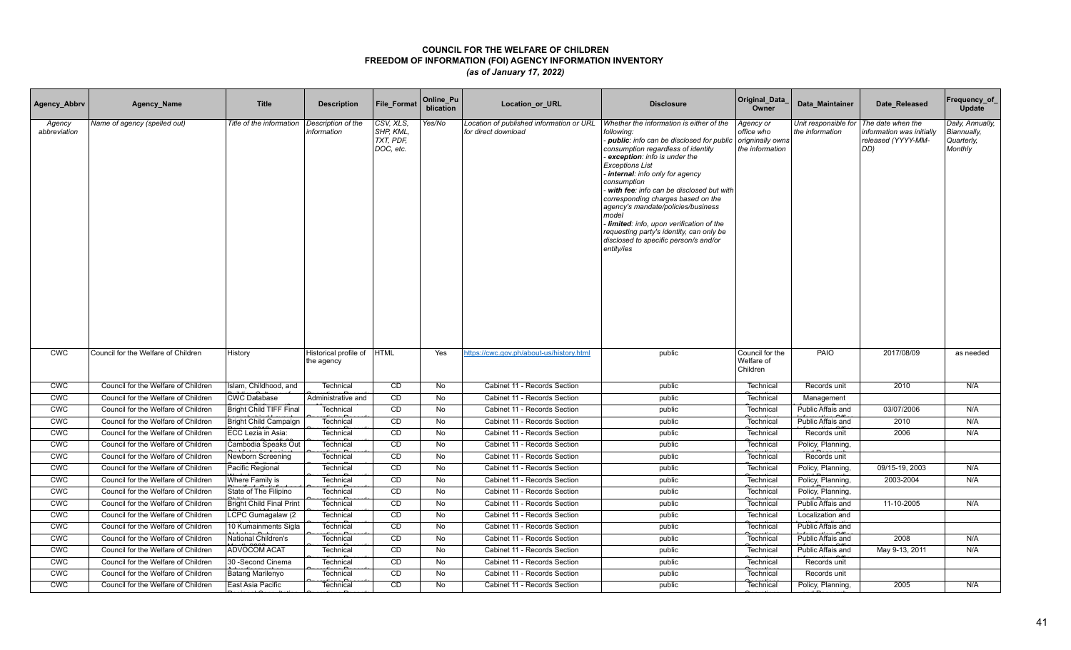# COUNCIL FOR THE WELFARE OF CHILDREN
## FREEDOM OF INFORMATION (FOI) AGENCY INFORMATION INVENTORY
### *(as of January 17, 2022)*

| Agency_Abbrv | Agency_Name | Title | Description | File_Format | Online_Publication | Location_or_URL | Disclosure | Original_Data_Owner | Data_Maintainer | Date_Released | Frequency_of_Update |
|---|---|---|---|---|---|---|---|---|---|---|---|
| *Agency abbreviation* | *Name of agency (spelled out)* | *Title of the information* | *Description of the information* | *CSV, XLS, SHP, KML, TXT, PDF, DOC, etc.* | *Yes/No* | *Location of published information or URL for direct download* | *Whether the information is either of the following: - **public**: info can be disclosed for public consumption regardless of identity - **exception**: info is under the Exceptions List - **internal**: info only for agency consumption - **with fee**: info can be disclosed but with corresponding charges based on the agency's mandate/policies/business model - **limited**: info, upon verification of the requesting party's identity, can only be disclosed to specific person/s and/or entity/ies* | *Agency or office who origninally owns the information* | *Unit responsible for the information* | *The date when the information was initially released (YYYY-MM-DD)* | *Daily, Annually, Biannually, Quarterly, Monthly* |
| CWC | Council for the Welfare of Children | History | Historical profile of the agency | HTML | Yes | https://cwc.gov.ph/about-us/history.html | public | Council for the Welfare of Children | PAIO | 2017/08/09 | as needed |
| CWC | Council for the Welfare of Children | Islam, Childhood, and | Technical | CD | No | Cabinet 11 - Records Section | public | Technical | Records unit | 2010 | N/A |
| CWC | Council for the Welfare of Children | CWC Database | Administrative and | CD | No | Cabinet 11 - Records Section | public | Technical | Management | | |
| CWC | Council for the Welfare of Children | Bright Child TIFF Final | Technical | CD | No | Cabinet 11 - Records Section | public | Technical | Public Affais and | 03/07/2006 | N/A |
| CWC | Council for the Welfare of Children | Bright Child Campaign | Technical | CD | No | Cabinet 11 - Records Section | public | Technical | Public Affais and | 2010 | N/A |
| CWC | Council for the Welfare of Children | ECC Lezia in Asia: | Technical | CD | No | Cabinet 11 - Records Section | public | Technical | Records unit | 2006 | N/A |
| CWC | Council for the Welfare of Children | Cambodia Speaks Out | Technical | CD | No | Cabinet 11 - Records Section | public | Technical | Policy, Planning, | | |
| CWC | Council for the Welfare of Children | Newborn Screening | Technical | CD | No | Cabinet 11 - Records Section | public | Technical | Records unit | | |
| CWC | Council for the Welfare of Children | Pacific Regional | Technical | CD | No | Cabinet 11 - Records Section | public | Technical | Policy, Planning, | 09/15-19, 2003 | N/A |
| CWC | Council for the Welfare of Children | Where Family is | Technical | CD | No | Cabinet 11 - Records Section | public | Technical | Policy, Planning, | 2003-2004 | N/A |
| CWC | Council for the Welfare of Children | State of The Filipino | Technical | CD | No | Cabinet 11 - Records Section | public | Technical | Policy, Planning, | | |
| CWC | Council for the Welfare of Children | Bright Child Final Print | Technical | CD | No | Cabinet 11 - Records Section | public | Technical | Public Affais and | 11-10-2005 | N/A |
| CWC | Council for the Welfare of Children | LCPC Gumagalaw (2 | Technical | CD | No | Cabinet 11 - Records Section | public | Technical | Localization and | | |
| CWC | Council for the Welfare of Children | 10 Kumainments Sigla | Technical | CD | No | Cabinet 11 - Records Section | public | Technical | Public Affais and | | |
| CWC | Council for the Welfare of Children | National Children's | Technical | CD | No | Cabinet 11 - Records Section | public | Technical | Public Affais and | 2008 | N/A |
| CWC | Council for the Welfare of Children | ADVOCOM ACAT | Technical | CD | No | Cabinet 11 - Records Section | public | Technical | Public Affais and | May 9-13, 2011 | N/A |
| CWC | Council for the Welfare of Children | 30 -Second Cinema | Technical | CD | No | Cabinet 11 - Records Section | public | Technical | Records unit | | |
| CWC | Council for the Welfare of Children | Batang Marilenyo | Technical | CD | No | Cabinet 11 - Records Section | public | Technical | Records unit | | |
| CWC | Council for the Welfare of Children | East Asia Pacific | Technical | CD | No | Cabinet 11 - Records Section | public | Technical | Policy, Planning, | 2005 | N/A |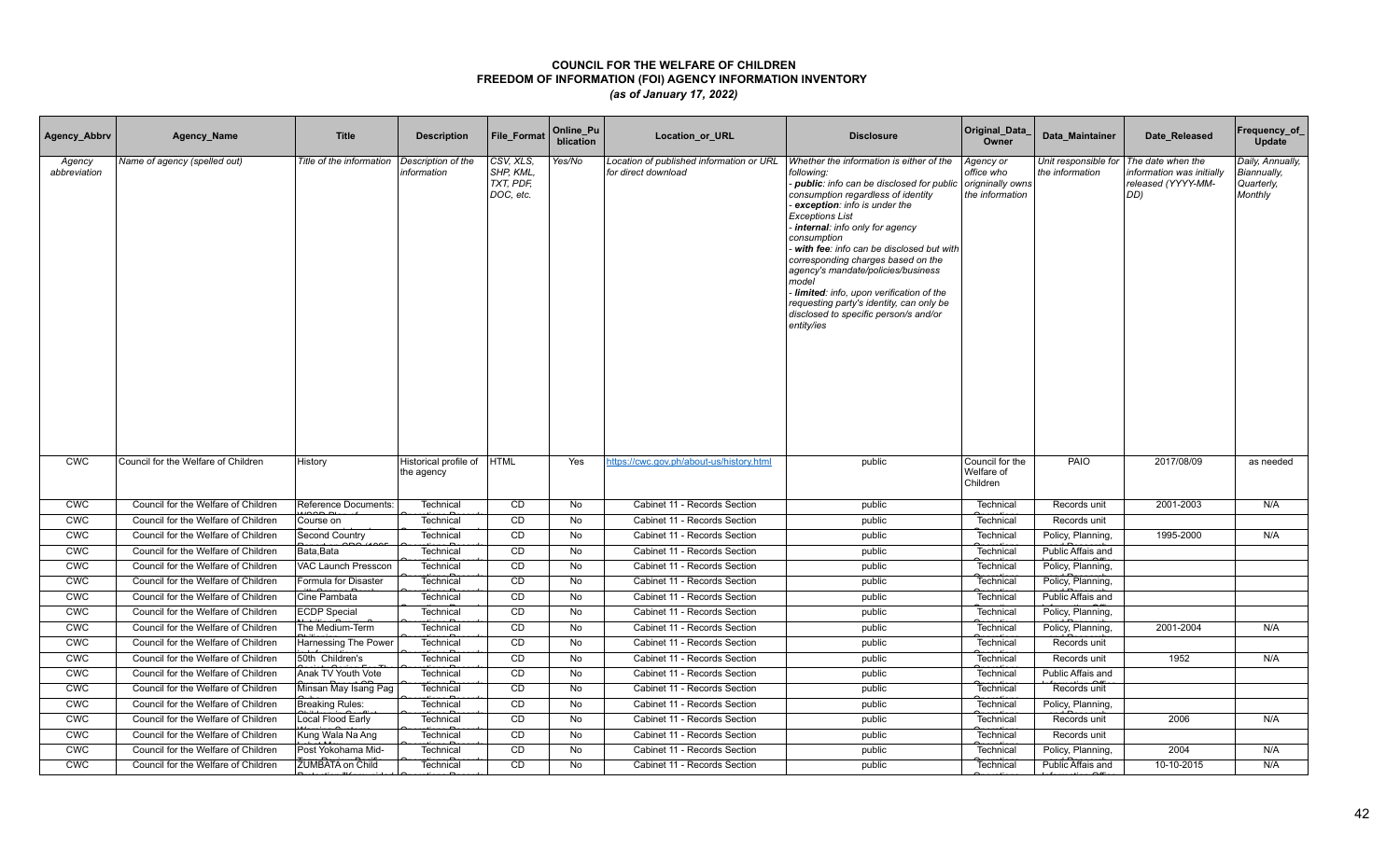# COUNCIL FOR THE WELFARE OF CHILDREN
## FREEDOM OF INFORMATION (FOI) AGENCY INFORMATION INVENTORY
*(as of January 17, 2022)*

| Agency_Abbrv | Agency_Name | Title | Description | File_Format | Online_Publication | Location_or_URL | Disclosure | Original_Data_Owner | Data_Maintainer | Date_Released | Frequency_of_Update |
|---|---|---|---|---|---|---|---|---|---|---|---|
| *Agency abbreviation* | *Name of agency (spelled out)* | *Title of the information* | *Description of the information* | *CSV, XLS, SHP, KML, TXT, PDF, DOC, etc.* | *Yes/No* | *Location of published information or URL for direct download* | *Whether the information is either of the following: - **public**: info can be disclosed for public consumption regardless of identity - **exception**: info is under the Exceptions List - **internal**: info only for agency consumption - **with fee**: info can be disclosed but with corresponding charges based on the agency's mandate/policies/business model - **limited**: info, upon verification of the requesting party's identity, can only be disclosed to specific person/s and/or entity/ies* | *Agency or office who origninally owns the information* | *Unit responsible for the information* | *The date when the information was initially released (YYYY-MM-DD)* | *Daily, Annually, Biannually, Quarterly, Monthly* |
| CWC | Council for the Welfare of Children | History | Historical profile of the agency | HTML | Yes | https://cwc.gov.ph/about-us/history.html | public | Council for the Welfare of Children | PAIO | 2017/08/09 | as needed |
| CWC | Council for the Welfare of Children | Reference Documents: | Technical | CD | No | Cabinet 11 - Records Section | public | Technical | Records unit | 2001-2003 | N/A |
| CWC | Council for the Welfare of Children | Course on | Technical | CD | No | Cabinet 11 - Records Section | public | Technical | Records unit | | |
| CWC | Council for the Welfare of Children | Second Country | Technical | CD | No | Cabinet 11 - Records Section | public | Technical | Policy, Planning, | 1995-2000 | N/A |
| CWC | Council for the Welfare of Children | Bata,Bata | Technical | CD | No | Cabinet 11 - Records Section | public | Technical | Public Affais and | | |
| CWC | Council for the Welfare of Children | VAC Launch Presscon | Technical | CD | No | Cabinet 11 - Records Section | public | Technical | Policy, Planning, | | |
| CWC | Council for the Welfare of Children | Formula for Disaster | Technical | CD | No | Cabinet 11 - Records Section | public | Technical | Policy, Planning, | | |
| CWC | Council for the Welfare of Children | Cine Pambata | Technical | CD | No | Cabinet 11 - Records Section | public | Technical | Public Affais and | | |
| CWC | Council for the Welfare of Children | ECDP Special | Technical | CD | No | Cabinet 11 - Records Section | public | Technical | Policy, Planning, | | |
| CWC | Council for the Welfare of Children | The Medium-Term | Technical | CD | No | Cabinet 11 - Records Section | public | Technical | Policy, Planning, | 2001-2004 | N/A |
| CWC | Council for the Welfare of Children | Harnessing The Power | Technical | CD | No | Cabinet 11 - Records Section | public | Technical | Records unit | | |
| CWC | Council for the Welfare of Children | 50th Children's | Technical | CD | No | Cabinet 11 - Records Section | public | Technical | Records unit | 1952 | N/A |
| CWC | Council for the Welfare of Children | Anak TV Youth Vote | Technical | CD | No | Cabinet 11 - Records Section | public | Technical | Public Affais and | | |
| CWC | Council for the Welfare of Children | Minsan May Isang Pag | Technical | CD | No | Cabinet 11 - Records Section | public | Technical | Records unit | | |
| CWC | Council for the Welfare of Children | Breaking Rules: | Technical | CD | No | Cabinet 11 - Records Section | public | Technical | Policy, Planning, | | |
| CWC | Council for the Welfare of Children | Local Flood Early | Technical | CD | No | Cabinet 11 - Records Section | public | Technical | Records unit | 2006 | N/A |
| CWC | Council for the Welfare of Children | Kung Wala Na Ang | Technical | CD | No | Cabinet 11 - Records Section | public | Technical | Records unit | | |
| CWC | Council for the Welfare of Children | Post Yokohama Mid- | Technical | CD | No | Cabinet 11 - Records Section | public | Technical | Policy, Planning, | 2004 | N/A |
| CWC | Council for the Welfare of Children | ZUMBATA on Child | Technical | CD | No | Cabinet 11 - Records Section | public | Technical | Public Affais and | 10-10-2015 | N/A |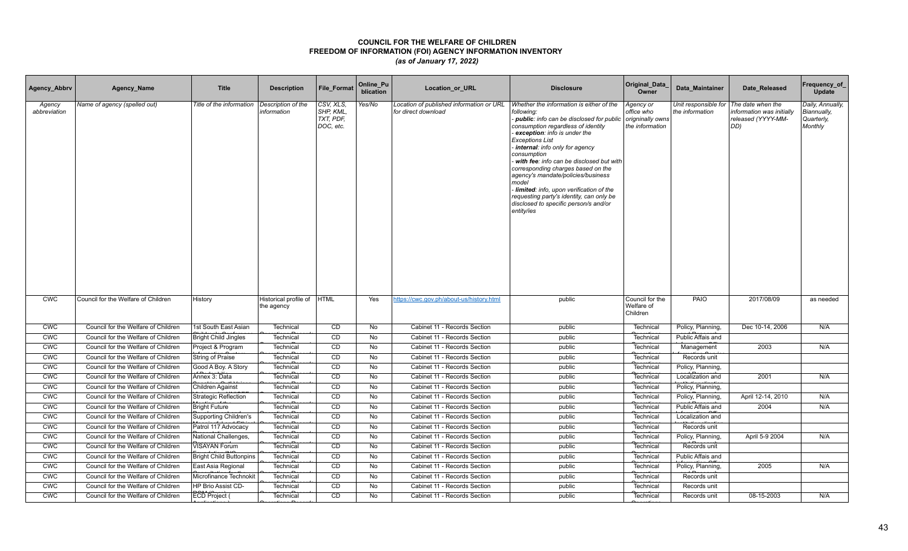# COUNCIL FOR THE WELFARE OF CHILDREN
## FREEDOM OF INFORMATION (FOI) AGENCY INFORMATION INVENTORY
### *(as of January 17, 2022)*

| Agency_Abbrv | Agency_Name | Title | Description | File_Format | Online_Publication | Location_or_URL | Disclosure | Original_Data_Owner | Data_Maintainer | Date_Released | Frequency_of_Update |
|---|---|---|---|---|---|---|---|---|---|---|---|
| *Agency abbreviation* | *Name of agency (spelled out)* | *Title of the information* | *Description of the information* | *CSV, XLS, SHP, KML, TXT, PDF, DOC, etc.* | *Yes/No* | *Location of published information or URL for direct download* | *Whether the information is either of the following:* <br> *- **public**: info can be disclosed for public consumption regardless of identity* <br> *- **exception**: info is under the Exceptions List* <br> *- **internal**: info only for agency consumption* <br> *- **with fee**: info can be disclosed but with corresponding charges based on the agency's mandate/policies/business model* <br> *- **limited**: info, upon verification of the requesting party's identity, can only be disclosed to specific person/s and/or entity/ies* | *Agency or office who originnally owns the information* | *Unit responsible for the information* | *The date when the information was initially released (YYYY-MM-DD)* | *Daily, Annually, Biannually, Quarterly, Monthly* |
| CWC | Council for the Welfare of Children | History | Historical profile of the agency | HTML | Yes | https://cwc.gov.ph/about-us/history.html | public | Council for the Welfare of Children | PAIO | 2017/08/09 | as needed |
| CWC | Council for the Welfare of Children | 1st South East Asian | Technical | CD | No | Cabinet 11 - Records Section | public | Technical | Policy, Planning, | Dec 10-14, 2006 | N/A |
| CWC | Council for the Welfare of Children | Bright Child Jingles | Technical | CD | No | Cabinet 11 - Records Section | public | Technical | Public Affais and | | |
| CWC | Council for the Welfare of Children | Project & Program | Technical | CD | No | Cabinet 11 - Records Section | public | Technical | Management | 2003 | N/A |
| CWC | Council for the Welfare of Children | String of Praise | Technical | CD | No | Cabinet 11 - Records Section | public | Technical | Records unit | | |
| CWC | Council for the Welfare of Children | Good A Boy. A Story | Technical | CD | No | Cabinet 11 - Records Section | public | Technical | Policy, Planning, | | |
| CWC | Council for the Welfare of Children | Annex 3: Data | Technical | CD | No | Cabinet 11 - Records Section | public | Technical | Localization and | 2001 | N/A |
| CWC | Council for the Welfare of Children | Children Against | Technical | CD | No | Cabinet 11 - Records Section | public | Technical | Policy, Planning, | | |
| CWC | Council for the Welfare of Children | Strategic Reflection | Technical | CD | No | Cabinet 11 - Records Section | public | Technical | Policy, Planning, | April 12-14, 2010 | N/A |
| CWC | Council for the Welfare of Children | Bright Future | Technical | CD | No | Cabinet 11 - Records Section | public | Technical | Public Affais and | 2004 | N/A |
| CWC | Council for the Welfare of Children | Supporting Children's | Technical | CD | No | Cabinet 11 - Records Section | public | Technical | Localization and | | |
| CWC | Council for the Welfare of Children | Patrol 117 Advocacy | Technical | CD | No | Cabinet 11 - Records Section | public | Technical | Records unit | | |
| CWC | Council for the Welfare of Children | National Challenges, | Technical | CD | No | Cabinet 11 - Records Section | public | Technical | Policy, Planning, | April 5-9 2004 | N/A |
| CWC | Council for the Welfare of Children | VISAYAN Forum | Technical | CD | No | Cabinet 11 - Records Section | public | Technical | Records unit | | |
| CWC | Council for the Welfare of Children | Bright Child Buttonpins | Technical | CD | No | Cabinet 11 - Records Section | public | Technical | Public Affais and | | |
| CWC | Council for the Welfare of Children | East Asia Regional | Technical | CD | No | Cabinet 11 - Records Section | public | Technical | Policy, Planning, | 2005 | N/A |
| CWC | Council for the Welfare of Children | Microfinance Technokit | Technical | CD | No | Cabinet 11 - Records Section | public | Technical | Records unit | | |
| CWC | Council for the Welfare of Children | HP Brio Assist CD- | Technical | CD | No | Cabinet 11 - Records Section | public | Technical | Records unit | | |
| CWC | Council for the Welfare of Children | ECD Project ( | Technical | CD | No | Cabinet 11 - Records Section | public | Technical | Records unit | 08-15-2003 | N/A |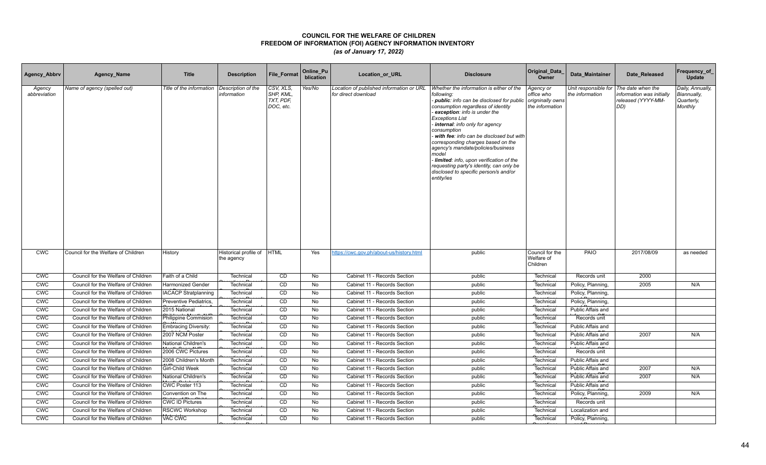# COUNCIL FOR THE WELFARE OF CHILDREN
## FREEDOM OF INFORMATION (FOI) AGENCY INFORMATION INVENTORY
### *(as of January 17, 2022)*

| Agency_Abbrv | Agency_Name | Title | Description | File_Format | Online_Publication | Location_or_URL | Disclosure | Original_Data_Owner | Data_Maintainer | Date_Released | Frequency_of_Update |
|---|---|---|---|---|---|---|---|---|---|---|---|
| *Agency abbreviation* | *Name of agency (spelled out)* | *Title of the information* | *Description of the information* | *CSV, XLS, SHP, KML, TXT, PDF, DOC, etc.* | *Yes/No* | *Location of published information or URL for direct download* | *Whether the information is either of the following: - **public**: info can be disclosed for public consumption regardless of identity - **exception**: info is under the Exceptions List - **internal**: info only for agency consumption - **with fee**: info can be disclosed but with corresponding charges based on the agency's mandate/policies/business model - **limited**: info, upon verification of the requesting party's identity, can only be disclosed to specific person/s and/or entity/ies* | *Agency or office who originnally owns the information* | *Unit responsible for the information* | *The date when the information was initially released (YYYY-MM-DD)* | *Daily, Annually, Biannually, Quarterly, Monthly* |
| CWC | Council for the Welfare of Children | History | Historical profile of the agency | HTML | Yes | https://cwc.gov.ph/about-us/history.html | public | Council for the Welfare of Children | PAIO | 2017/08/09 | as needed |
| CWC | Council for the Welfare of Children | Faith of a Child | Technical | CD | No | Cabinet 11 - Records Section | public | Technical | Records unit | 2000 | |
| CWC | Council for the Welfare of Children | Harmonized Gender | Technical | CD | No | Cabinet 11 - Records Section | public | Technical | Policy, Planning, | 2005 | N/A |
| CWC | Council for the Welfare of Children | IACACP Stratplanning | Technical | CD | No | Cabinet 11 - Records Section | public | Technical | Policy, Planning, | | |
| CWC | Council for the Welfare of Children | Preventive Pediatrics, | Technical | CD | No | Cabinet 11 - Records Section | public | Technical | Policy, Planning, | | |
| CWC | Council for the Welfare of Children | 2015 National | Technical | CD | No | Cabinet 11 - Records Section | public | Technical | Public Affais and | | |
| CWC | Council for the Welfare of Children | Philippine Commision | Technical | CD | No | Cabinet 11 - Records Section | public | Technical | Records unit | | |
| CWC | Council for the Welfare of Children | Embracing Diversity: | Technical | CD | No | Cabinet 11 - Records Section | public | Technical | Public Affais and | | |
| CWC | Council for the Welfare of Children | 2007 NCM Poster | Technical | CD | No | Cabinet 11 - Records Section | public | Technical | Public Affais and | 2007 | N/A |
| CWC | Council for the Welfare of Children | National Children's | Technical | CD | No | Cabinet 11 - Records Section | public | Technical | Public Affais and | | |
| CWC | Council for the Welfare of Children | 2006 CWC Pictures | Technical | CD | No | Cabinet 11 - Records Section | public | Technical | Records unit | | |
| CWC | Council for the Welfare of Children | 2008 Children's Month | Technical | CD | No | Cabinet 11 - Records Section | public | Technical | Public Affais and | | |
| CWC | Council for the Welfare of Children | Girl-Child Week | Technical | CD | No | Cabinet 11 - Records Section | public | Technical | Public Affais and | 2007 | N/A |
| CWC | Council for the Welfare of Children | National Children's | Technical | CD | No | Cabinet 11 - Records Section | public | Technical | Public Affais and | 2007 | N/A |
| CWC | Council for the Welfare of Children | CWC Poster 113 | Technical | CD | No | Cabinet 11 - Records Section | public | Technical | Public Affais and | | |
| CWC | Council for the Welfare of Children | Convention on The | Technical | CD | No | Cabinet 11 - Records Section | public | Technical | Policy, Planning, | 2009 | N/A |
| CWC | Council for the Welfare of Children | CWC ID Pictures | Technical | CD | No | Cabinet 11 - Records Section | public | Technical | Records unit | | |
| CWC | Council for the Welfare of Children | RSCWC Workshop | Technical | CD | No | Cabinet 11 - Records Section | public | Technical | Localization and | | |
| CWC | Council for the Welfare of Children | VAC CWC | Technical | CD | No | Cabinet 11 - Records Section | public | Technical | Policy, Planning, | | |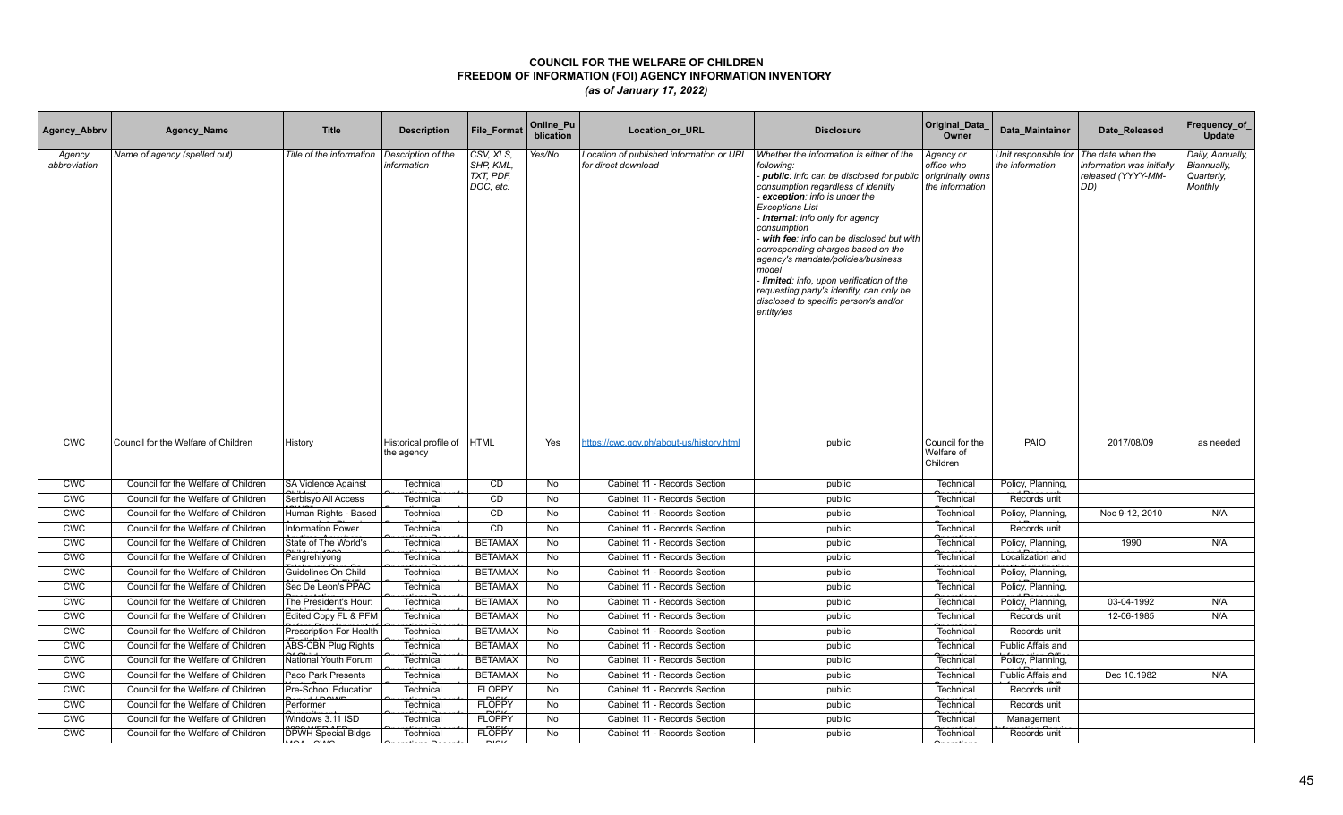# COUNCIL FOR THE WELFARE OF CHILDREN
## FREEDOM OF INFORMATION (FOI) AGENCY INFORMATION INVENTORY
*(as of January 17, 2022)*

| Agency_Abbrv | Agency_Name | Title | Description | File_Format | Online_Publication | Location_or_URL | Disclosure | Original_Data_Owner | Data_Maintainer | Date_Released | Frequency_of_Update |
|---|---|---|---|---|---|---|---|---|---|---|---|
| *Agency abbreviation* | *Name of agency (spelled out)* | *Title of the information* | *Description of the information* | *CSV, XLS, SHP, KML, TXT, PDF, DOC, etc.* | *Yes/No* | *Location of published information or URL for direct download* | *Whether the information is either of the following:*<br>*- **public**: info can be disclosed for public consumption regardless of identity*<br>*- **exception**: info is under the Exceptions List*<br>*- **internal**: info only for agency consumption*<br>*- **with fee**: info can be disclosed but with corresponding charges based on the agency's mandate/policies/business model*<br>*- **limited**: info, upon verification of the requesting party's identity, can only be disclosed to specific person/s and/or entity/ies* | *Agency or office who origninally owns the information* | *Unit responsible for the information* | *The date when the information was initially released (YYYY-MM-DD)* | *Daily, Annually, Biannually, Quarterly, Monthly* |
| CWC | Council for the Welfare of Children | History | Historical profile of the agency | HTML | Yes | https://cwc.gov.ph/about-us/history.html | public | Council for the Welfare of Children | PAIO | 2017/08/09 | as needed |
| CWC | Council for the Welfare of Children | SA Violence Against | Technical | CD | No | Cabinet 11 - Records Section | public | Technical | Policy, Planning, | | |
| CWC | Council for the Welfare of Children | Serbisyo All Access | Technical | CD | No | Cabinet 11 - Records Section | public | Technical | Records unit | | |
| CWC | Council for the Welfare of Children | Human Rights - Based | Technical | CD | No | Cabinet 11 - Records Section | public | Technical | Policy, Planning, | Noc 9-12, 2010 | N/A |
| CWC | Council for the Welfare of Children | Information Power | Technical | CD | No | Cabinet 11 - Records Section | public | Technical | Records unit | | |
| CWC | Council for the Welfare of Children | State of The World's | Technical | BETAMAX | No | Cabinet 11 - Records Section | public | Technical | Policy, Planning, | 1990 | N/A |
| CWC | Council for the Welfare of Children | Pangrehiyong | Technical | BETAMAX | No | Cabinet 11 - Records Section | public | Technical | Localization and | | |
| CWC | Council for the Welfare of Children | Guidelines On Child | Technical | BETAMAX | No | Cabinet 11 - Records Section | public | Technical | Policy, Planning, | | |
| CWC | Council for the Welfare of Children | Sec De Leon's PPAC | Technical | BETAMAX | No | Cabinet 11 - Records Section | public | Technical | Policy, Planning, | | |
| CWC | Council for the Welfare of Children | The President's Hour: | Technical | BETAMAX | No | Cabinet 11 - Records Section | public | Technical | Policy, Planning, | 03-04-1992 | N/A |
| CWC | Council for the Welfare of Children | Edited Copy FL & PFM | Technical | BETAMAX | No | Cabinet 11 - Records Section | public | Technical | Records unit | 12-06-1985 | N/A |
| CWC | Council for the Welfare of Children | Prescription For Health | Technical | BETAMAX | No | Cabinet 11 - Records Section | public | Technical | Records unit | | |
| CWC | Council for the Welfare of Children | ABS-CBN Plug Rights | Technical | BETAMAX | No | Cabinet 11 - Records Section | public | Technical | Public Affais and | | |
| CWC | Council for the Welfare of Children | National Youth Forum | Technical | BETAMAX | No | Cabinet 11 - Records Section | public | Technical | Policy, Planning, | | |
| CWC | Council for the Welfare of Children | Paco Park Presents | Technical | BETAMAX | No | Cabinet 11 - Records Section | public | Technical | Public Affais and | Dec 10.1982 | N/A |
| CWC | Council for the Welfare of Children | Pre-School Education | Technical | FLOPPY | No | Cabinet 11 - Records Section | public | Technical | Records unit | | |
| CWC | Council for the Welfare of Children | Performer | Technical | FLOPPY | No | Cabinet 11 - Records Section | public | Technical | Records unit | | |
| CWC | Council for the Welfare of Children | Windows 3.11 ISD | Technical | FLOPPY | No | Cabinet 11 - Records Section | public | Technical | Management | | |
| CWC | Council for the Welfare of Children | DPWH Special Bldgs | Technical | FLOPPY | No | Cabinet 11 - Records Section | public | Technical | Records unit | | |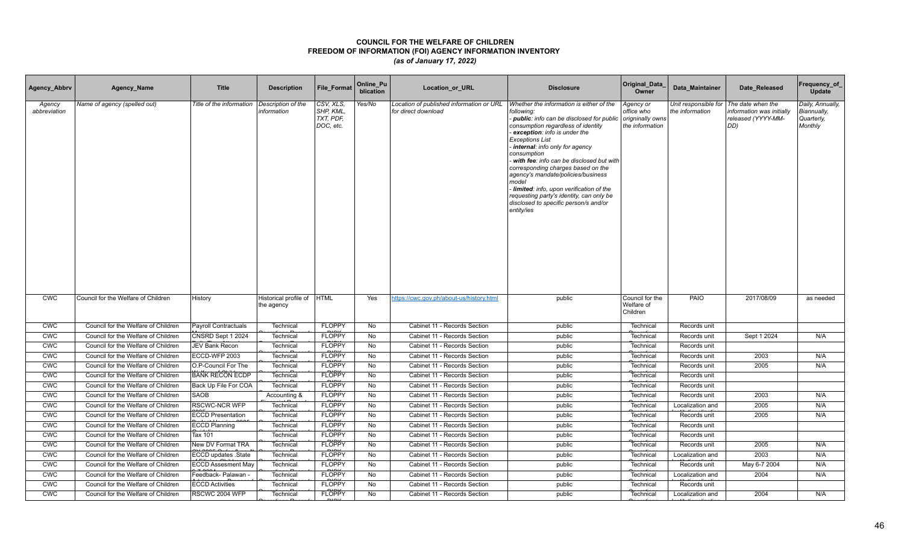# COUNCIL FOR THE WELFARE OF CHILDREN
## FREEDOM OF INFORMATION (FOI) AGENCY INFORMATION INVENTORY
### *(as of January 17, 2022)*

| Agency_Abbrv | Agency_Name | Title | Description | File_Format | Online_Publication | Location_or_URL | Disclosure | Original_Data_Owner | Data_Maintainer | Date_Released | Frequency_of_Update |
|---|---|---|---|---|---|---|---|---|---|---|---|
| *Agency abbreviation* | *Name of agency (spelled out)* | *Title of the information* | *Description of the information* | *CSV, XLS, SHP, KML, TXT, PDF, DOC, etc.* | *Yes/No* | *Location of published information or URL for direct download* | *Whether the information is either of the following:*<br>*- **public**: info can be disclosed for public consumption regardless of identity*<br>*- **exception**: info is under the Exceptions List*<br>*- **internal**: info only for agency consumption*<br>*- **with fee**: info can be disclosed but with corresponding charges based on the agency's mandate/policies/business model*<br>*- **limited**: info, upon verification of the requesting party's identity, can only be disclosed to specific person/s and/or entity/ies* | *Agency or office who origninally owns the information* | *Unit responsible for the information* | *The date when the information was initially released (YYYY-MM-DD)* | *Daily, Annually, Biannually, Quarterly, Monthly* |
| CWC | Council for the Welfare of Children | History | Historical profile of the agency | HTML | Yes | https://cwc.gov.ph/about-us/history.html | public | Council for the Welfare of Children | PAIO | 2017/08/09 | as needed |
| CWC | Council for the Welfare of Children | Payroll Contractuals | Technical | FLOPPY | No | Cabinet 11 - Records Section | public | Technical | Records unit | | |
| CWC | Council for the Welfare of Children | CNSRD Sept 1 2024 | Technical | FLOPPY | No | Cabinet 11 - Records Section | public | Technical | Records unit | Sept 1 2024 | N/A |
| CWC | Council for the Welfare of Children | JEV Bank Recon | Technical | FLOPPY | No | Cabinet 11 - Records Section | public | Technical | Records unit | | |
| CWC | Council for the Welfare of Children | ECCD-WFP 2003 | Technical | FLOPPY | No | Cabinet 11 - Records Section | public | Technical | Records unit | 2003 | N/A |
| CWC | Council for the Welfare of Children | O.P-Council For The | Technical | FLOPPY | No | Cabinet 11 - Records Section | public | Technical | Records unit | 2005 | N/A |
| CWC | Council for the Welfare of Children | BANK RECON ECDP | Technical | FLOPPY | No | Cabinet 11 - Records Section | public | Technical | Records unit | | |
| CWC | Council for the Welfare of Children | Back Up File For COA | Technical | FLOPPY | No | Cabinet 11 - Records Section | public | Technical | Records unit | | |
| CWC | Council for the Welfare of Children | SAOB | Accounting & | FLOPPY | No | Cabinet 11 - Records Section | public | Technical | Records unit | 2003 | N/A |
| CWC | Council for the Welfare of Children | RSCWC-NCR WFP | Technical | FLOPPY | No | Cabinet 11 - Records Section | public | Technical | Localization and | 2005 | N/A |
| CWC | Council for the Welfare of Children | ECCD Presentation | Technical | FLOPPY | No | Cabinet 11 - Records Section | public | Technical | Records unit | 2005 | N/A |
| CWC | Council for the Welfare of Children | ECCD Planning | Technical | FLOPPY | No | Cabinet 11 - Records Section | public | Technical | Records unit | | |
| CWC | Council for the Welfare of Children | Tax 101 | Technical | FLOPPY | No | Cabinet 11 - Records Section | public | Technical | Records unit | | |
| CWC | Council for the Welfare of Children | New DV Format TRA | Technical | FLOPPY | No | Cabinet 11 - Records Section | public | Technical | Records unit | 2005 | N/A |
| CWC | Council for the Welfare of Children | ECCD updates .State | Technical | FLOPPY | No | Cabinet 11 - Records Section | public | Technical | Localization and | 2003 | N/A |
| CWC | Council for the Welfare of Children | ECCD Assesment May | Technical | FLOPPY | No | Cabinet 11 - Records Section | public | Technical | Records unit | May 6-7 2004 | N/A |
| CWC | Council for the Welfare of Children | Feedback- Palawan - | Technical | FLOPPY | No | Cabinet 11 - Records Section | public | Technical | Localization and | 2004 | N/A |
| CWC | Council for the Welfare of Children | ECCD Activities | Technical | FLOPPY | No | Cabinet 11 - Records Section | public | Technical | Records unit | | |
| CWC | Council for the Welfare of Children | RSCWC 2004 WFP | Technical | FLOPPY | No | Cabinet 11 - Records Section | public | Technical | Localization and | 2004 | N/A |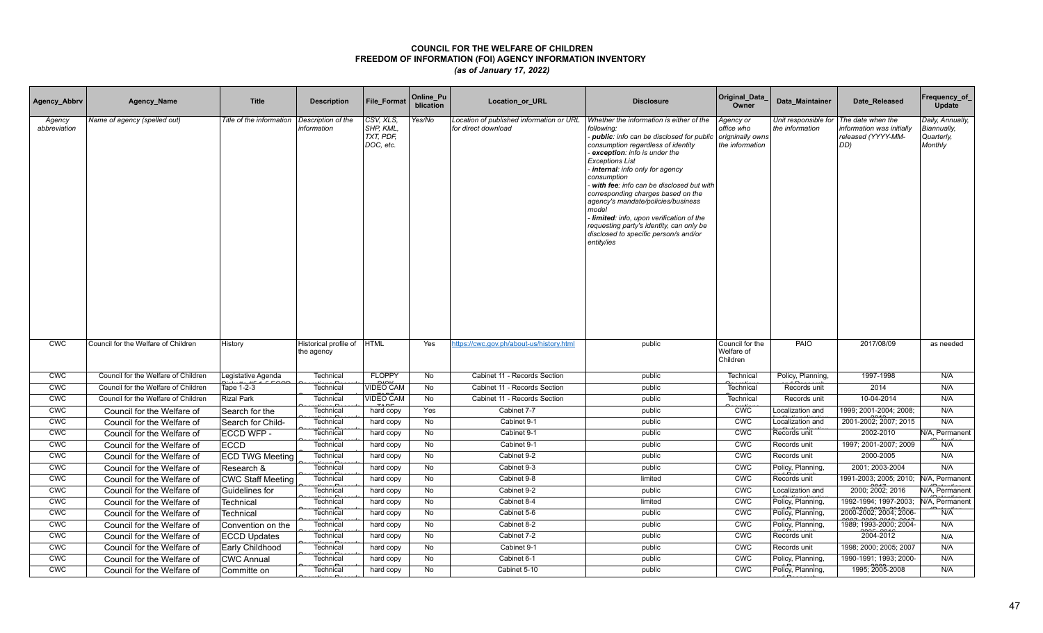# COUNCIL FOR THE WELFARE OF CHILDREN
## FREEDOM OF INFORMATION (FOI) AGENCY INFORMATION INVENTORY
*(as of January 17, 2022)*

| Agency_Abbrv | Agency_Name | Title | Description | File_Format | Online_Publication | Location_or_URL | Disclosure | Original_Data_Owner | Data_Maintainer | Date_Released | Frequency_of_Update |
|---|---|---|---|---|---|---|---|---|---|---|---|
| *Agency abbreviation* | *Name of agency (spelled out)* | *Title of the information* | *Description of the information* | *CSV, XLS, SHP, KML, TXT, PDF, DOC, etc.* | *Yes/No* | *Location of published information or URL for direct download* | *Whether the information is either of the following: - **public**: info can be disclosed for public consumption regardless of identity - **exception**: info is under the Exceptions List - **internal**: info only for agency consumption - **with fee**: info can be disclosed but with corresponding charges based on the agency's mandate/policies/business model - **limited**: info, upon verification of the requesting party's identity, can only be disclosed to specific person/s and/or entity/ies* | *Agency or office who originally owns the information* | *Unit responsible for the information* | *The date when the information was initially released (YYYY-MM-DD)* | *Daily, Annually, Biannually, Quarterly, Monthly* |
| CWC | Council for the Welfare of Children | History | Historical profile of the agency | HTML | Yes | https://cwc.gov.ph/about-us/history.html | public | Council for the Welfare of Children | PAIO | 2017/08/09 | as needed |
| CWC | Council for the Welfare of Children | Legistative Agenda | Technical | FLOPPY | No | Cabinet 11 - Records Section | public | Technical | Policy, Planning, | 1997-1998 | N/A |
| CWC | Council for the Welfare of Children | Tape 1-2-3 | Technical | VIDEO CAM | No | Cabinet 11 - Records Section | public | Technical | Records unit | 2014 | N/A |
| CWC | Council for the Welfare of Children | Rizal Park | Technical | VIDEO CAM | No | Cabinet 11 - Records Section | public | Technical | Records unit | 10-04-2014 | N/A |
| CWC | Council for the Welfare of | Search for the | Technical | hard copy | Yes | Cabinet 7-7 | public | CWC | Localization and | 1999; 2001-2004; 2008; | N/A |
| CWC | Council for the Welfare of | Search for Child- | Technical | hard copy | No | Cabinet 9-1 | public | CWC | Localization and | 2001-2002; 2007; 2015 | N/A |
| CWC | Council for the Welfare of | ECCD WFP - | Technical | hard copy | No | Cabinet 9-1 | public | CWC | Records unit | 2002-2010 | N/A, Permanent |
| CWC | Council for the Welfare of | ECCD | Technical | hard copy | No | Cabinet 9-1 | public | CWC | Records unit | 1997; 2001-2007; 2009 | N/A |
| CWC | Council for the Welfare of | ECD TWG Meeting | Technical | hard copy | No | Cabinet 9-2 | public | CWC | Records unit | 2000-2005 | N/A |
| CWC | Council for the Welfare of | Research & | Technical | hard copy | No | Cabinet 9-3 | public | CWC | Policy, Planning, | 2001; 2003-2004 | N/A |
| CWC | Council for the Welfare of | CWC Staff Meeting | Technical | hard copy | No | Cabinet 9-8 | limited | CWC | Records unit | 1991-2003; 2005; 2010; | N/A, Permanent |
| CWC | Council for the Welfare of | Guidelines for | Technical | hard copy | No | Cabinet 9-2 | public | CWC | Localization and | 2000; 2002; 2016 | N/A, Permanent |
| CWC | Council for the Welfare of | Technical | Technical | hard copy | No | Cabinet 8-4 | limited | CWC | Policy, Planning, | 1992-1994; 1997-2003; | N/A, Permanent |
| CWC | Council for the Welfare of | Technical | Technical | hard copy | No | Cabinet 5-6 | public | CWC | Policy, Planning, | 2000-2002; 2004; 2006- | N/A |
| CWC | Council for the Welfare of | Convention on the | Technical | hard copy | No | Cabinet 8-2 | public | CWC | Policy, Planning, | 1989; 1993-2000; 2004- | N/A |
| CWC | Council for the Welfare of | ECCD Updates | Technical | hard copy | No | Cabinet 7-2 | public | CWC | Records unit | 2004-2012 | N/A |
| CWC | Council for the Welfare of | Early Childhood | Technical | hard copy | No | Cabinet 9-1 | public | CWC | Records unit | 1998; 2000; 2005; 2007 | N/A |
| CWC | Council for the Welfare of | CWC Annual | Technical | hard copy | No | Cabinet 6-1 | public | CWC | Policy, Planning, | 1990-1991; 1993; 2000- | N/A |
| CWC | Council for the Welfare of | Committe on | Technical | hard copy | No | Cabinet 5-10 | public | CWC | Policy, Planning, | 1995; 2005-2008 | N/A |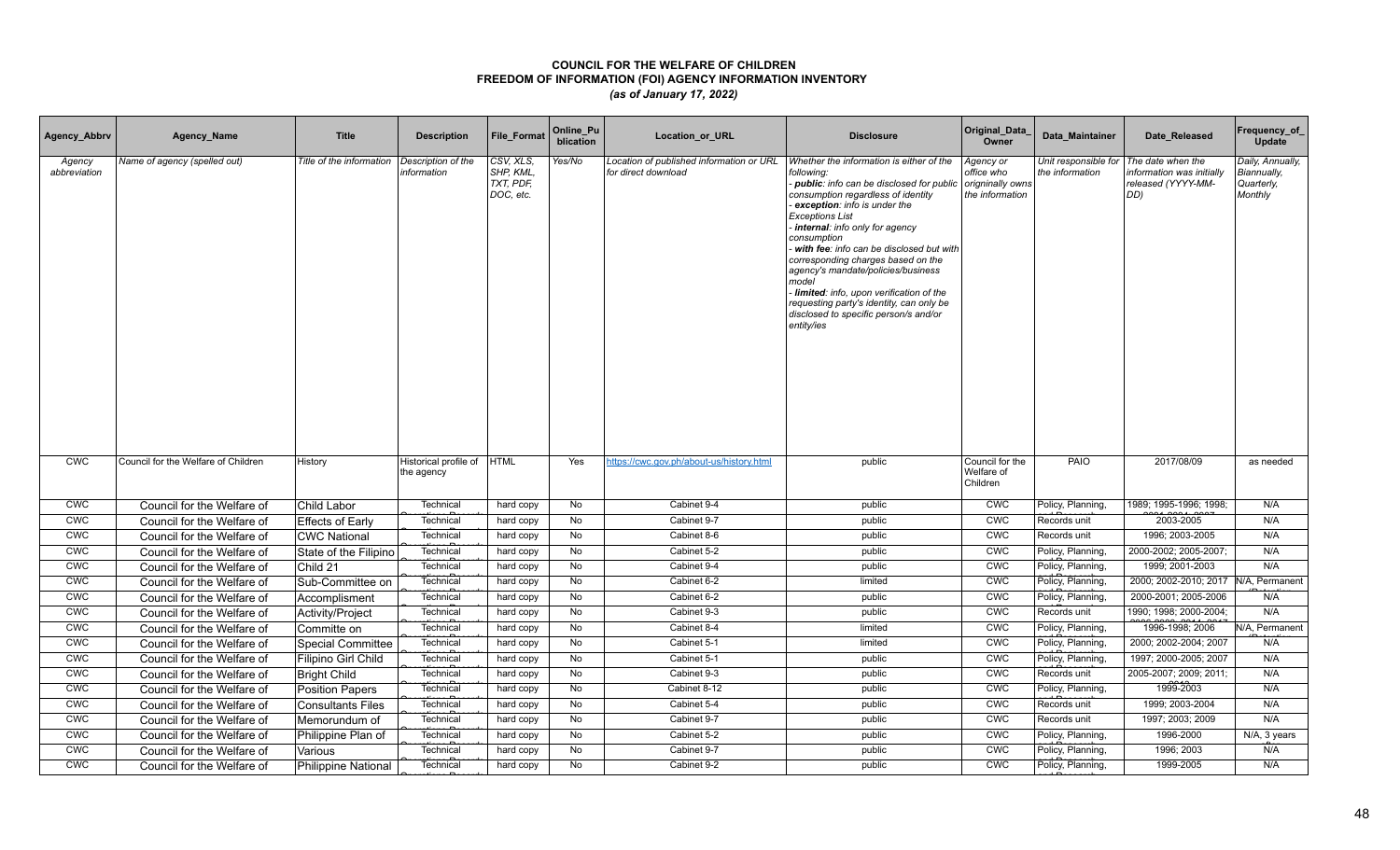# COUNCIL FOR THE WELFARE OF CHILDREN
## FREEDOM OF INFORMATION (FOI) AGENCY INFORMATION INVENTORY
*(as of January 17, 2022)*

| Agency_Abbrv | Agency_Name | Title | Description | File_Format | Online_Publication | Location_or_URL | Disclosure | Original_Data_Owner | Data_Maintainer | Date_Released | Frequency_of_Update |
|---|---|---|---|---|---|---|---|---|---|---|---|
| *Agency abbreviation* | *Name of agency (spelled out)* | *Title of the information* | *Description of the information* | *CSV, XLS, SHP, KML, TXT, PDF, DOC, etc.* | *Yes/No* | *Location of published information or URL for direct download* | *Whether the information is either of the following:*<br>*- **public**: info can be disclosed for public consumption regardless of identity*<br>*- **exception**: info is under the Exceptions List*<br>*- **internal**: info only for agency consumption*<br>*- **with fee**: info can be disclosed but with corresponding charges based on the agency's mandate/policies/business model*<br>*- **limited**: info, upon verification of the requesting party's identity, can only be disclosed to specific person/s and/or entity/ies* | *Agency or office who origninally owns the information* | *Unit responsible for the information* | *The date when the information was initially released (YYYY-MM-DD)* | *Daily, Annually, Biannually, Quarterly, Monthly* |
| CWC | Council for the Welfare of Children | History | Historical profile of the agency | HTML | Yes | https://cwc.gov.ph/about-us/history.html | public | Council for the Welfare of Children | PAIO | 2017/08/09 | as needed |
| CWC | Council for the Welfare of | Child Labor | Technical | hard copy | No | Cabinet 9-4 | public | CWC | Policy, Planning, | 1989; 1995-1996; 1998; | N/A |
| CWC | Council for the Welfare of | Effects of Early | Technical | hard copy | No | Cabinet 9-7 | public | CWC | Records unit | 2003-2005 | N/A |
| CWC | Council for the Welfare of | CWC National | Technical | hard copy | No | Cabinet 8-6 | public | CWC | Records unit | 1996; 2003-2005 | N/A |
| CWC | Council for the Welfare of | State of the Filipino | Technical | hard copy | No | Cabinet 5-2 | public | CWC | Policy, Planning, | 2000-2002; 2005-2007; | N/A |
| CWC | Council for the Welfare of | Child 21 | Technical | hard copy | No | Cabinet 9-4 | public | CWC | Policy, Planning, | 1999; 2001-2003 | N/A |
| CWC | Council for the Welfare of | Sub-Committee on | Technical | hard copy | No | Cabinet 6-2 | limited | CWC | Policy, Planning, | 2000; 2002-2010; 2017 | N/A, Permanent |
| CWC | Council for the Welfare of | Accomplisment | Technical | hard copy | No | Cabinet 6-2 | public | CWC | Policy, Planning, | 2000-2001; 2005-2006 | N/A |
| CWC | Council for the Welfare of | Activity/Project | Technical | hard copy | No | Cabinet 9-3 | public | CWC | Records unit | 1990; 1998; 2000-2004; | N/A |
| CWC | Council for the Welfare of | Committe on | Technical | hard copy | No | Cabinet 8-4 | limited | CWC | Policy, Planning, | 1996-1998; 2006 | N/A, Permanent |
| CWC | Council for the Welfare of | Special Committee | Technical | hard copy | No | Cabinet 5-1 | limited | CWC | Policy, Planning, | 2000; 2002-2004; 2007 | N/A |
| CWC | Council for the Welfare of | Filipino Girl Child | Technical | hard copy | No | Cabinet 5-1 | public | CWC | Policy, Planning, | 1997; 2000-2005; 2007 | N/A |
| CWC | Council for the Welfare of | Bright Child | Technical | hard copy | No | Cabinet 9-3 | public | CWC | Records unit | 2005-2007; 2009; 2011; | N/A |
| CWC | Council for the Welfare of | Position Papers | Technical | hard copy | No | Cabinet 8-12 | public | CWC | Policy, Planning, | 1999-2003 | N/A |
| CWC | Council for the Welfare of | Consultants Files | Technical | hard copy | No | Cabinet 5-4 | public | CWC | Records unit | 1999; 2003-2004 | N/A |
| CWC | Council for the Welfare of | Memorundum of | Technical | hard copy | No | Cabinet 9-7 | public | CWC | Records unit | 1997; 2003; 2009 | N/A |
| CWC | Council for the Welfare of | Philippine Plan of | Technical | hard copy | No | Cabinet 5-2 | public | CWC | Policy, Planning, | 1996-2000 | N/A, 3 years |
| CWC | Council for the Welfare of | Various | Technical | hard copy | No | Cabinet 9-7 | public | CWC | Policy, Planning, | 1996; 2003 | N/A |
| CWC | Council for the Welfare of | Philippine National | Technical | hard copy | No | Cabinet 9-2 | public | CWC | Policy, Planning, | 1999-2005 | N/A |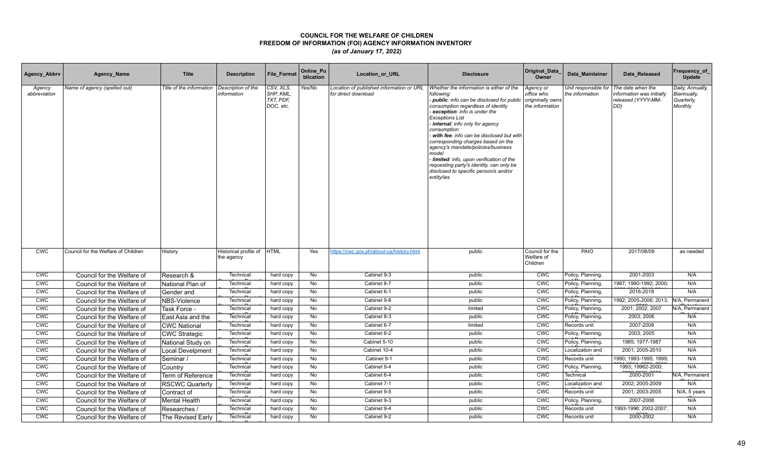# COUNCIL FOR THE WELFARE OF CHILDREN
## FREEDOM OF INFORMATION (FOI) AGENCY INFORMATION INVENTORY
*(as of January 17, 2022)*

| Agency_Abbrv | Agency_Name | Title | Description | File_Format | Online_Publication | Location_or_URL | Disclosure | Original_Data_Owner | Data_Maintainer | Date_Released | Frequency_of_Update |
|---|---|---|---|---|---|---|---|---|---|---|---|
| *Agency abbreviation* | *Name of agency (spelled out)* | *Title of the information* | *Description of the information* | *CSV, XLS, SHP, KML, TXT, PDF, DOC, etc.* | *Yes/No* | *Location of published information or URL for direct download* | *Whether the information is either of the following:<br>- **public**: info can be disclosed for public consumption regardless of identity<br>- **exception**: info is under the Exceptions List<br>- **internal**: info only for agency consumption<br>- **with fee**: info can be disclosed but with corresponding charges based on the agency's mandate/policies/business model<br>- **limited**: info, upon verification of the requesting party's identity, can only be disclosed to specific person/s and/or entity/ies* | *Agency or office who originally owns the information* | *Unit responsible for the information* | *The date when the information was initially released (YYYY-MM-DD)* | *Daily, Annually, Biannually, Quarterly, Monthly* |
| CWC | Council for the Welfare of Children | History | Historical profile of the agency | HTML | Yes | https://cwc.gov.ph/about-us/history.html | public | Council for the Welfare of Children | PAIO | 2017/08/09 | as needed |
| CWC | Council for the Welfare of | Research & | Technical | hard copy | No | Cabinet 9-3 | public | CWC | Policy, Planning, | 2001-2003 | N/A |
| CWC | Council for the Welfare of | National Plan of | Technical | hard copy | No | Cabinet 8-7 | public | CWC | Policy, Planning, | 1987; 1990-1992; 2000; | N/A |
| CWC | Council for the Welfare of | Gender and | Technical | hard copy | No | Cabinet 6-1 | public | CWC | Policy, Planning, | 2016-2018 | N/A |
| CWC | Council for the Welfare of | NBS-Violence | Technical | hard copy | No | Cabinet 9-8 | public | CWC | Policy, Planning, | 1992; 2005-2006; 2013; | N/A, Permanent |
| CWC | Council for the Welfare of | Task Force - | Technical | hard copy | No | Cabinet 9-2 | limited | CWC | Policy, Planning, | 2001; 2002; 2007 | N/A, Permanent |
| CWC | Council for the Welfare of | East Asia and the | Technical | hard copy | No | Cabinet 8-3 | public | CWC | Policy, Planning, | 2003; 2006 | N/A |
| CWC | Council for the Welfare of | CWC National | Technical | hard copy | No | Cabinet 6-7 | limited | CWC | Records unit | 2007-2008 | N/A |
| CWC | Council for the Welfare of | CWC Strategic | Technical | hard copy | No | Cabinet 6-2 | public | CWC | Policy, Planning, | 2003; 2005 | N/A |
| CWC | Council for the Welfare of | National Study on | Technical | hard copy | No | Cabinet 5-10 | public | CWC | Policy, Planning, | 1985; 1977-1987 | N/A |
| CWC | Council for the Welfare of | Local Develpment | Technical | hard copy | No | Cabinet 10-4 | public | CWC | Localization and | 2001; 2005-2010 | N/A |
| CWC | Council for the Welfare of | Seminar / | Technical | hard copy | No | Cabinet 9-1 | public | CWC | Records unit | 1990; 1993-1995; 1999; | N/A |
| CWC | Council for the Welfare of | Country | Technical | hard copy | No | Cabinet 9-4 | public | CWC | Policy, Planning, | 1993; 19962-2000; | N/A |
| CWC | Council for the Welfare of | Term of Reference | Technical | hard copy | No | Cabinet 6-4 | public | CWC | Technical | 2000-2001 | N/A, Permanent |
| CWC | Council for the Welfare of | RSCWC Quarterly | Technical | hard copy | No | Cabinet 7-1 | public | CWC | Localization and | 2002; 2005-2009 | N/A |
| CWC | Council for the Welfare of | Contract of | Technical | hard copy | No | Cabinet 9-5 | public | CWC | Records unit | 2001; 2003-2005 | N/A, 5 years |
| CWC | Council for the Welfare of | Mental Health | Technical | hard copy | No | Cabinet 9-3 | public | CWC | Policy, Planning, | 2007-2008 | N/A |
| CWC | Council for the Welfare of | Researches / | Technical | hard copy | No | Cabinet 9-4 | public | CWC | Records unit | 1993-1996; 2002-2007; | N/A |
| CWC | Council for the Welfare of | The Revised Early | Technical | hard copy | No | Cabinet 9-2 | public | CWC | Records unit | 2000-2002 | N/A |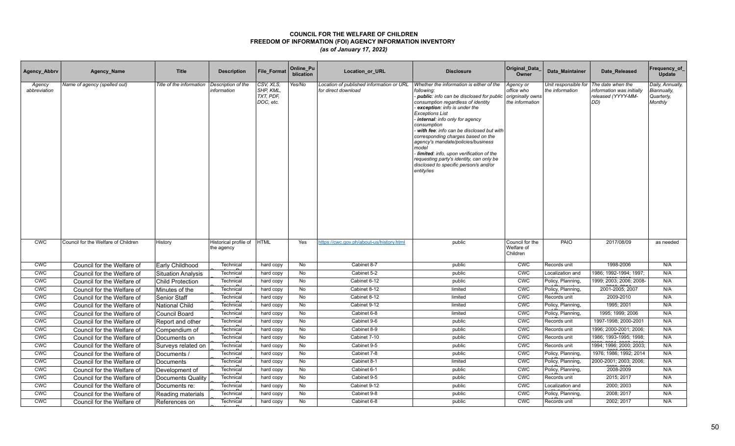# COUNCIL FOR THE WELFARE OF CHILDREN
## FREEDOM OF INFORMATION (FOI) AGENCY INFORMATION INVENTORY
*(as of January 17, 2022)*

| Agency_Abbrv | Agency_Name | Title | Description | File_Format | Online_Publication | Location_or_URL | Disclosure | Original_Data_Owner | Data_Maintainer | Date_Released | Frequency_of_Update |
|---|---|---|---|---|---|---|---|---|---|---|---|
| *Agency abbreviation* | *Name of agency (spelled out)* | *Title of the information* | *Description of the information* | *CSV, XLS, SHP, KML, TXT, PDF, DOC, etc.* | *Yes/No* | *Location of published information or URL for direct download* | *Whether the information is either of the following: - **public**: info can be disclosed for public consumption regardless of identity - **exception**: info is under the Exceptions List - **internal**: info only for agency consumption - **with fee**: info can be disclosed but with corresponding charges based on the agency's mandate/policies/business model - **limited**: info, upon verification of the requesting party's identity, can only be disclosed to specific person/s and/or entity/ies* | *Agency or office who originally owns the information* | *Unit responsible for the information* | *The date when the information was initially released (YYYY-MM-DD)* | *Daily, Annually, Biannually, Quarterly, Monthly* |
| CWC | Council for the Welfare of Children | History | Historical profile of the agency | HTML | Yes | https://cwc.gov.ph/about-us/history.html | public | Council for the Welfare of Children | PAIO | 2017/08/09 | as needed |
| CWC | Council for the Welfare of | Early Childhood | Technical | hard copy | No | Cabinet 8-7 | public | CWC | Records unit | 1998-2006 | N/A |
| CWC | Council for the Welfare of | Situation Analysis | Technical | hard copy | No | Cabinet 5-2 | public | CWC | Localization and | 1986; 1992-1994; 1997; | N/A |
| CWC | Council for the Welfare of | Child Protection | Technical | hard copy | No | Cabinet 6-12 | public | CWC | Policy, Planning, | 1999; 2003; 2006; 2008- | N/A |
| CWC | Council for the Welfare of | Minutes of the | Technical | hard copy | No | Cabinet 8-12 | limited | CWC | Policy, Planning, | 2001-2005; 2007 | N/A |
| CWC | Council for the Welfare of | Senior Staff | Technical | hard copy | No | Cabinet 8-12 | limited | CWC | Records unit | 2009-2010 | N/A |
| CWC | Council for the Welfare of | National Child | Technical | hard copy | No | Cabinet 9-12 | limited | CWC | Policy, Planning, | 1995; 2001 | N/A |
| CWC | Council for the Welfare of | Council Board | Technical | hard copy | No | Cabinet 6-8 | limited | CWC | Policy, Planning, | 1995; 1999; 2006 | N/A |
| CWC | Council for the Welfare of | Report and other | Technical | hard copy | No | Cabinet 9-6 | public | CWC | Records unit | 1997-1998; 2000-2001 | N/A |
| CWC | Council for the Welfare of | Compendium of | Technical | hard copy | No | Cabinet 8-9 | public | CWC | Records unit | 1996; 2000-2001; 2006; | N/A |
| CWC | Council for the Welfare of | Documents on | Technical | hard copy | No | Cabinet 7-10 | public | CWC | Records unit | 1986; 1993-1995; 1998; | N/A |
| CWC | Council for the Welfare of | Surveys related on | Technical | hard copy | No | Cabinet 9-5 | public | CWC | Records unit | 1994; 1996; 2000; 2003; | N/A |
| CWC | Council for the Welfare of | Documents / | Technical | hard copy | No | Cabinet 7-8 | public | CWC | Policy, Planning, | 1976; 1986; 1992; 2014 | N/A |
| CWC | Council for the Welfare of | Documents | Technical | hard copy | No | Cabinet 8-1 | limited | CWC | Policy, Planning, | 2000-2001; 2003; 2006; | N/A |
| CWC | Council for the Welfare of | Development of | Technical | hard copy | No | Cabinet 6-1 | public | CWC | Policy, Planning, | 2008-2009 | N/A |
| CWC | Council for the Welfare of | Documents Quality | Technical | hard copy | No | Cabinet 9-5 | public | CWC | Records unit | 2015; 2017 | N/A |
| CWC | Council for the Welfare of | Documents re: | Technical | hard copy | No | Cabinet 9-12 | public | CWC | Localization and | 2000; 2003 | N/A |
| CWC | Council for the Welfare of | Reading materials | Technical | hard copy | No | Cabinet 9-8 | public | CWC | Policy, Planning, | 2008; 2017 | N/A |
| CWC | Council for the Welfare of | References on | Technical | hard copy | No | Cabinet 6-8 | public | CWC | Records unit | 2002; 2017 | N/A |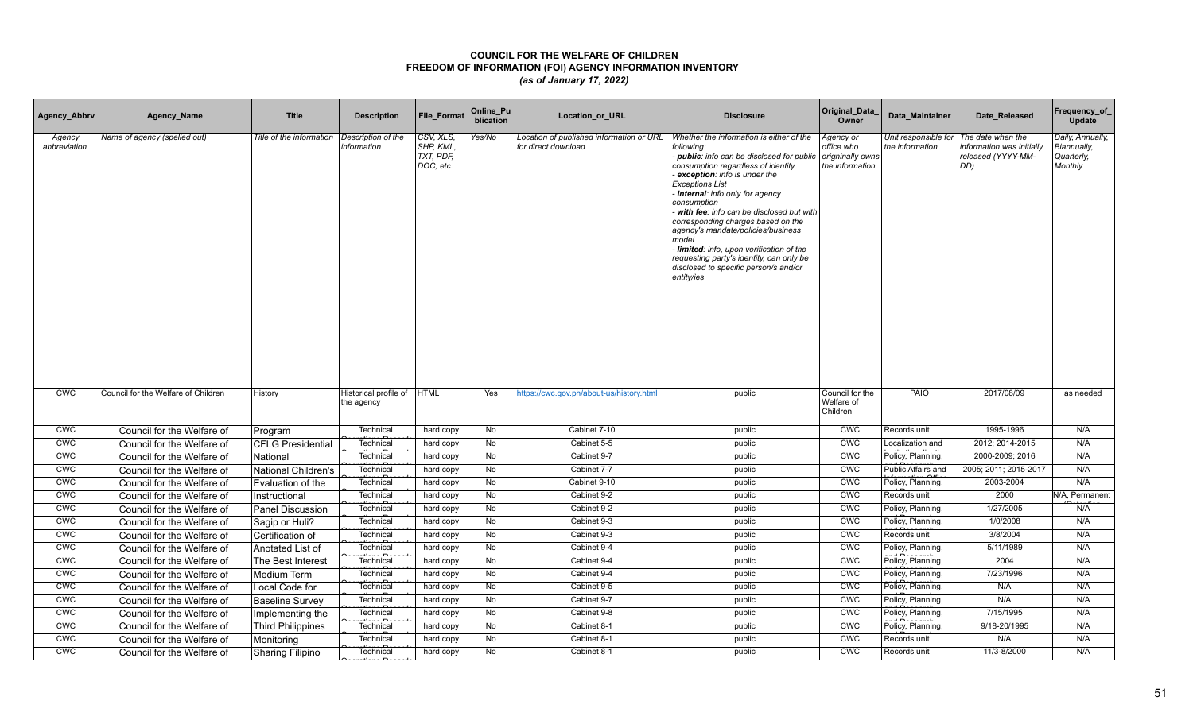# COUNCIL FOR THE WELFARE OF CHILDREN
## FREEDOM OF INFORMATION (FOI) AGENCY INFORMATION INVENTORY
*(as of January 17, 2022)*

| Agency_Abbrv | Agency_Name | Title | Description | File_Format | Online_Publication | Location_or_URL | Disclosure | Original_Data_Owner | Data_Maintainer | Date_Released | Frequency_of_Update |
|---|---|---|---|---|---|---|---|---|---|---|---|
| *Agency abbreviation* | *Name of agency (spelled out)* | *Title of the information* | *Description of the information* | *CSV, XLS, SHP, KML, TXT, PDF, DOC, etc.* | *Yes/No* | *Location of published information or URL for direct download* | *Whether the information is either of the following: - **public**: info can be disclosed for public consumption regardless of identity - **exception**: info is under the Exceptions List - **internal**: info only for agency consumption - **with fee**: info can be disclosed but with corresponding charges based on the agency's mandate/policies/business model - **limited**: info, upon verification of the requesting party's identity, can only be disclosed to specific person/s and/or entity/ies* | *Agency or office who originally owns the information* | *Unit responsible for the information* | *The date when the information was initially released (YYYY-MM-DD)* | *Daily, Annually, Biannually, Quarterly, Monthly* |
| CWC | Council for the Welfare of Children | History | Historical profile of the agency | HTML | Yes | https://cwc.gov.ph/about-us/history.html | public | Council for the Welfare of Children | PAIO | 2017/08/09 | as needed |
| CWC | Council for the Welfare of | Program | Technical | hard copy | No | Cabinet 7-10 | public | CWC | Records unit | 1995-1996 | N/A |
| CWC | Council for the Welfare of | CFLG Presidential | Technical | hard copy | No | Cabinet 5-5 | public | CWC | Localization and | 2012; 2014-2015 | N/A |
| CWC | Council for the Welfare of | National | Technical | hard copy | No | Cabinet 9-7 | public | CWC | Policy, Planning, | 2000-2009; 2016 | N/A |
| CWC | Council for the Welfare of | National Children's | Technical | hard copy | No | Cabinet 7-7 | public | CWC | Public Affairs and | 2005; 2011; 2015-2017 | N/A |
| CWC | Council for the Welfare of | Evaluation of the | Technical | hard copy | No | Cabinet 9-10 | public | CWC | Policy, Planning, | 2003-2004 | N/A |
| CWC | Council for the Welfare of | Instructional | Technical | hard copy | No | Cabinet 9-2 | public | CWC | Records unit | 2000 | N/A, Permanent |
| CWC | Council for the Welfare of | Panel Discussion | Technical | hard copy | No | Cabinet 9-2 | public | CWC | Policy, Planning, | 1/27/2005 | N/A |
| CWC | Council for the Welfare of | Sagip or Huli? | Technical | hard copy | No | Cabinet 9-3 | public | CWC | Policy, Planning, | 1/0/2008 | N/A |
| CWC | Council for the Welfare of | Certification of | Technical | hard copy | No | Cabinet 9-3 | public | CWC | Records unit | 3/8/2004 | N/A |
| CWC | Council for the Welfare of | Anotated List of | Technical | hard copy | No | Cabinet 9-4 | public | CWC | Policy, Planning, | 5/11/1989 | N/A |
| CWC | Council for the Welfare of | The Best Interest | Technical | hard copy | No | Cabinet 9-4 | public | CWC | Policy, Planning, | 2004 | N/A |
| CWC | Council for the Welfare of | Medium Term | Technical | hard copy | No | Cabinet 9-4 | public | CWC | Policy, Planning, | 7/23/1996 | N/A |
| CWC | Council for the Welfare of | Local Code for | Technical | hard copy | No | Cabinet 9-5 | public | CWC | Policy, Planning, | N/A | N/A |
| CWC | Council for the Welfare of | Baseline Survey | Technical | hard copy | No | Cabinet 9-7 | public | CWC | Policy, Planning, | N/A | N/A |
| CWC | Council for the Welfare of | Implementing the | Technical | hard copy | No | Cabinet 9-8 | public | CWC | Policy, Planning, | 7/15/1995 | N/A |
| CWC | Council for the Welfare of | Third Philippines | Technical | hard copy | No | Cabinet 8-1 | public | CWC | Policy, Planning, | 9/18-20/1995 | N/A |
| CWC | Council for the Welfare of | Monitoring | Technical | hard copy | No | Cabinet 8-1 | public | CWC | Records unit | N/A | N/A |
| CWC | Council for the Welfare of | Sharing Filipino | Technical | hard copy | No | Cabinet 8-1 | public | CWC | Records unit | 11/3-8/2000 | N/A |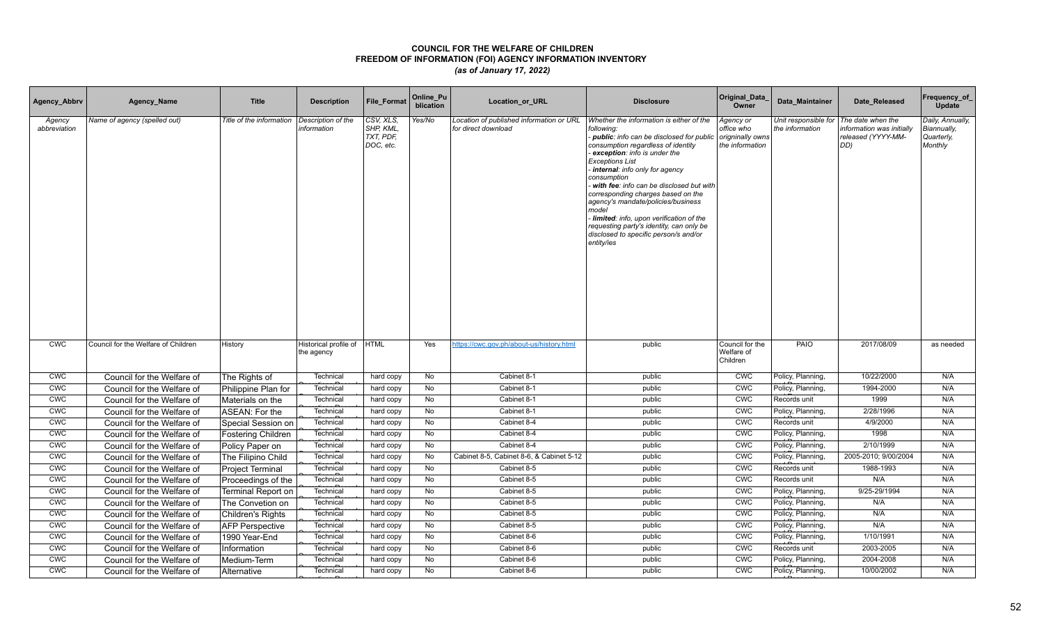# COUNCIL FOR THE WELFARE OF CHILDREN
## FREEDOM OF INFORMATION (FOI) AGENCY INFORMATION INVENTORY
*(as of January 17, 2022)*

| Agency_Abbrv | Agency_Name | Title | Description | File_Format | Online_Publication | Location_or_URL | Disclosure | Original_Data_Owner | Data_Maintainer | Date_Released | Frequency_of_Update |
|---|---|---|---|---|---|---|---|---|---|---|---|
| *Agency abbreviation* | *Name of agency (spelled out)* | *Title of the information* | *Description of the information* | *CSV, XLS, SHP, KML, TXT, PDF, DOC, etc.* | *Yes/No* | *Location of published information or URL for direct download* | *Whether the information is either of the following: - **public**: info can be disclosed for public consumption regardless of identity - **exception**: info is under the Exceptions List - **internal**: info only for agency consumption - **with fee**: info can be disclosed but with corresponding charges based on the agency's mandate/policies/business model - **limited**: info, upon verification of the requesting party's identity, can only be disclosed to specific person/s and/or entity/ies* | *Agency or office who origninally owns the information* | *Unit responsible for the information* | *The date when the information was initially released (YYYY-MM-DD)* | *Daily, Annually, Biannually, Quarterly, Monthly* |
| CWC | Council for the Welfare of Children | History | Historical profile of the agency | HTML | Yes | https://cwc.gov.ph/about-us/history.html | public | Council for the Welfare of Children | PAIO | 2017/08/09 | as needed |
| CWC | Council for the Welfare of | The Rights of | Technical | hard copy | No | Cabinet 8-1 | public | CWC | Policy, Planning, | 10/22/2000 | N/A |
| CWC | Council for the Welfare of | Philippine Plan for | Technical | hard copy | No | Cabinet 8-1 | public | CWC | Policy, Planning, | 1994-2000 | N/A |
| CWC | Council for the Welfare of | Materials on the | Technical | hard copy | No | Cabinet 8-1 | public | CWC | Records unit | 1999 | N/A |
| CWC | Council for the Welfare of | ASEAN: For the | Technical | hard copy | No | Cabinet 8-1 | public | CWC | Policy, Planning, | 2/28/1996 | N/A |
| CWC | Council for the Welfare of | Special Session on | Technical | hard copy | No | Cabinet 8-4 | public | CWC | Records unit | 4/9/2000 | N/A |
| CWC | Council for the Welfare of | Fostering Children | Technical | hard copy | No | Cabinet 8-4 | public | CWC | Policy, Planning, | 1998 | N/A |
| CWC | Council for the Welfare of | Policy Paper on | Technical | hard copy | No | Cabinet 8-4 | public | CWC | Policy, Planning, | 2/10/1999 | N/A |
| CWC | Council for the Welfare of | The Filipino Child | Technical | hard copy | No | Cabinet 8-5, Cabinet 8-6, & Cabinet 5-12 | public | CWC | Policy, Planning, | 2005-2010; 9/00/2004 | N/A |
| CWC | Council for the Welfare of | Project Terminal | Technical | hard copy | No | Cabinet 8-5 | public | CWC | Records unit | 1988-1993 | N/A |
| CWC | Council for the Welfare of | Proceedings of the | Technical | hard copy | No | Cabinet 8-5 | public | CWC | Records unit | N/A | N/A |
| CWC | Council for the Welfare of | Terminal Report on | Technical | hard copy | No | Cabinet 8-5 | public | CWC | Policy, Planning, | 9/25-29/1994 | N/A |
| CWC | Council for the Welfare of | The Convetion on | Technical | hard copy | No | Cabinet 8-5 | public | CWC | Policy, Planning, | N/A | N/A |
| CWC | Council for the Welfare of | Children's Rights | Technical | hard copy | No | Cabinet 8-5 | public | CWC | Policy, Planning, | N/A | N/A |
| CWC | Council for the Welfare of | AFP Perspective | Technical | hard copy | No | Cabinet 8-5 | public | CWC | Policy, Planning, | N/A | N/A |
| CWC | Council for the Welfare of | 1990 Year-End | Technical | hard copy | No | Cabinet 8-6 | public | CWC | Policy, Planning, | 1/10/1991 | N/A |
| CWC | Council for the Welfare of | Information | Technical | hard copy | No | Cabinet 8-6 | public | CWC | Records unit | 2003-2005 | N/A |
| CWC | Council for the Welfare of | Medium-Term | Technical | hard copy | No | Cabinet 8-6 | public | CWC | Policy, Planning, | 2004-2008 | N/A |
| CWC | Council for the Welfare of | Alternative | Technical | hard copy | No | Cabinet 8-6 | public | CWC | Policy, Planning, | 10/00/2002 | N/A |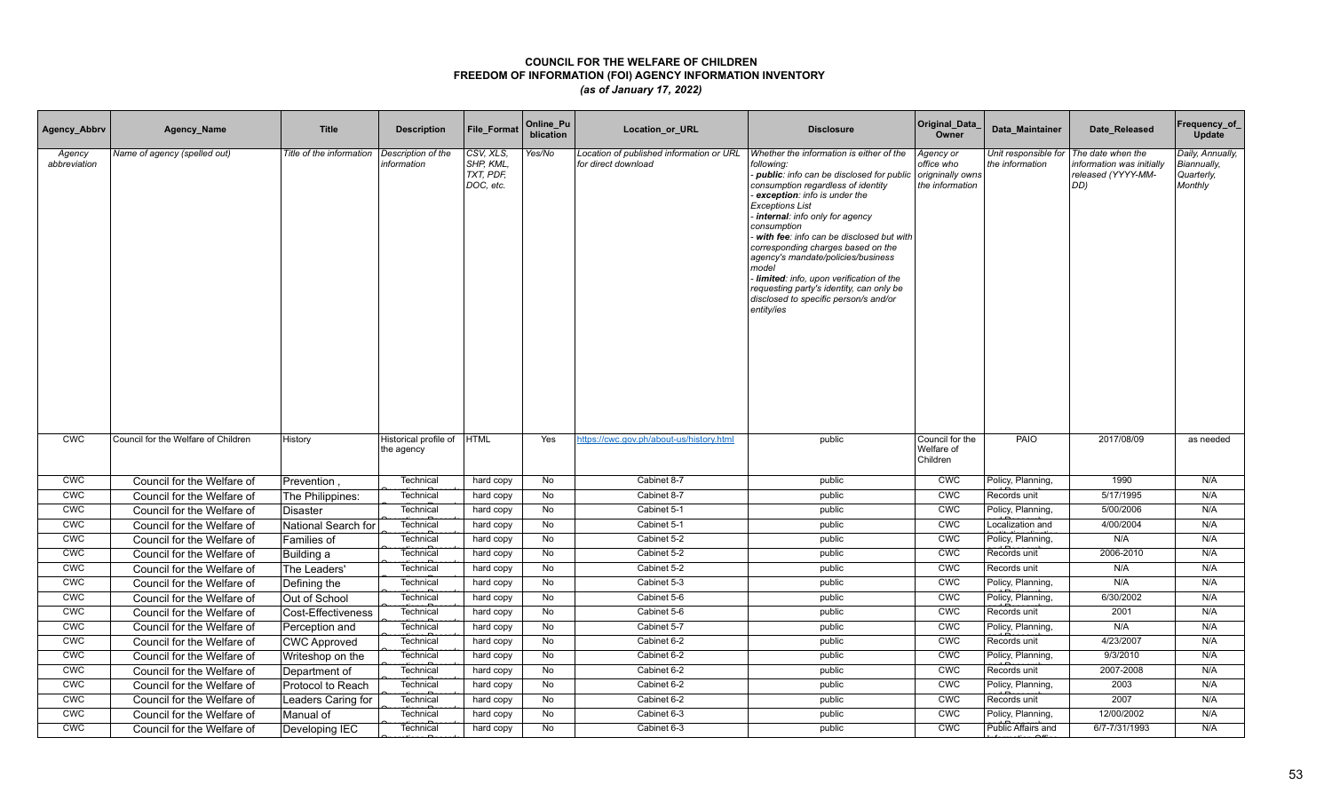# COUNCIL FOR THE WELFARE OF CHILDREN
## FREEDOM OF INFORMATION (FOI) AGENCY INFORMATION INVENTORY
*(as of January 17, 2022)*

| Agency_Abbrv | Agency_Name | Title | Description | File_Format | Online_Publication | Location_or_URL | Disclosure | Original_Data_Owner | Data_Maintainer | Date_Released | Frequency_of_Update |
|---|---|---|---|---|---|---|---|---|---|---|---|
| *Agency abbreviation* | *Name of agency (spelled out)* | *Title of the information* | *Description of the information* | *CSV, XLS, SHP, KML, TXT, PDF, DOC, etc.* | *Yes/No* | *Location of published information or URL for direct download* | *Whether the information is either of the following: - **public**: info can be disclosed for public consumption regardless of identity - **exception**: info is under the Exceptions List - **internal**: info only for agency consumption - **with fee**: info can be disclosed but with corresponding charges based on the agency's mandate/policies/business model - **limited**: info, upon verification of the requesting party's identity, can only be disclosed to specific person/s and/or entity/ies* | *Agency or office who origninally owns the information* | *Unit responsible for the information* | *The date when the information was initially released (YYYY-MM-DD)* | *Daily, Annually, Biannually, Quarterly, Monthly* |
| CWC | Council for the Welfare of Children | History | Historical profile of the agency | HTML | Yes | https://cwc.gov.ph/about-us/history.html | public | Council for the Welfare of Children | PAIO | 2017/08/09 | as needed |
| CWC | Council for the Welfare of | Prevention , | Technical | hard copy | No | Cabinet 8-7 | public | CWC | Policy, Planning, | 1990 | N/A |
| CWC | Council for the Welfare of | The Philippines: | Technical | hard copy | No | Cabinet 8-7 | public | CWC | Records unit | 5/17/1995 | N/A |
| CWC | Council for the Welfare of | Disaster | Technical | hard copy | No | Cabinet 5-1 | public | CWC | Policy, Planning, | 5/00/2006 | N/A |
| CWC | Council for the Welfare of | National Search for | Technical | hard copy | No | Cabinet 5-1 | public | CWC | Localization and | 4/00/2004 | N/A |
| CWC | Council for the Welfare of | Families of | Technical | hard copy | No | Cabinet 5-2 | public | CWC | Policy, Planning, | N/A | N/A |
| CWC | Council for the Welfare of | Building a | Technical | hard copy | No | Cabinet 5-2 | public | CWC | Records unit | 2006-2010 | N/A |
| CWC | Council for the Welfare of | The Leaders' | Technical | hard copy | No | Cabinet 5-2 | public | CWC | Records unit | N/A | N/A |
| CWC | Council for the Welfare of | Defining the | Technical | hard copy | No | Cabinet 5-3 | public | CWC | Policy, Planning, | N/A | N/A |
| CWC | Council for the Welfare of | Out of School | Technical | hard copy | No | Cabinet 5-6 | public | CWC | Policy, Planning, | 6/30/2002 | N/A |
| CWC | Council for the Welfare of | Cost-Effectiveness | Technical | hard copy | No | Cabinet 5-6 | public | CWC | Records unit | 2001 | N/A |
| CWC | Council for the Welfare of | Perception and | Technical | hard copy | No | Cabinet 5-7 | public | CWC | Policy, Planning, | N/A | N/A |
| CWC | Council for the Welfare of | CWC Approved | Technical | hard copy | No | Cabinet 6-2 | public | CWC | Records unit | 4/23/2007 | N/A |
| CWC | Council for the Welfare of | Writeshop on the | Technical | hard copy | No | Cabinet 6-2 | public | CWC | Policy, Planning, | 9/3/2010 | N/A |
| CWC | Council for the Welfare of | Department of | Technical | hard copy | No | Cabinet 6-2 | public | CWC | Records unit | 2007-2008 | N/A |
| CWC | Council for the Welfare of | Protocol to Reach | Technical | hard copy | No | Cabinet 6-2 | public | CWC | Policy, Planning, | 2003 | N/A |
| CWC | Council for the Welfare of | Leaders Caring for | Technical | hard copy | No | Cabinet 6-2 | public | CWC | Records unit | 2007 | N/A |
| CWC | Council for the Welfare of | Manual of | Technical | hard copy | No | Cabinet 6-3 | public | CWC | Policy, Planning, | 12/00/2002 | N/A |
| CWC | Council for the Welfare of | Developing IEC | Technical | hard copy | No | Cabinet 6-3 | public | CWC | Public Affairs and | 6/7-7/31/1993 | N/A |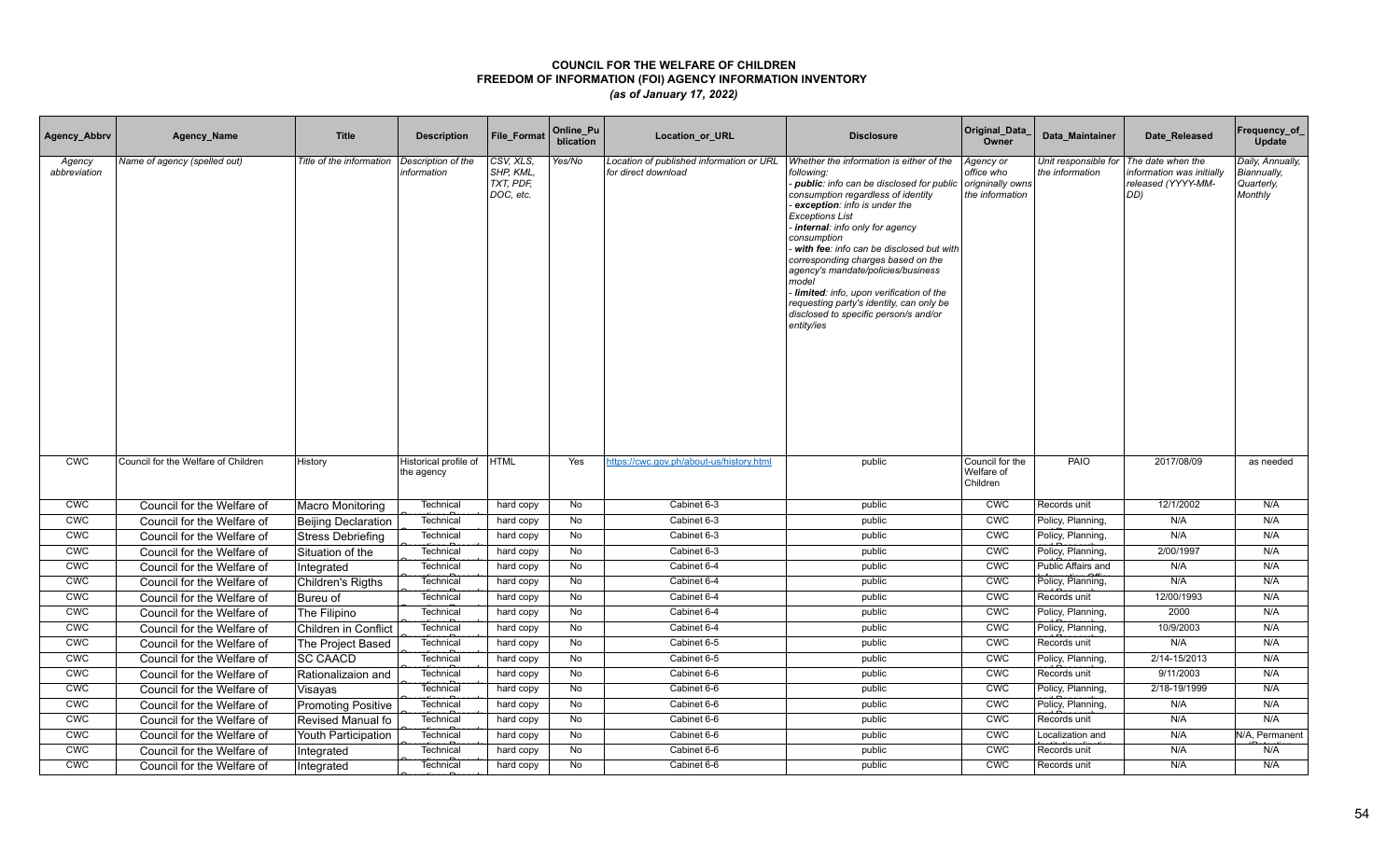# COUNCIL FOR THE WELFARE OF CHILDREN
## FREEDOM OF INFORMATION (FOI) AGENCY INFORMATION INVENTORY
*(as of January 17, 2022)*

| Agency_Abbrv | Agency_Name | Title | Description | File_Format | Online_Publication | Location_or_URL | Disclosure | Original_Data_Owner | Data_Maintainer | Date_Released | Frequency_of_Update |
|---|---|---|---|---|---|---|---|---|---|---|---|
| *Agency abbreviation* | *Name of agency (spelled out)* | *Title of the information* | *Description of the information* | *CSV, XLS, SHP, KML, TXT, PDF, DOC, etc.* | *Yes/No* | *Location of published information or URL for direct download* | *Whether the information is either of the following:<br>- **public**: info can be disclosed for public consumption regardless of identity<br>- **exception**: info is under the Exceptions List<br>- **internal**: info only for agency consumption<br>- **with fee**: info can be disclosed but with corresponding charges based on the agency's mandate/policies/business model<br>- **limited**: info, upon verification of the requesting party's identity, can only be disclosed to specific person/s and/or entity/ies* | *Agency or office who origninally owns the information* | *Unit responsible for the information* | *The date when the information was initially released (YYYY-MM-DD)* | *Daily, Annually, Biannually, Quarterly, Monthly* |
| CWC | Council for the Welfare of Children | History | Historical profile of the agency | HTML | Yes | https://cwc.gov.ph/about-us/history.html | public | Council for the Welfare of Children | PAIO | 2017/08/09 | as needed |
| CWC | Council for the Welfare of | Macro Monitoring | Technical | hard copy | No | Cabinet 6-3 | public | CWC | Records unit | 12/1/2002 | N/A |
| CWC | Council for the Welfare of | Beijing Declaration | Technical | hard copy | No | Cabinet 6-3 | public | CWC | Policy, Planning, | N/A | N/A |
| CWC | Council for the Welfare of | Stress Debriefing | Technical | hard copy | No | Cabinet 6-3 | public | CWC | Policy, Planning, | N/A | N/A |
| CWC | Council for the Welfare of | Situation of the | Technical | hard copy | No | Cabinet 6-3 | public | CWC | Policy, Planning, | 2/00/1997 | N/A |
| CWC | Council for the Welfare of | Integrated | Technical | hard copy | No | Cabinet 6-4 | public | CWC | Public Affairs and | N/A | N/A |
| CWC | Council for the Welfare of | Children's Rigths | Technical | hard copy | No | Cabinet 6-4 | public | CWC | Policy, Planning, | N/A | N/A |
| CWC | Council for the Welfare of | Bureu of | Technical | hard copy | No | Cabinet 6-4 | public | CWC | Records unit | 12/00/1993 | N/A |
| CWC | Council for the Welfare of | The Filipino | Technical | hard copy | No | Cabinet 6-4 | public | CWC | Policy, Planning, | 2000 | N/A |
| CWC | Council for the Welfare of | Children in Conflict | Technical | hard copy | No | Cabinet 6-4 | public | CWC | Policy, Planning, | 10/9/2003 | N/A |
| CWC | Council for the Welfare of | The Project Based | Technical | hard copy | No | Cabinet 6-5 | public | CWC | Records unit | N/A | N/A |
| CWC | Council for the Welfare of | SC CAACD | Technical | hard copy | No | Cabinet 6-5 | public | CWC | Policy, Planning, | 2/14-15/2013 | N/A |
| CWC | Council for the Welfare of | Rationalizaion and | Technical | hard copy | No | Cabinet 6-6 | public | CWC | Records unit | 9/11/2003 | N/A |
| CWC | Council for the Welfare of | Visayas | Technical | hard copy | No | Cabinet 6-6 | public | CWC | Policy, Planning, | 2/18-19/1999 | N/A |
| CWC | Council for the Welfare of | Promoting Positive | Technical | hard copy | No | Cabinet 6-6 | public | CWC | Policy, Planning, | N/A | N/A |
| CWC | Council for the Welfare of | Revised Manual fo | Technical | hard copy | No | Cabinet 6-6 | public | CWC | Records unit | N/A | N/A |
| CWC | Council for the Welfare of | Youth Participation | Technical | hard copy | No | Cabinet 6-6 | public | CWC | Localization and | N/A | N/A, Permanent |
| CWC | Council for the Welfare of | Integrated | Technical | hard copy | No | Cabinet 6-6 | public | CWC | Records unit | N/A | N/A |
| CWC | Council for the Welfare of | Integrated | Technical | hard copy | No | Cabinet 6-6 | public | CWC | Records unit | N/A | N/A |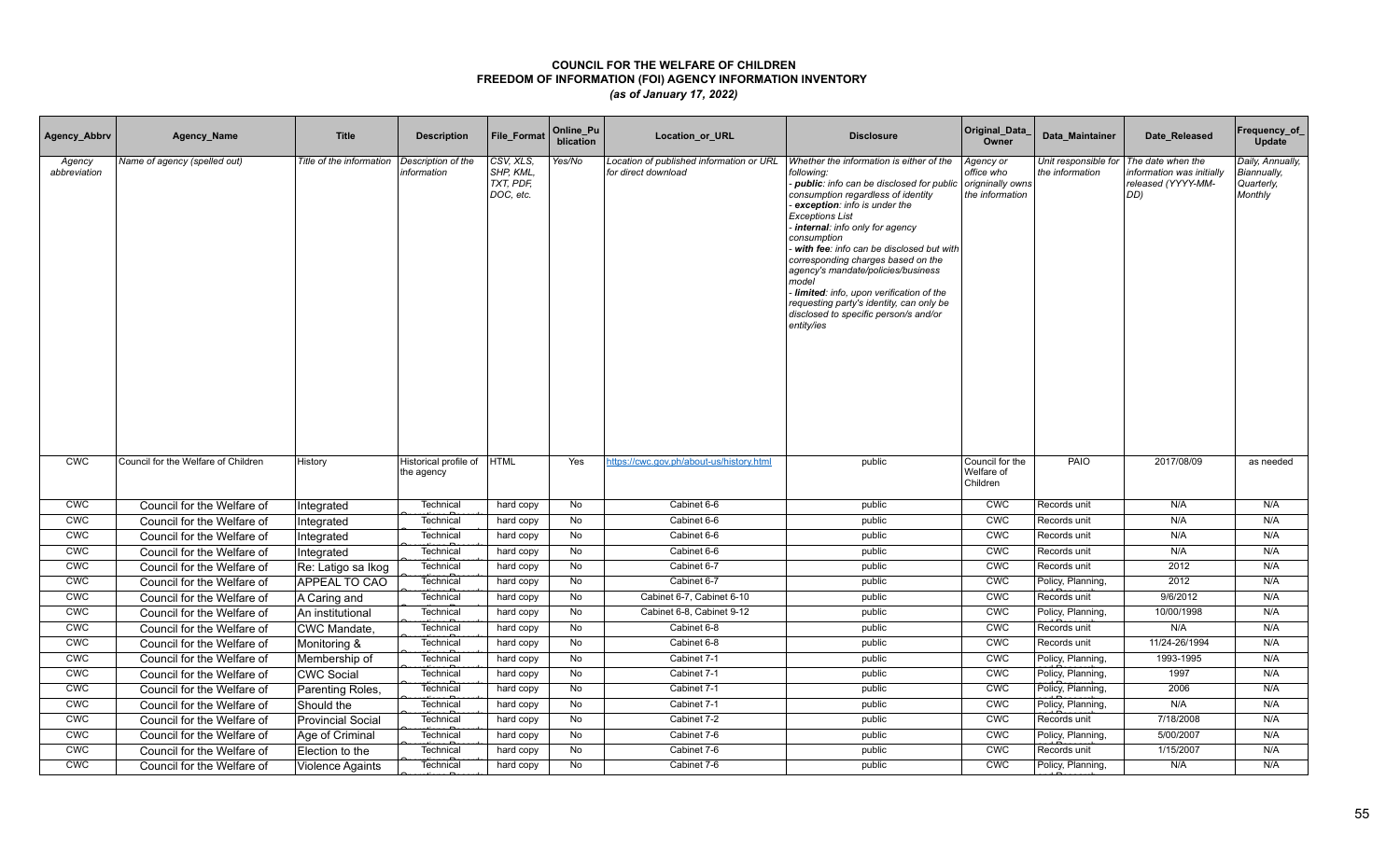# COUNCIL FOR THE WELFARE OF CHILDREN
## FREEDOM OF INFORMATION (FOI) AGENCY INFORMATION INVENTORY
*(as of January 17, 2022)*

| Agency_Abbrv | Agency_Name | Title | Description | File_Format | Online_Publication | Location_or_URL | Disclosure | Original_Data_Owner | Data_Maintainer | Date_Released | Frequency_of_Update |
|---|---|---|---|---|---|---|---|---|---|---|---|
| *Agency abbreviation* | *Name of agency (spelled out)* | *Title of the information* | *Description of the information* | *CSV, XLS, SHP, KML, TXT, PDF, DOC, etc.* | *Yes/No* | *Location of published information or URL for direct download* | *Whether the information is either of the following: - **public**: info can be disclosed for public consumption regardless of identity - **exception**: info is under the Exceptions List - **internal**: info only for agency consumption - **with fee**: info can be disclosed but with corresponding charges based on the agency's mandate/policies/business model - **limited**: info, upon verification of the requesting party's identity, can only be disclosed to specific person/s and/or entity/ies* | *Agency or office who origninally owns the information* | *Unit responsible for the information* | *The date when the information was initially released (YYYY-MM-DD)* | *Daily, Annually, Biannually, Quarterly, Monthly* |
| CWC | Council for the Welfare of Children | History | Historical profile of the agency | HTML | Yes | https://cwc.gov.ph/about-us/history.html | public | Council for the Welfare of Children | PAIO | 2017/08/09 | as needed |
| CWC | Council for the Welfare of | Integrated | Technical | hard copy | No | Cabinet 6-6 | public | CWC | Records unit | N/A | N/A |
| CWC | Council for the Welfare of | Integrated | Technical | hard copy | No | Cabinet 6-6 | public | CWC | Records unit | N/A | N/A |
| CWC | Council for the Welfare of | Integrated | Technical | hard copy | No | Cabinet 6-6 | public | CWC | Records unit | N/A | N/A |
| CWC | Council for the Welfare of | Integrated | Technical | hard copy | No | Cabinet 6-6 | public | CWC | Records unit | N/A | N/A |
| CWC | Council for the Welfare of | Re: Latigo sa Ikog | Technical | hard copy | No | Cabinet 6-7 | public | CWC | Records unit | 2012 | N/A |
| CWC | Council for the Welfare of | APPEAL TO CAO | Technical | hard copy | No | Cabinet 6-7 | public | CWC | Policy, Planning, | 2012 | N/A |
| CWC | Council for the Welfare of | A Caring and | Technical | hard copy | No | Cabinet 6-7, Cabinet 6-10 | public | CWC | Records unit | 9/6/2012 | N/A |
| CWC | Council for the Welfare of | An institutional | Technical | hard copy | No | Cabinet 6-8, Cabinet 9-12 | public | CWC | Policy, Planning, | 10/00/1998 | N/A |
| CWC | Council for the Welfare of | CWC Mandate, | Technical | hard copy | No | Cabinet 6-8 | public | CWC | Records unit | N/A | N/A |
| CWC | Council for the Welfare of | Monitoring & | Technical | hard copy | No | Cabinet 6-8 | public | CWC | Records unit | 11/24-26/1994 | N/A |
| CWC | Council for the Welfare of | Membership of | Technical | hard copy | No | Cabinet 7-1 | public | CWC | Policy, Planning, | 1993-1995 | N/A |
| CWC | Council for the Welfare of | CWC Social | Technical | hard copy | No | Cabinet 7-1 | public | CWC | Policy, Planning, | 1997 | N/A |
| CWC | Council for the Welfare of | Parenting Roles, | Technical | hard copy | No | Cabinet 7-1 | public | CWC | Policy, Planning, | 2006 | N/A |
| CWC | Council for the Welfare of | Should the | Technical | hard copy | No | Cabinet 7-1 | public | CWC | Policy, Planning, | N/A | N/A |
| CWC | Council for the Welfare of | Provincial Social | Technical | hard copy | No | Cabinet 7-2 | public | CWC | Records unit | 7/18/2008 | N/A |
| CWC | Council for the Welfare of | Age of Criminal | Technical | hard copy | No | Cabinet 7-6 | public | CWC | Policy, Planning, | 5/00/2007 | N/A |
| CWC | Council for the Welfare of | Election to the | Technical | hard copy | No | Cabinet 7-6 | public | CWC | Records unit | 1/15/2007 | N/A |
| CWC | Council for the Welfare of | Violence Againts | Technical | hard copy | No | Cabinet 7-6 | public | CWC | Policy, Planning, | N/A | N/A |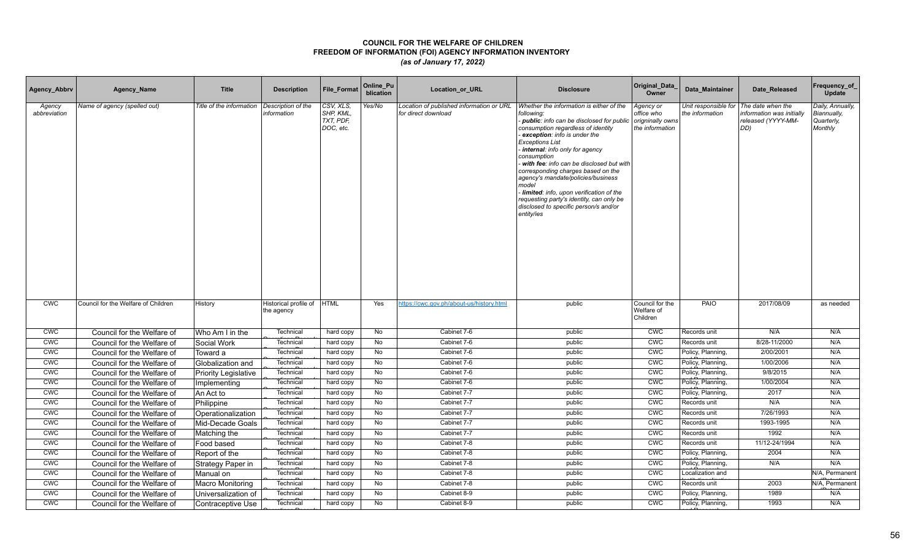# COUNCIL FOR THE WELFARE OF CHILDREN
## FREEDOM OF INFORMATION (FOI) AGENCY INFORMATION INVENTORY
### *(as of January 17, 2022)*

| Agency_Abbrv | Agency_Name | Title | Description | File_Format | Online_Publication | Location_or_URL | Disclosure | Original_Data_Owner | Data_Maintainer | Date_Released | Frequency_of_Update |
|---|---|---|---|---|---|---|---|---|---|---|---|
| *Agency abbreviation* | *Name of agency (spelled out)* | *Title of the information* | *Description of the information* | *CSV, XLS, SHP, KML, TXT, PDF, DOC, etc.* | *Yes/No* | *Location of published information or URL for direct download* | *Whether the information is either of the following:<br>- **public**: info can be disclosed for public consumption regardless of identity<br>- **exception**: info is under the Exceptions List<br>- **internal**: info only for agency consumption<br>- **with fee**: info can be disclosed but with corresponding charges based on the agency's mandate/policies/business model<br>- **limited**: info, upon verification of the requesting party's identity, can only be disclosed to specific person/s and/or entity/ies* | *Agency or office who originally owns the information* | *Unit responsible for the information* | *The date when the information was initially released (YYYY-MM-DD)* | *Daily, Annually, Biannually, Quarterly, Monthly* |
| CWC | Council for the Welfare of Children | History | Historical profile of the agency | HTML | Yes | https://cwc.gov.ph/about-us/history.html | public | Council for the Welfare of Children | PAIO | 2017/08/09 | as needed |
| CWC | Council for the Welfare of | Who Am I in the | Technical | hard copy | No | Cabinet 7-6 | public | CWC | Records unit | N/A | N/A |
| CWC | Council for the Welfare of | Social Work | Technical | hard copy | No | Cabinet 7-6 | public | CWC | Records unit | 8/28-11/2000 | N/A |
| CWC | Council for the Welfare of | Toward a | Technical | hard copy | No | Cabinet 7-6 | public | CWC | Policy, Planning, | 2/00/2001 | N/A |
| CWC | Council for the Welfare of | Globalization and | Technical | hard copy | No | Cabinet 7-6 | public | CWC | Policy, Planning, | 1/00/2006 | N/A |
| CWC | Council for the Welfare of | Priority Legislative | Technical | hard copy | No | Cabinet 7-6 | public | CWC | Policy, Planning, | 9/8/2015 | N/A |
| CWC | Council for the Welfare of | Implementing | Technical | hard copy | No | Cabinet 7-6 | public | CWC | Policy, Planning, | 1/00/2004 | N/A |
| CWC | Council for the Welfare of | An Act to | Technical | hard copy | No | Cabinet 7-7 | public | CWC | Policy, Planning, | 2017 | N/A |
| CWC | Council for the Welfare of | Philippine | Technical | hard copy | No | Cabinet 7-7 | public | CWC | Records unit | N/A | N/A |
| CWC | Council for the Welfare of | Operationalization | Technical | hard copy | No | Cabinet 7-7 | public | CWC | Records unit | 7/26/1993 | N/A |
| CWC | Council for the Welfare of | Mid-Decade Goals | Technical | hard copy | No | Cabinet 7-7 | public | CWC | Records unit | 1993-1995 | N/A |
| CWC | Council for the Welfare of | Matching the | Technical | hard copy | No | Cabinet 7-7 | public | CWC | Records unit | 1992 | N/A |
| CWC | Council for the Welfare of | Food based | Technical | hard copy | No | Cabinet 7-8 | public | CWC | Records unit | 11/12-24/1994 | N/A |
| CWC | Council for the Welfare of | Report of the | Technical | hard copy | No | Cabinet 7-8 | public | CWC | Policy, Planning, | 2004 | N/A |
| CWC | Council for the Welfare of | Strategy Paper in | Technical | hard copy | No | Cabinet 7-8 | public | CWC | Policy, Planning, | N/A | N/A |
| CWC | Council for the Welfare of | Manual on | Technical | hard copy | No | Cabinet 7-8 | public | CWC | Localization and | | N/A, Permanent |
| CWC | Council for the Welfare of | Macro Monitoring | Technical | hard copy | No | Cabinet 7-8 | public | CWC | Records unit | 2003 | N/A, Permanent |
| CWC | Council for the Welfare of | Universalization of | Technical | hard copy | No | Cabinet 8-9 | public | CWC | Policy, Planning, | 1989 | N/A |
| CWC | Council for the Welfare of | Contraceptive Use | Technical | hard copy | No | Cabinet 8-9 | public | CWC | Policy, Planning, | 1993 | N/A |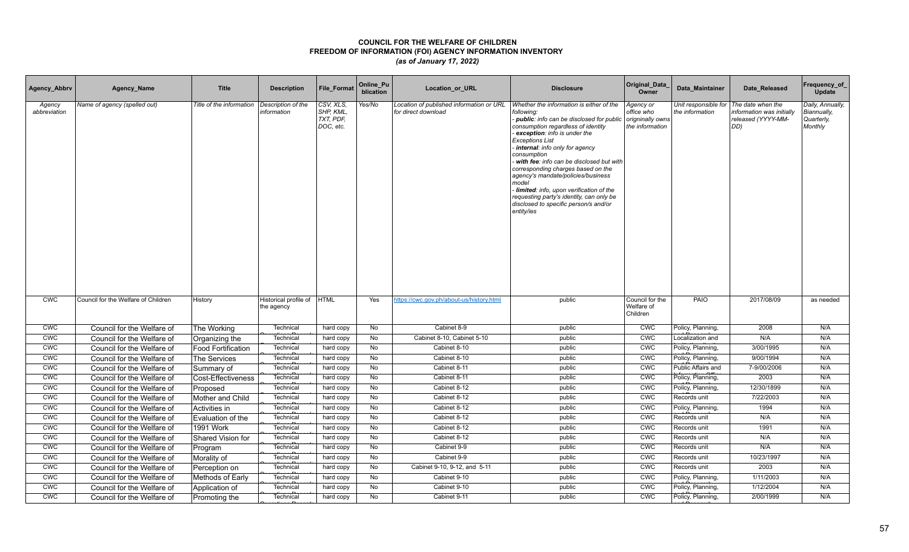# COUNCIL FOR THE WELFARE OF CHILDREN
## FREEDOM OF INFORMATION (FOI) AGENCY INFORMATION INVENTORY
### *(as of January 17, 2022)*

| Agency_Abbrv | Agency_Name | Title | Description | File_Format | Online_Publication | Location_or_URL | Disclosure | Original_Data_Owner | Data_Maintainer | Date_Released | Frequency_of_Update |
|---|---|---|---|---|---|---|---|---|---|---|---|
| *Agency abbreviation* | *Name of agency (spelled out)* | *Title of the information* | *Description of the information* | *CSV, XLS, SHP, KML, TXT, PDF, DOC, etc.* | *Yes/No* | *Location of published information or URL for direct download* | *Whether the information is either of the following: - **public**: info can be disclosed for public consumption regardless of identity - **exception**: info is under the Exceptions List - **internal**: info only for agency consumption - **with fee**: info can be disclosed but with corresponding charges based on the agency's mandate/policies/business model - **limited**: info, upon verification of the requesting party's identity, can only be disclosed to specific person/s and/or entity/ies* | *Agency or office who originally owns the information* | *Unit responsible for the information* | *The date when the information was initially released (YYYY-MM-DD)* | *Daily, Annually, Biannually, Quarterly, Monthly* |
| CWC | Council for the Welfare of Children | History | Historical profile of the agency | HTML | Yes | https://cwc.gov.ph/about-us/history.html | public | Council for the Welfare of Children | PAIO | 2017/08/09 | as needed |
| CWC | Council for the Welfare of | The Working | Technical | hard copy | No | Cabinet 8-9 | public | CWC | Policy, Planning, | 2008 | N/A |
| CWC | Council for the Welfare of | Organizing the | Technical | hard copy | No | Cabinet 8-10, Cabinet 5-10 | public | CWC | Localization and | N/A | N/A |
| CWC | Council for the Welfare of | Food Fortification | Technical | hard copy | No | Cabinet 8-10 | public | CWC | Policy, Planning, | 3/00/1995 | N/A |
| CWC | Council for the Welfare of | The Services | Technical | hard copy | No | Cabinet 8-10 | public | CWC | Policy, Planning, | 9/00/1994 | N/A |
| CWC | Council for the Welfare of | Summary of | Technical | hard copy | No | Cabinet 8-11 | public | CWC | Public Affairs and | 7-9/00/2006 | N/A |
| CWC | Council for the Welfare of | Cost-Effectiveness | Technical | hard copy | No | Cabinet 8-11 | public | CWC | Policy, Planning, | 2003 | N/A |
| CWC | Council for the Welfare of | Proposed | Technical | hard copy | No | Cabinet 8-12 | public | CWC | Policy, Planning, | 12/30/1899 | N/A |
| CWC | Council for the Welfare of | Mother and Child | Technical | hard copy | No | Cabinet 8-12 | public | CWC | Records unit | 7/22/2003 | N/A |
| CWC | Council for the Welfare of | Activities in | Technical | hard copy | No | Cabinet 8-12 | public | CWC | Policy, Planning, | 1994 | N/A |
| CWC | Council for the Welfare of | Evaluation of the | Technical | hard copy | No | Cabinet 8-12 | public | CWC | Records unit | N/A | N/A |
| CWC | Council for the Welfare of | 1991 Work | Technical | hard copy | No | Cabinet 8-12 | public | CWC | Records unit | 1991 | N/A |
| CWC | Council for the Welfare of | Shared Vision for | Technical | hard copy | No | Cabinet 8-12 | public | CWC | Records unit | N/A | N/A |
| CWC | Council for the Welfare of | Program | Technical | hard copy | No | Cabinet 9-9 | public | CWC | Records unit | N/A | N/A |
| CWC | Council for the Welfare of | Morality of | Technical | hard copy | No | Cabinet 9-9 | public | CWC | Records unit | 10/23/1997 | N/A |
| CWC | Council for the Welfare of | Perception on | Technical | hard copy | No | Cabinet 9-10, 9-12, and 5-11 | public | CWC | Records unit | 2003 | N/A |
| CWC | Council for the Welfare of | Methods of Early | Technical | hard copy | No | Cabinet 9-10 | public | CWC | Policy, Planning, | 1/11/2003 | N/A |
| CWC | Council for the Welfare of | Application of | Technical | hard copy | No | Cabinet 9-10 | public | CWC | Policy, Planning, | 1/12/2004 | N/A |
| CWC | Council for the Welfare of | Promoting the | Technical | hard copy | No | Cabinet 9-11 | public | CWC | Policy, Planning, | 2/00/1999 | N/A |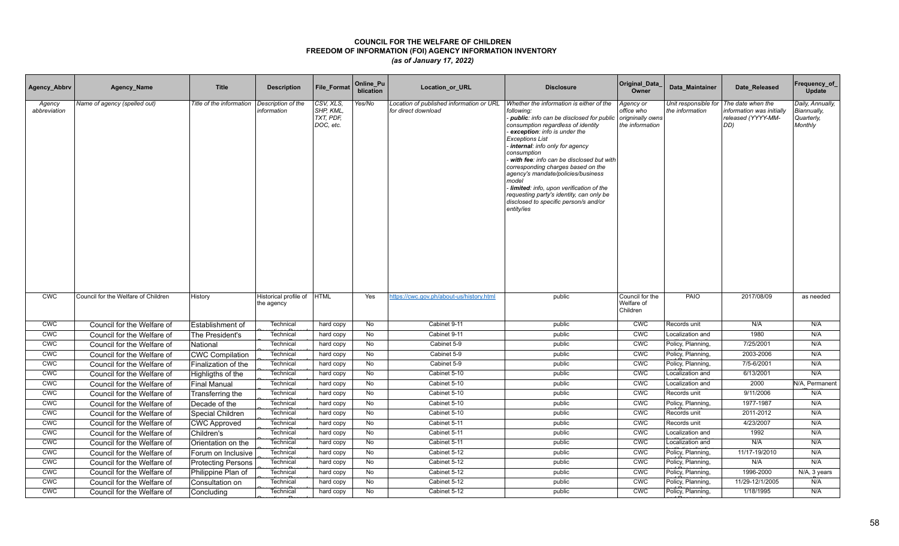# COUNCIL FOR THE WELFARE OF CHILDREN
## FREEDOM OF INFORMATION (FOI) AGENCY INFORMATION INVENTORY
*(as of January 17, 2022)*

| Agency_Abbrv | Agency_Name | Title | Description | File_Format | Online_Publication | Location_or_URL | Disclosure | Original_Data_Owner | Data_Maintainer | Date_Released | Frequency_of_Update |
|---|---|---|---|---|---|---|---|---|---|---|---|
| *Agency abbreviation* | *Name of agency (spelled out)* | *Title of the information* | *Description of the information* | *CSV, XLS, SHP, KML, TXT, PDF, DOC, etc.* | *Yes/No* | *Location of published information or URL for direct download* | *Whether the information is either of the following: - **public**: info can be disclosed for public consumption regardless of identity - **exception**: info is under the Exceptions List - **internal**: info only for agency consumption - **with fee**: info can be disclosed but with corresponding charges based on the agency's mandate/policies/business model - **limited**: info, upon verification of the requesting party's identity, can only be disclosed to specific person/s and/or entity/ies* | *Agency or office who originally owns the information* | *Unit responsible for the information* | *The date when the information was initially released (YYYY-MM-DD)* | *Daily, Annually, Biannually, Quarterly, Monthly* |
| CWC | Council for the Welfare of Children | History | Historical profile of the agency | HTML | Yes | https://cwc.gov.ph/about-us/history.html | public | Council for the Welfare of Children | PAIO | 2017/08/09 | as needed |
| CWC | Council for the Welfare of | Establishment of | Technical | hard copy | No | Cabinet 9-11 | public | CWC | Records unit | N/A | N/A |
| CWC | Council for the Welfare of | The President's | Technical | hard copy | No | Cabinet 9-11 | public | CWC | Localization and | 1980 | N/A |
| CWC | Council for the Welfare of | National | Technical | hard copy | No | Cabinet 5-9 | public | CWC | Policy, Planning, | 7/25/2001 | N/A |
| CWC | Council for the Welfare of | CWC Compilation | Technical | hard copy | No | Cabinet 5-9 | public | CWC | Policy, Planning, | 2003-2006 | N/A |
| CWC | Council for the Welfare of | Finalization of the | Technical | hard copy | No | Cabinet 5-9 | public | CWC | Policy, Planning, | 7/5-6/2001 | N/A |
| CWC | Council for the Welfare of | Highligths of the | Technical | hard copy | No | Cabinet 5-10 | public | CWC | Localization and | 6/13/2001 | N/A |
| CWC | Council for the Welfare of | Final Manual | Technical | hard copy | No | Cabinet 5-10 | public | CWC | Localization and | 2000 | N/A, Permanent |
| CWC | Council for the Welfare of | Transferring the | Technical | hard copy | No | Cabinet 5-10 | public | CWC | Records unit | 9/11/2006 | N/A |
| CWC | Council for the Welfare of | Decade of the | Technical | hard copy | No | Cabinet 5-10 | public | CWC | Policy, Planning, | 1977-1987 | N/A |
| CWC | Council for the Welfare of | Special Children | Technical | hard copy | No | Cabinet 5-10 | public | CWC | Records unit | 2011-2012 | N/A |
| CWC | Council for the Welfare of | CWC Approved | Technical | hard copy | No | Cabinet 5-11 | public | CWC | Records unit | 4/23/2007 | N/A |
| CWC | Council for the Welfare of | Children's | Technical | hard copy | No | Cabinet 5-11 | public | CWC | Localization and | 1992 | N/A |
| CWC | Council for the Welfare of | Orientation on the | Technical | hard copy | No | Cabinet 5-11 | public | CWC | Localization and | N/A | N/A |
| CWC | Council for the Welfare of | Forum on Inclusive | Technical | hard copy | No | Cabinet 5-12 | public | CWC | Policy, Planning, | 11/17-19/2010 | N/A |
| CWC | Council for the Welfare of | Protecting Persons | Technical | hard copy | No | Cabinet 5-12 | public | CWC | Policy, Planning, | N/A | N/A |
| CWC | Council for the Welfare of | Philippine Plan of | Technical | hard copy | No | Cabinet 5-12 | public | CWC | Policy, Planning, | 1996-2000 | N/A, 3 years |
| CWC | Council for the Welfare of | Consultation on | Technical | hard copy | No | Cabinet 5-12 | public | CWC | Policy, Planning, | 11/29-12/1/2005 | N/A |
| CWC | Council for the Welfare of | Concluding | Technical | hard copy | No | Cabinet 5-12 | public | CWC | Policy, Planning, | 1/18/1995 | N/A |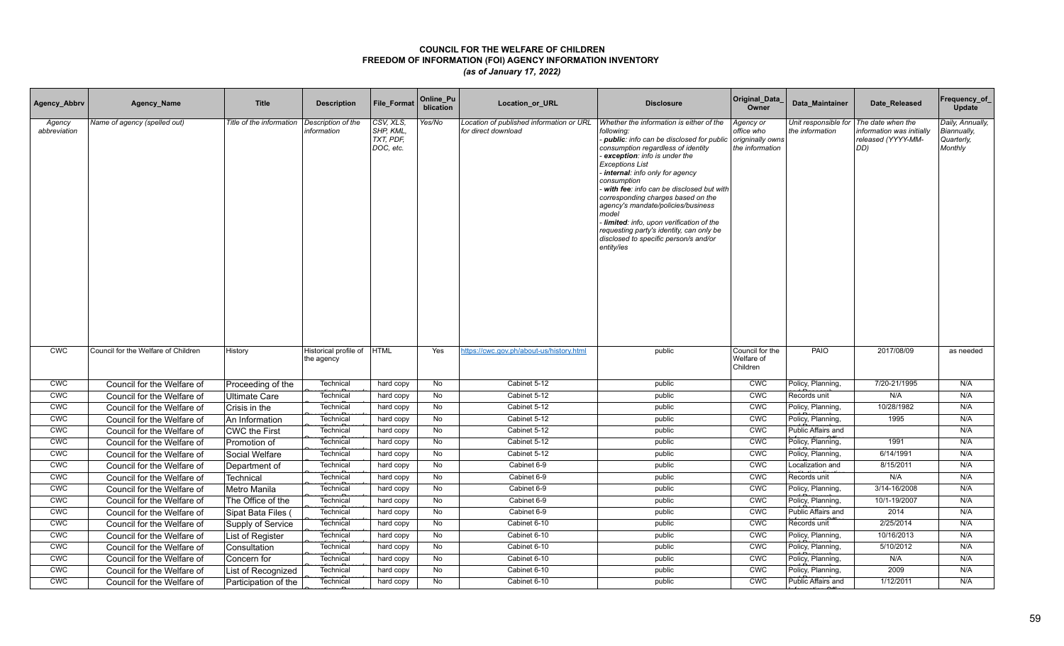# COUNCIL FOR THE WELFARE OF CHILDREN
## FREEDOM OF INFORMATION (FOI) AGENCY INFORMATION INVENTORY
### *(as of January 17, 2022)*

| Agency_Abbrv | Agency_Name | Title | Description | File_Format | Online_Publication | Location_or_URL | Disclosure | Original_Data_Owner | Data_Maintainer | Date_Released | Frequency_of_Update |
|---|---|---|---|---|---|---|---|---|---|---|---|
| *Agency abbreviation* | *Name of agency (spelled out)* | *Title of the information* | *Description of the information* | *CSV, XLS, SHP, KML, TXT, PDF, DOC, etc.* | *Yes/No* | *Location of published information or URL for direct download* | *Whether the information is either of the following:*<br>*- **public**: info can be disclosed for public consumption regardless of identity*<br>*- **exception**: info is under the Exceptions List*<br>*- **internal**: info only for agency consumption*<br>*- **with fee**: info can be disclosed but with corresponding charges based on the agency's mandate/policies/business model*<br>*- **limited**: info, upon verification of the requesting party's identity, can only be disclosed to specific person/s and/or entity/ies* | *Agency or office who origninally owns the information* | *Unit responsible for the information* | *The date when the information was initially released (YYYY-MM-DD)* | *Daily, Annually, Biannually, Quarterly, Monthly* |
| CWC | Council for the Welfare of Children | History | Historical profile of the agency | HTML | Yes | https://cwc.gov.ph/about-us/history.html | public | Council for the Welfare of Children | PAIO | 2017/08/09 | as needed |
| CWC | Council for the Welfare of | Proceeding of the | Technical | hard copy | No | Cabinet 5-12 | public | CWC | Policy, Planning, | 7/20-21/1995 | N/A |
| CWC | Council for the Welfare of | Ultimate Care | Technical | hard copy | No | Cabinet 5-12 | public | CWC | Records unit | N/A | N/A |
| CWC | Council for the Welfare of | Crisis in the | Technical | hard copy | No | Cabinet 5-12 | public | CWC | Policy, Planning, | 10/28/1982 | N/A |
| CWC | Council for the Welfare of | An Information | Technical | hard copy | No | Cabinet 5-12 | public | CWC | Policy, Planning, | 1995 | N/A |
| CWC | Council for the Welfare of | CWC the First | Technical | hard copy | No | Cabinet 5-12 | public | CWC | Public Affairs and | | N/A |
| CWC | Council for the Welfare of | Promotion of | Technical | hard copy | No | Cabinet 5-12 | public | CWC | Policy, Planning, | 1991 | N/A |
| CWC | Council for the Welfare of | Social Welfare | Technical | hard copy | No | Cabinet 5-12 | public | CWC | Policy, Planning, | 6/14/1991 | N/A |
| CWC | Council for the Welfare of | Department of | Technical | hard copy | No | Cabinet 6-9 | public | CWC | Localization and | 8/15/2011 | N/A |
| CWC | Council for the Welfare of | Technical | Technical | hard copy | No | Cabinet 6-9 | public | CWC | Records unit | N/A | N/A |
| CWC | Council for the Welfare of | Metro Manila | Technical | hard copy | No | Cabinet 6-9 | public | CWC | Policy, Planning, | 3/14-16/2008 | N/A |
| CWC | Council for the Welfare of | The Office of the | Technical | hard copy | No | Cabinet 6-9 | public | CWC | Policy, Planning, | 10/1-19/2007 | N/A |
| CWC | Council for the Welfare of | Sipat Bata Files ( | Technical | hard copy | No | Cabinet 6-9 | public | CWC | Public Affairs and | 2014 | N/A |
| CWC | Council for the Welfare of | Supply of Service | Technical | hard copy | No | Cabinet 6-10 | public | CWC | Records unit | 2/25/2014 | N/A |
| CWC | Council for the Welfare of | List of Register | Technical | hard copy | No | Cabinet 6-10 | public | CWC | Policy, Planning, | 10/16/2013 | N/A |
| CWC | Council for the Welfare of | Consultation | Technical | hard copy | No | Cabinet 6-10 | public | CWC | Policy, Planning, | 5/10/2012 | N/A |
| CWC | Council for the Welfare of | Concern for | Technical | hard copy | No | Cabinet 6-10 | public | CWC | Policy, Planning, | N/A | N/A |
| CWC | Council for the Welfare of | List of Recognized | Technical | hard copy | No | Cabinet 6-10 | public | CWC | Policy, Planning, | 2009 | N/A |
| CWC | Council for the Welfare of | Participation of the | Technical | hard copy | No | Cabinet 6-10 | public | CWC | Public Affairs and | 1/12/2011 | N/A |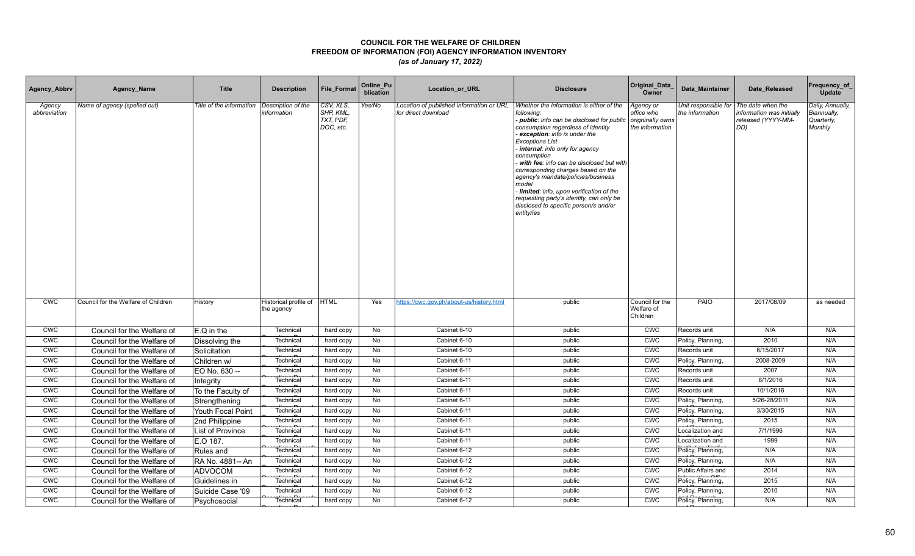# COUNCIL FOR THE WELFARE OF CHILDREN
## FREEDOM OF INFORMATION (FOI) AGENCY INFORMATION INVENTORY
*(as of January 17, 2022)*

| Agency_Abbrv | Agency_Name | Title | Description | File_Format | Online_Publication | Location_or_URL | Disclosure | Original_Data_Owner | Data_Maintainer | Date_Released | Frequency_of_Update |
|---|---|---|---|---|---|---|---|---|---|---|---|
| *Agency abbreviation* | *Name of agency (spelled out)* | *Title of the information* | *Description of the information* | *CSV, XLS, SHP, KML, TXT, PDF, DOC, etc.* | *Yes/No* | *Location of published information or URL for direct download* | *Whether the information is either of the following:<br>- **public**: info can be disclosed for public consumption regardless of identity<br>- **exception**: info is under the Exceptions List<br>- **internal**: info only for agency consumption<br>- **with fee**: info can be disclosed but with corresponding charges based on the agency's mandate/policies/business model<br>- **limited**: info, upon verification of the requesting party's identity, can only be disclosed to specific person/s and/or entity/ies* | *Agency or office who origninally owns the information* | *Unit responsible for the information* | *The date when the information was initially released (YYYY-MM-DD)* | *Daily, Annually, Biannually, Quarterly, Monthly* |
| CWC | Council for the Welfare of Children | History | Historical profile of the agency | HTML | Yes | https://cwc.gov.ph/about-us/history.html | public | Council for the Welfare of Children | PAIO | 2017/08/09 | as needed |
| CWC | Council for the Welfare of | E.Q in the | Technical | hard copy | No | Cabinet 6-10 | public | CWC | Records unit | N/A | N/A |
| CWC | Council for the Welfare of | Dissolving the | Technical | hard copy | No | Cabinet 6-10 | public | CWC | Policy, Planning, | 2010 | N/A |
| CWC | Council for the Welfare of | Solicitation | Technical | hard copy | No | Cabinet 6-10 | public | CWC | Records unit | 6/15/2017 | N/A |
| CWC | Council for the Welfare of | Children w/ | Technical | hard copy | No | Cabinet 6-11 | public | CWC | Policy, Planning, | 2008-2009 | N/A |
| CWC | Council for the Welfare of | EO No. 630 -- | Technical | hard copy | No | Cabinet 6-11 | public | CWC | Records unit | 2007 | N/A |
| CWC | Council for the Welfare of | Integrity | Technical | hard copy | No | Cabinet 6-11 | public | CWC | Records unit | 8/1/2016 | N/A |
| CWC | Council for the Welfare of | To the Faculty of | Technical | hard copy | No | Cabinet 6-11 | public | CWC | Records unit | 10/1/2016 | N/A |
| CWC | Council for the Welfare of | Strengthening | Technical | hard copy | No | Cabinet 6-11 | public | CWC | Policy, Planning, | 5/26-28/2011 | N/A |
| CWC | Council for the Welfare of | Youth Focal Point | Technical | hard copy | No | Cabinet 6-11 | public | CWC | Policy, Planning, | 3/30/2015 | N/A |
| CWC | Council for the Welfare of | 2nd Philippine | Technical | hard copy | No | Cabinet 6-11 | public | CWC | Policy, Planning, | 2015 | N/A |
| CWC | Council for the Welfare of | List of Province | Technical | hard copy | No | Cabinet 6-11 | public | CWC | Localization and | 7/1/1996 | N/A |
| CWC | Council for the Welfare of | E.O 187. | Technical | hard copy | No | Cabinet 6-11 | public | CWC | Localization and | 1999 | N/A |
| CWC | Council for the Welfare of | Rules and | Technical | hard copy | No | Cabinet 6-12 | public | CWC | Policy, Planning, | N/A | N/A |
| CWC | Council for the Welfare of | RA No. 4881-- An | Technical | hard copy | No | Cabinet 6-12 | public | CWC | Policy, Planning, | N/A | N/A |
| CWC | Council for the Welfare of | ADVOCOM | Technical | hard copy | No | Cabinet 6-12 | public | CWC | Public Affairs and | 2014 | N/A |
| CWC | Council for the Welfare of | Guidelines in | Technical | hard copy | No | Cabinet 6-12 | public | CWC | Policy, Planning, | 2015 | N/A |
| CWC | Council for the Welfare of | Suicide Case '09 | Technical | hard copy | No | Cabinet 6-12 | public | CWC | Policy, Planning, | 2010 | N/A |
| CWC | Council for the Welfare of | Psychosocial | Technical | hard copy | No | Cabinet 6-12 | public | CWC | Policy, Planning, | N/A | N/A |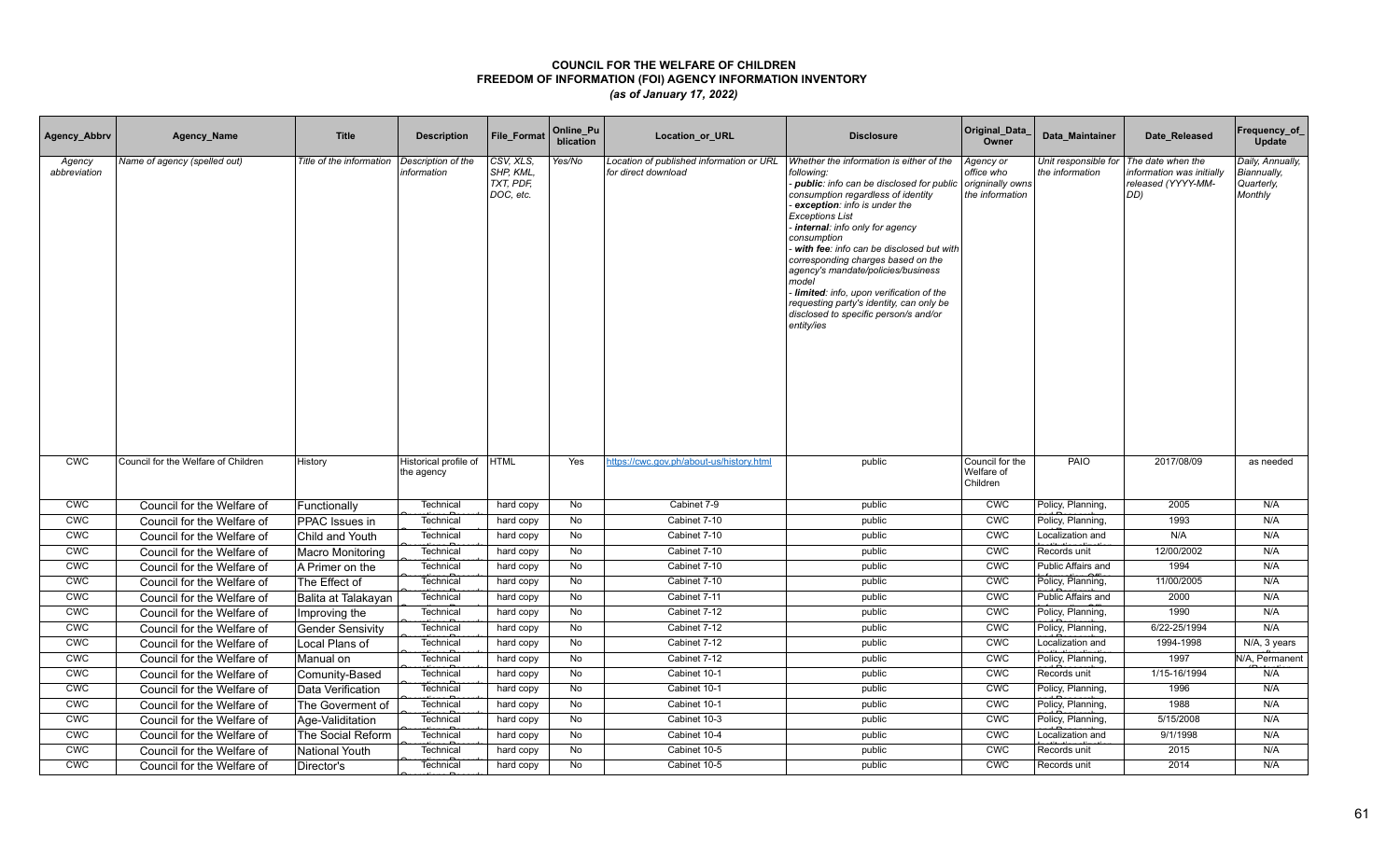# COUNCIL FOR THE WELFARE OF CHILDREN
## FREEDOM OF INFORMATION (FOI) AGENCY INFORMATION INVENTORY
*(as of January 17, 2022)*

| Agency_Abbrv | Agency_Name | Title | Description | File_Format | Online_Publication | Location_or_URL | Disclosure | Original_Data_Owner | Data_Maintainer | Date_Released | Frequency_of_Update |
|---|---|---|---|---|---|---|---|---|---|---|---|
| *Agency abbreviation* | *Name of agency (spelled out)* | *Title of the information* | *Description of the information* | *CSV, XLS, SHP, KML, TXT, PDF, DOC, etc.* | *Yes/No* | *Location of published information or URL for direct download* | *Whether the information is either of the following: - **public**: info can be disclosed for public consumption regardless of identity - **exception**: info is under the Exceptions List - **internal**: info only for agency consumption - **with fee**: info can be disclosed but with corresponding charges based on the agency's mandate/policies/business model - **limited**: info, upon verification of the requesting party's identity, can only be disclosed to specific person/s and/or entity/ies* | *Agency or office who origninally owns the information* | *Unit responsible for the information* | *The date when the information was initially released (YYYY-MM-DD)* | *Daily, Annually, Biannually, Quarterly, Monthly* |
| CWC | Council for the Welfare of Children | History | Historical profile of the agency | HTML | Yes | https://cwc.gov.ph/about-us/history.html | public | Council for the Welfare of Children | PAIO | 2017/08/09 | as needed |
| CWC | Council for the Welfare of | Functionally | Technical | hard copy | No | Cabinet 7-9 | public | CWC | Policy, Planning, | 2005 | N/A |
| CWC | Council for the Welfare of | PPAC Issues in | Technical | hard copy | No | Cabinet 7-10 | public | CWC | Policy, Planning, | 1993 | N/A |
| CWC | Council for the Welfare of | Child and Youth | Technical | hard copy | No | Cabinet 7-10 | public | CWC | Localization and | N/A | N/A |
| CWC | Council for the Welfare of | Macro Monitoring | Technical | hard copy | No | Cabinet 7-10 | public | CWC | Records unit | 12/00/2002 | N/A |
| CWC | Council for the Welfare of | A Primer on the | Technical | hard copy | No | Cabinet 7-10 | public | CWC | Public Affairs and | 1994 | N/A |
| CWC | Council for the Welfare of | The Effect of | Technical | hard copy | No | Cabinet 7-10 | public | CWC | Policy, Planning, | 11/00/2005 | N/A |
| CWC | Council for the Welfare of | Balita at Talakayan | Technical | hard copy | No | Cabinet 7-11 | public | CWC | Public Affairs and | 2000 | N/A |
| CWC | Council for the Welfare of | Improving the | Technical | hard copy | No | Cabinet 7-12 | public | CWC | Policy, Planning, | 1990 | N/A |
| CWC | Council for the Welfare of | Gender Sensivity | Technical | hard copy | No | Cabinet 7-12 | public | CWC | Policy, Planning, | 6/22-25/1994 | N/A |
| CWC | Council for the Welfare of | Local Plans of | Technical | hard copy | No | Cabinet 7-12 | public | CWC | Localization and | 1994-1998 | N/A, 3 years |
| CWC | Council for the Welfare of | Manual on | Technical | hard copy | No | Cabinet 7-12 | public | CWC | Policy, Planning, | 1997 | N/A, Permanent |
| CWC | Council for the Welfare of | Comunity-Based | Technical | hard copy | No | Cabinet 10-1 | public | CWC | Records unit | 1/15-16/1994 | N/A |
| CWC | Council for the Welfare of | Data Verification | Technical | hard copy | No | Cabinet 10-1 | public | CWC | Policy, Planning, | 1996 | N/A |
| CWC | Council for the Welfare of | The Goverment of | Technical | hard copy | No | Cabinet 10-1 | public | CWC | Policy, Planning, | 1988 | N/A |
| CWC | Council for the Welfare of | Age-Validitation | Technical | hard copy | No | Cabinet 10-3 | public | CWC | Policy, Planning, | 5/15/2008 | N/A |
| CWC | Council for the Welfare of | The Social Reform | Technical | hard copy | No | Cabinet 10-4 | public | CWC | Localization and | 9/1/1998 | N/A |
| CWC | Council for the Welfare of | National Youth | Technical | hard copy | No | Cabinet 10-5 | public | CWC | Records unit | 2015 | N/A |
| CWC | Council for the Welfare of | Director's | Technical | hard copy | No | Cabinet 10-5 | public | CWC | Records unit | 2014 | N/A |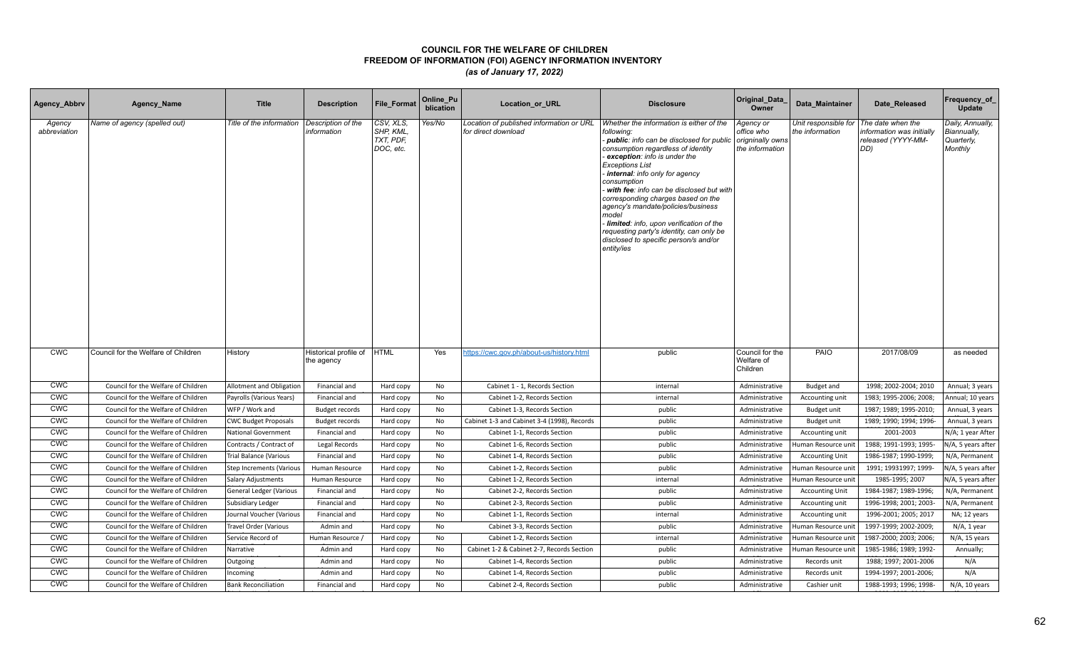# COUNCIL FOR THE WELFARE OF CHILDREN
## FREEDOM OF INFORMATION (FOI) AGENCY INFORMATION INVENTORY
*(as of January 17, 2022)*

| Agency_Abbrv | Agency_Name | Title | Description | File_Format | Online_Publication | Location_or_URL | Disclosure | Original_Data_Owner | Data_Maintainer | Date_Released | Frequency_of_Update |
|---|---|---|---|---|---|---|---|---|---|---|---|
| *Agency abbreviation* | *Name of agency (spelled out)* | *Title of the information* | *Description of the information* | *CSV, XLS, SHP, KML, TXT, PDF, DOC, etc.* | *Yes/No* | *Location of published information or URL for direct download* | *Whether the information is either of the following:*<br>- ***public**: info can be disclosed for public consumption regardless of identity*<br>- ***exception**: info is under the Exceptions List*<br>- ***internal**: info only for agency consumption*<br>- ***with fee**: info can be disclosed but with corresponding charges based on the agency's mandate/policies/business model*<br>- ***limited**: info, upon verification of the requesting party's identity, can only be disclosed to specific person/s and/or entity/ies* | *Agency or office who originally owns the information* | *Unit responsible for the information* | *The date when the information was initially released (YYYY-MM-DD)* | *Daily, Annually, Biannually, Quarterly, Monthly* |
| CWC | Council for the Welfare of Children | History | Historical profile of the agency | HTML | Yes | https://cwc.gov.ph/about-us/history.html | public | Council for the Welfare of Children | PAIO | 2017/08/09 | as needed |
| CWC | Council for the Welfare of Children | Allotment and Obligation | Financial and | Hard copy | No | Cabinet 1 - 1, Records Section | internal | Administrative | Budget and | 1998; 2002-2004; 2010 | Annual; 3 years |
| CWC | Council for the Welfare of Children | Payrolls (Various Years) | Financial and | Hard copy | No | Cabinet 1-2, Records Section | internal | Administrative | Accounting unit | 1983; 1995-2006; 2008; | Annual; 10 years |
| CWC | Council for the Welfare of Children | WFP / Work and | Budget records | Hard copy | No | Cabinet 1-3, Records Section | public | Administrative | Budget unit | 1987; 1989; 1995-2010; | Annual, 3 years |
| CWC | Council for the Welfare of Children | CWC Budget Proposals | Budget records | Hard copy | No | Cabinet 1-3 and Cabinet 3-4 (1998), Records | public | Administrative | Budget unit | 1989; 1990; 1994; 1996- | Annual, 3 years |
| CWC | Council for the Welfare of Children | National Government | Financial and | Hard copy | No | Cabinet 1-1, Records Section | public | Administrative | Accounting unit | 2001-2003 | N/A; 1 year After |
| CWC | Council for the Welfare of Children | Contracts / Contract of | Legal Records | Hard copy | No | Cabinet 1-6, Records Section | public | Administrative | Human Resource unit | 1988; 1991-1993; 1995- | N/A, 5 years after |
| CWC | Council for the Welfare of Children | Trial Balance (Various | Financial and | Hard copy | No | Cabinet 1-4, Records Section | public | Administrative | Accounting Unit | 1986-1987; 1990-1999; | N/A, Permanent |
| CWC | Council for the Welfare of Children | Step Increments (Various | Human Resource | Hard copy | No | Cabinet 1-2, Records Section | public | Administrative | Human Resource unit | 1991; 19931997; 1999- | N/A, 5 years after |
| CWC | Council for the Welfare of Children | Salary Adjustments | Human Resource | Hard copy | No | Cabinet 1-2, Records Section | internal | Administrative | Human Resource unit | 1985-1995; 2007 | N/A, 5 years after |
| CWC | Council for the Welfare of Children | General Ledger (Various | Financial and | Hard copy | No | Cabinet 2-2, Records Section | public | Administrative | Accounting Unit | 1984-1987; 1989-1996; | N/A, Permanent |
| CWC | Council for the Welfare of Children | Subsidiary Ledger | Financial and | Hard copy | No | Cabinet 2-3, Records Section | public | Administrative | Accounting unit | 1996-1998; 2001; 2003- | N/A, Permanent |
| CWC | Council for the Welfare of Children | Journal Voucher (Various | Financial and | Hard copy | No | Cabinet 1-1, Records Section | internal | Administrative | Accounting unit | 1996-2001; 2005; 2017 | NA; 12 years |
| CWC | Council for the Welfare of Children | Travel Order (Various | Admin and | Hard copy | No | Cabinet 3-3, Records Section | public | Administrative | Human Resource unit | 1997-1999; 2002-2009; | N/A, 1 year |
| CWC | Council for the Welfare of Children | Service Record of | Human Resource / | Hard copy | No | Cabinet 1-2, Records Section | internal | Administrative | Human Resource unit | 1987-2000; 2003; 2006; | N/A, 15 years |
| CWC | Council for the Welfare of Children | Narrative | Admin and | Hard copy | No | Cabinet 1-2 & Cabinet 2-7, Records Section | public | Administrative | Human Resource unit | 1985-1986; 1989; 1992- | Annually; |
| CWC | Council for the Welfare of Children | Outgoing | Admin and | Hard copy | No | Cabinet 1-4, Records Section | public | Administrative | Records unit | 1988; 1997; 2001-2006 | N/A |
| CWC | Council for the Welfare of Children | Incoming | Admin and | Hard copy | No | Cabinet 1-4, Records Section | public | Administrative | Records unit | 1994-1997; 2001-2006; | N/A |
| CWC | Council for the Welfare of Children | Bank Reconciliation | Financial and | Hard copy | No | Cabinet 2-4, Records Section | public | Administrative | Cashier unit | 1988-1993; 1996; 1998- | N/A, 10 years |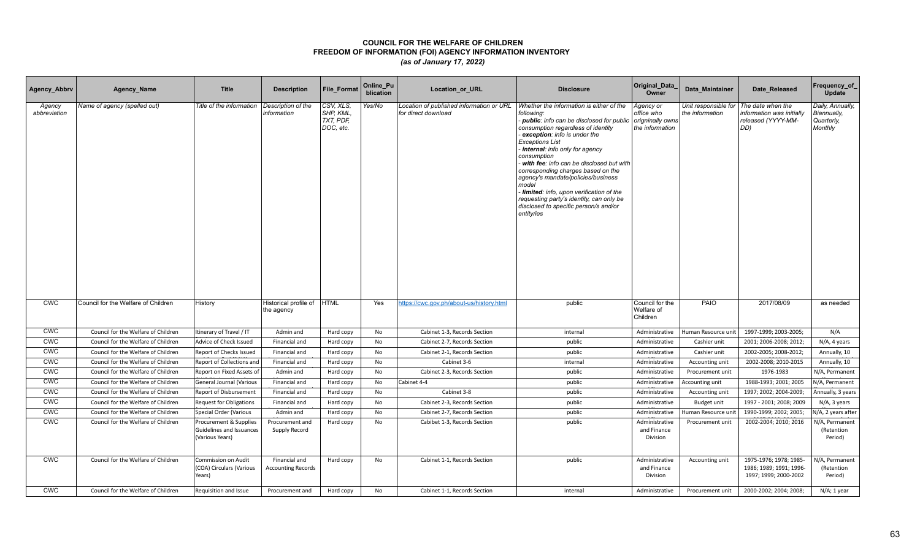# COUNCIL FOR THE WELFARE OF CHILDREN
## FREEDOM OF INFORMATION (FOI) AGENCY INFORMATION INVENTORY
### *(as of January 17, 2022)*

| Agency_Abbrv | Agency_Name | Title | Description | File_Format | Online_Publication | Location_or_URL | Disclosure | Original_Data_Owner | Data_Maintainer | Date_Released | Frequency_of_Update |
|---|---|---|---|---|---|---|---|---|---|---|---|
| *Agency abbreviation* | *Name of agency (spelled out)* | *Title of the information* | *Description of the information* | *CSV, XLS, SHP, KML, TXT, PDF, DOC, etc.* | *Yes/No* | *Location of published information or URL for direct download* | *Whether the information is either of the following: - **public**: info can be disclosed for public consumption regardless of identity - **exception**: info is under the Exceptions List - **internal**: info only for agency consumption - **with fee**: info can be disclosed but with corresponding charges based on the agency's mandate/policies/business model - **limited**: info, upon verification of the requesting party's identity, can only be disclosed to specific person/s and/or entity/ies* | *Agency or office who origninally owns the information* | *Unit responsible for the information* | *The date when the information was initially released (YYYY-MM-DD)* | *Daily, Annually, Biannually, Quarterly, Monthly* |
| CWC | Council for the Welfare of Children | History | Historical profile of the agency | HTML | Yes | https://cwc.gov.ph/about-us/history.html | public | Council for the Welfare of Children | PAIO | 2017/08/09 | as needed |
| CWC | Council for the Welfare of Children | Itinerary of Travel / IT | Admin and | Hard copy | No | Cabinet 1-3, Records Section | internal | Administrative | Human Resource unit | 1997-1999; 2003-2005; | N/A |
| CWC | Council for the Welfare of Children | Advice of Check Issued | Financial and | Hard copy | No | Cabinet 2-7, Records Section | public | Administrative | Cashier unit | 2001; 2006-2008; 2012; | N/A, 4 years |
| CWC | Council for the Welfare of Children | Report of Checks Issued | Financial and | Hard copy | No | Cabinet 2-1, Records Section | public | Administrative | Cashier unit | 2002-2005; 2008-2012; | Annually, 10 |
| CWC | Council for the Welfare of Children | Report of Collections and | Financial and | Hard copy | No | Cabinet 3-6 | internal | Administrative | Accounting unit | 2002-2008; 2010-2015 | Annually, 10 |
| CWC | Council for the Welfare of Children | Report on Fixed Assets of | Admin and | Hard copy | No | Cabinet 2-3, Records Section | public | Administrative | Procurement unit | 1976-1983 | N/A, Permanent |
| CWC | Council for the Welfare of Children | General Journal (Various | Financial and | Hard copy | No | Cabinet 4-4 | public | Administrative | Accounting unit | 1988-1993; 2001; 2005 | N/A, Permanent |
| CWC | Council for the Welfare of Children | Report of Disbursement | Financial and | Hard copy | No | Cabinet 3-8 | public | Administrative | Accounting unit | 1997; 2002; 2004-2009; | Annually, 3 years |
| CWC | Council for the Welfare of Children | Request for Obligations | Financial and | Hard copy | No | Cabinet 2-3, Records Section | public | Administrative | Budget unit | 1997 - 2001; 2008; 2009 | N/A, 3 years |
| CWC | Council for the Welfare of Children | Special Order (Various | Admin and | Hard copy | No | Cabinet 2-7, Records Section | public | Administrative | Human Resource unit | 1990-1999; 2002; 2005; | N/A, 2 years after |
| CWC | Council for the Welfare of Children | Procurement & Supplies Guidelines and Issuances (Various Years) | Procurement and Supply Record | Hard copy | No | Cabibet 1-3, Records Section | public | Administrative and Finance Division | Procurement unit | 2002-2004; 2010; 2016 | N/A, Permanent (Retention Period) |
| CWC | Council for the Welfare of Children | Commission on Audit (COA) Circulars (Various Years) | Financial and Accounting Records | Hard copy | No | Cabinet 1-1, Records Section | public | Administrative and Finance Division | Accounting unit | 1975-1976; 1978; 1985-1986; 1989; 1991; 1996-1997; 1999; 2000-2002 | N/A, Permanent (Retention Period) |
| CWC | Council for the Welfare of Children | Requisition and Issue | Procurement and | Hard copy | No | Cabinet 1-1, Records Section | internal | Administrative | Procurement unit | 2000-2002; 2004; 2008; | N/A; 1 year |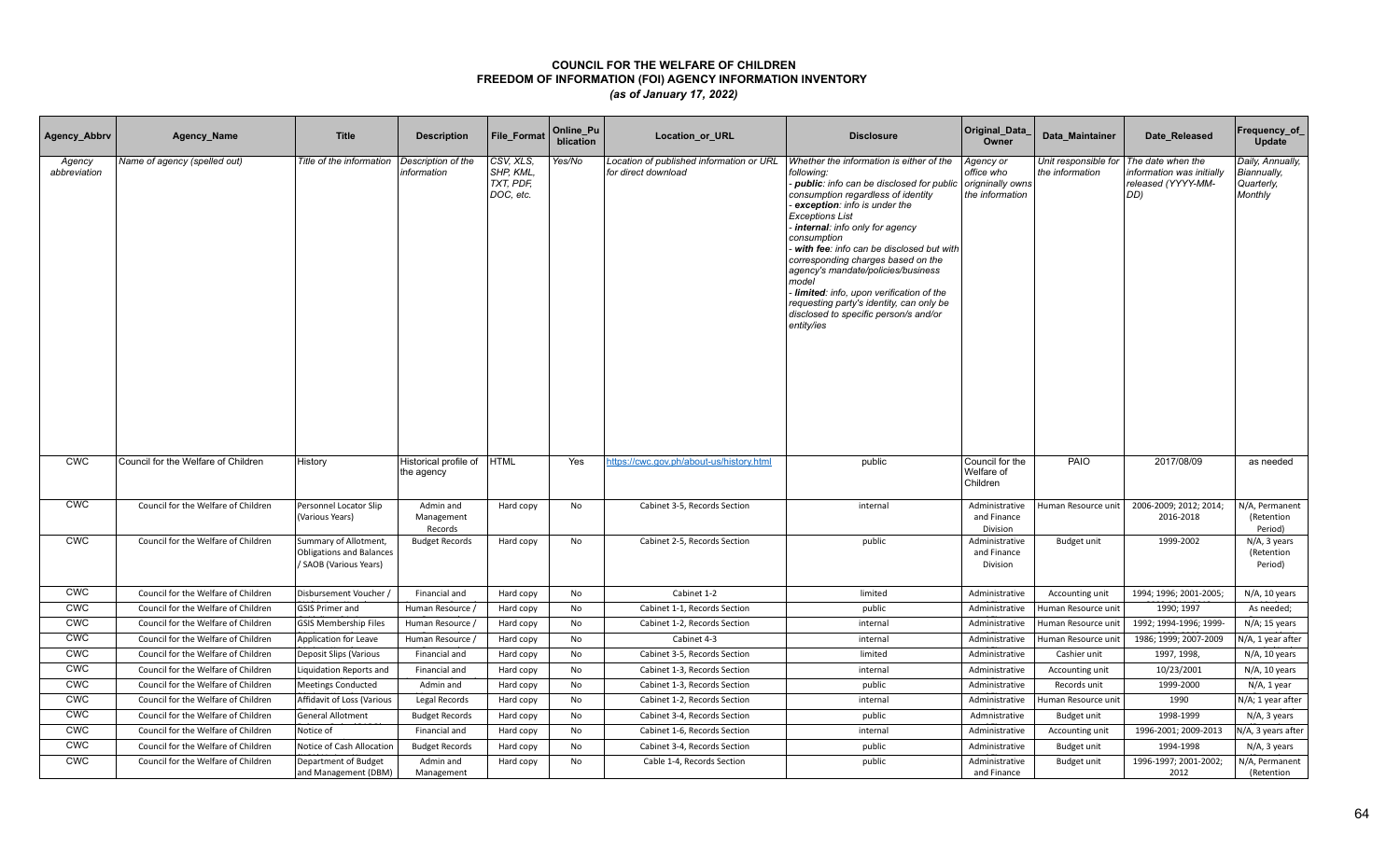# COUNCIL FOR THE WELFARE OF CHILDREN
## FREEDOM OF INFORMATION (FOI) AGENCY INFORMATION INVENTORY
### *(as of January 17, 2022)*

| Agency_Abbrv | Agency_Name | Title | Description | File_Format | Online_Publication | Location_or_URL | Disclosure | Original_Data_Owner | Data_Maintainer | Date_Released | Frequency_of_Update |
|---|---|---|---|---|---|---|---|---|---|---|---|
| *Agency abbreviation* | *Name of agency (spelled out)* | *Title of the information* | *Description of the information* | *CSV, XLS, SHP, KML, TXT, PDF, DOC, etc.* | *Yes/No* | *Location of published information or URL for direct download* | *Whether the information is either of the following:*<br>*- **public**: info can be disclosed for public consumption regardless of identity*<br>*- **exception**: info is under the Exceptions List*<br>*- **internal**: info only for agency consumption*<br>*- **with fee**: info can be disclosed but with corresponding charges based on the agency's mandate/policies/business model*<br>*- **limited**: info, upon verification of the requesting party's identity, can only be disclosed to specific person/s and/or entity/ies* | *Agency or office who origninally owns the information* | *Unit responsible for the information* | *The date when the information was initially released (YYYY-MM-DD)* | *Daily, Annually, Biannually, Quarterly, Monthly* |
| CWC | Council for the Welfare of Children | History | Historical profile of the agency | HTML | Yes | https://cwc.gov.ph/about-us/history.html | public | Council for the Welfare of Children | PAIO | 2017/08/09 | as needed |
| CWC | Council for the Welfare of Children | Personnel Locator Slip (Various Years) | Admin and Management Records | Hard copy | No | Cabinet 3-5, Records Section | internal | Administrative and Finance Division | Human Resource unit | 2006-2009; 2012; 2014; 2016-2018 | N/A, Permanent (Retention Period) |
| CWC | Council for the Welfare of Children | Summary of Allotment, Obligations and Balances / SAOB (Various Years) | Budget Records | Hard copy | No | Cabinet 2-5, Records Section | public | Administrative and Finance Division | Budget unit | 1999-2002 | N/A, 3 years (Retention Period) |
| CWC | Council for the Welfare of Children | Disbursement Voucher / | Financial and | Hard copy | No | Cabinet 1-2 | limited | Administrative | Accounting unit | 1994; 1996; 2001-2005; | N/A, 10 years |
| CWC | Council for the Welfare of Children | GSIS Primer and | Human Resource / | Hard copy | No | Cabinet 1-1, Records Section | public | Administrative | Human Resource unit | 1990; 1997 | As needed; |
| CWC | Council for the Welfare of Children | GSIS Membership Files | Human Resource / | Hard copy | No | Cabinet 1-2, Records Section | internal | Administrative | Human Resource unit | 1992; 1994-1996; 1999- | N/A; 15 years |
| CWC | Council for the Welfare of Children | Application for Leave | Human Resource / | Hard copy | No | Cabinet 4-3 | internal | Administrative | Human Resource unit | 1986; 1999; 2007-2009 | N/A, 1 year after |
| CWC | Council for the Welfare of Children | Deposit Slips (Various | Financial and | Hard copy | No | Cabinet 3-5, Records Section | limited | Administrative | Cashier unit | 1997, 1998, | N/A, 10 years |
| CWC | Council for the Welfare of Children | Liquidation Reports and | Financial and | Hard copy | No | Cabinet 1-3, Records Section | internal | Administrative | Accounting unit | 10/23/2001 | N/A, 10 years |
| CWC | Council for the Welfare of Children | Meetings Conducted | Admin and | Hard copy | No | Cabinet 1-3, Records Section | public | Administrative | Records unit | 1999-2000 | N/A, 1 year |
| CWC | Council for the Welfare of Children | Affidavit of Loss (Various | Legal Records | Hard copy | No | Cabinet 1-2, Records Section | internal | Administrative | Human Resource unit | 1990 | N/A; 1 year after |
| CWC | Council for the Welfare of Children | General Allotment | Budget Records | Hard copy | No | Cabinet 3-4, Records Section | public | Admnistrative | Budget unit | 1998-1999 | N/A, 3 years |
| CWC | Council for the Welfare of Children | Notice of | Financial and | Hard copy | No | Cabinet 1-6, Records Section | internal | Administrative | Accounting unit | 1996-2001; 2009-2013 | N/A, 3 years after |
| CWC | Council for the Welfare of Children | Notice of Cash Allocation | Budget Records | Hard copy | No | Cabinet 3-4, Records Section | public | Administrative | Budget unit | 1994-1998 | N/A, 3 years |
| CWC | Council for the Welfare of Children | Department of Budget and Management (DBM) | Admin and Management | Hard copy | No | Cable 1-4, Records Section | public | Administrative and Finance | Budget unit | 1996-1997; 2001-2002; 2012 | N/A, Permanent (Retention |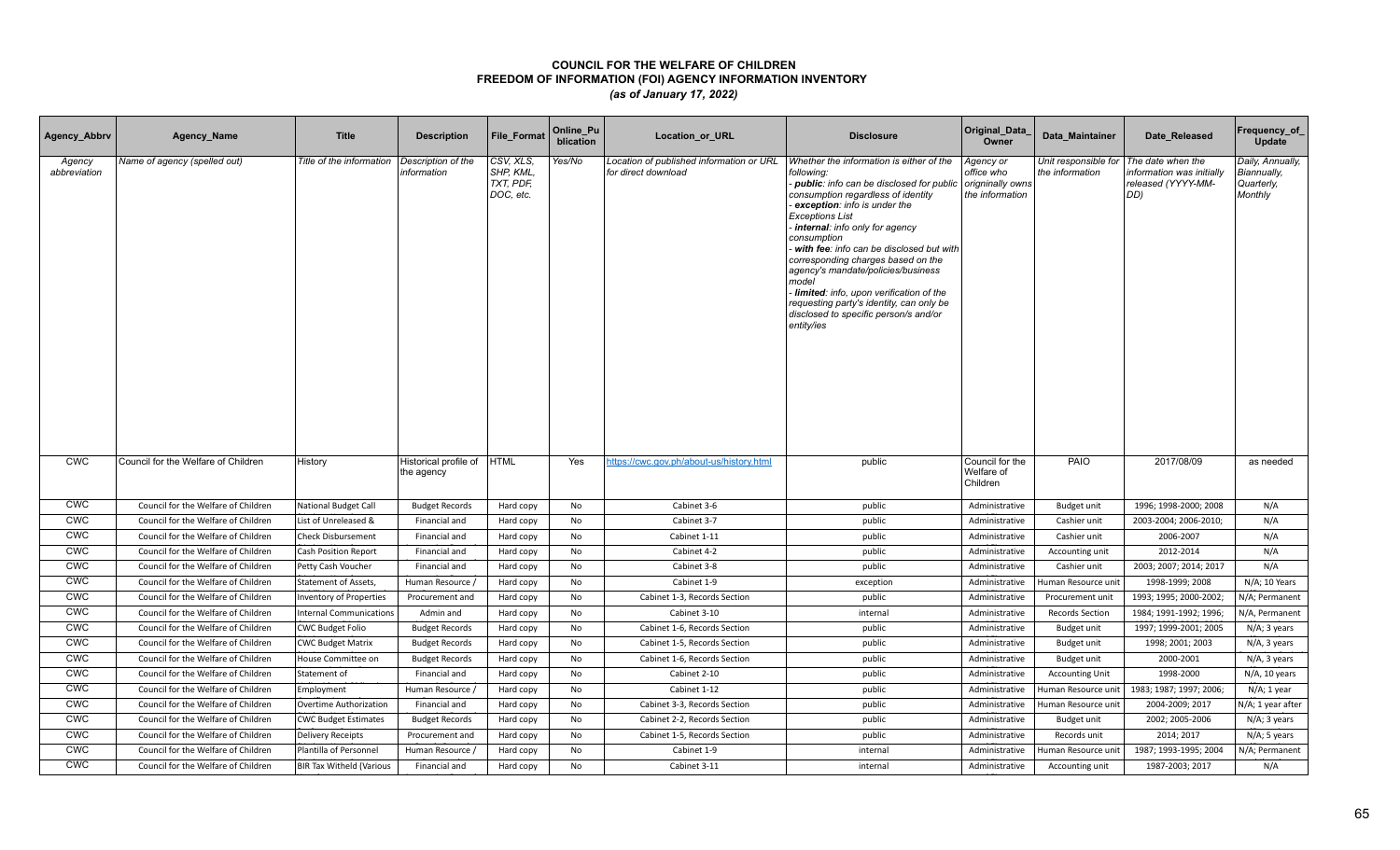# COUNCIL FOR THE WELFARE OF CHILDREN
## FREEDOM OF INFORMATION (FOI) AGENCY INFORMATION INVENTORY
### *(as of January 17, 2022)*

| Agency_Abbrv | Agency_Name | Title | Description | File_Format | Online_Publication | Location_or_URL | Disclosure | Original_Data_Owner | Data_Maintainer | Date_Released | Frequency_of_Update |
|---|---|---|---|---|---|---|---|---|---|---|---|
| *Agency abbreviation* | *Name of agency (spelled out)* | *Title of the information* | *Description of the information* | *CSV, XLS, SHP, KML, TXT, PDF, DOC, etc.* | *Yes/No* | *Location of published information or URL for direct download* | *Whether the information is either of the following: - **public**: info can be disclosed for public consumption regardless of identity - **exception**: info is under the Exceptions List - **internal**: info only for agency consumption - **with fee**: info can be disclosed but with corresponding charges based on the agency's mandate/policies/business model - **limited**: info, upon verification of the requesting party's identity, can only be disclosed to specific person/s and/or entity/ies* | *Agency or office who originally owns the information* | *Unit responsible for the information* | *The date when the information was initially released (YYYY-MM-DD)* | *Daily, Annually, Biannually, Quarterly, Monthly* |
| CWC | Council for the Welfare of Children | History | Historical profile of the agency | HTML | Yes | https://cwc.gov.ph/about-us/history.html | public | Council for the Welfare of Children | PAIO | 2017/08/09 | as needed |
| CWC | Council for the Welfare of Children | National Budget Call | Budget Records | Hard copy | No | Cabinet 3-6 | public | Administrative | Budget unit | 1996; 1998-2000; 2008 | N/A |
| CWC | Council for the Welfare of Children | List of Unreleased & | Financial and | Hard copy | No | Cabinet 3-7 | public | Administrative | Cashier unit | 2003-2004; 2006-2010; | N/A |
| CWC | Council for the Welfare of Children | Check Disbursement | Financial and | Hard copy | No | Cabinet 1-11 | public | Administrative | Cashier unit | 2006-2007 | N/A |
| CWC | Council for the Welfare of Children | Cash Position Report | Financial and | Hard copy | No | Cabinet 4-2 | public | Administrative | Accounting unit | 2012-2014 | N/A |
| CWC | Council for the Welfare of Children | Petty Cash Voucher | Financial and | Hard copy | No | Cabinet 3-8 | public | Administrative | Cashier unit | 2003; 2007; 2014; 2017 | N/A |
| CWC | Council for the Welfare of Children | Statement of Assets, | Human Resource / | Hard copy | No | Cabinet 1-9 | exception | Administrative | Human Resource unit | 1998-1999; 2008 | N/A; 10 Years |
| CWC | Council for the Welfare of Children | Inventory of Properties | Procurement and | Hard copy | No | Cabinet 1-3, Records Section | public | Administrative | Procurement unit | 1993; 1995; 2000-2002; | N/A; Permanent |
| CWC | Council for the Welfare of Children | Internal Communications | Admin and | Hard copy | No | Cabinet 3-10 | internal | Administrative | Records Section | 1984; 1991-1992; 1996; | N/A, Permanent |
| CWC | Council for the Welfare of Children | CWC Budget Folio | Budget Records | Hard copy | No | Cabinet 1-6, Records Section | public | Administrative | Budget unit | 1997; 1999-2001; 2005 | N/A; 3 years |
| CWC | Council for the Welfare of Children | CWC Budget Matrix | Budget Records | Hard copy | No | Cabinet 1-5, Records Section | public | Administrative | Budget unit | 1998; 2001; 2003 | N/A, 3 years |
| CWC | Council for the Welfare of Children | House Committee on | Budget Records | Hard copy | No | Cabinet 1-6, Records Section | public | Administrative | Budget unit | 2000-2001 | N/A, 3 years |
| CWC | Council for the Welfare of Children | Statement of | Financial and | Hard copy | No | Cabinet 2-10 | public | Administrative | Accounting Unit | 1998-2000 | N/A, 10 years |
| CWC | Council for the Welfare of Children | Employment | Human Resource / | Hard copy | No | Cabinet 1-12 | public | Administrative | Human Resource unit | 1983; 1987; 1997; 2006; | N/A; 1 year |
| CWC | Council for the Welfare of Children | Overtime Authorization | Financial and | Hard copy | No | Cabinet 3-3, Records Section | public | Administrative | Human Resource unit | 2004-2009; 2017 | N/A; 1 year after |
| CWC | Council for the Welfare of Children | CWC Budget Estimates | Budget Records | Hard copy | No | Cabinet 2-2, Records Section | public | Administrative | Budget unit | 2002; 2005-2006 | N/A; 3 years |
| CWC | Council for the Welfare of Children | Delivery Receipts | Procurement and | Hard copy | No | Cabinet 1-5, Records Section | public | Administrative | Records unit | 2014; 2017 | N/A; 5 years |
| CWC | Council for the Welfare of Children | Plantilla of Personnel | Human Resource / | Hard copy | No | Cabinet 1-9 | internal | Administrative | Human Resource unit | 1987; 1993-1995; 2004 | N/A; Permanent |
| CWC | Council for the Welfare of Children | BIR Tax Witheld (Various | Financial and | Hard copy | No | Cabinet 3-11 | internal | Administrative | Accounting unit | 1987-2003; 2017 | N/A |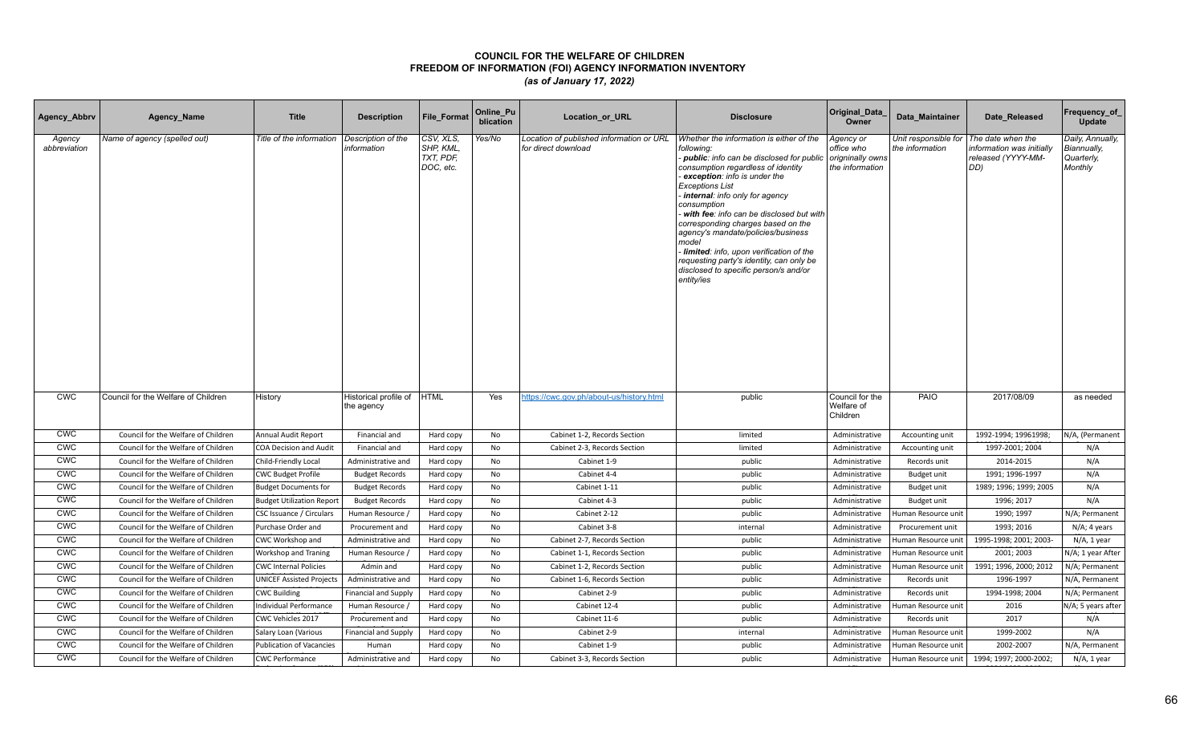# COUNCIL FOR THE WELFARE OF CHILDREN
## FREEDOM OF INFORMATION (FOI) AGENCY INFORMATION INVENTORY
### *(as of January 17, 2022)*

| Agency_Abbrv | Agency_Name | Title | Description | File_Format | Online_Publication | Location_or_URL | Disclosure | Original_Data_Owner | Data_Maintainer | Date_Released | Frequency_of_Update |
|---|---|---|---|---|---|---|---|---|---|---|---|
| *Agency abbreviation* | *Name of agency (spelled out)* | *Title of the information* | *Description of the information* | *CSV, XLS, SHP, KML, TXT, PDF, DOC, etc.* | *Yes/No* | *Location of published information or URL for direct download* | *Whether the information is either of the following: - **public**: info can be disclosed for public consumption regardless of identity - **exception**: info is under the Exceptions List - **internal**: info only for agency consumption - **with fee**: info can be disclosed but with corresponding charges based on the agency's mandate/policies/business model - **limited**: info, upon verification of the requesting party's identity, can only be disclosed to specific person/s and/or entity/ies* | *Agency or office who originally owns the information* | *Unit responsible for the information* | *The date when the information was initially released (YYYY-MM-DD)* | *Daily, Annually, Biannually, Quarterly, Monthly* |
| CWC | Council for the Welfare of Children | History | Historical profile of the agency | HTML | Yes | https://cwc.gov.ph/about-us/history.html | public | Council for the Welfare of Children | PAIO | 2017/08/09 | as needed |
| CWC | Council for the Welfare of Children | Annual Audit Report | Financial and | Hard copy | No | Cabinet 1-2, Records Section | limited | Administrative | Accounting unit | 1992-1994; 19961998; | N/A, (Permanent |
| CWC | Council for the Welfare of Children | COA Decision and Audit | Financial and | Hard copy | No | Cabinet 2-3, Records Section | limited | Administrative | Accounting unit | 1997-2001; 2004 | N/A |
| CWC | Council for the Welfare of Children | Child-Friendly Local | Administrative and | Hard copy | No | Cabinet 1-9 | public | Administrative | Records unit | 2014-2015 | N/A |
| CWC | Council for the Welfare of Children | CWC Budget Profile | Budget Records | Hard copy | No | Cabinet 4-4 | public | Administrative | Budget unit | 1991; 1996-1997 | N/A |
| CWC | Council for the Welfare of Children | Budget Documents for | Budget Records | Hard copy | No | Cabinet 1-11 | public | Administrative | Budget unit | 1989; 1996; 1999; 2005 | N/A |
| CWC | Council for the Welfare of Children | Budget Utilization Report | Budget Records | Hard copy | No | Cabinet 4-3 | public | Administrative | Budget unit | 1996; 2017 | N/A |
| CWC | Council for the Welfare of Children | CSC Issuance / Circulars | Human Resource / | Hard copy | No | Cabinet 2-12 | public | Administrative | Human Resource unit | 1990; 1997 | N/A; Permanent |
| CWC | Council for the Welfare of Children | Purchase Order and | Procurement and | Hard copy | No | Cabinet 3-8 | internal | Administrative | Procurement unit | 1993; 2016 | N/A; 4 years |
| CWC | Council for the Welfare of Children | CWC Workshop and | Administrative and | Hard copy | No | Cabinet 2-7, Records Section | public | Administrative | Human Resource unit | 1995-1998; 2001; 2003- | N/A, 1 year |
| CWC | Council for the Welfare of Children | Workshop and Traning | Human Resource / | Hard copy | No | Cabinet 1-1, Records Section | public | Administrative | Human Resource unit | 2001; 2003 | N/A; 1 year After |
| CWC | Council for the Welfare of Children | CWC Internal Policies | Admin and | Hard copy | No | Cabinet 1-2, Records Section | public | Administrative | Human Resource unit | 1991; 1996; 2000; 2012 | N/A; Permanent |
| CWC | Council for the Welfare of Children | UNICEF Assisted Projects | Administrative and | Hard copy | No | Cabinet 1-6, Records Section | public | Administrative | Records unit | 1996-1997 | N/A, Permanent |
| CWC | Council for the Welfare of Children | CWC Building | Financial and Supply | Hard copy | No | Cabinet 2-9 | public | Administrative | Records unit | 1994-1998; 2004 | N/A; Permanent |
| CWC | Council for the Welfare of Children | Individual Performance | Human Resource / | Hard copy | No | Cabinet 12-4 | public | Administrative | Human Resource unit | 2016 | N/A; 5 years after |
| CWC | Council for the Welfare of Children | CWC Vehicles 2017 | Procurement and | Hard copy | No | Cabinet 11-6 | public | Administrative | Records unit | 2017 | N/A |
| CWC | Council for the Welfare of Children | Salary Loan (Various | Financial and Supply | Hard copy | No | Cabinet 2-9 | internal | Administrative | Human Resource unit | 1999-2002 | N/A |
| CWC | Council for the Welfare of Children | Publication of Vacancies | Human | Hard copy | No | Cabinet 1-9 | public | Administrative | Human Resource unit | 2002-2007 | N/A, Permanent |
| CWC | Council for the Welfare of Children | CWC Performance | Administrative and | Hard copy | No | Cabinet 3-3, Records Section | public | Administrative | Human Resource unit | 1994; 1997; 2000-2002; | N/A, 1 year |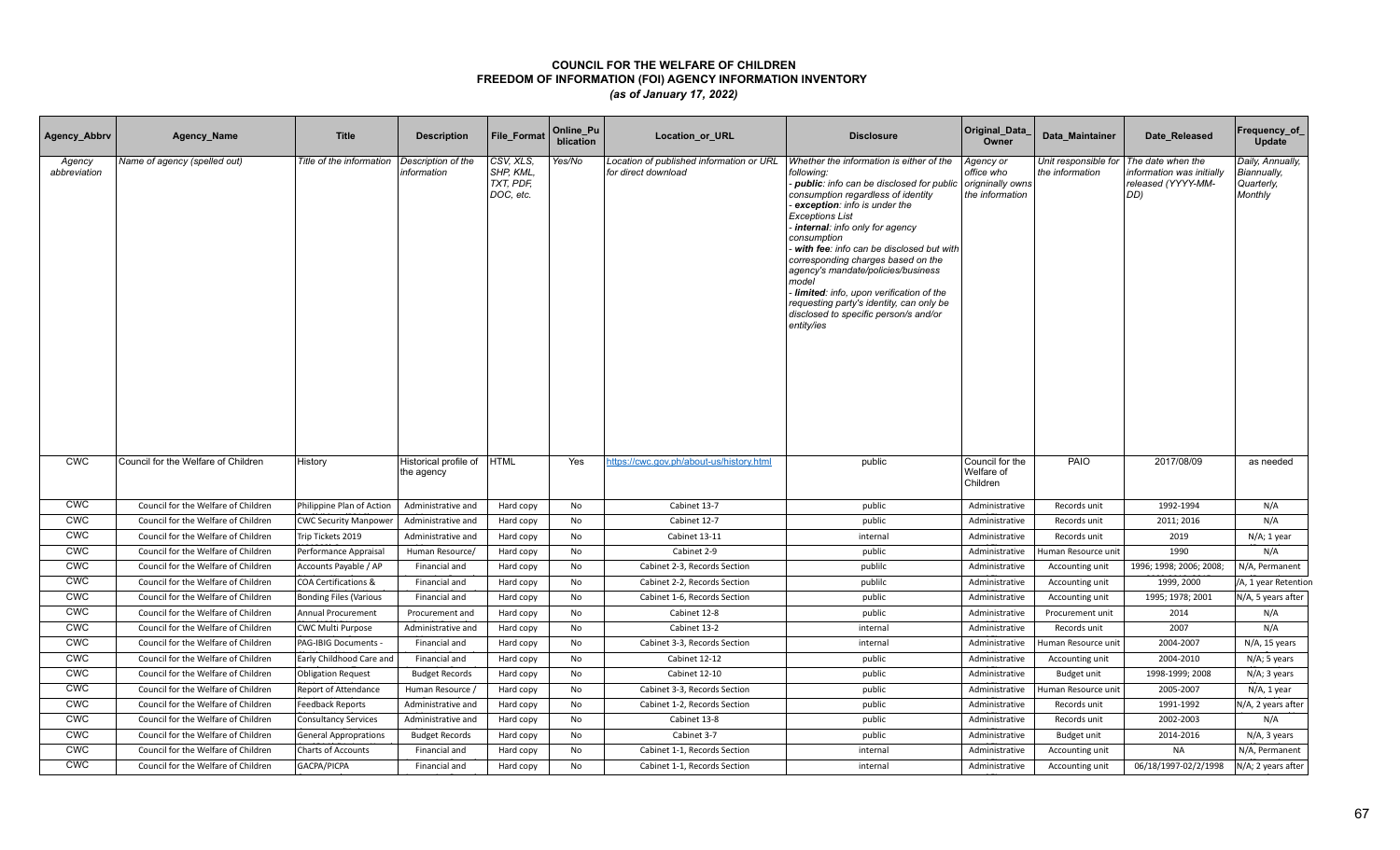# COUNCIL FOR THE WELFARE OF CHILDREN
## FREEDOM OF INFORMATION (FOI) AGENCY INFORMATION INVENTORY
### *(as of January 17, 2022)*

| Agency_Abbrv | Agency_Name | Title | Description | File_Format | Online_Publication | Location_or_URL | Disclosure | Original_Data_Owner | Data_Maintainer | Date_Released | Frequency_of_Update |
|---|---|---|---|---|---|---|---|---|---|---|---|
| *Agency abbreviation* | *Name of agency (spelled out)* | *Title of the information* | *Description of the information* | *CSV, XLS, SHP, KML, TXT, PDF, DOC, etc.* | *Yes/No* | *Location of published information or URL for direct download* | *Whether the information is either of the following: - **public**: info can be disclosed for public consumption regardless of identity - **exception**: info is under the Exceptions List - **internal**: info only for agency consumption - **with fee**: info can be disclosed but with corresponding charges based on the agency's mandate/policies/business model - **limited**: info, upon verification of the requesting party's identity, can only be disclosed to specific person/s and/or entity/ies* | *Agency or office who originally owns the information* | *Unit responsible for the information* | *The date when the information was initially released (YYYY-MM-DD)* | *Daily, Annually, Biannually, Quarterly, Monthly* |
| CWC | Council for the Welfare of Children | History | Historical profile of the agency | HTML | Yes | https://cwc.gov.ph/about-us/history.html | public | Council for the Welfare of Children | PAIO | 2017/08/09 | as needed |
| CWC | Council for the Welfare of Children | Philippine Plan of Action | Administrative and | Hard copy | No | Cabinet 13-7 | public | Administrative | Records unit | 1992-1994 | N/A |
| CWC | Council for the Welfare of Children | CWC Security Manpower | Administrative and | Hard copy | No | Cabinet 12-7 | public | Administrative | Records unit | 2011; 2016 | N/A |
| CWC | Council for the Welfare of Children | Trip Tickets 2019 | Administrative and | Hard copy | No | Cabinet 13-11 | internal | Administrative | Records unit | 2019 | N/A; 1 year |
| CWC | Council for the Welfare of Children | Performance Appraisal | Human Resource/ | Hard copy | No | Cabinet 2-9 | public | Administrative | Human Resource unit | 1990 | N/A |
| CWC | Council for the Welfare of Children | Accounts Payable / AP | Financial and | Hard copy | No | Cabinet 2-3, Records Section | publilc | Administrative | Accounting unit | 1996; 1998; 2006; 2008; | N/A, Permanent |
| CWC | Council for the Welfare of Children | COA Certifications & | Financial and | Hard copy | No | Cabinet 2-2, Records Section | publilc | Administrative | Accounting unit | 1999, 2000 | /A, 1 year Retention |
| CWC | Council for the Welfare of Children | Bonding Files (Various | Financial and | Hard copy | No | Cabinet 1-6, Records Section | public | Administrative | Accounting unit | 1995; 1978; 2001 | N/A, 5 years after |
| CWC | Council for the Welfare of Children | Annual Procurement | Procurement and | Hard copy | No | Cabinet 12-8 | public | Administrative | Procurement unit | 2014 | N/A |
| CWC | Council for the Welfare of Children | CWC Multi Purpose | Administrative and | Hard copy | No | Cabinet 13-2 | internal | Administrative | Records unit | 2007 | N/A |
| CWC | Council for the Welfare of Children | PAG-IBIG Documents - | Financial and | Hard copy | No | Cabinet 3-3, Records Section | internal | Administrative | Human Resource unit | 2004-2007 | N/A, 15 years |
| CWC | Council for the Welfare of Children | Early Childhood Care and | Financial and | Hard copy | No | Cabinet 12-12 | public | Administrative | Accounting unit | 2004-2010 | N/A; 5 years |
| CWC | Council for the Welfare of Children | Obligation Request | Budget Records | Hard copy | No | Cabinet 12-10 | public | Administrative | Budget unit | 1998-1999; 2008 | N/A; 3 years |
| CWC | Council for the Welfare of Children | Report of Attendance | Human Resource / | Hard copy | No | Cabinet 3-3, Records Section | public | Administrative | Human Resource unit | 2005-2007 | N/A, 1 year |
| CWC | Council for the Welfare of Children | Feedback Reports | Administrative and | Hard copy | No | Cabinet 1-2, Records Section | public | Administrative | Records unit | 1991-1992 | N/A, 2 years after |
| CWC | Council for the Welfare of Children | Consultancy Services | Administrative and | Hard copy | No | Cabinet 13-8 | public | Administrative | Records unit | 2002-2003 | N/A |
| CWC | Council for the Welfare of Children | General Appropriations | Budget Records | Hard copy | No | Cabinet 3-7 | public | Administrative | Budget unit | 2014-2016 | N/A, 3 years |
| CWC | Council for the Welfare of Children | Charts of Accounts | Financial and | Hard copy | No | Cabinet 1-1, Records Section | internal | Administrative | Accounting unit | NA | N/A, Permanent |
| CWC | Council for the Welfare of Children | GACPA/PICPA | Financial and | Hard copy | No | Cabinet 1-1, Records Section | internal | Administrative | Accounting unit | 06/18/1997-02/2/1998 | N/A; 2 years after |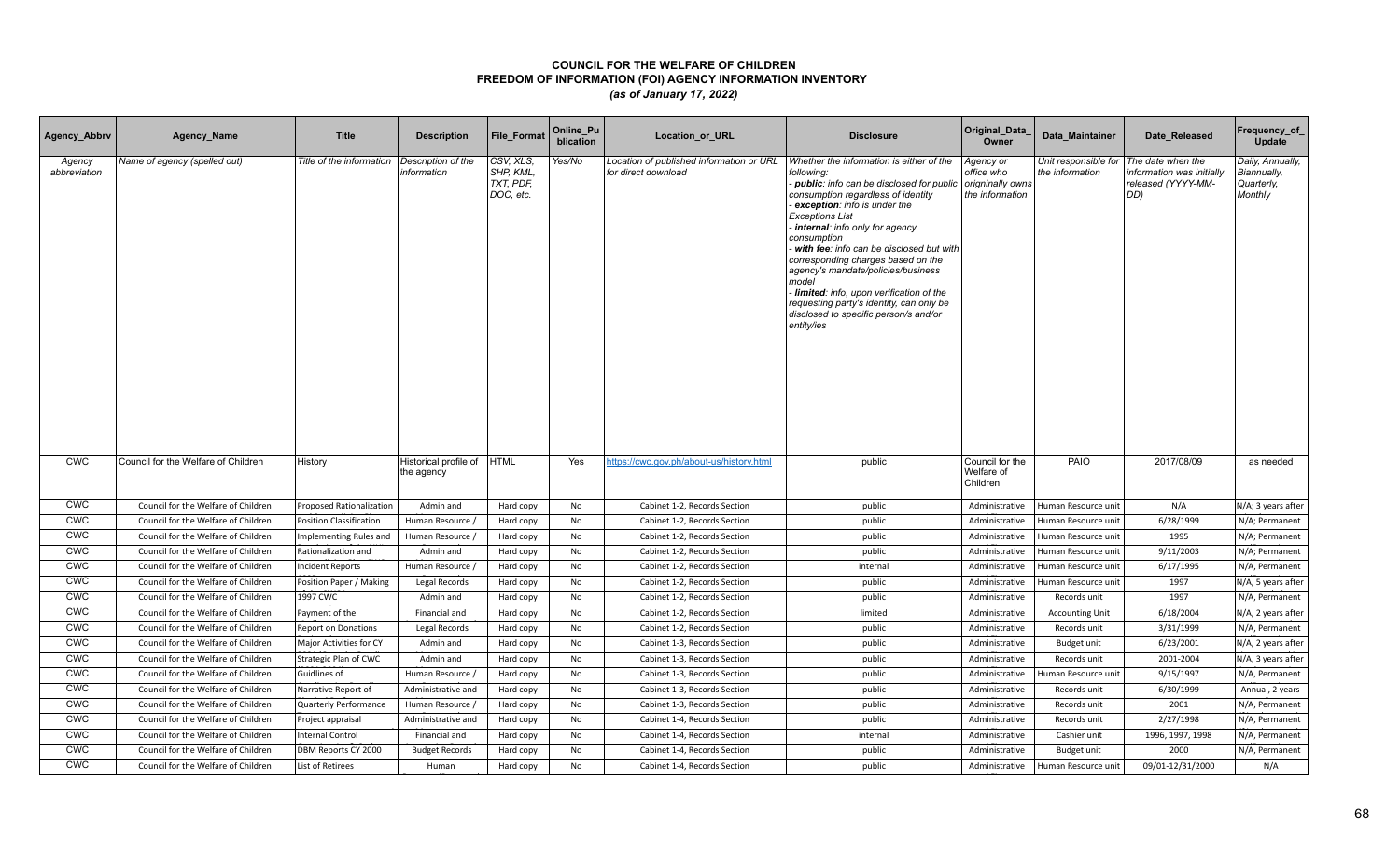# COUNCIL FOR THE WELFARE OF CHILDREN
## FREEDOM OF INFORMATION (FOI) AGENCY INFORMATION INVENTORY
### *(as of January 17, 2022)*

| Agency_Abbrv | Agency_Name | Title | Description | File_Format | Online_Publication | Location_or_URL | Disclosure | Original_Data_Owner | Data_Maintainer | Date_Released | Frequency_of_Update |
|---|---|---|---|---|---|---|---|---|---|---|---|
| *Agency abbreviation* | *Name of agency (spelled out)* | *Title of the information* | *Description of the information* | *CSV, XLS, SHP, KML, TXT, PDF, DOC, etc.* | *Yes/No* | *Location of published information or URL for direct download* | *Whether the information is either of the following:* <br> *- **public**: info can be disclosed for public consumption regardless of identity* <br> *- **exception**: info is under the Exceptions List* <br> *- **internal**: info only for agency consumption* <br> *- **with fee**: info can be disclosed but with corresponding charges based on the agency's mandate/policies/business model* <br> *- **limited**: info, upon verification of the requesting party's identity, can only be disclosed to specific person/s and/or entity/ies* | *Agency or office who originally owns the information* | *Unit responsible for the information* | *The date when the information was initially released (YYYY-MM-DD)* | *Daily, Annually, Biannually, Quarterly, Monthly* |
| CWC | Council for the Welfare of Children | History | Historical profile of the agency | HTML | Yes | https://cwc.gov.ph/about-us/history.html | public | Council for the Welfare of Children | PAIO | 2017/08/09 | as needed |
| CWC | Council for the Welfare of Children | Proposed Rationalization | Admin and | Hard copy | No | Cabinet 1-2, Records Section | public | Administrative | Human Resource unit | N/A | N/A; 3 years after |
| CWC | Council for the Welfare of Children | Position Classification | Human Resource / | Hard copy | No | Cabinet 1-2, Records Section | public | Administrative | Human Resource unit | 6/28/1999 | N/A; Permanent |
| CWC | Council for the Welfare of Children | Implementing Rules and | Human Resource / | Hard copy | No | Cabinet 1-2, Records Section | public | Administrative | Human Resource unit | 1995 | N/A; Permanent |
| CWC | Council for the Welfare of Children | Rationalization and | Admin and | Hard copy | No | Cabinet 1-2, Records Section | public | Administrative | Human Resource unit | 9/11/2003 | N/A; Permanent |
| CWC | Council for the Welfare of Children | Incident Reports | Human Resource / | Hard copy | No | Cabinet 1-2, Records Section | internal | Administrative | Human Resource unit | 6/17/1995 | N/A, Permanent |
| CWC | Council for the Welfare of Children | Position Paper / Making | Legal Records | Hard copy | No | Cabinet 1-2, Records Section | public | Administrative | Human Resource unit | 1997 | N/A, 5 years after |
| CWC | Council for the Welfare of Children | 1997 CWC | Admin and | Hard copy | No | Cabinet 1-2, Records Section | public | Administrative | Records unit | 1997 | N/A, Permanent |
| CWC | Council for the Welfare of Children | Payment of the | Financial and | Hard copy | No | Cabinet 1-2, Records Section | limited | Administrative | Accounting Unit | 6/18/2004 | N/A, 2 years after |
| CWC | Council for the Welfare of Children | Report on Donations | Legal Records | Hard copy | No | Cabinet 1-2, Records Section | public | Administrative | Records unit | 3/31/1999 | N/A, Permanent |
| CWC | Council for the Welfare of Children | Major Activities for CY | Admin and | Hard copy | No | Cabinet 1-3, Records Section | public | Administrative | Budget unit | 6/23/2001 | N/A, 2 years after |
| CWC | Council for the Welfare of Children | Strategic Plan of CWC | Admin and | Hard copy | No | Cabinet 1-3, Records Section | public | Administrative | Records unit | 2001-2004 | N/A, 3 years after |
| CWC | Council for the Welfare of Children | Guidlines of | Human Resource / | Hard copy | No | Cabinet 1-3, Records Section | public | Administrative | Human Resource unit | 9/15/1997 | N/A, Permanent |
| CWC | Council for the Welfare of Children | Narrative Report of | Administrative and | Hard copy | No | Cabinet 1-3, Records Section | public | Administrative | Records unit | 6/30/1999 | Annual, 2 years |
| CWC | Council for the Welfare of Children | Quarterly Performance | Human Resource / | Hard copy | No | Cabinet 1-3, Records Section | public | Administrative | Records unit | 2001 | N/A, Permanent |
| CWC | Council for the Welfare of Children | Project appraisal | Administrative and | Hard copy | No | Cabinet 1-4, Records Section | public | Administrative | Records unit | 2/27/1998 | N/A, Permanent |
| CWC | Council for the Welfare of Children | Internal Control | Financial and | Hard copy | No | Cabinet 1-4, Records Section | internal | Administrative | Cashier unit | 1996, 1997, 1998 | N/A, Permanent |
| CWC | Council for the Welfare of Children | DBM Reports CY 2000 | Budget Records | Hard copy | No | Cabinet 1-4, Records Section | public | Administrative | Budget unit | 2000 | N/A, Permanent |
| CWC | Council for the Welfare of Children | List of Retirees | Human | Hard copy | No | Cabinet 1-4, Records Section | public | Administrative | Human Resource unit | 09/01-12/31/2000 | N/A |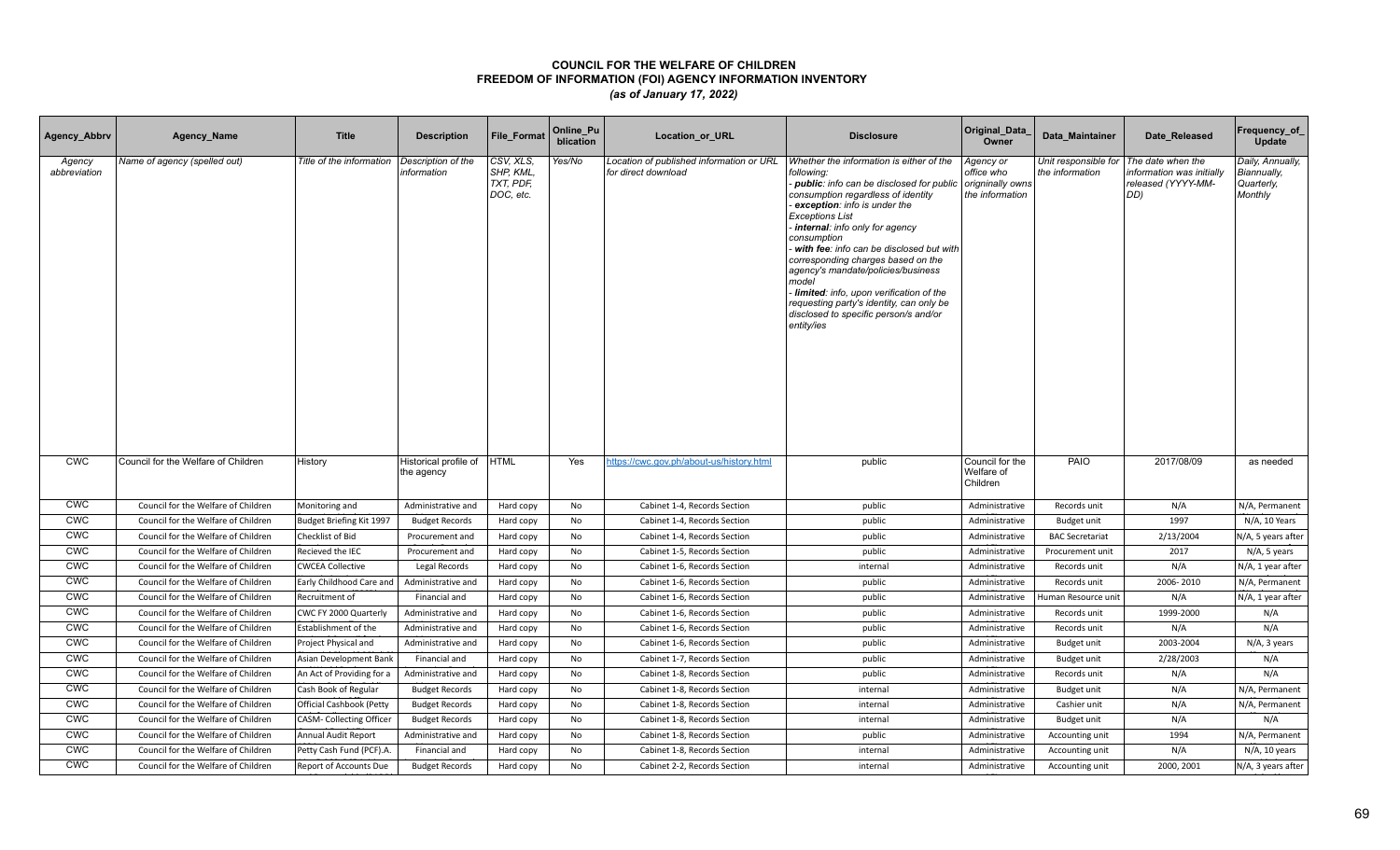# COUNCIL FOR THE WELFARE OF CHILDREN
## FREEDOM OF INFORMATION (FOI) AGENCY INFORMATION INVENTORY
*(as of January 17, 2022)*

| Agency_Abbrv | Agency_Name | Title | Description | File_Format | Online_Publication | Location_or_URL | Disclosure | Original_Data_Owner | Data_Maintainer | Date_Released | Frequency_of_Update |
|---|---|---|---|---|---|---|---|---|---|---|---|
| *Agency abbreviation* | *Name of agency (spelled out)* | *Title of the information* | *Description of the information* | *CSV, XLS, SHP, KML, TXT, PDF, DOC, etc.* | *Yes/No* | *Location of published information or URL for direct download* | *Whether the information is either of the following: - **public**: info can be disclosed for public consumption regardless of identity - **exception**: info is under the Exceptions List - **internal**: info only for agency consumption - **with fee**: info can be disclosed but with corresponding charges based on the agency's mandate/policies/business model - **limited**: info, upon verification of the requesting party's identity, can only be disclosed to specific person/s and/or entity/ies* | *Agency or office who originally owns the information* | *Unit responsible for the information* | *The date when the information was initially released (YYYY-MM-DD)* | *Daily, Annually, Biannually, Quarterly, Monthly* |
| CWC | Council for the Welfare of Children | History | Historical profile of the agency | HTML | Yes | https://cwc.gov.ph/about-us/history.html | public | Council for the Welfare of Children | PAIO | 2017/08/09 | as needed |
| CWC | Council for the Welfare of Children | Monitoring and | Administrative and | Hard copy | No | Cabinet 1-4, Records Section | public | Administrative | Records unit | N/A | N/A, Permanent |
| CWC | Council for the Welfare of Children | Budget Briefing Kit 1997 | Budget Records | Hard copy | No | Cabinet 1-4, Records Section | public | Administrative | Budget unit | 1997 | N/A, 10 Years |
| CWC | Council for the Welfare of Children | Checklist of Bid | Procurement and | Hard copy | No | Cabinet 1-4, Records Section | public | Administrative | BAC Secretariat | 2/13/2004 | N/A, 5 years after |
| CWC | Council for the Welfare of Children | Recieved the IEC | Procurement and | Hard copy | No | Cabinet 1-5, Records Section | public | Administrative | Procurement unit | 2017 | N/A, 5 years |
| CWC | Council for the Welfare of Children | CWCEA Collective | Legal Records | Hard copy | No | Cabinet 1-6, Records Section | internal | Administrative | Records unit | N/A | N/A, 1 year after |
| CWC | Council for the Welfare of Children | Early Childhood Care and | Administrative and | Hard copy | No | Cabinet 1-6, Records Section | public | Administrative | Records unit | 2006- 2010 | N/A, Permanent |
| CWC | Council for the Welfare of Children | Recruitment of | Financial and | Hard copy | No | Cabinet 1-6, Records Section | public | Administrative | Human Resource unit | N/A | N/A, 1 year after |
| CWC | Council for the Welfare of Children | CWC FY 2000 Quarterly | Administrative and | Hard copy | No | Cabinet 1-6, Records Section | public | Administrative | Records unit | 1999-2000 | N/A |
| CWC | Council for the Welfare of Children | Establishment of the | Administrative and | Hard copy | No | Cabinet 1-6, Records Section | public | Administrative | Records unit | N/A | N/A |
| CWC | Council for the Welfare of Children | Project Physical and | Administrative and | Hard copy | No | Cabinet 1-6, Records Section | public | Administrative | Budget unit | 2003-2004 | N/A, 3 years |
| CWC | Council for the Welfare of Children | Asian Development Bank | Financial and | Hard copy | No | Cabinet 1-7, Records Section | public | Administrative | Budget unit | 2/28/2003 | N/A |
| CWC | Council for the Welfare of Children | An Act of Providing for a | Administrative and | Hard copy | No | Cabinet 1-8, Records Section | public | Administrative | Records unit | N/A | N/A |
| CWC | Council for the Welfare of Children | Cash Book of Regular | Budget Records | Hard copy | No | Cabinet 1-8, Records Section | internal | Administrative | Budget unit | N/A | N/A, Permanent |
| CWC | Council for the Welfare of Children | Official Cashbook (Petty | Budget Records | Hard copy | No | Cabinet 1-8, Records Section | internal | Administrative | Cashier unit | N/A | N/A, Permanent |
| CWC | Council for the Welfare of Children | CASM- Collecting Officer | Budget Records | Hard copy | No | Cabinet 1-8, Records Section | internal | Administrative | Budget unit | N/A | N/A |
| CWC | Council for the Welfare of Children | Annual Audit Report | Administrative and | Hard copy | No | Cabinet 1-8, Records Section | public | Administrative | Accounting unit | 1994 | N/A, Permanent |
| CWC | Council for the Welfare of Children | Petty Cash Fund (PCF).A. | Financial and | Hard copy | No | Cabinet 1-8, Records Section | internal | Administrative | Accounting unit | N/A | N/A, 10 years |
| CWC | Council for the Welfare of Children | Report of Accounts Due | Budget Records | Hard copy | No | Cabinet 2-2, Records Section | internal | Administrative | Accounting unit | 2000, 2001 | N/A, 3 years after |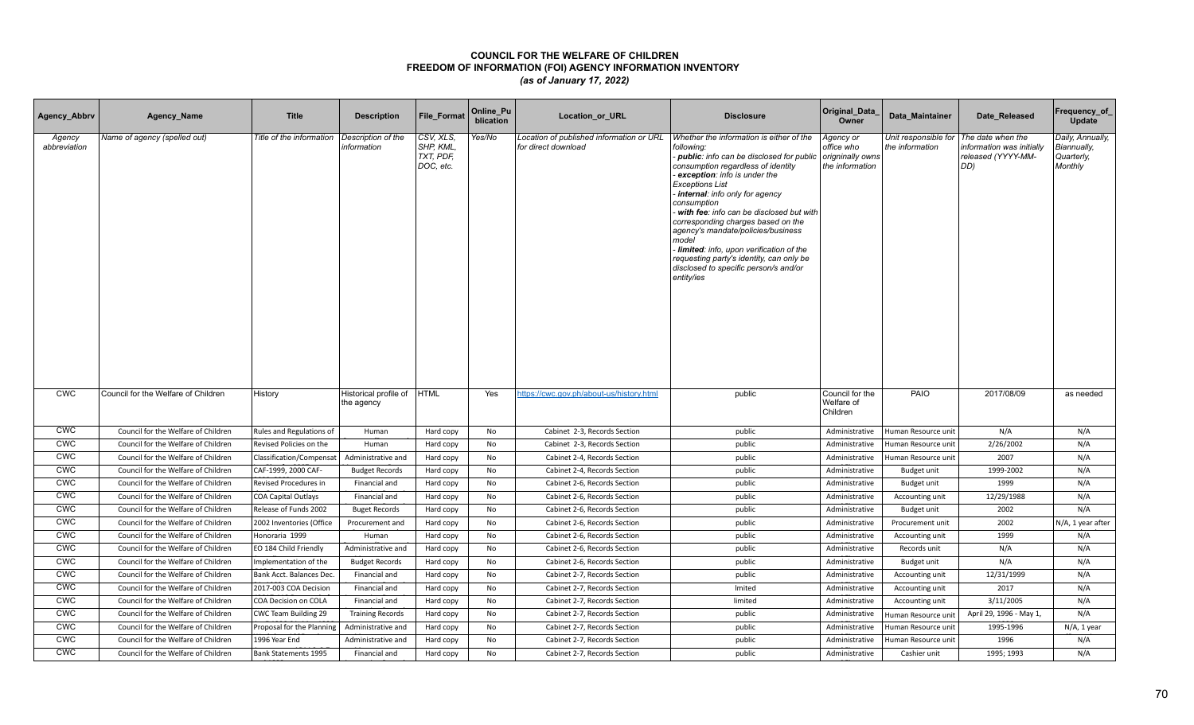# COUNCIL FOR THE WELFARE OF CHILDREN
## FREEDOM OF INFORMATION (FOI) AGENCY INFORMATION INVENTORY
### *(as of January 17, 2022)*

| Agency_Abbrv | Agency_Name | Title | Description | File_Format | Online_Publication | Location_or_URL | Disclosure | Original_Data_Owner | Data_Maintainer | Date_Released | Frequency_of_Update |
|---|---|---|---|---|---|---|---|---|---|---|---|
| *Agency abbreviation* | *Name of agency (spelled out)* | *Title of the information* | *Description of the information* | *CSV, XLS, SHP, KML, TXT, PDF, DOC, etc.* | *Yes/No* | *Location of published information or URL for direct download* | *Whether the information is either of the following: - **public**: info can be disclosed for public consumption regardless of identity - **exception**: info is under the Exceptions List - **internal**: info only for agency consumption - **with fee**: info can be disclosed but with corresponding charges based on the agency's mandate/policies/business model - **limited**: info, upon verification of the requesting party's identity, can only be disclosed to specific person/s and/or entity/ies* | *Agency or office who originally owns the information* | *Unit responsible for the information* | *The date when the information was initially released (YYYY-MM-DD)* | *Daily, Annually, Biannually, Quarterly, Monthly* |
| CWC | Council for the Welfare of Children | History | Historical profile of the agency | HTML | Yes | https://cwc.gov.ph/about-us/history.html | public | Council for the Welfare of Children | PAIO | 2017/08/09 | as needed |
| CWC | Council for the Welfare of Children | Rules and Regulations of | Human | Hard copy | No | Cabinet 2-3, Records Section | public | Administrative | Human Resource unit | N/A | N/A |
| CWC | Council for the Welfare of Children | Revised Policies on the | Human | Hard copy | No | Cabinet 2-3, Records Section | public | Administrative | Human Resource unit | 2/26/2002 | N/A |
| CWC | Council for the Welfare of Children | Classification/Compensat | Administrative and | Hard copy | No | Cabinet 2-4, Records Section | public | Administrative | Human Resource unit | 2007 | N/A |
| CWC | Council for the Welfare of Children | CAF-1999, 2000 CAF- | Budget Records | Hard copy | No | Cabinet 2-4, Records Section | public | Administrative | Budget unit | 1999-2002 | N/A |
| CWC | Council for the Welfare of Children | Revised Procedures in | Financial and | Hard copy | No | Cabinet 2-6, Records Section | public | Administrative | Budget unit | 1999 | N/A |
| CWC | Council for the Welfare of Children | COA Capital Outlays | Financial and | Hard copy | No | Cabinet 2-6, Records Section | public | Administrative | Accounting unit | 12/29/1988 | N/A |
| CWC | Council for the Welfare of Children | Release of Funds 2002 | Buget Records | Hard copy | No | Cabinet 2-6, Records Section | public | Administrative | Budget unit | 2002 | N/A |
| CWC | Council for the Welfare of Children | 2002 Inventories (Office | Procurement and | Hard copy | No | Cabinet 2-6, Records Section | public | Administrative | Procurement unit | 2002 | N/A, 1 year after |
| CWC | Council for the Welfare of Children | Honoraria 1999 | Human | Hard copy | No | Cabinet 2-6, Records Section | public | Administrative | Accounting unit | 1999 | N/A |
| CWC | Council for the Welfare of Children | EO 184 Child Friendly | Administrative and | Hard copy | No | Cabinet 2-6, Records Section | public | Administrative | Records unit | N/A | N/A |
| CWC | Council for the Welfare of Children | Implementation of the | Budget Records | Hard copy | No | Cabinet 2-6, Records Section | public | Administrative | Budget unit | N/A | N/A |
| CWC | Council for the Welfare of Children | Bank Acct. Balances Dec. | Financial and | Hard copy | No | Cabinet 2-7, Records Section | public | Administrative | Accounting unit | 12/31/1999 | N/A |
| CWC | Council for the Welfare of Children | 2017-003 COA Decision | Financial and | Hard copy | No | Cabinet 2-7, Records Section | lmited | Administrative | Accounting unit | 2017 | N/A |
| CWC | Council for the Welfare of Children | COA Decision on COLA | Financial and | Hard copy | No | Cabinet 2-7, Records Section | limited | Administrative | Accounting unit | 3/11/2005 | N/A |
| CWC | Council for the Welfare of Children | CWC Team Building 29 | Training Records | Hard copy | No | Cabinet 2-7, Records Section | public | Administrative | Human Resource unit | April 29, 1996 - May 1, | N/A |
| CWC | Council for the Welfare of Children | Proposal for the Planning | Administrative and | Hard copy | No | Cabinet 2-7, Records Section | public | Administrative | Human Resource unit | 1995-1996 | N/A, 1 year |
| CWC | Council for the Welfare of Children | 1996 Year End | Administrative and | Hard copy | No | Cabinet 2-7, Records Section | public | Administrative | Human Resource unit | 1996 | N/A |
| CWC | Council for the Welfare of Children | Bank Statements 1995 | Financial and | Hard copy | No | Cabinet 2-7, Records Section | public | Administrative | Cashier unit | 1995; 1993 | N/A |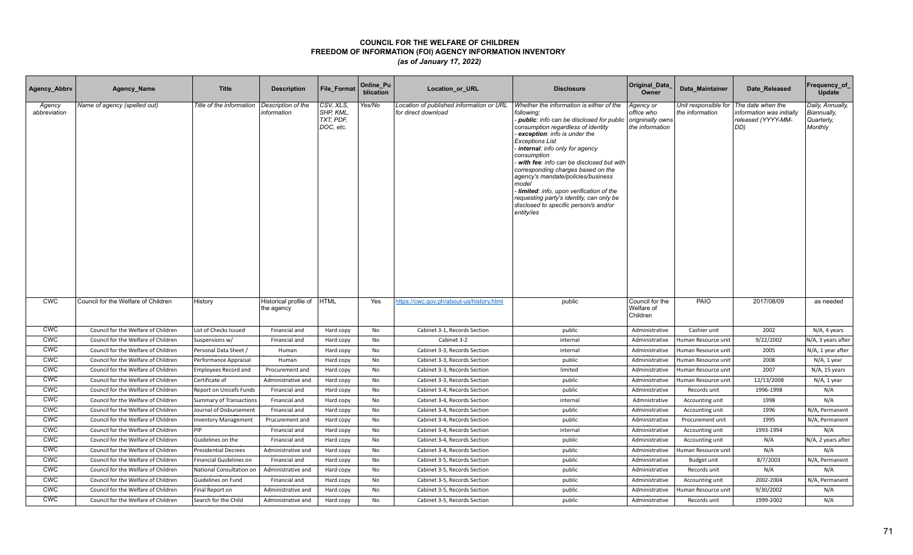# COUNCIL FOR THE WELFARE OF CHILDREN
## FREEDOM OF INFORMATION (FOI) AGENCY INFORMATION INVENTORY
*(as of January 17, 2022)*

| Agency_Abbrv | Agency_Name | Title | Description | File_Format | Online_Publication | Location_or_URL | Disclosure | Original_Data_Owner | Data_Maintainer | Date_Released | Frequency_of_Update |
|---|---|---|---|---|---|---|---|---|---|---|---|
| *Agency abbreviation* | *Name of agency (spelled out)* | *Title of the information* | *Description of the information* | *CSV, XLS, SHP, KML, TXT, PDF, DOC, etc.* | *Yes/No* | *Location of published information or URL for direct download* | *Whether the information is either of the following: - **public**: info can be disclosed for public consumption regardless of identity - **exception**: info is under the Exceptions List - **internal**: info only for agency consumption - **with fee**: info can be disclosed but with corresponding charges based on the agency's mandate/policies/business model - **limited**: info, upon verification of the requesting party's identity, can only be disclosed to specific person/s and/or entity/ies* | *Agency or office who origninally owns the information* | *Unit responsible for the information* | *The date when the information was initially released (YYYY-MM-DD)* | *Daily, Annually, Biannually, Quarterly, Monthly* |
| CWC | Council for the Welfare of Children | History | Historical profile of the agency | HTML | Yes | https://cwc.gov.ph/about-us/history.html | public | Council for the Welfare of Children | PAIO | 2017/08/09 | as needed |
| CWC | Council for the Welfare of Children | List of Checks Issued | Financial and | Hard copy | No | Cabinet 3-1, Records Section | public | Administrative | Cashier unit | 2002 | N/A, 4 years |
| CWC | Council for the Welfare of Children | Suspensions w/ | Financial and | Hard copy | No | Cabinet 3-2 | internal | Administrative | Human Resource unit | 9/22/2002 | N/A, 3 years after |
| CWC | Council for the Welfare of Children | Personal Data Sheet / | Human | Hard copy | No | Cabinet 3-3, Records Section | internal | Administrative | Human Resource unit | 2005 | N/A, 1 year after |
| CWC | Council for the Welfare of Children | Performance Appraisal | Human | Hard copy | No | Cabinet 3-3, Records Section | public | Administrative | Human Resource unit | 2008 | N/A, 1 year |
| CWC | Council for the Welfare of Children | Employees Record and | Procurement and | Hard copy | No | Cabinet 3-3, Records Section | limited | Administrative | Human Resource unit | 2007 | N/A, 15 years |
| CWC | Council for the Welfare of Children | Certificate of | Administrative and | Hard copy | No | Cabinet 3-3, Records Section | public | Administrative | Human Resource unit | 12/13/2008 | N/A, 1 year |
| CWC | Council for the Welfare of Children | Report on Unicefs Funds | Financial and | Hard copy | No | Cabinet 3-4, Records Section | public | Administrative | Records unit | 1996-1998 | N/A |
| CWC | Council for the Welfare of Children | Summary of Transactions | Financial and | Hard copy | No | Cabinet 3-4, Records Section | internal | Admnistrative | Accounting unit | 1998 | N/A |
| CWC | Council for the Welfare of Children | Journal of Disbursement | Financial and | Hard copy | No | Cabinet 3-4, Records Section | public | Administrative | Accounting unit | 1996 | N/A, Permanent |
| CWC | Council for the Welfare of Children | Inventory Management | Prucurement and | Hard copy | No | Cabinet 3-4, Records Section | public | Administrative | Procurement unit | 1995 | N/A, Permanent |
| CWC | Council for the Welfare of Children | PIP | Financial and | Hard copy | No | Cabinet 3-4, Records Section | internal | Administrative | Accounting unit | 1993-1994 | N/A |
| CWC | Council for the Welfare of Children | Guidelines on the | Financial and | Hard copy | No | Cabinet 3-4, Records Section | public | Administrative | Accounting unit | N/A | N/A, 2 years after |
| CWC | Council for the Welfare of Children | Presidential Decrees | Administrative and | Hard copy | No | Cabinet 3-4, Records Section | public | Administrative | Human Resource unit | N/A | N/A |
| CWC | Council for the Welfare of Children | Financial Guidelines on | Financial and | Hard copy | No | Cabinet 3-5, Records Section | public | Administrative | Budget unit | 8/7/2003 | N/A, Permanent |
| CWC | Council for the Welfare of Children | National Consultation on | Administrative and | Hard copy | No | Cabinet 3-5, Records Section | public | Administrative | Records unit | N/A | N/A |
| CWC | Council for the Welfare of Children | Guidelines on Fund | Financial and | Hard copy | No | Cabinet 3-5, Records Section | public | Administrative | Accounting unit | 2002-2004 | N/A, Permanent |
| CWC | Council for the Welfare of Children | Final Report on | Administrative and | Hard copy | No | Cabinet 3-5, Records Section | public | Administrative | Human Resource unit | 9/30/2002 | N/A |
| CWC | Council for the Welfare of Children | Search for the Child | Administrative and | Hard copy | No | Cabinet 3-5, Records Section | public | Administrative | Records unit | 1999-2002 | N/A |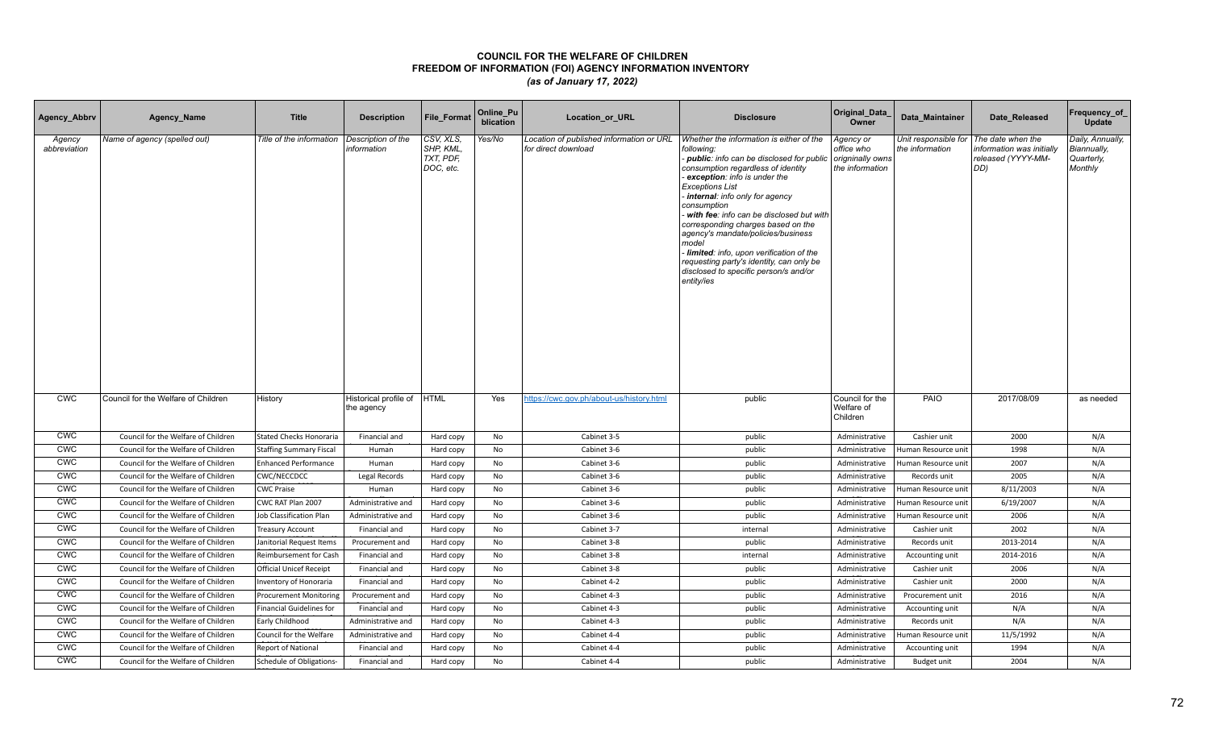# COUNCIL FOR THE WELFARE OF CHILDREN
## FREEDOM OF INFORMATION (FOI) AGENCY INFORMATION INVENTORY
### *(as of January 17, 2022)*

| Agency_Abbrv | Agency_Name | Title | Description | File_Format | Online_Publication | Location_or_URL | Disclosure | Original_Data_Owner | Data_Maintainer | Date_Released | Frequency_of_Update |
|---|---|---|---|---|---|---|---|---|---|---|---|
| *Agency abbreviation* | *Name of agency (spelled out)* | *Title of the information* | *Description of the information* | *CSV, XLS, SHP, KML, TXT, PDF, DOC, etc.* | *Yes/No* | *Location of published information or URL for direct download* | *Whether the information is either of the following: - **public**: info can be disclosed for public consumption regardless of identity - **exception**: info is under the Exceptions List - **internal**: info only for agency consumption - **with fee**: info can be disclosed but with corresponding charges based on the agency's mandate/policies/business model - **limited**: info, upon verification of the requesting party's identity, can only be disclosed to specific person/s and/or entity/ies* | *Agency or office who originally owns the information* | *Unit responsible for the information* | *The date when the information was initially released (YYYY-MM-DD)* | *Daily, Annually, Biannually, Quarterly, Monthly* |
| CWC | Council for the Welfare of Children | History | Historical profile of the agency | HTML | Yes | https://cwc.gov.ph/about-us/history.html | public | Council for the Welfare of Children | PAIO | 2017/08/09 | as needed |
| CWC | Council for the Welfare of Children | Stated Checks Honoraria | Financial and | Hard copy | No | Cabinet 3-5 | public | Administrative | Cashier unit | 2000 | N/A |
| CWC | Council for the Welfare of Children | Staffing Summary Fiscal | Human | Hard copy | No | Cabinet 3-6 | public | Administrative | Human Resource unit | 1998 | N/A |
| CWC | Council for the Welfare of Children | Enhanced Performance | Human | Hard copy | No | Cabinet 3-6 | public | Administrative | Human Resource unit | 2007 | N/A |
| CWC | Council for the Welfare of Children | CWC/NECCDCC | Legal Records | Hard copy | No | Cabinet 3-6 | public | Administrative | Records unit | 2005 | N/A |
| CWC | Council for the Welfare of Children | CWC Praise | Human | Hard copy | No | Cabinet 3-6 | public | Administrative | Human Resource unit | 8/11/2003 | N/A |
| CWC | Council for the Welfare of Children | CWC RAT Plan 2007 | Administrative and | Hard copy | No | Cabinet 3-6 | public | Administrative | Human Resource unit | 6/19/2007 | N/A |
| CWC | Council for the Welfare of Children | Job Classification Plan | Administrative and | Hard copy | No | Cabinet 3-6 | public | Administrative | Human Resource unit | 2006 | N/A |
| CWC | Council for the Welfare of Children | Treasury Account | Financial and | Hard copy | No | Cabinet 3-7 | internal | Administrative | Cashier unit | 2002 | N/A |
| CWC | Council for the Welfare of Children | Janitorial Request Items | Procurement and | Hard copy | No | Cabinet 3-8 | public | Administrative | Records unit | 2013-2014 | N/A |
| CWC | Council for the Welfare of Children | Reimbursement for Cash | Financial and | Hard copy | No | Cabinet 3-8 | internal | Administrative | Accounting unit | 2014-2016 | N/A |
| CWC | Council for the Welfare of Children | Official Unicef Receipt | Financial and | Hard copy | No | Cabinet 3-8 | public | Administrative | Cashier unit | 2006 | N/A |
| CWC | Council for the Welfare of Children | Inventory of Honoraria | Financial and | Hard copy | No | Cabinet 4-2 | public | Administrative | Cashier unit | 2000 | N/A |
| CWC | Council for the Welfare of Children | Procurement Monitoring | Procurement and | Hard copy | No | Cabinet 4-3 | public | Administrative | Procurement unit | 2016 | N/A |
| CWC | Council for the Welfare of Children | Financial Guidelines for | Financial and | Hard copy | No | Cabinet 4-3 | public | Administrative | Accounting unit | N/A | N/A |
| CWC | Council for the Welfare of Children | Early Childhood | Administrative and | Hard copy | No | Cabinet 4-3 | public | Administrative | Records unit | N/A | N/A |
| CWC | Council for the Welfare of Children | Council for the Welfare | Administrative and | Hard copy | No | Cabinet 4-4 | public | Administrative | Human Resource unit | 11/5/1992 | N/A |
| CWC | Council for the Welfare of Children | Report of National | Financial and | Hard copy | No | Cabinet 4-4 | public | Administrative | Accounting unit | 1994 | N/A |
| CWC | Council for the Welfare of Children | Schedule of Obligations- | Financial and | Hard copy | No | Cabinet 4-4 | public | Administrative | Budget unit | 2004 | N/A |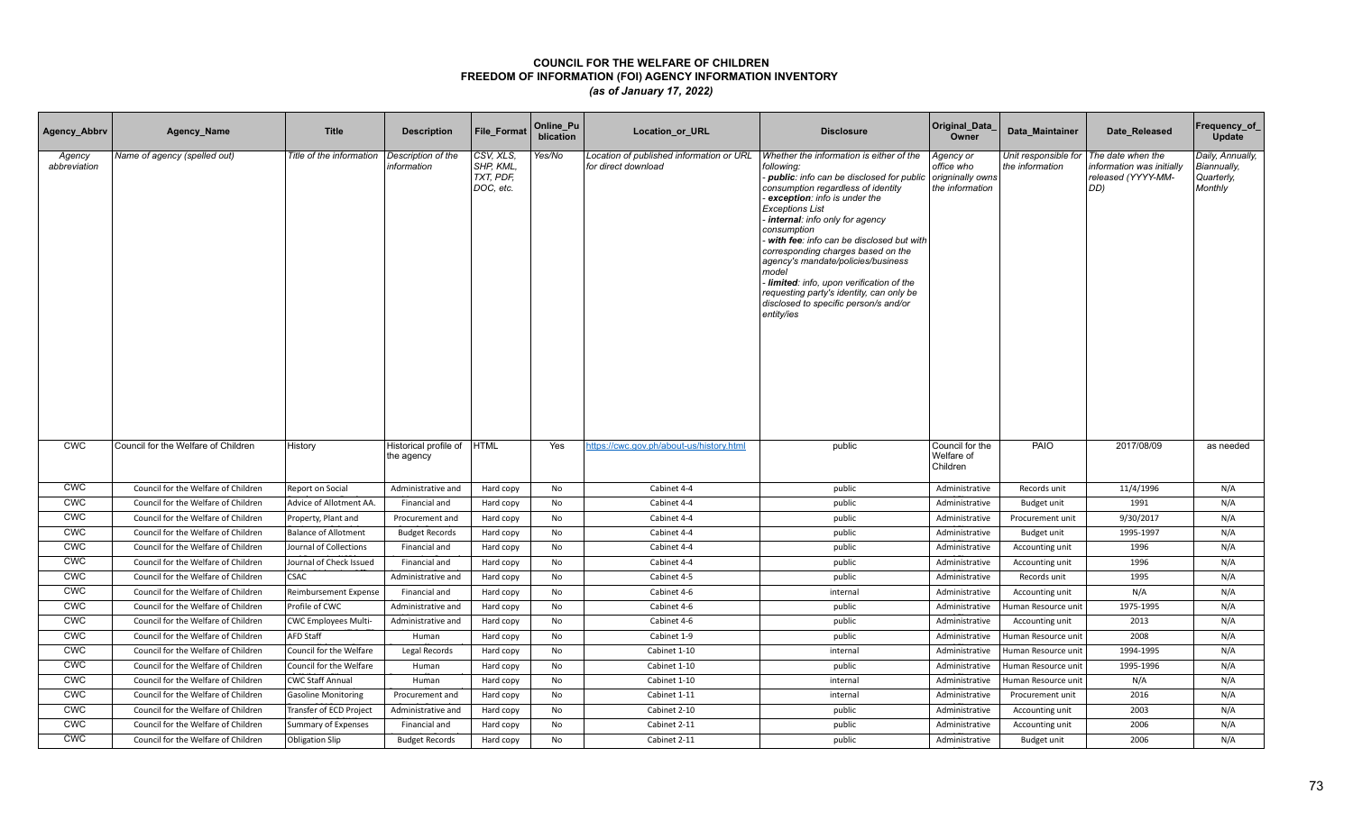# COUNCIL FOR THE WELFARE OF CHILDREN
## FREEDOM OF INFORMATION (FOI) AGENCY INFORMATION INVENTORY
### *(as of January 17, 2022)*

| Agency_Abbrv | Agency_Name | Title | Description | File_Format | Online_Publication | Location_or_URL | Disclosure | Original_Data_Owner | Data_Maintainer | Date_Released | Frequency_of_Update |
|---|---|---|---|---|---|---|---|---|---|---|---|
| *Agency abbreviation* | *Name of agency (spelled out)* | *Title of the information* | *Description of the information* | *CSV, XLS, SHP, KML, TXT, PDF, DOC, etc.* | *Yes/No* | *Location of published information or URL for direct download* | *Whether the information is either of the following:*<br>*- **public**: info can be disclosed for public consumption regardless of identity*<br>*- **exception**: info is under the Exceptions List*<br>*- **internal**: info only for agency consumption*<br>*- **with fee**: info can be disclosed but with corresponding charges based on the agency's mandate/policies/business model*<br>*- **limited**: info, upon verification of the requesting party's identity, can only be disclosed to specific person/s and/or entity/ies* | *Agency or office who originally owns the information* | *Unit responsible for the information* | *The date when the information was initially released (YYYY-MM-DD)* | *Daily, Annually, Biannually, Quarterly, Monthly* |
| CWC | Council for the Welfare of Children | History | Historical profile of the agency | HTML | Yes | https://cwc.gov.ph/about-us/history.html | public | Council for the Welfare of Children | PAIO | 2017/08/09 | as needed |
| CWC | Council for the Welfare of Children | Report on Social | Administrative and | Hard copy | No | Cabinet 4-4 | public | Administrative | Records unit | 11/4/1996 | N/A |
| CWC | Council for the Welfare of Children | Advice of Allotment AA. | Financial and | Hard copy | No | Cabinet 4-4 | public | Administrative | Budget unit | 1991 | N/A |
| CWC | Council for the Welfare of Children | Property, Plant and | Procurement and | Hard copy | No | Cabinet 4-4 | public | Administrative | Procurement unit | 9/30/2017 | N/A |
| CWC | Council for the Welfare of Children | Balance of Allotment | Budget Records | Hard copy | No | Cabinet 4-4 | public | Administrative | Budget unit | 1995-1997 | N/A |
| CWC | Council for the Welfare of Children | Journal of Collections | Financial and | Hard copy | No | Cabinet 4-4 | public | Administrative | Accounting unit | 1996 | N/A |
| CWC | Council for the Welfare of Children | Journal of Check Issued | Financial and | Hard copy | No | Cabinet 4-4 | public | Administrative | Accounting unit | 1996 | N/A |
| CWC | Council for the Welfare of Children | CSAC | Administrative and | Hard copy | No | Cabinet 4-5 | public | Administrative | Records unit | 1995 | N/A |
| CWC | Council for the Welfare of Children | Reimbursement Expense | Financial and | Hard copy | No | Cabinet 4-6 | internal | Administrative | Accounting unit | N/A | N/A |
| CWC | Council for the Welfare of Children | Profile of CWC | Administrative and | Hard copy | No | Cabinet 4-6 | public | Administrative | Human Resource unit | 1975-1995 | N/A |
| CWC | Council for the Welfare of Children | CWC Employees Multi- | Administrative and | Hard copy | No | Cabinet 4-6 | public | Administrative | Accounting unit | 2013 | N/A |
| CWC | Council for the Welfare of Children | AFD Staff | Human | Hard copy | No | Cabinet 1-9 | public | Administrative | Human Resource unit | 2008 | N/A |
| CWC | Council for the Welfare of Children | Council for the Welfare | Legal Records | Hard copy | No | Cabinet 1-10 | internal | Administrative | Human Resource unit | 1994-1995 | N/A |
| CWC | Council for the Welfare of Children | Council for the Welfare | Human | Hard copy | No | Cabinet 1-10 | public | Administrative | Human Resource unit | 1995-1996 | N/A |
| CWC | Council for the Welfare of Children | CWC Staff Annual | Human | Hard copy | No | Cabinet 1-10 | internal | Administrative | Human Resource unit | N/A | N/A |
| CWC | Council for the Welfare of Children | Gasoline Monitoring | Procurement and | Hard copy | No | Cabinet 1-11 | internal | Administrative | Procurement unit | 2016 | N/A |
| CWC | Council for the Welfare of Children | Transfer of ECD Project | Administrative and | Hard copy | No | Cabinet 2-10 | public | Administrative | Accounting unit | 2003 | N/A |
| CWC | Council for the Welfare of Children | Summary of Expenses | Financial and | Hard copy | No | Cabinet 2-11 | public | Administrative | Accounting unit | 2006 | N/A |
| CWC | Council for the Welfare of Children | Obligation Slip | Budget Records | Hard copy | No | Cabinet 2-11 | public | Administrative | Budget unit | 2006 | N/A |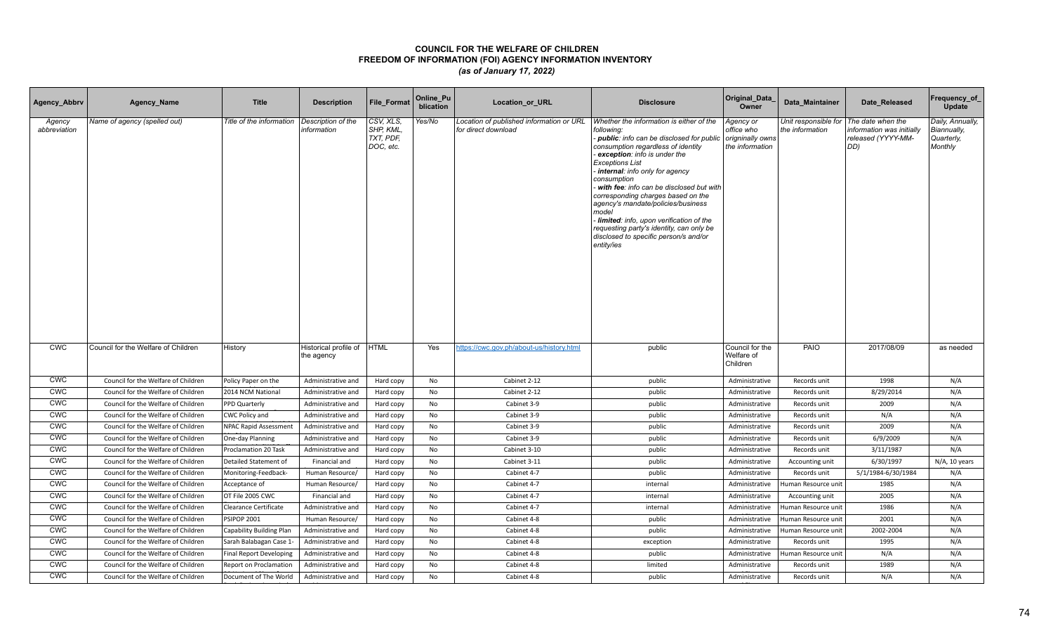# COUNCIL FOR THE WELFARE OF CHILDREN
## FREEDOM OF INFORMATION (FOI) AGENCY INFORMATION INVENTORY
### *(as of January 17, 2022)*

| Agency_Abbrv | Agency_Name | Title | Description | File_Format | Online_Publication | Location_or_URL | Disclosure | Original_Data_Owner | Data_Maintainer | Date_Released | Frequency_of_Update |
|---|---|---|---|---|---|---|---|---|---|---|---|
| *Agency abbreviation* | *Name of agency (spelled out)* | *Title of the information* | *Description of the information* | *CSV, XLS, SHP, KML, TXT, PDF, DOC, etc.* | *Yes/No* | *Location of published information or URL for direct download* | *Whether the information is either of the following:* <br> - ***public**: info can be disclosed for public consumption regardless of identity* <br> - ***exception**: info is under the Exceptions List* <br> - ***internal**: info only for agency consumption* <br> - ***with fee**: info can be disclosed but with corresponding charges based on the agency's mandate/policies/business model* <br> - ***limited**: info, upon verification of the requesting party's identity, can only be disclosed to specific person/s and/or entity/ies* | *Agency or office who originally owns the information* | *Unit responsible for the information* | *The date when the information was initially released (YYYY-MM-DD)* | *Daily, Annually, Biannually, Quarterly, Monthly* |
| CWC | Council for the Welfare of Children | History | Historical profile of the agency | HTML | Yes | https://cwc.gov.ph/about-us/history.html | public | Council for the Welfare of Children | PAIO | 2017/08/09 | as needed |
| CWC | Council for the Welfare of Children | Policy Paper on the | Administrative and | Hard copy | No | Cabinet 2-12 | public | Administrative | Records unit | 1998 | N/A |
| CWC | Council for the Welfare of Children | 2014 NCM National | Administrative and | Hard copy | No | Cabinet 2-12 | public | Administrative | Records unit | 8/29/2014 | N/A |
| CWC | Council for the Welfare of Children | PPD Quarterly | Administrative and | Hard copy | No | Cabinet 3-9 | public | Administrative | Records unit | 2009 | N/A |
| CWC | Council for the Welfare of Children | CWC Policy and | Administrative and | Hard copy | No | Cabinet 3-9 | public | Administrative | Records unit | N/A | N/A |
| CWC | Council for the Welfare of Children | NPAC Rapid Assessment | Administrative and | Hard copy | No | Cabinet 3-9 | public | Administrative | Records unit | 2009 | N/A |
| CWC | Council for the Welfare of Children | One-day Planning | Administrative and | Hard copy | No | Cabinet 3-9 | public | Administrative | Records unit | 6/9/2009 | N/A |
| CWC | Council for the Welfare of Children | Proclamation 20 Task | Administrative and | Hard copy | No | Cabinet 3-10 | public | Administrative | Records unit | 3/11/1987 | N/A |
| CWC | Council for the Welfare of Children | Detailed Statement of | Financial and | Hard copy | No | Cabinet 3-11 | public | Administrative | Accounting unit | 6/30/1997 | N/A, 10 years |
| CWC | Council for the Welfare of Children | Monitoring-Feedback- | Human Resource/ | Hard copy | No | Cabinet 4-7 | public | Administrative | Records unit | 5/1/1984-6/30/1984 | N/A |
| CWC | Council for the Welfare of Children | Acceptance of | Human Resource/ | Hard copy | No | Cabinet 4-7 | internal | Administrative | Human Resource unit | 1985 | N/A |
| CWC | Council for the Welfare of Children | OT File 2005 CWC | Financial and | Hard copy | No | Cabinet 4-7 | internal | Administrative | Accounting unit | 2005 | N/A |
| CWC | Council for the Welfare of Children | Clearance Certificate | Administrative and | Hard copy | No | Cabinet 4-7 | internal | Administrative | Human Resource unit | 1986 | N/A |
| CWC | Council for the Welfare of Children | PSIPOP 2001 | Human Resource/ | Hard copy | No | Cabinet 4-8 | public | Administrative | Human Resource unit | 2001 | N/A |
| CWC | Council for the Welfare of Children | Capability Building Plan | Administrative and | Hard copy | No | Cabinet 4-8 | public | Administrative | Human Resource unit | 2002-2004 | N/A |
| CWC | Council for the Welfare of Children | Sarah Balabagan Case 1- | Administrative and | Hard copy | No | Cabinet 4-8 | exception | Administrative | Records unit | 1995 | N/A |
| CWC | Council for the Welfare of Children | Final Report Developing | Administrative and | Hard copy | No | Cabinet 4-8 | public | Administrative | Human Resource unit | N/A | N/A |
| CWC | Council for the Welfare of Children | Report on Proclamation | Administrative and | Hard copy | No | Cabinet 4-8 | limited | Administrative | Records unit | 1989 | N/A |
| CWC | Council for the Welfare of Children | Document of The World | Administrative and | Hard copy | No | Cabinet 4-8 | public | Administrative | Records unit | N/A | N/A |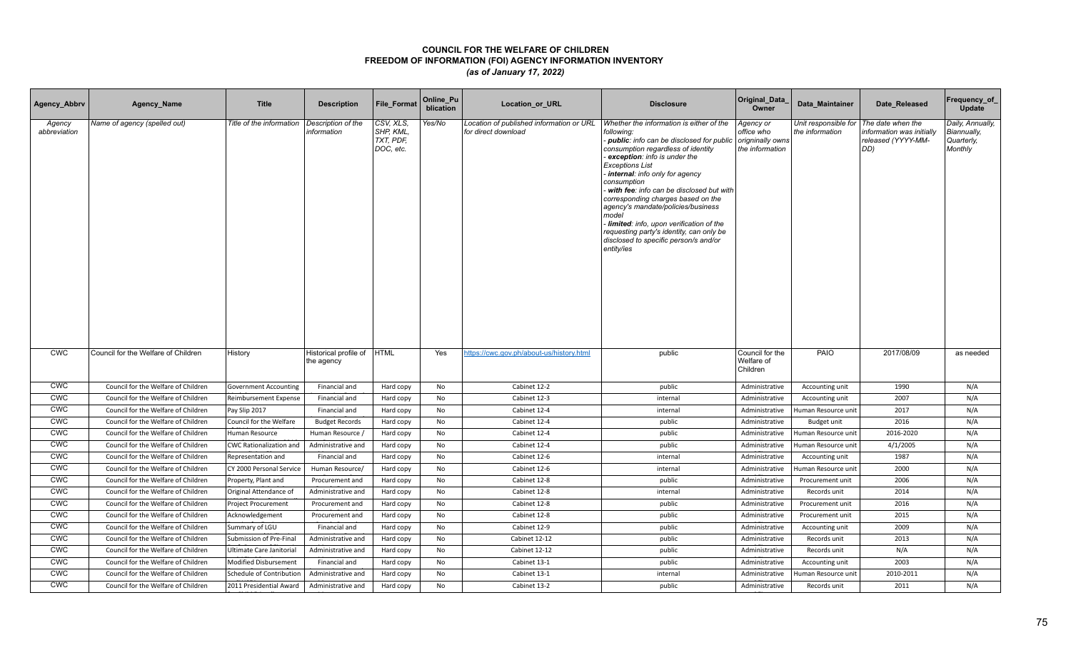# COUNCIL FOR THE WELFARE OF CHILDREN
## FREEDOM OF INFORMATION (FOI) AGENCY INFORMATION INVENTORY
*(as of January 17, 2022)*

| Agency_Abbrv | Agency_Name | Title | Description | File_Format | Online_Publication | Location_or_URL | Disclosure | Original_Data_Owner | Data_Maintainer | Date_Released | Frequency_of_Update |
|---|---|---|---|---|---|---|---|---|---|---|---|
| *Agency abbreviation* | *Name of agency (spelled out)* | *Title of the information* | *Description of the information* | *CSV, XLS, SHP, KML, TXT, PDF, DOC, etc.* | *Yes/No* | *Location of published information or URL for direct download* | *Whether the information is either of the following:*<br>*- **public**: info can be disclosed for public consumption regardless of identity*<br>*- **exception**: info is under the Exceptions List*<br>*- **internal**: info only for agency consumption*<br>*- **with fee**: info can be disclosed but with corresponding charges based on the agency's mandate/policies/business model*<br>*- **limited**: info, upon verification of the requesting party's identity, can only be disclosed to specific person/s and/or entity/ies* | *Agency or office who originally owns the information* | *Unit responsible for the information* | *The date when the information was initially released (YYYY-MM-DD)* | *Daily, Annually, Biannually, Quarterly, Monthly* |
| CWC | Council for the Welfare of Children | History | Historical profile of the agency | HTML | Yes | https://cwc.gov.ph/about-us/history.html | public | Council for the Welfare of Children | PAIO | 2017/08/09 | as needed |
| CWC | Council for the Welfare of Children | Government Accounting | Financial and | Hard copy | No | Cabinet 12-2 | public | Administrative | Accounting unit | 1990 | N/A |
| CWC | Council for the Welfare of Children | Reimbursement Expense | Financial and | Hard copy | No | Cabinet 12-3 | internal | Administrative | Accounting unit | 2007 | N/A |
| CWC | Council for the Welfare of Children | Pay Slip 2017 | Financial and | Hard copy | No | Cabinet 12-4 | internal | Administrative | Human Resource unit | 2017 | N/A |
| CWC | Council for the Welfare of Children | Council for the Welfare | Budget Records | Hard copy | No | Cabinet 12-4 | public | Administrative | Budget unit | 2016 | N/A |
| CWC | Council for the Welfare of Children | Human Resource | Human Resource / | Hard copy | No | Cabinet 12-4 | public | Administrative | Human Resource unit | 2016-2020 | N/A |
| CWC | Council for the Welfare of Children | CWC Rationalization and | Administrative and | Hard copy | No | Cabinet 12-4 | public | Administrative | Human Resource unit | 4/1/2005 | N/A |
| CWC | Council for the Welfare of Children | Representation and | Financial and | Hard copy | No | Cabinet 12-6 | internal | Administrative | Accounting unit | 1987 | N/A |
| CWC | Council for the Welfare of Children | CY 2000 Personal Service | Human Resource/ | Hard copy | No | Cabinet 12-6 | internal | Administrative | Human Resource unit | 2000 | N/A |
| CWC | Council for the Welfare of Children | Property, Plant and | Procurement and | Hard copy | No | Cabinet 12-8 | public | Administrative | Procurement unit | 2006 | N/A |
| CWC | Council for the Welfare of Children | Original Attendance of | Administrative and | Hard copy | No | Cabinet 12-8 | internal | Administrative | Records unit | 2014 | N/A |
| CWC | Council for the Welfare of Children | Project Procurement | Procurement and | Hard copy | No | Cabinet 12-8 | public | Administrative | Procurement unit | 2016 | N/A |
| CWC | Council for the Welfare of Children | Acknowledgement | Procurement and | Hard copy | No | Cabinet 12-8 | public | Administrative | Procurement unit | 2015 | N/A |
| CWC | Council for the Welfare of Children | Summary of LGU | Financial and | Hard copy | No | Cabinet 12-9 | public | Administrative | Accounting unit | 2009 | N/A |
| CWC | Council for the Welfare of Children | Submission of Pre-Final | Administrative and | Hard copy | No | Cabinet 12-12 | public | Administrative | Records unit | 2013 | N/A |
| CWC | Council for the Welfare of Children | Ultimate Care Janitorial | Administrative and | Hard copy | No | Cabinet 12-12 | public | Administrative | Records unit | N/A | N/A |
| CWC | Council for the Welfare of Children | Modified Disbursement | Financial and | Hard copy | No | Cabinet 13-1 | public | Administrative | Accounting unit | 2003 | N/A |
| CWC | Council for the Welfare of Children | Schedule of Contribution | Administrative and | Hard copy | No | Cabinet 13-1 | internal | Administrative | Human Resource unit | 2010-2011 | N/A |
| CWC | Council for the Welfare of Children | 2011 Presidential Award | Administrative and | Hard copy | No | Cabinet 13-2 | public | Administrative | Records unit | 2011 | N/A |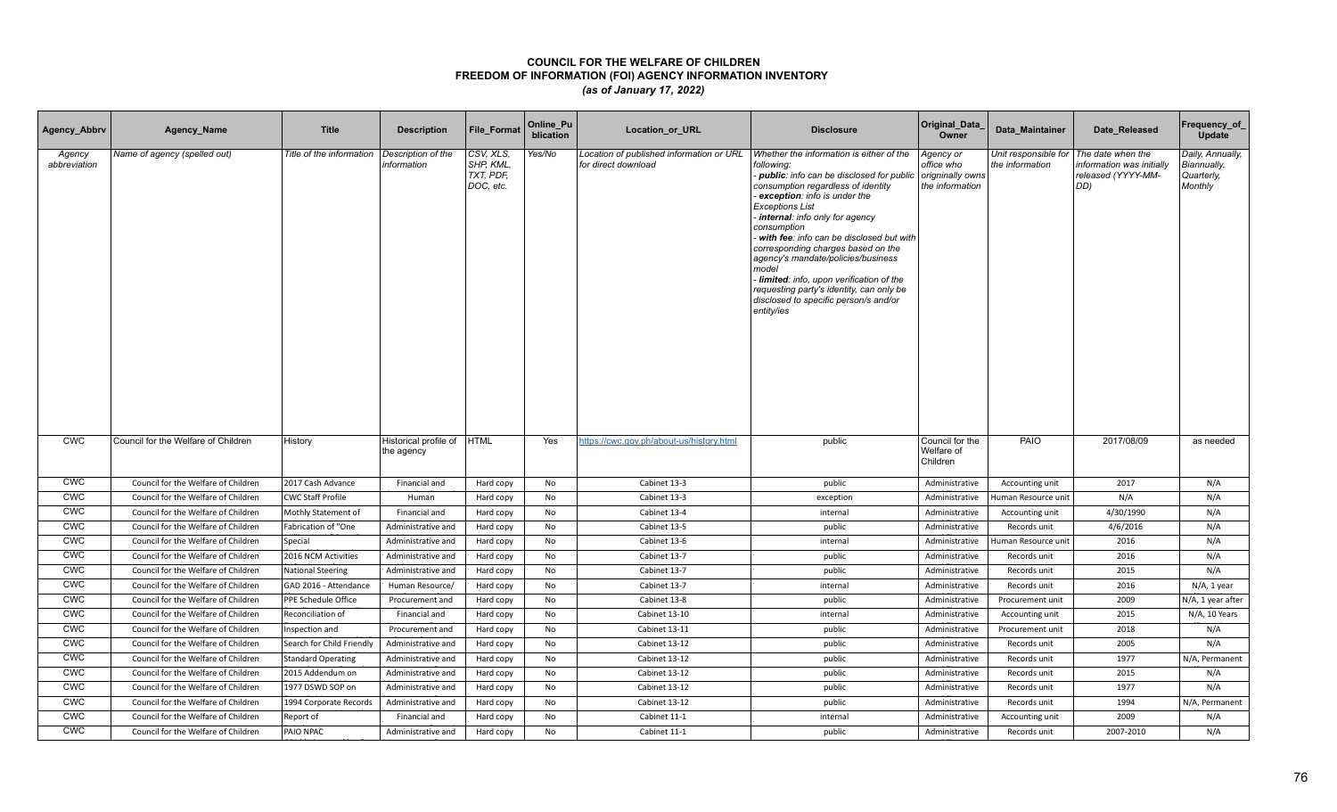# COUNCIL FOR THE WELFARE OF CHILDREN
## FREEDOM OF INFORMATION (FOI) AGENCY INFORMATION INVENTORY
### *(as of January 17, 2022)*

| Agency_Abbrv | Agency_Name | Title | Description | File_Format | Online_Publication | Location_or_URL | Disclosure | Original_Data_Owner | Data_Maintainer | Date_Released | Frequency_of_Update |
|---|---|---|---|---|---|---|---|---|---|---|---|
| *Agency abbreviation* | *Name of agency (spelled out)* | *Title of the information* | *Description of the information* | *CSV, XLS, SHP, KML, TXT, PDF, DOC, etc.* | *Yes/No* | *Location of published information or URL for direct download* | *Whether the information is either of the following:*<br>*- **public**: info can be disclosed for public consumption regardless of identity*<br>*- **exception**: info is under the Exceptions List*<br>*- **internal**: info only for agency consumption*<br>*- **with fee**: info can be disclosed but with corresponding charges based on the agency's mandate/policies/business model*<br>*- **limited**: info, upon verification of the requesting party's identity, can only be disclosed to specific person/s and/or entity/ies* | *Agency or office who origninally owns the information* | *Unit responsible for the information* | *The date when the information was initially released (YYYY-MM-DD)* | *Daily, Annually, Biannually, Quarterly, Monthly* |
| CWC | Council for the Welfare of Children | History | Historical profile of the agency | HTML | Yes | https://cwc.gov.ph/about-us/history.html | public | Council for the Welfare of Children | PAIO | 2017/08/09 | as needed |
| CWC | Council for the Welfare of Children | 2017 Cash Advance | Financial and | Hard copy | No | Cabinet 13-3 | public | Administrative | Accounting unit | 2017 | N/A |
| CWC | Council for the Welfare of Children | CWC Staff Profile | Human | Hard copy | No | Cabinet 13-3 | exception | Administrative | Human Resource unit | N/A | N/A |
| CWC | Council for the Welfare of Children | Mothly Statement of | Financial and | Hard copy | No | Cabinet 13-4 | internal | Administrative | Accounting unit | 4/30/1990 | N/A |
| CWC | Council for the Welfare of Children | Fabrication of "One | Administrative and | Hard copy | No | Cabinet 13-5 | public | Administrative | Records unit | 4/6/2016 | N/A |
| CWC | Council for the Welfare of Children | Special | Administrative and | Hard copy | No | Cabinet 13-6 | internal | Administrative | Human Resource unit | 2016 | N/A |
| CWC | Council for the Welfare of Children | 2016 NCM Activities | Administrative and | Hard copy | No | Cabinet 13-7 | public | Administrative | Records unit | 2016 | N/A |
| CWC | Council for the Welfare of Children | National Steering | Administrative and | Hard copy | No | Cabinet 13-7 | public | Administrative | Records unit | 2015 | N/A |
| CWC | Council for the Welfare of Children | GAD 2016 - Attendance | Human Resource/ | Hard copy | No | Cabinet 13-7 | internal | Administrative | Records unit | 2016 | N/A, 1 year |
| CWC | Council for the Welfare of Children | PPE Schedule Office | Procurement and | Hard copy | No | Cabinet 13-8 | public | Administrative | Procurement unit | 2009 | N/A, 1 year after |
| CWC | Council for the Welfare of Children | Reconciliation of | Financial and | Hard copy | No | Cabinet 13-10 | internal | Administrative | Accounting unit | 2015 | N/A, 10 Years |
| CWC | Council for the Welfare of Children | Inspection and | Procurement and | Hard copy | No | Cabinet 13-11 | public | Administrative | Procurement unit | 2018 | N/A |
| CWC | Council for the Welfare of Children | Search for Child Friendly | Administrative and | Hard copy | No | Cabinet 13-12 | public | Administrative | Records unit | 2005 | N/A |
| CWC | Council for the Welfare of Children | Standard Operating | Administrative and | Hard copy | No | Cabinet 13-12 | public | Administrative | Records unit | 1977 | N/A, Permanent |
| CWC | Council for the Welfare of Children | 2015 Addendum on | Administrative and | Hard copy | No | Cabinet 13-12 | public | Administrative | Records unit | 2015 | N/A |
| CWC | Council for the Welfare of Children | 1977 DSWD SOP on | Administrative and | Hard copy | No | Cabinet 13-12 | public | Administrative | Records unit | 1977 | N/A |
| CWC | Council for the Welfare of Children | 1994 Corporate Records | Administrative and | Hard copy | No | Cabinet 13-12 | public | Administrative | Records unit | 1994 | N/A, Permanent |
| CWC | Council for the Welfare of Children | Report of | Financial and | Hard copy | No | Cabinet 11-1 | internal | Administrative | Accounting unit | 2009 | N/A |
| CWC | Council for the Welfare of Children | PAIO NPAC | Administrative and | Hard copy | No | Cabinet 11-1 | public | Administrative | Records unit | 2007-2010 | N/A |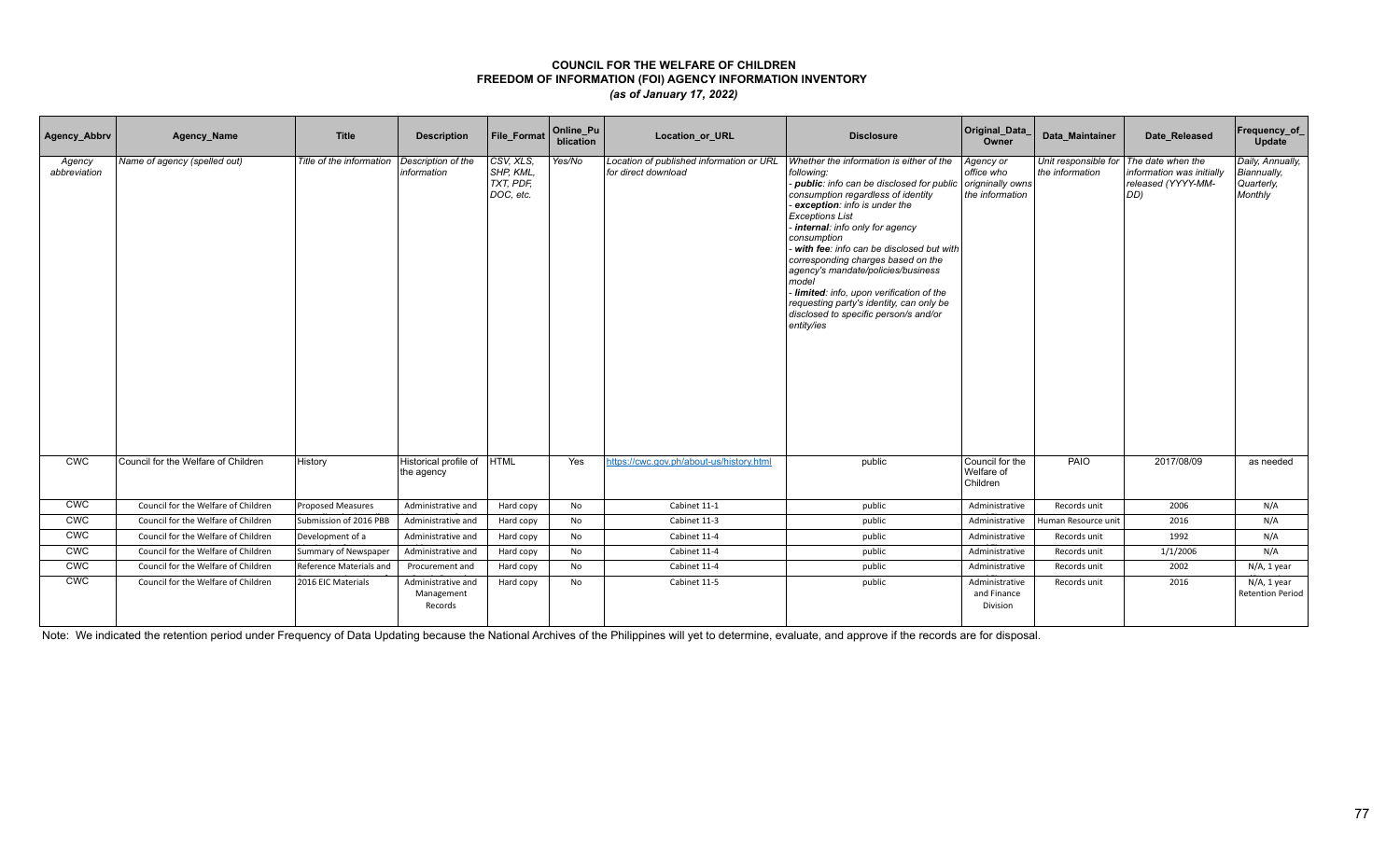# COUNCIL FOR THE WELFARE OF CHILDREN
## FREEDOM OF INFORMATION (FOI) AGENCY INFORMATION INVENTORY
*(as of January 17, 2022)*

| Agency_Abbrv | Agency_Name | Title | Description | File_Format | Online_Publication | Location_or_URL | Disclosure | Original_Data_Owner | Data_Maintainer | Date_Released | Frequency_of_Update |
|---|---|---|---|---|---|---|---|---|---|---|---|
| *Agency abbreviation* | *Name of agency (spelled out)* | *Title of the information* | *Description of the information* | *CSV, XLS, SHP, KML, TXT, PDF, DOC, etc.* | *Yes/No* | *Location of published information or URL for direct download* | *Whether the information is either of the following:<br>- **public**: info can be disclosed for public consumption regardless of identity<br>- **exception**: info is under the Exceptions List<br>- **internal**: info only for agency consumption<br>- **with fee**: info can be disclosed but with corresponding charges based on the agency's mandate/policies/business model<br>- **limited**: info, upon verification of the requesting party's identity, can only be disclosed to specific person/s and/or entity/ies* | *Agency or office who originnally owns the information* | *Unit responsible for the information* | *The date when the information was initially released (YYYY-MM-DD)* | *Daily, Annually, Biannually, Quarterly, Monthly* |
| CWC | Council for the Welfare of Children | History | Historical profile of the agency | HTML | Yes | https://cwc.gov.ph/about-us/history.html | public | Council for the Welfare of Children | PAIO | 2017/08/09 | as needed |
| CWC | Council for the Welfare of Children | Proposed Measures | Administrative and | Hard copy | No | Cabinet 11-1 | public | Administrative | Records unit | 2006 | N/A |
| CWC | Council for the Welfare of Children | Submission of 2016 PBB | Administrative and | Hard copy | No | Cabinet 11-3 | public | Administrative | Human Resource unit | 2016 | N/A |
| CWC | Council for the Welfare of Children | Development of a | Administrative and | Hard copy | No | Cabinet 11-4 | public | Administrative | Records unit | 1992 | N/A |
| CWC | Council for the Welfare of Children | Summary of Newspaper | Administrative and | Hard copy | No | Cabinet 11-4 | public | Administrative | Records unit | 1/1/2006 | N/A |
| CWC | Council for the Welfare of Children | Reference Materials and | Procurement and | Hard copy | No | Cabinet 11-4 | public | Administrative | Records unit | 2002 | N/A, 1 year |
| CWC | Council for the Welfare of Children | 2016 EIC Materials | Administrative and Management Records | Hard copy | No | Cabinet 11-5 | public | Administrative and Finance Division | Records unit | 2016 | N/A, 1 year Retention Period |

Note: We indicated the retention period under Frequency of Data Updating because the National Archives of the Philippines will yet to determine, evaluate, and approve if the records are for disposal.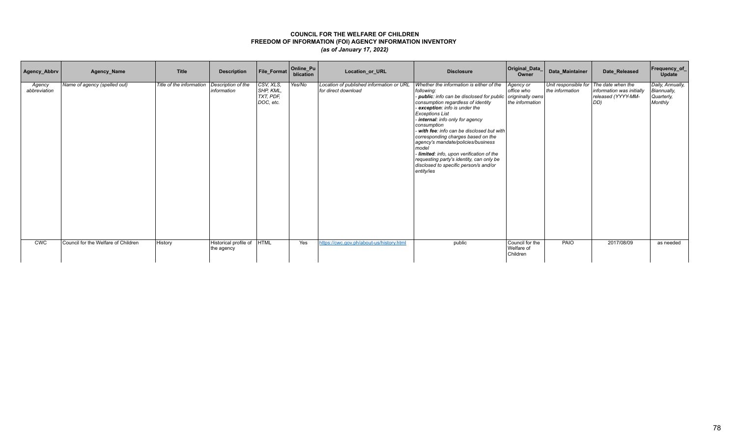**COUNCIL FOR THE WELFARE OF CHILDREN**
**FREEDOM OF INFORMATION (FOI) AGENCY INFORMATION INVENTORY**
***(as of January 17, 2022)***

| Agency_Abbrv | Agency_Name | Title | Description | File_Format | Online_Publication | Location_or_URL | Disclosure | Original_Data_Owner | Data_Maintainer | Date_Released | Frequency_of_Update |
|---|---|---|---|---|---|---|---|---|---|---|---|
| *Agency abbreviation* | *Name of agency (spelled out)* | *Title of the information* | *Description of the information* | *CSV, XLS, SHP, KML, TXT, PDF, DOC, etc.* | *Yes/No* | *Location of published information or URL for direct download* | *Whether the information is either of the following:* <br> *- **public**: info can be disclosed for public consumption regardless of identity* <br> *- **exception**: info is under the Exceptions List* <br> *- **internal**: info only for agency consumption* <br> *- **with fee**: info can be disclosed but with corresponding charges based on the agency's mandate/policies/business model* <br> *- **limited**: info, upon verification of the requesting party's identity, can only be disclosed to specific person/s and/or entity/ies* | *Agency or office who origninally owns the information* | *Unit responsible for the information* | *The date when the information was initially released (YYYY-MM-DD)* | *Daily, Annually, Biannually, Quarterly, Monthly* |
| CWC | Council for the Welfare of Children | History | Historical profile of the agency | HTML | Yes | https://cwc.gov.ph/about-us/history.html | public | Council for the Welfare of Children | PAIO | 2017/08/09 | as needed |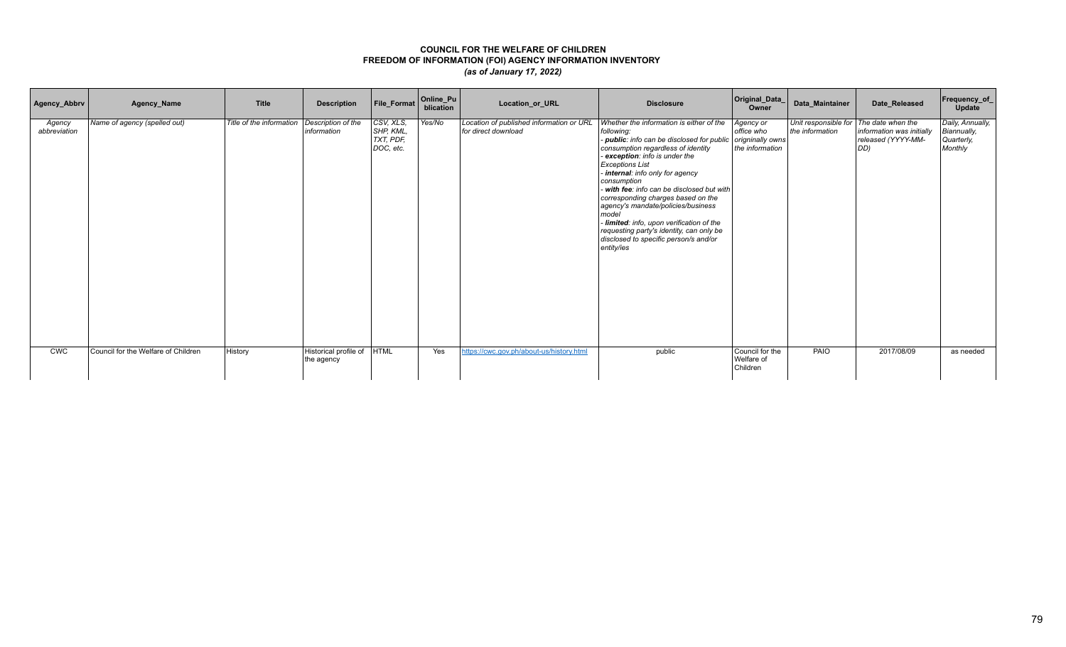# COUNCIL FOR THE WELFARE OF CHILDREN
## FREEDOM OF INFORMATION (FOI) AGENCY INFORMATION INVENTORY
### *(as of January 17, 2022)*

| Agency_Abbrv | Agency_Name | Title | Description | File_Format | Online_Publication | Location_or_URL | Disclosure | Original_Data_Owner | Data_Maintainer | Date_Released | Frequency_of_Update |
|---|---|---|---|---|---|---|---|---|---|---|---|
| *Agency abbreviation* | *Name of agency (spelled out)* | *Title of the information* | *Description of the information* | *CSV, XLS, SHP, KML, TXT, PDF, DOC, etc.* | *Yes/No* | *Location of published information or URL for direct download* | *Whether the information is either of the following:*<br>*- **public**: info can be disclosed for public consumption regardless of identity*<br>*- **exception**: info is under the Exceptions List*<br>*- **internal**: info only for agency consumption*<br>*- **with fee**: info can be disclosed but with corresponding charges based on the agency's mandate/policies/business model*<br>*- **limited**: info, upon verification of the requesting party's identity, can only be disclosed to specific person/s and/or entity/ies* | *Agency or office who origninally owns the information* | *Unit responsible for the information* | *The date when the information was initially released (YYYY-MM-DD)* | *Daily, Annually, Biannually, Quarterly, Monthly* |
| CWC | Council for the Welfare of Children | History | Historical profile of the agency | HTML | Yes | https://cwc.gov.ph/about-us/history.html | public | Council for the Welfare of Children | PAIO | 2017/08/09 | as needed |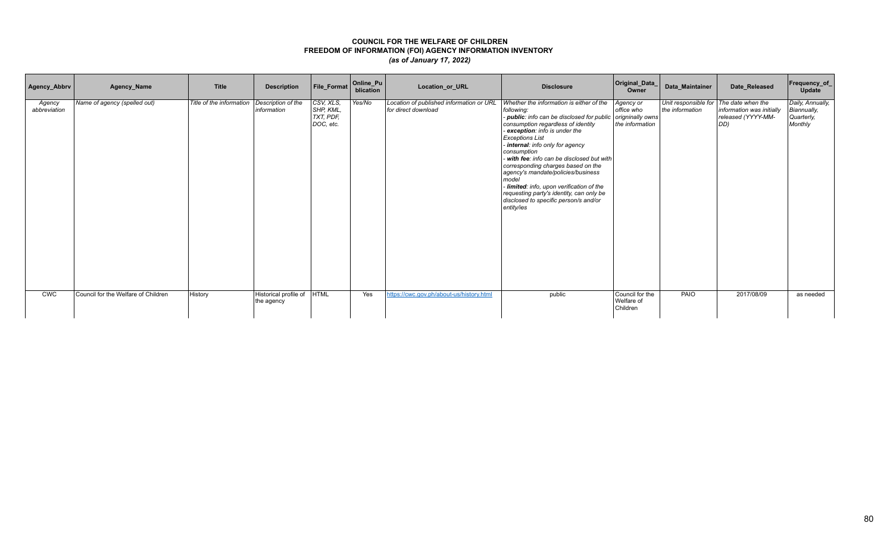# COUNCIL FOR THE WELFARE OF CHILDREN
## FREEDOM OF INFORMATION (FOI) AGENCY INFORMATION INVENTORY
### *(as of January 17, 2022)*

| Agency_Abbrv | Agency_Name | Title | Description | File_Format | Online_Publication | Location_or_URL | Disclosure | Original_Data_Owner | Data_Maintainer | Date_Released | Frequency_of_Update |
|---|---|---|---|---|---|---|---|---|---|---|---|
| *Agency abbreviation* | *Name of agency (spelled out)* | *Title of the information* | *Description of the information* | *CSV, XLS, SHP, KML, TXT, PDF, DOC, etc.* | *Yes/No* | *Location of published information or URL for direct download* | *Whether the information is either of the following:* <br> *- **public**: info can be disclosed for public consumption regardless of identity* <br> *- **exception**: info is under the Exceptions List* <br> *- **internal**: info only for agency consumption* <br> *- **with fee**: info can be disclosed but with corresponding charges based on the agency's mandate/policies/business model* <br> *- **limited**: info, upon verification of the requesting party's identity, can only be disclosed to specific person/s and/or entity/ies* | *Agency or office who origninally owns the information* | *Unit responsible for the information* | *The date when the information was initially released (YYYY-MM-DD)* | *Daily, Annually, Biannually, Quarterly, Monthly* |
| CWC | Council for the Welfare of Children | History | Historical profile of the agency | HTML | Yes | https://cwc.gov.ph/about-us/history.html | public | Council for the Welfare of Children | PAIO | 2017/08/09 | as needed |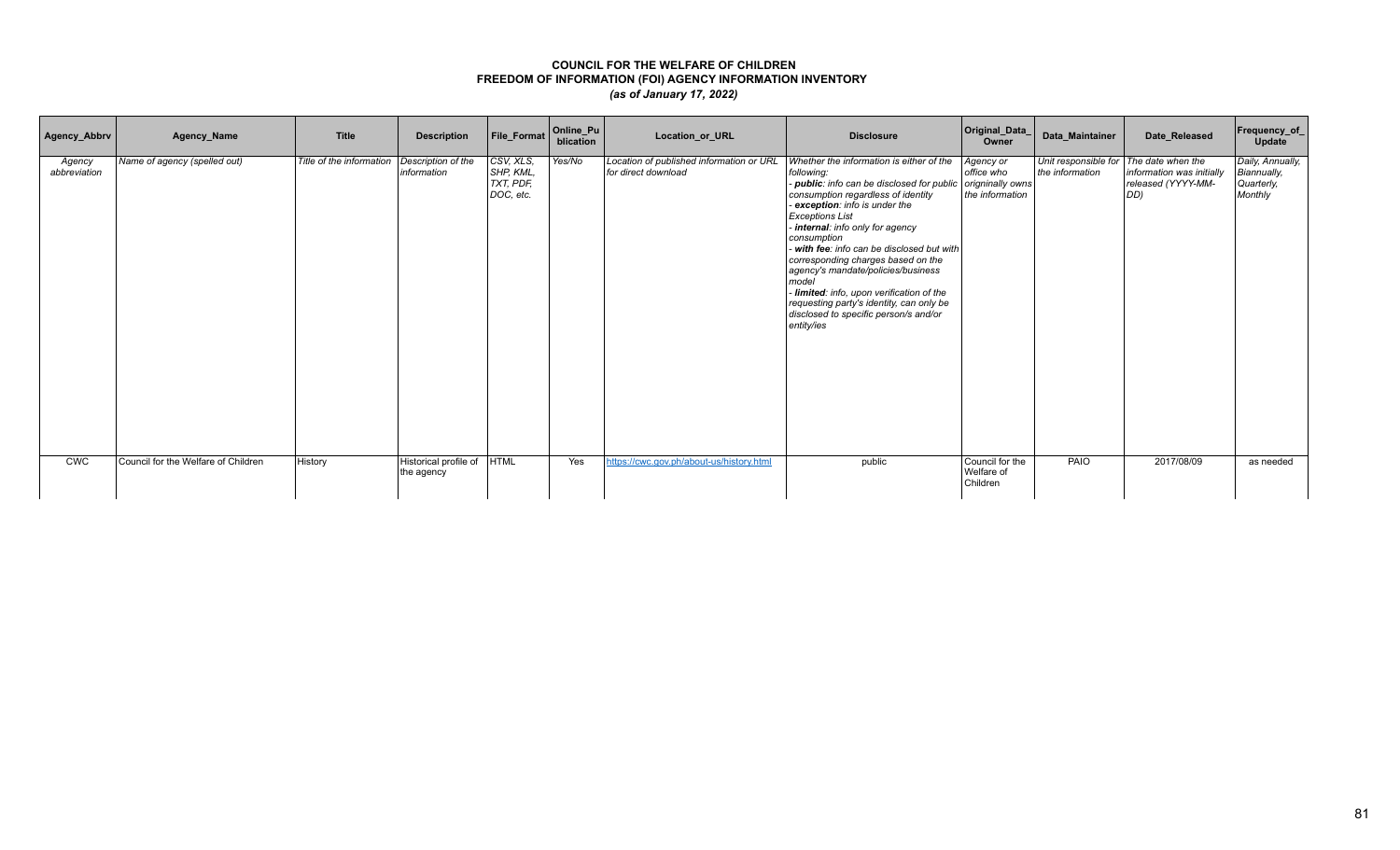**COUNCIL FOR THE WELFARE OF CHILDREN**
**FREEDOM OF INFORMATION (FOI) AGENCY INFORMATION INVENTORY**
***(as of January 17, 2022)***

| Agency_Abbrv | Agency_Name | Title | Description | File_Format | Online_Publication | Location_or_URL | Disclosure | Original_Data_Owner | Data_Maintainer | Date_Released | Frequency_of_Update |
|---|---|---|---|---|---|---|---|---|---|---|---|
| *Agency abbreviation* | *Name of agency (spelled out)* | *Title of the information* | *Description of the information* | *CSV, XLS, SHP, KML, TXT, PDF, DOC, etc.* | *Yes/No* | *Location of published information or URL for direct download* | *Whether the information is either of the following:* <br> *- **public**: info can be disclosed for public consumption regardless of identity* <br> *- **exception**: info is under the Exceptions List* <br> *- **internal**: info only for agency consumption* <br> *- **with fee**: info can be disclosed but with corresponding charges based on the agency's mandate/policies/business model* <br> *- **limited**: info, upon verification of the requesting party's identity, can only be disclosed to specific person/s and/or entity/ies* | *Agency or office who origninally owns the information* | *Unit responsible for the information* | *The date when the information was initially released (YYYY-MM-DD)* | *Daily, Annually, Biannually, Quarterly, Monthly* |
| CWC | Council for the Welfare of Children | History | Historical profile of the agency | HTML | Yes | https://cwc.gov.ph/about-us/history.html | public | Council for the Welfare of Children | PAIO | 2017/08/09 | as needed |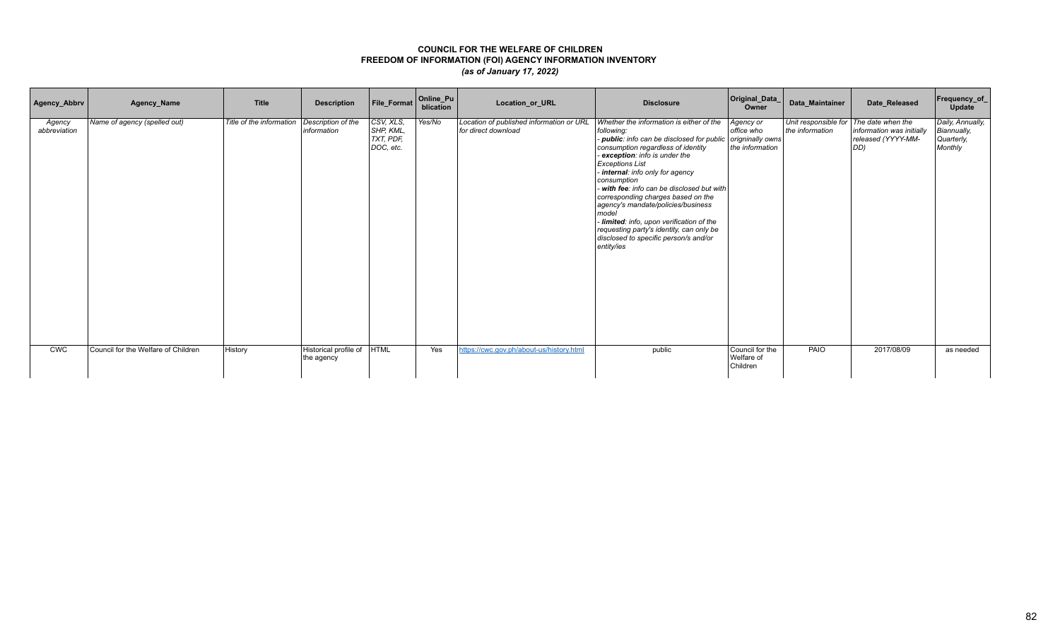# COUNCIL FOR THE WELFARE OF CHILDREN
## FREEDOM OF INFORMATION (FOI) AGENCY INFORMATION INVENTORY
### *(as of January 17, 2022)*

| Agency_Abbrv | Agency_Name | Title | Description | File_Format | Online_Publication | Location_or_URL | Disclosure | Original_Data_Owner | Data_Maintainer | Date_Released | Frequency_of_Update |
|---|---|---|---|---|---|---|---|---|---|---|---|
| *Agency abbreviation* | *Name of agency (spelled out)* | *Title of the information* | *Description of the information* | *CSV, XLS, SHP, KML, TXT, PDF, DOC, etc.* | *Yes/No* | *Location of published information or URL for direct download* | *Whether the information is either of the following:*<br>*- **public**: info can be disclosed for public consumption regardless of identity*<br>*- **exception**: info is under the Exceptions List*<br>*- **internal**: info only for agency consumption*<br>*- **with fee**: info can be disclosed but with corresponding charges based on the agency's mandate/policies/business model*<br>*- **limited**: info, upon verification of the requesting party's identity, can only be disclosed to specific person/s and/or entity/ies* | *Agency or office who origninally owns the information* | *Unit responsible for the information* | *The date when the information was initially released (YYYY-MM-DD)* | *Daily, Annually, Biannually, Quarterly, Monthly* |
| CWC | Council for the Welfare of Children | History | Historical profile of the agency | HTML | Yes | https://cwc.gov.ph/about-us/history.html | public | Council for the Welfare of Children | PAIO | 2017/08/09 | as needed |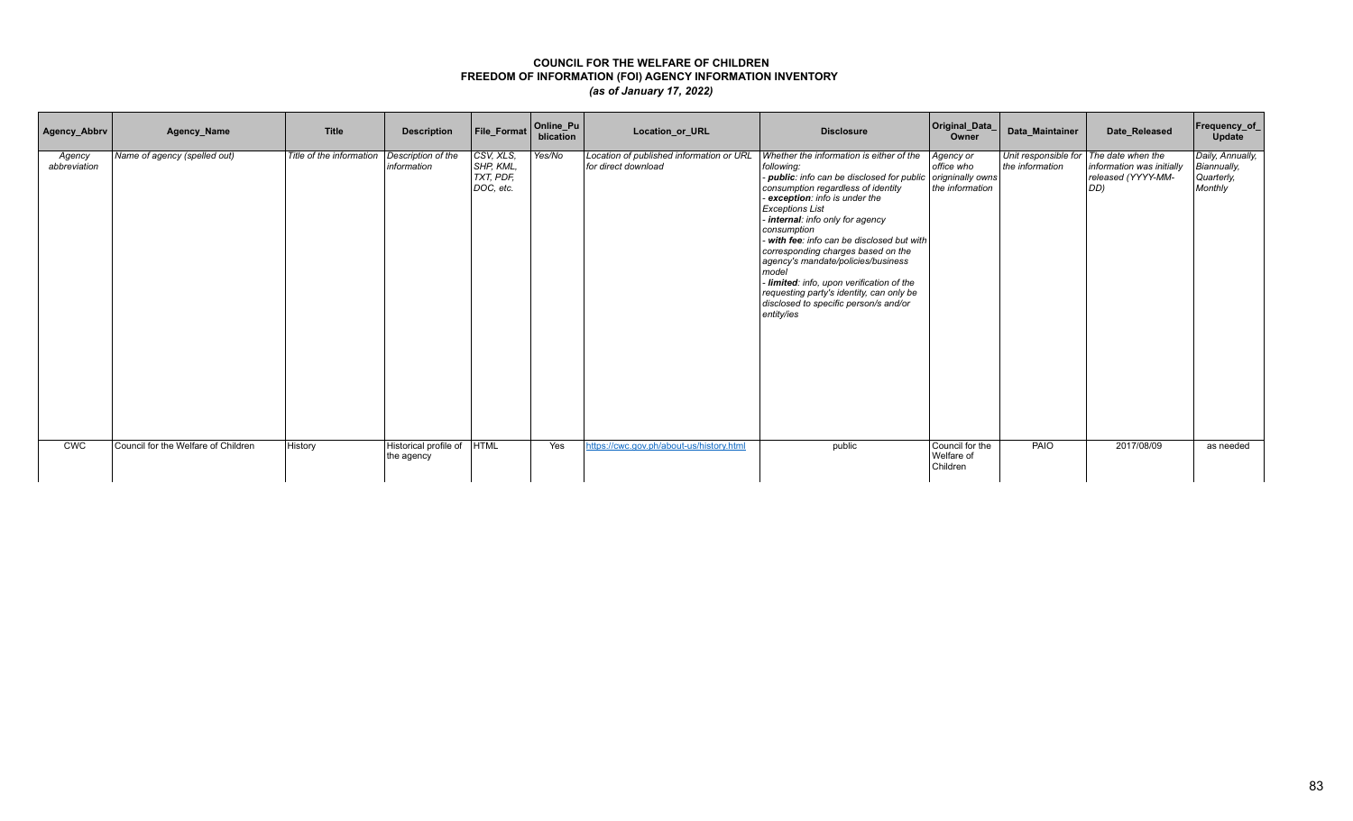**COUNCIL FOR THE WELFARE OF CHILDREN**
**FREEDOM OF INFORMATION (FOI) AGENCY INFORMATION INVENTORY**
***(as of January 17, 2022)***

| Agency_Abbrv | Agency_Name | Title | Description | File_Format | Online_Publication | Location_or_URL | Disclosure | Original_Data_Owner | Data_Maintainer | Date_Released | Frequency_of_Update |
|---|---|---|---|---|---|---|---|---|---|---|---|
| *Agency abbreviation* | *Name of agency (spelled out)* | *Title of the information* | *Description of the information* | *CSV, XLS, SHP, KML, TXT, PDF, DOC, etc.* | *Yes/No* | *Location of published information or URL for direct download* | *Whether the information is either of the following: - **public**: info can be disclosed for public consumption regardless of identity - **exception**: info is under the Exceptions List - **internal**: info only for agency consumption - **with fee**: info can be disclosed but with corresponding charges based on the agency's mandate/policies/business model - **limited**: info, upon verification of the requesting party's identity, can only be disclosed to specific person/s and/or entity/ies* | *Agency or office who origninally owns the information* | *Unit responsible for the information* | *The date when the information was initially released (YYYY-MM-DD)* | *Daily, Annually, Biannually, Quarterly, Monthly* |
| CWC | Council for the Welfare of Children | History | Historical profile of the agency | HTML | Yes | https://cwc.gov.ph/about-us/history.html | public | Council for the Welfare of Children | PAIO | 2017/08/09 | as needed |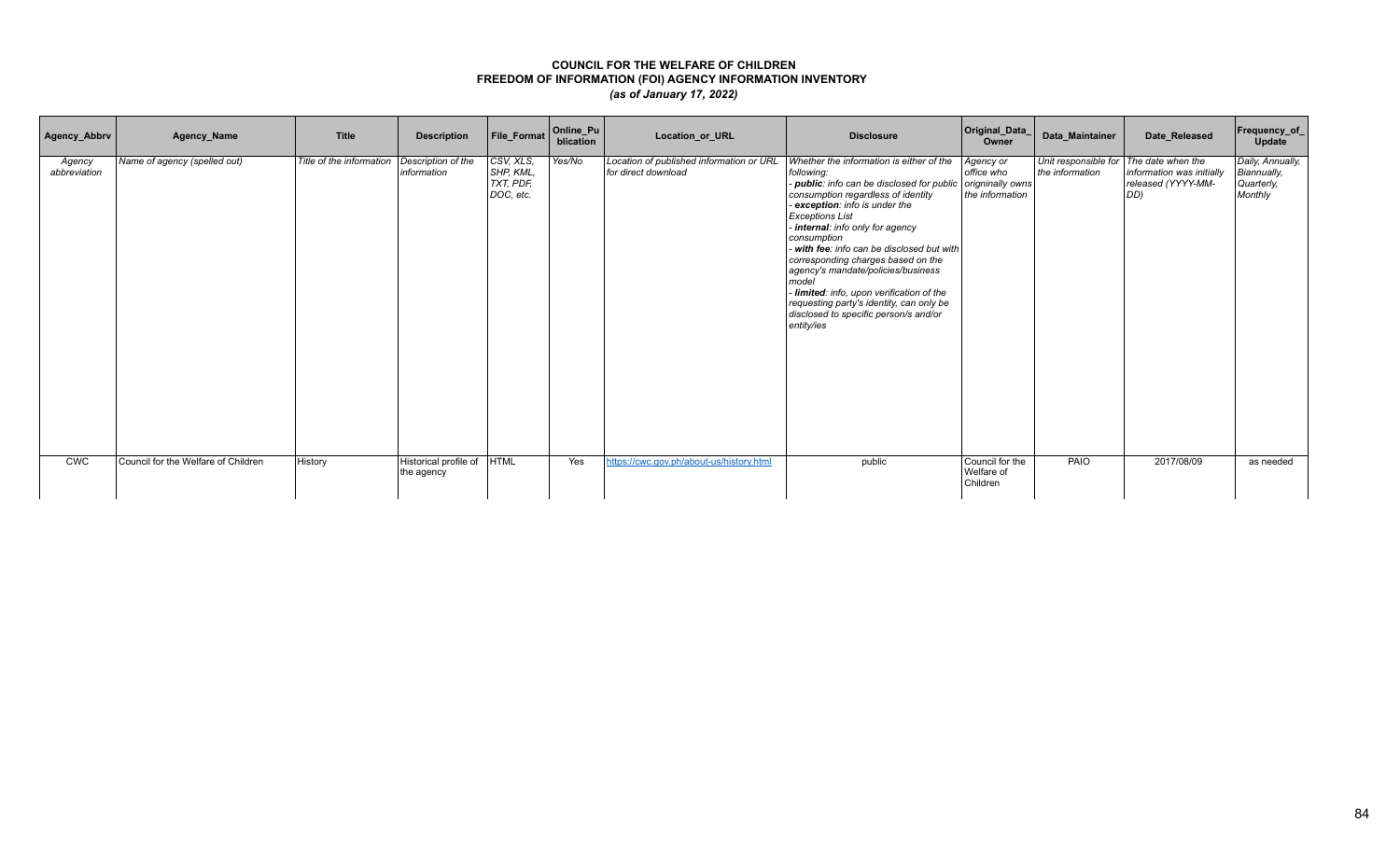# COUNCIL FOR THE WELFARE OF CHILDREN
## FREEDOM OF INFORMATION (FOI) AGENCY INFORMATION INVENTORY
### *(as of January 17, 2022)*

| Agency_Abbrv | Agency_Name | Title | Description | File_Format | Online_Publication | Location_or_URL | Disclosure | Original_Data_Owner | Data_Maintainer | Date_Released | Frequency_of_Update |
|---|---|---|---|---|---|---|---|---|---|---|---|
| *Agency abbreviation* | *Name of agency (spelled out)* | *Title of the information* | *Description of the information* | *CSV, XLS, SHP, KML, TXT, PDF, DOC, etc.* | *Yes/No* | *Location of published information or URL for direct download* | *Whether the information is either of the following:<br>- **public**: info can be disclosed for public consumption regardless of identity<br>- **exception**: info is under the Exceptions List<br>- **internal**: info only for agency consumption<br>- **with fee**: info can be disclosed but with corresponding charges based on the agency's mandate/policies/business model<br>- **limited**: info, upon verification of the requesting party's identity, can only be disclosed to specific person/s and/or entity/ies* | *Agency or office who origninally owns the information* | *Unit responsible for the information* | *The date when the information was initially released (YYYY-MM-DD)* | *Daily, Annually, Biannually, Quarterly, Monthly* |
| CWC | Council for the Welfare of Children | History | Historical profile of the agency | HTML | Yes | https://cwc.gov.ph/about-us/history.html | public | Council for the Welfare of Children | PAIO | 2017/08/09 | as needed |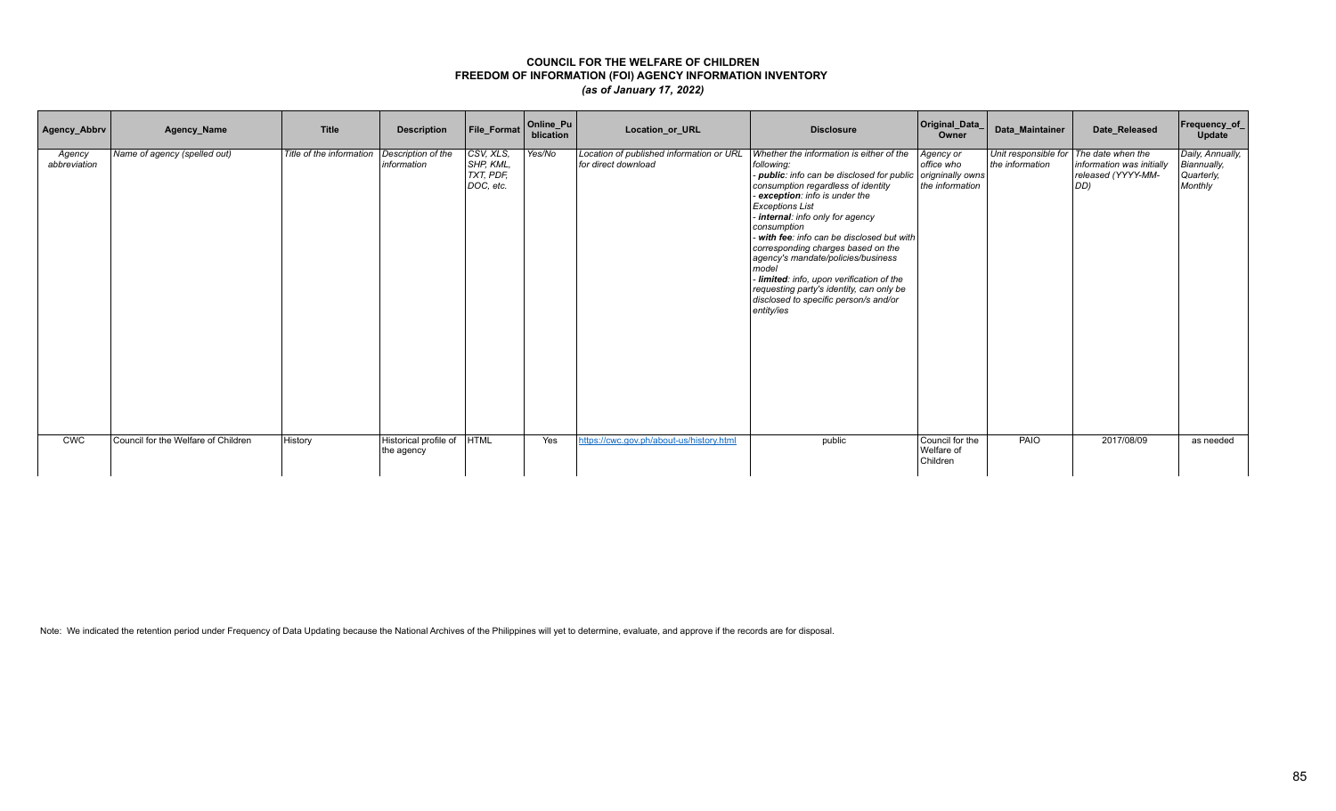**COUNCIL FOR THE WELFARE OF CHILDREN**
**FREEDOM OF INFORMATION (FOI) AGENCY INFORMATION INVENTORY**
***(as of January 17, 2022)***

| Agency_Abbrv | Agency_Name | Title | Description | File_Format | Online_Publication | Location_or_URL | Disclosure | Original_Data_Owner | Data_Maintainer | Date_Released | Frequency_of_Update |
|---|---|---|---|---|---|---|---|---|---|---|---|
| *Agency abbreviation* | *Name of agency (spelled out)* | *Title of the information* | *Description of the information* | *CSV, XLS, SHP, KML, TXT, PDF, DOC, etc.* | *Yes/No* | *Location of published information or URL for direct download* | *Whether the information is either of the following:*<br>*- **public**: info can be disclosed for public consumption regardless of identity*<br>*- **exception**: info is under the Exceptions List*<br>*- **internal**: info only for agency consumption*<br>*- **with fee**: info can be disclosed but with corresponding charges based on the agency's mandate/policies/business model*<br>*- **limited**: info, upon verification of the requesting party's identity, can only be disclosed to specific person/s and/or entity/ies* | *Agency or office who originally owns the information* | *Unit responsible for the information* | *The date when the information was initially released (YYYY-MM-DD)* | *Daily, Annually, Biannually, Quarterly, Monthly* |
| CWC | Council for the Welfare of Children | History | Historical profile of the agency | HTML | Yes | https://cwc.gov.ph/about-us/history.html | public | Council for the Welfare of Children | PAIO | 2017/08/09 | as needed |

Note: We indicated the retention period under Frequency of Data Updating because the National Archives of the Philippines will yet to determine, evaluate, and approve if the records are for disposal.